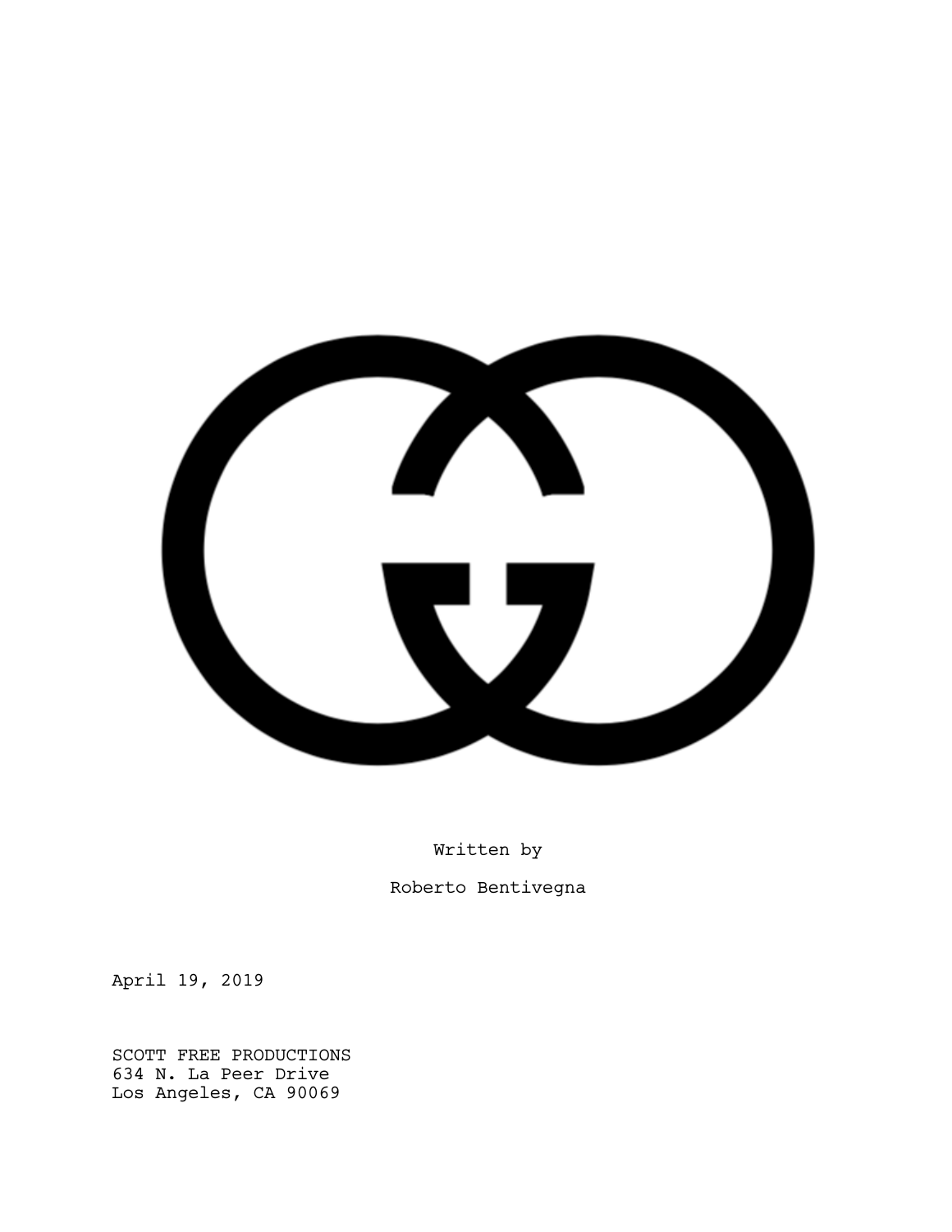Written by

Roberto Bentivegna

April 19, 2019

SCOTT FREE PRODUCTIONS
634 N. La Peer Drive
Los Angeles, CA 90069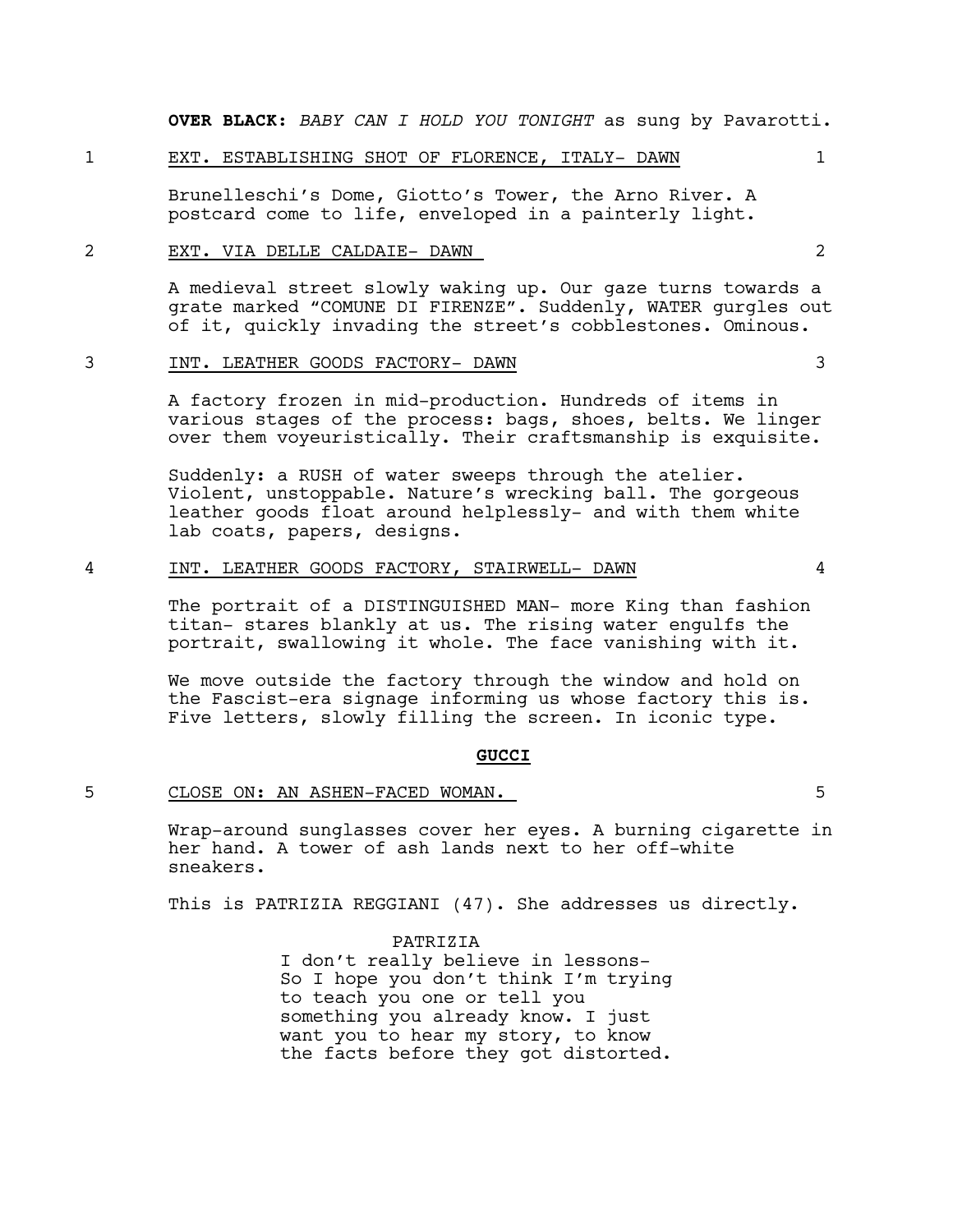**OVER BLACK:** *BABY CAN I HOLD YOU TONIGHT* as sung by Pavarotti.

1 EXT. ESTABLISHING SHOT OF FLORENCE, ITALY- DAWN 1

Brunelleschi's Dome, Giotto's Tower, the Arno River. A postcard come to life, enveloped in a painterly light.

2 EXT. VIA DELLE CALDAIE- DAWN 2

A medieval street slowly waking up. Our gaze turns towards a grate marked "COMUNE DI FIRENZE". Suddenly, WATER gurgles out of it, quickly invading the street's cobblestones. Ominous.

3 INT. LEATHER GOODS FACTORY- DAWN 3

A factory frozen in mid-production. Hundreds of items in various stages of the process: bags, shoes, belts. We linger over them voyeuristically. Their craftsmanship is exquisite.

Suddenly: a RUSH of water sweeps through the atelier. Violent, unstoppable. Nature's wrecking ball. The gorgeous leather goods float around helplessly- and with them white lab coats, papers, designs.

4 INT. LEATHER GOODS FACTORY, STAIRWELL- DAWN 4

The portrait of a DISTINGUISHED MAN- more King than fashion titan- stares blankly at us. The rising water engulfs the portrait, swallowing it whole. The face vanishing with it.

We move outside the factory through the window and hold on the Fascist-era signage informing us whose factory this is. Five letters, slowly filling the screen. In iconic type.

**GUCCI**

5 CLOSE ON: AN ASHEN-FACED WOMAN. 5

Wrap-around sunglasses cover her eyes. A burning cigarette in her hand. A tower of ash lands next to her off-white sneakers.

This is PATRIZIA REGGIANI (47). She addresses us directly.

PATRIZIA
I don't really believe in lessons- So I hope you don't think I'm trying to teach you one or tell you something you already know. I just want you to hear my story, to know the facts before they got distorted.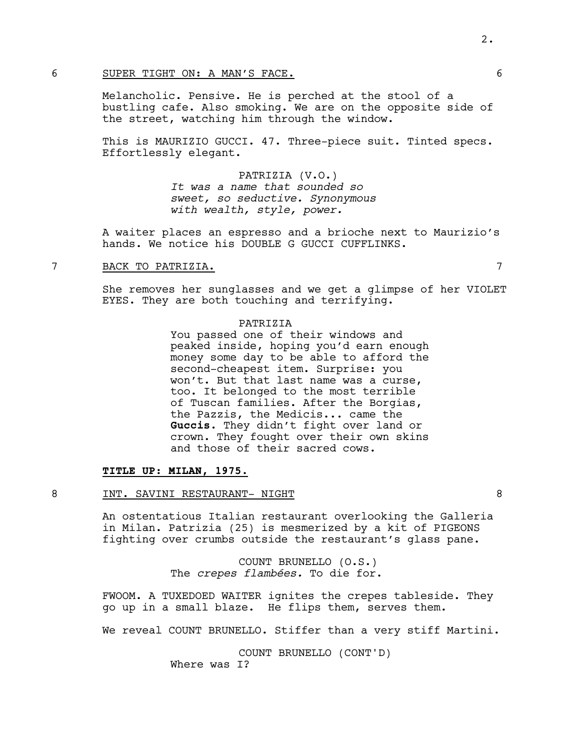6 SUPER TIGHT ON: A MAN'S FACE. 6

Melancholic. Pensive. He is perched at the stool of a bustling cafe. Also smoking. We are on the opposite side of the street, watching him through the window.

This is MAURIZIO GUCCI. 47. Three-piece suit. Tinted specs. Effortlessly elegant.

PATRIZIA (V.O.)
*It was a name that sounded so sweet, so seductive. Synonymous with wealth, style, power.*

A waiter places an espresso and a brioche next to Maurizio's hands. We notice his DOUBLE G GUCCI CUFFLINKS.

7 BACK TO PATRIZIA. 7

She removes her sunglasses and we get a glimpse of her VIOLET EYES. They are both touching and terrifying.

PATRIZIA
You passed one of their windows and peaked inside, hoping you'd earn enough money some day to be able to afford the second-cheapest item. Surprise: you won't. But that last name was a curse, too. It belonged to the most terrible of Tuscan families. After the Borgias, the Pazzis, the Medicis... came the **Guccis**. They didn't fight over land or crown. They fought over their own skins and those of their sacred cows.

**TITLE UP: MILAN, 1975.**

8 INT. SAVINI RESTAURANT- NIGHT 8

An ostentatious Italian restaurant overlooking the Galleria in Milan. Patrizia (25) is mesmerized by a kit of PIGEONS fighting over crumbs outside the restaurant's glass pane.

COUNT BRUNELLO (O.S.)
The *crepes flambées.* To die for.

FWOOM. A TUXEDOED WAITER ignites the crepes tableside. They go up in a small blaze. He flips them, serves them.

We reveal COUNT BRUNELLO. Stiffer than a very stiff Martini.

COUNT BRUNELLO (CONT'D)
Where was I?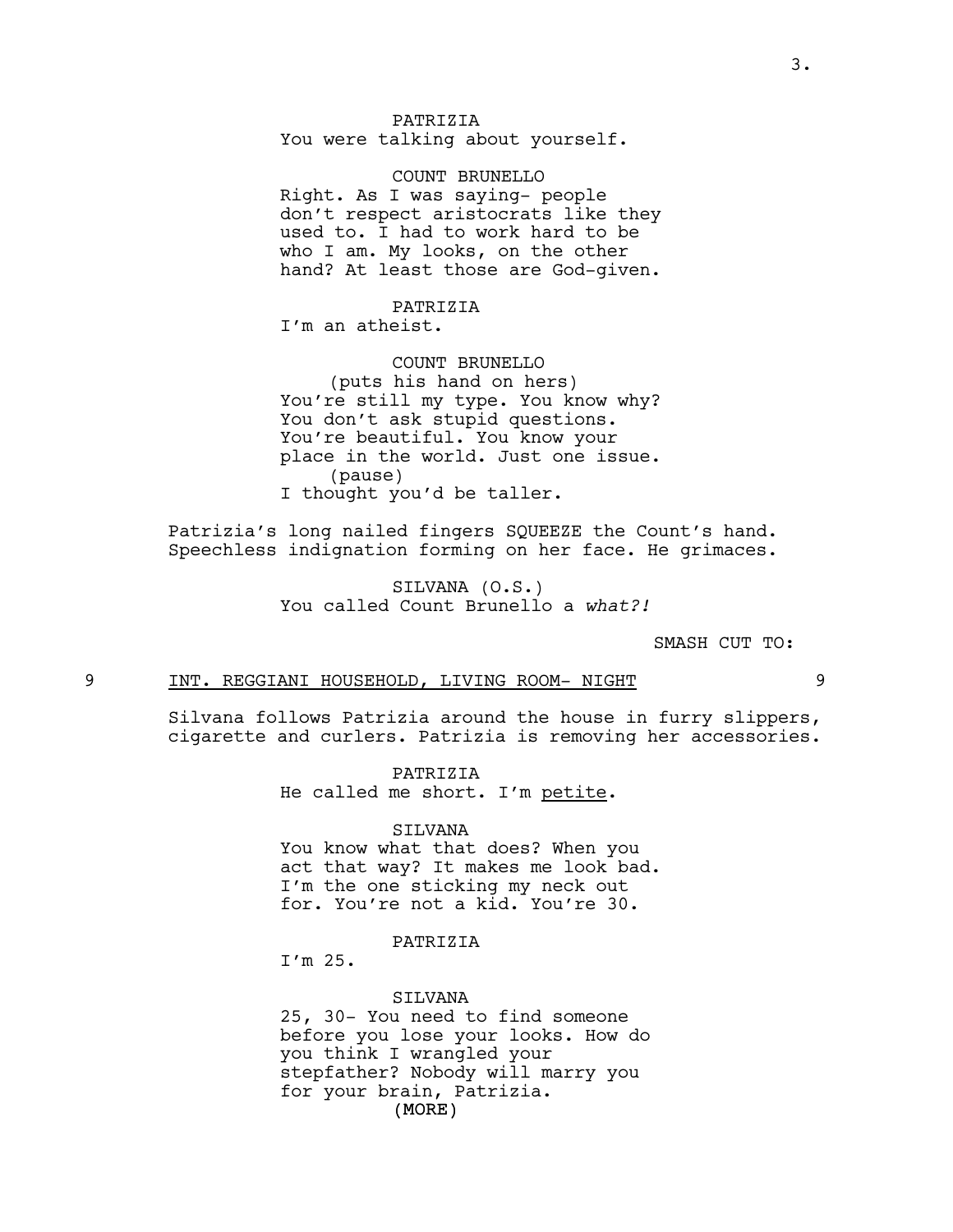PATRIZIA
You were talking about yourself.

COUNT BRUNELLO
Right. As I was saying- people don't respect aristocrats like they used to. I had to work hard to be who I am. My looks, on the other hand? At least those are God-given.

PATRIZIA
I'm an atheist.

COUNT BRUNELLO
(puts his hand on hers)
You're still my type. You know why? You don't ask stupid questions. You're beautiful. You know your place in the world. Just one issue.
(pause)
I thought you'd be taller.

Patrizia's long nailed fingers SQUEEZE the Count's hand. Speechless indignation forming on her face. He grimaces.

SILVANA (O.S.)
You called Count Brunello a *what?!*

SMASH CUT TO:

9 INT. REGGIANI HOUSEHOLD, LIVING ROOM- NIGHT 9

Silvana follows Patrizia around the house in furry slippers, cigarette and curlers. Patrizia is removing her accessories.

PATRIZIA
He called me short. I'm <u>petite</u>.

SILVANA
You know what that does? When you act that way? It makes me look bad. I'm the one sticking my neck out for. You're not a kid. You're 30.

PATRIZIA
I'm 25.

SILVANA
25, 30- You need to find someone before you lose your looks. How do you think I wrangled your stepfather? Nobody will marry you for your brain, Patrizia.
(MORE)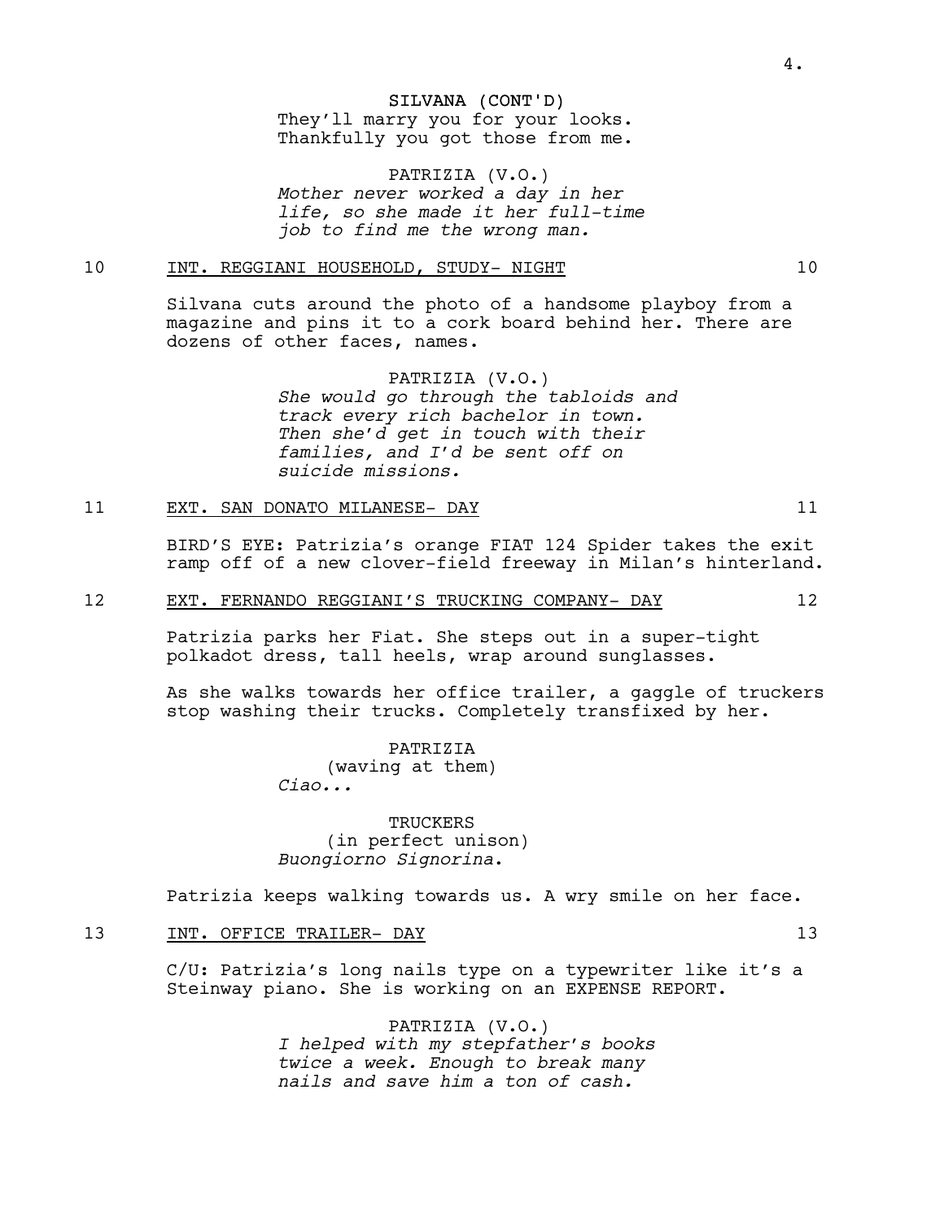SILVANA (CONT'D)
They'll marry you for your looks. Thankfully you got those from me.

PATRIZIA (V.O.)
*Mother never worked a day in her life, so she made it her full-time job to find me the wrong man.*

10 INT. REGGIANI HOUSEHOLD, STUDY- NIGHT 10

Silvana cuts around the photo of a handsome playboy from a magazine and pins it to a cork board behind her. There are dozens of other faces, names.

PATRIZIA (V.O.)
*She would go through the tabloids and track every rich bachelor in town. Then she'd get in touch with their families, and I'd be sent off on suicide missions.*

11 EXT. SAN DONATO MILANESE- DAY 11

BIRD'S EYE: Patrizia's orange FIAT 124 Spider takes the exit ramp off of a new clover-field freeway in Milan's hinterland.

12 EXT. FERNANDO REGGIANI'S TRUCKING COMPANY- DAY 12

Patrizia parks her Fiat. She steps out in a super-tight polkadot dress, tall heels, wrap around sunglasses.

As she walks towards her office trailer, a gaggle of truckers stop washing their trucks. Completely transfixed by her.

PATRIZIA
(waving at them)
*Ciao...*

TRUCKERS
(in perfect unison)
*Buongiorno Signorina*.

Patrizia keeps walking towards us. A wry smile on her face.

13 INT. OFFICE TRAILER- DAY 13

C/U: Patrizia's long nails type on a typewriter like it's a Steinway piano. She is working on an EXPENSE REPORT.

PATRIZIA (V.O.)
*I helped with my stepfather's books twice a week. Enough to break many nails and save him a ton of cash.*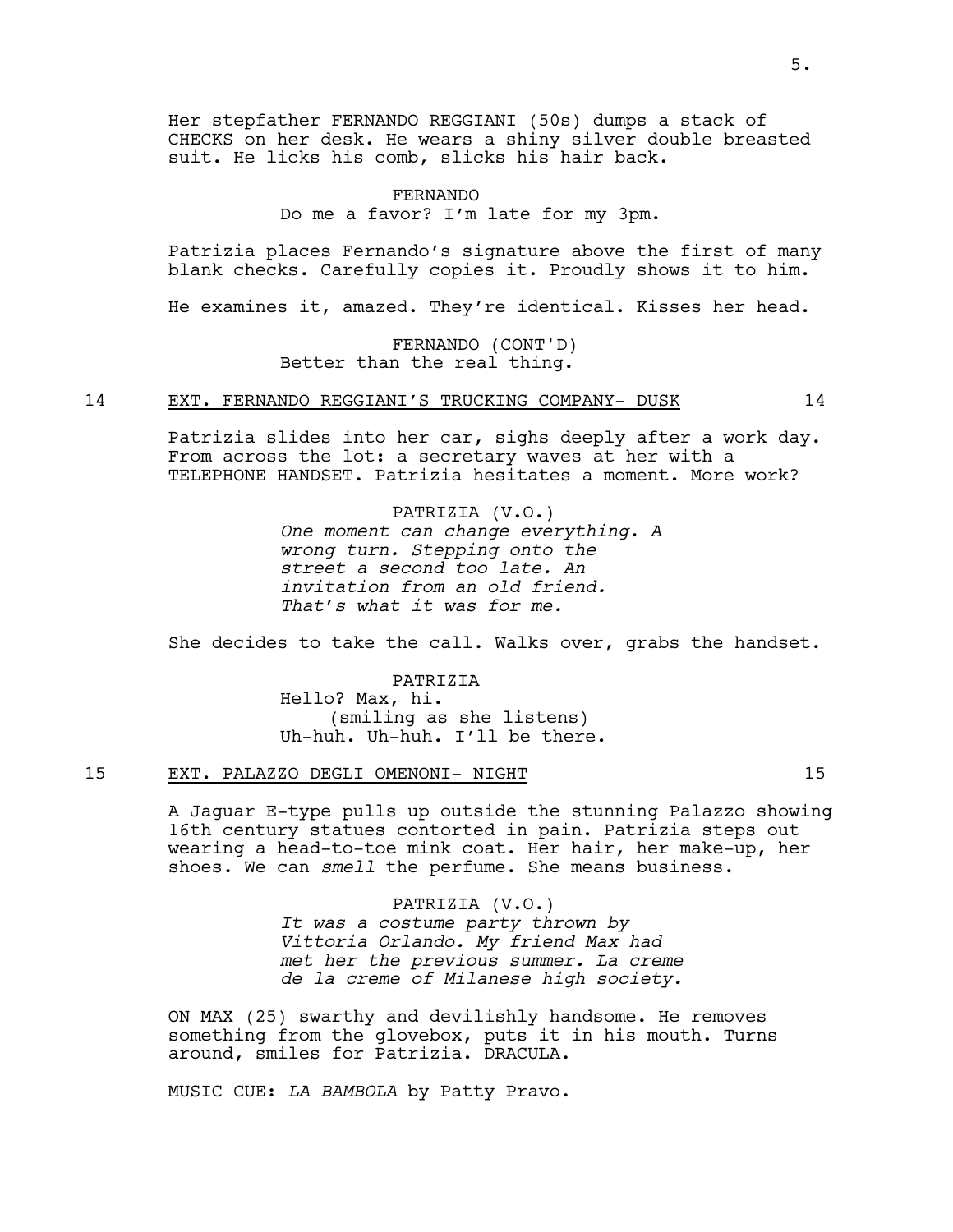Her stepfather FERNANDO REGGIANI (50s) dumps a stack of CHECKS on her desk. He wears a shiny silver double breasted suit. He licks his comb, slicks his hair back.

FERNANDO
Do me a favor? I'm late for my 3pm.

Patrizia places Fernando's signature above the first of many blank checks. Carefully copies it. Proudly shows it to him.

He examines it, amazed. They're identical. Kisses her head.

FERNANDO (CONT'D)
Better than the real thing.

14 EXT. FERNANDO REGGIANI'S TRUCKING COMPANY- DUSK 14

Patrizia slides into her car, sighs deeply after a work day. From across the lot: a secretary waves at her with a TELEPHONE HANDSET. Patrizia hesitates a moment. More work?

PATRIZIA (V.O.)
*One moment can change everything. A wrong turn. Stepping onto the street a second too late. An invitation from an old friend. That's what it was for me.*

She decides to take the call. Walks over, grabs the handset.

PATRIZIA
Hello? Max, hi.
(smiling as she listens)
Uh-huh. Uh-huh. I'll be there.

15 EXT. PALAZZO DEGLI OMENONI- NIGHT 15

A Jaguar E-type pulls up outside the stunning Palazzo showing 16th century statues contorted in pain. Patrizia steps out wearing a head-to-toe mink coat. Her hair, her make-up, her shoes. We can *smell* the perfume. She means business.

PATRIZIA (V.O.)
*It was a costume party thrown by Vittoria Orlando. My friend Max had met her the previous summer. La creme de la creme of Milanese high society.*

ON MAX (25) swarthy and devilishly handsome. He removes something from the glovebox, puts it in his mouth. Turns around, smiles for Patrizia. DRACULA.

MUSIC CUE: *LA BAMBOLA* by Patty Pravo.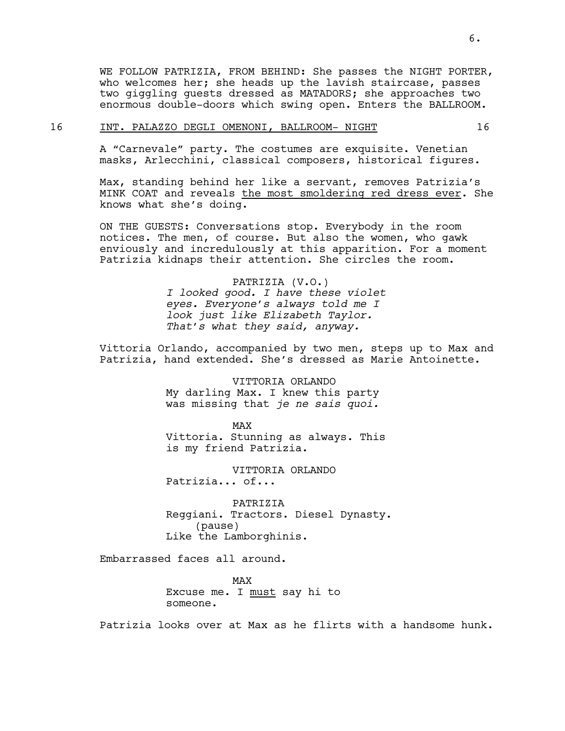WE FOLLOW PATRIZIA, FROM BEHIND: She passes the NIGHT PORTER, who welcomes her; she heads up the lavish staircase, passes two giggling guests dressed as MATADORS; she approaches two enormous double-doors which swing open. Enters the BALLROOM.

16 INT. PALAZZO DEGLI OMENONI, BALLROOM- NIGHT 16

A "Carnevale" party. The costumes are exquisite. Venetian masks, Arlecchini, classical composers, historical figures.

Max, standing behind her like a servant, removes Patrizia's MINK COAT and reveals <u>the most smoldering red dress ever</u>. She knows what she's doing.

ON THE GUESTS: Conversations stop. Everybody in the room notices. The men, of course. But also the women, who gawk enviously and incredulously at this apparition. For a moment Patrizia kidnaps their attention. She circles the room.

PATRIZIA (V.O.)
*I looked good. I have these violet eyes. Everyone's always told me I look just like Elizabeth Taylor. That's what they said, anyway.*

Vittoria Orlando, accompanied by two men, steps up to Max and Patrizia, hand extended. She's dressed as Marie Antoinette.

VITTORIA ORLANDO
My darling Max. I knew this party was missing that *je ne sais quoi.*

MAX
Vittoria. Stunning as always. This is my friend Patrizia.

VITTORIA ORLANDO
Patrizia... of...

PATRIZIA
Reggiani. Tractors. Diesel Dynasty.
(pause)
Like the Lamborghinis.

Embarrassed faces all around.

MAX
Excuse me. I <u>must</u> say hi to someone.

Patrizia looks over at Max as he flirts with a handsome hunk.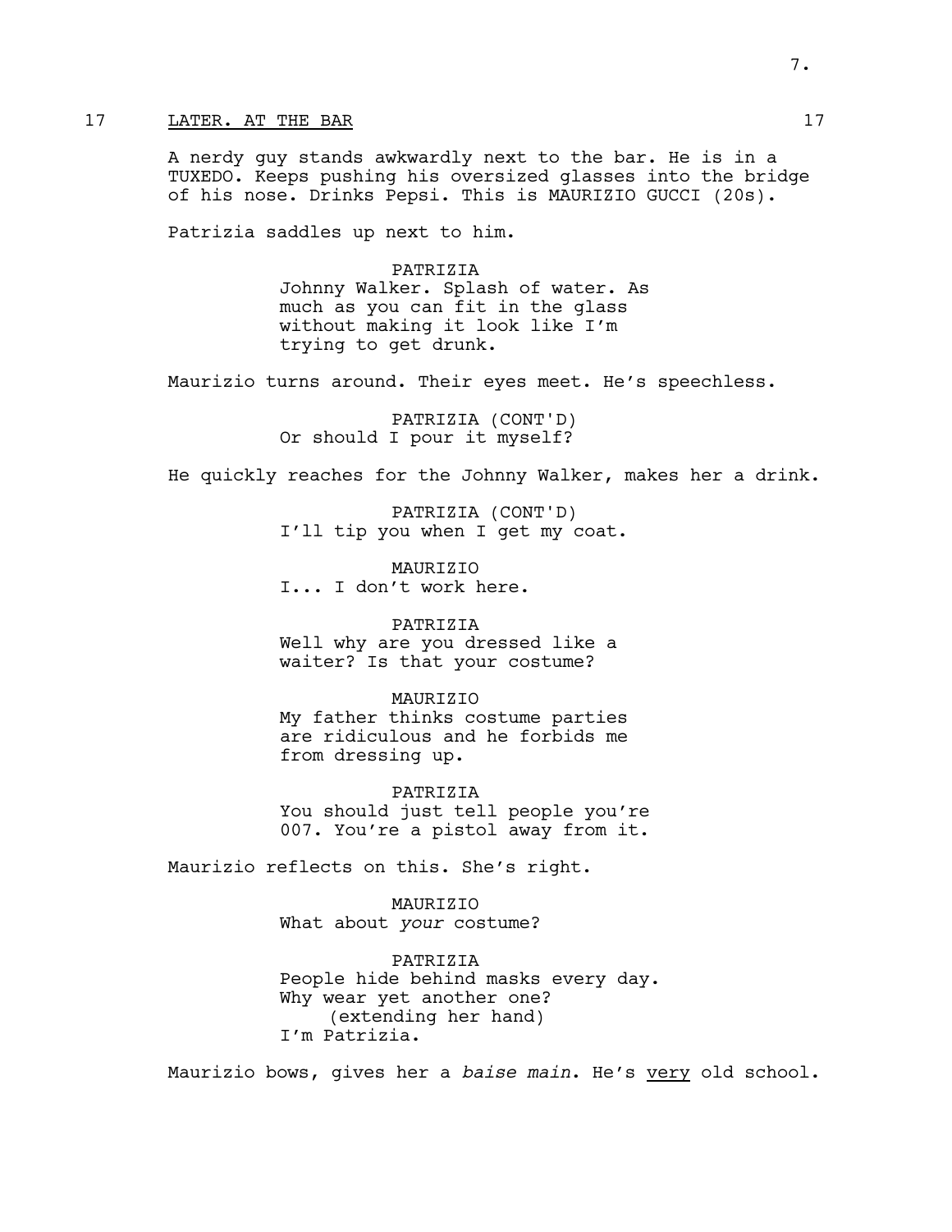17 LATER. AT THE BAR 17

A nerdy guy stands awkwardly next to the bar. He is in a TUXEDO. Keeps pushing his oversized glasses into the bridge of his nose. Drinks Pepsi. This is MAURIZIO GUCCI (20s).

Patrizia saddles up next to him.

PATRIZIA
Johnny Walker. Splash of water. As much as you can fit in the glass without making it look like I'm trying to get drunk.

Maurizio turns around. Their eyes meet. He's speechless.

PATRIZIA (CONT'D)
Or should I pour it myself?

He quickly reaches for the Johnny Walker, makes her a drink.

PATRIZIA (CONT'D)
I'll tip you when I get my coat.

MAURIZIO
I... I don't work here.

PATRIZIA
Well why are you dressed like a waiter? Is that your costume?

MAURIZIO
My father thinks costume parties are ridiculous and he forbids me from dressing up.

PATRIZIA
You should just tell people you're 007. You're a pistol away from it.

Maurizio reflects on this. She's right.

MAURIZIO
What about *your* costume?

PATRIZIA
People hide behind masks every day. Why wear yet another one?
(extending her hand)
I'm Patrizia.

Maurizio bows, gives her a *baise main*. He's <u>very</u> old school.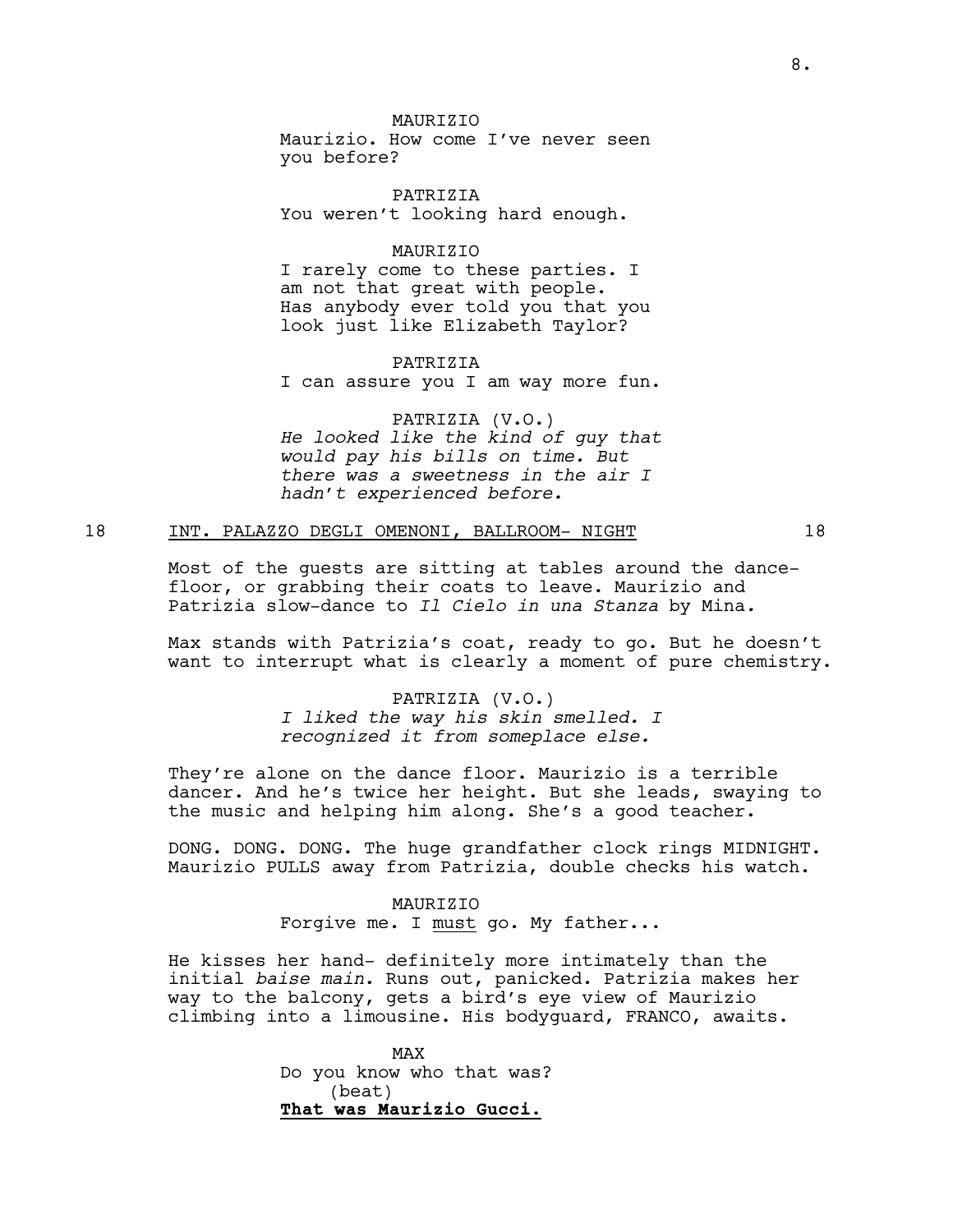MAURIZIO
Maurizio. How come I've never seen you before?

PATRIZIA
You weren't looking hard enough.

MAURIZIO
I rarely come to these parties. I am not that great with people. Has anybody ever told you that you look just like Elizabeth Taylor?

PATRIZIA
I can assure you I am way more fun.

PATRIZIA (V.O.)
*He looked like the kind of guy that would pay his bills on time. But there was a sweetness in the air I hadn't experienced before.*

18 INT. PALAZZO DEGLI OMENONI, BALLROOM- NIGHT 18

Most of the guests are sitting at tables around the dance-floor, or grabbing their coats to leave. Maurizio and Patrizia slow-dance to *Il Cielo in una Stanza* by Mina.

Max stands with Patrizia's coat, ready to go. But he doesn't want to interrupt what is clearly a moment of pure chemistry.

PATRIZIA (V.O.)
*I liked the way his skin smelled. I recognized it from someplace else.*

They're alone on the dance floor. Maurizio is a terrible dancer. And he's twice her height. But she leads, swaying to the music and helping him along. She's a good teacher.

DONG. DONG. DONG. The huge grandfather clock rings MIDNIGHT. Maurizio PULLS away from Patrizia, double checks his watch.

MAURIZIO
Forgive me. I must go. My father...

He kisses her hand- definitely more intimately than the initial *baise main*. Runs out, panicked. Patrizia makes her way to the balcony, gets a bird's eye view of Maurizio climbing into a limousine. His bodyguard, FRANCO, awaits.

MAX
Do you know who that was?
(beat)
**That was Maurizio Gucci.**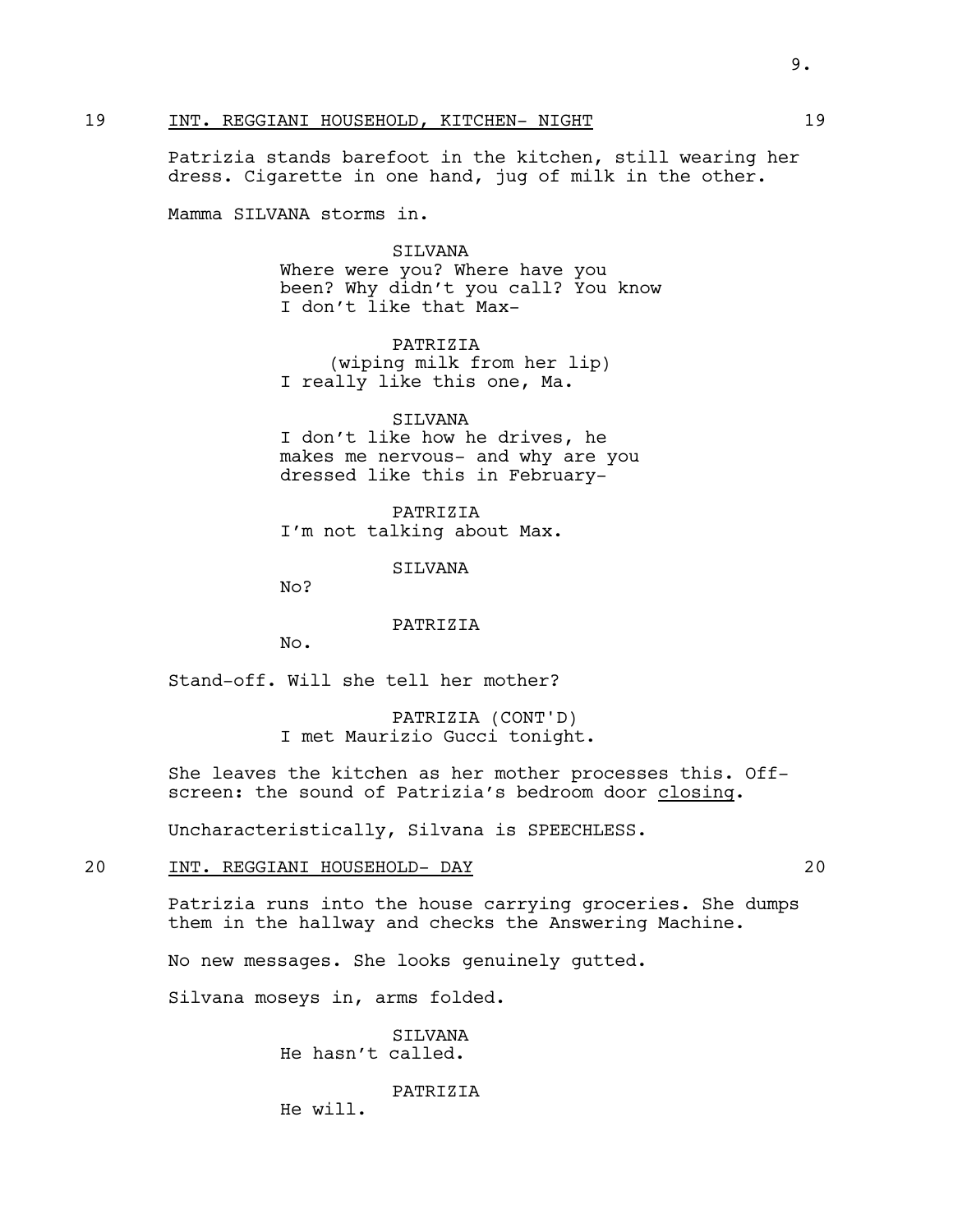19 INT. REGGIANI HOUSEHOLD, KITCHEN- NIGHT 19

Patrizia stands barefoot in the kitchen, still wearing her dress. Cigarette in one hand, jug of milk in the other.

Mamma SILVANA storms in.

SILVANA
Where were you? Where have you been? Why didn't you call? You know I don't like that Max-

PATRIZIA
(wiping milk from her lip)
I really like this one, Ma.

SILVANA
I don't like how he drives, he makes me nervous- and why are you dressed like this in February-

PATRIZIA
I'm not talking about Max.

SILVANA
No?

PATRIZIA
No.

Stand-off. Will she tell her mother?

PATRIZIA (CONT'D)
I met Maurizio Gucci tonight.

She leaves the kitchen as her mother processes this. Off-screen: the sound of Patrizia's bedroom door closing.

Uncharacteristically, Silvana is SPEECHLESS.

20 INT. REGGIANI HOUSEHOLD- DAY 20

Patrizia runs into the house carrying groceries. She dumps them in the hallway and checks the Answering Machine.

No new messages. She looks genuinely gutted.

Silvana moseys in, arms folded.

SILVANA
He hasn't called.

PATRIZIA
He will.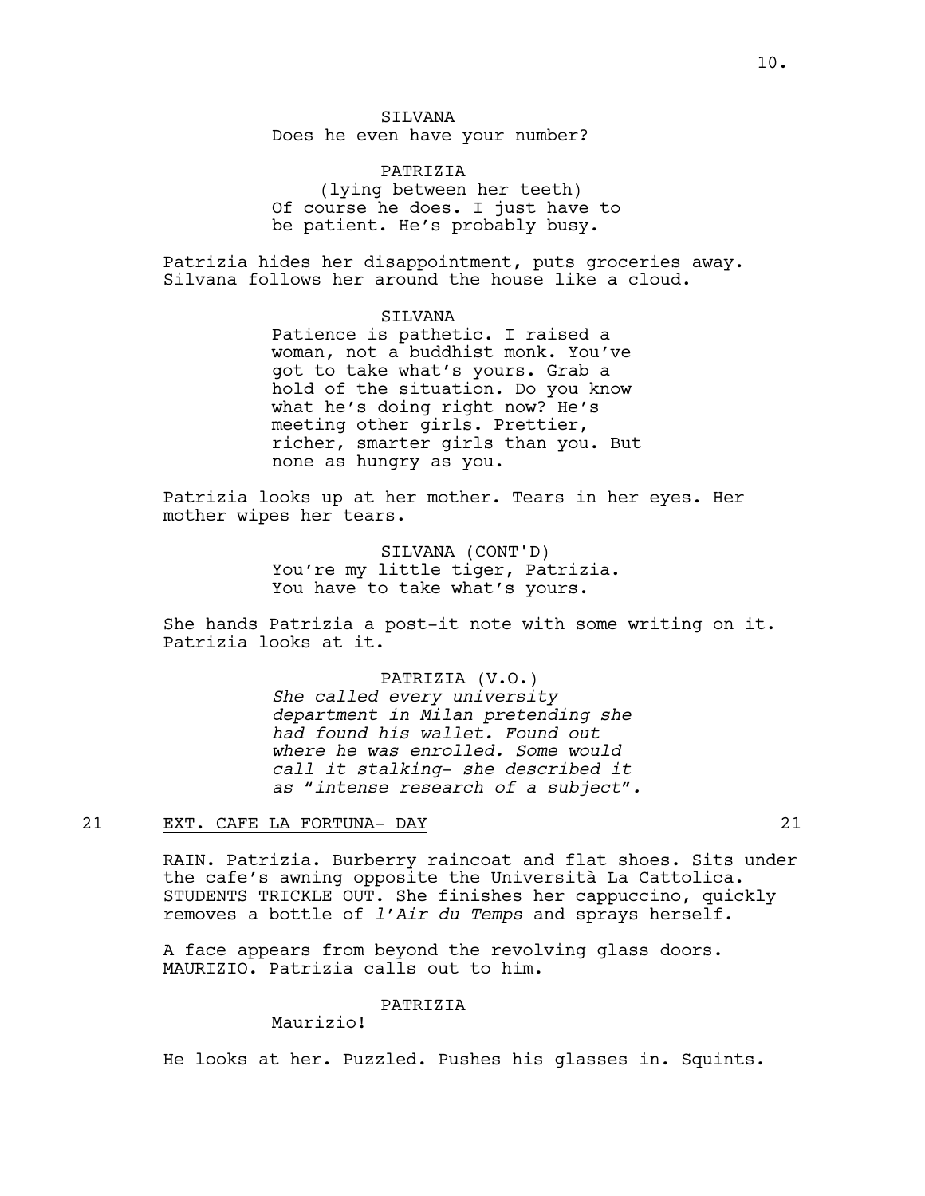SILVANA
Does he even have your number?

PATRIZIA
(lying between her teeth)
Of course he does. I just have to be patient. He's probably busy.

Patrizia hides her disappointment, puts groceries away. Silvana follows her around the house like a cloud.

SILVANA
Patience is pathetic. I raised a woman, not a buddhist monk. You've got to take what's yours. Grab a hold of the situation. Do you know what he's doing right now? He's meeting other girls. Prettier, richer, smarter girls than you. But none as hungry as you.

Patrizia looks up at her mother. Tears in her eyes. Her mother wipes her tears.

SILVANA (CONT'D)
You're my little tiger, Patrizia. You have to take what's yours.

She hands Patrizia a post-it note with some writing on it. Patrizia looks at it.

PATRIZIA (V.O.)
*She called every university department in Milan pretending she had found his wallet. Found out where he was enrolled. Some would call it stalking- she described it as "intense research of a subject".*

21 EXT. CAFE LA FORTUNA- DAY 21

RAIN. Patrizia. Burberry raincoat and flat shoes. Sits under the cafe's awning opposite the Università La Cattolica. STUDENTS TRICKLE OUT. She finishes her cappuccino, quickly removes a bottle of *l'Air du Temps* and sprays herself.

A face appears from beyond the revolving glass doors. MAURIZIO. Patrizia calls out to him.

PATRIZIA
Maurizio!

He looks at her. Puzzled. Pushes his glasses in. Squints.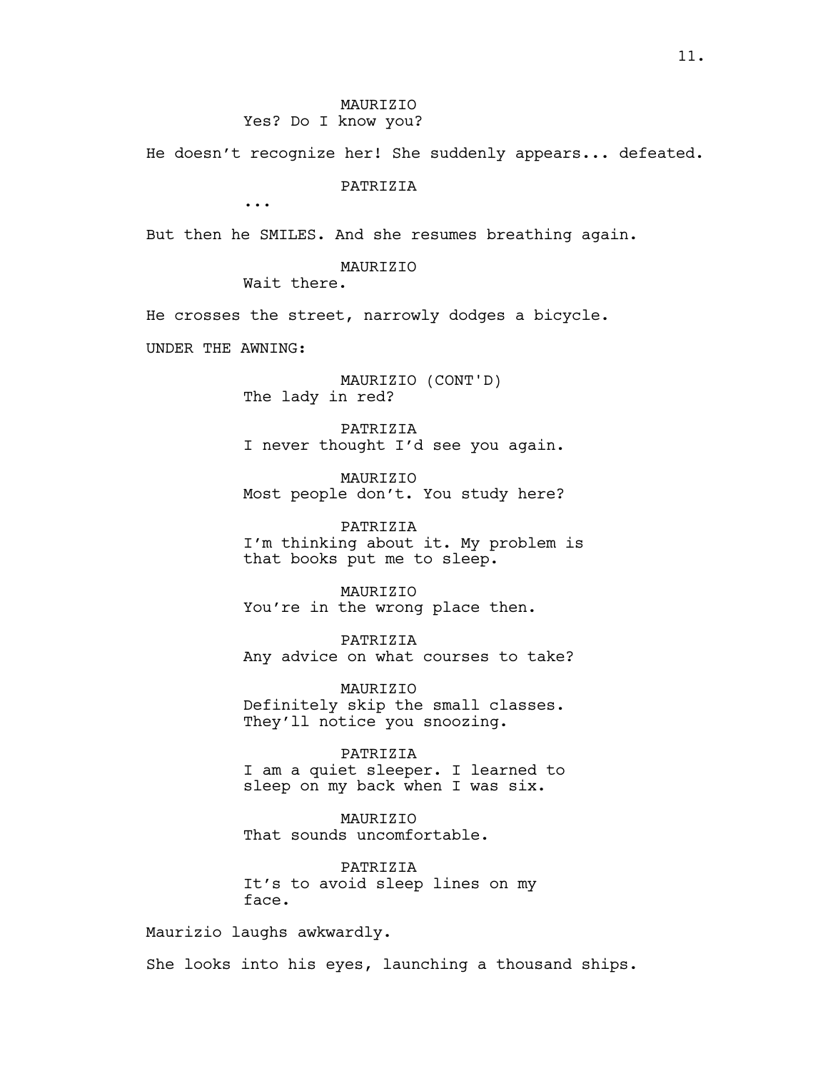MAURIZIO
Yes? Do I know you?

He doesn't recognize her! She suddenly appears... defeated.

PATRIZIA
...

But then he SMILES. And she resumes breathing again.

MAURIZIO
Wait there.

He crosses the street, narrowly dodges a bicycle.

UNDER THE AWNING:

MAURIZIO (CONT'D)
The lady in red?

PATRIZIA
I never thought I'd see you again.

MAURIZIO
Most people don't. You study here?

PATRIZIA
I'm thinking about it. My problem is that books put me to sleep.

MAURIZIO
You're in the wrong place then.

PATRIZIA
Any advice on what courses to take?

MAURIZIO
Definitely skip the small classes. They'll notice you snoozing.

PATRIZIA
I am a quiet sleeper. I learned to sleep on my back when I was six.

MAURIZIO
That sounds uncomfortable.

PATRIZIA
It's to avoid sleep lines on my face.

Maurizio laughs awkwardly.

She looks into his eyes, launching a thousand ships.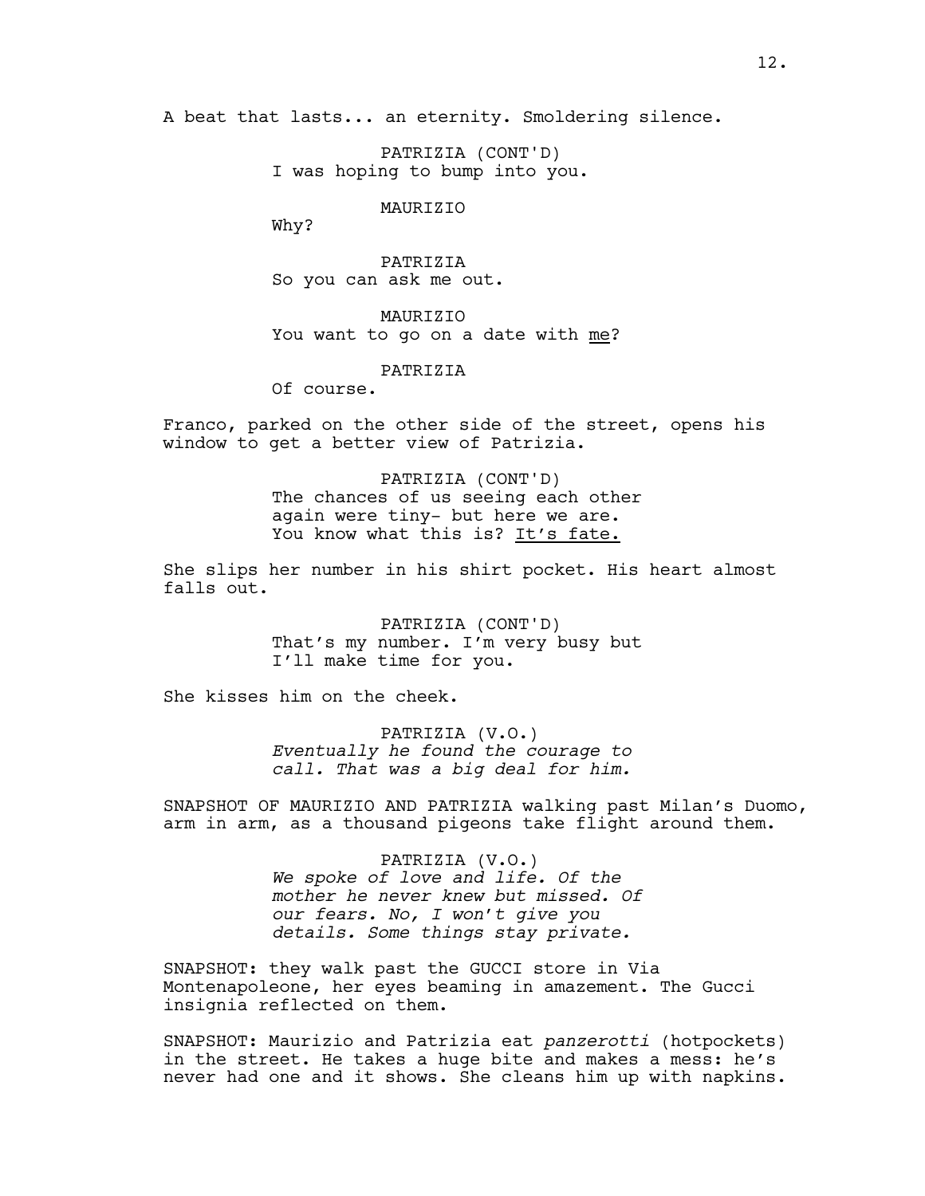A beat that lasts... an eternity. Smoldering silence.

PATRIZIA (CONT'D)
I was hoping to bump into you.

MAURIZIO
Why?

PATRIZIA
So you can ask me out.

MAURIZIO
You want to go on a date with <u>me</u>?

PATRIZIA
Of course.

Franco, parked on the other side of the street, opens his window to get a better view of Patrizia.

PATRIZIA (CONT'D)
The chances of us seeing each other again were tiny- but here we are. You know what this is? <u>It's fate.</u>

She slips her number in his shirt pocket. His heart almost falls out.

PATRIZIA (CONT'D)
That's my number. I'm very busy but I'll make time for you.

She kisses him on the cheek.

PATRIZIA (V.O.)
*Eventually he found the courage to call. That was a big deal for him.*

SNAPSHOT OF MAURIZIO AND PATRIZIA walking past Milan's Duomo, arm in arm, as a thousand pigeons take flight around them.

PATRIZIA (V.O.)
*We spoke of love and life. Of the mother he never knew but missed. Of our fears. No, I won't give you details. Some things stay private.*

SNAPSHOT: they walk past the GUCCI store in Via Montenapoleone, her eyes beaming in amazement. The Gucci insignia reflected on them.

SNAPSHOT: Maurizio and Patrizia eat *panzerotti* (hotpockets) in the street. He takes a huge bite and makes a mess: he's never had one and it shows. She cleans him up with napkins.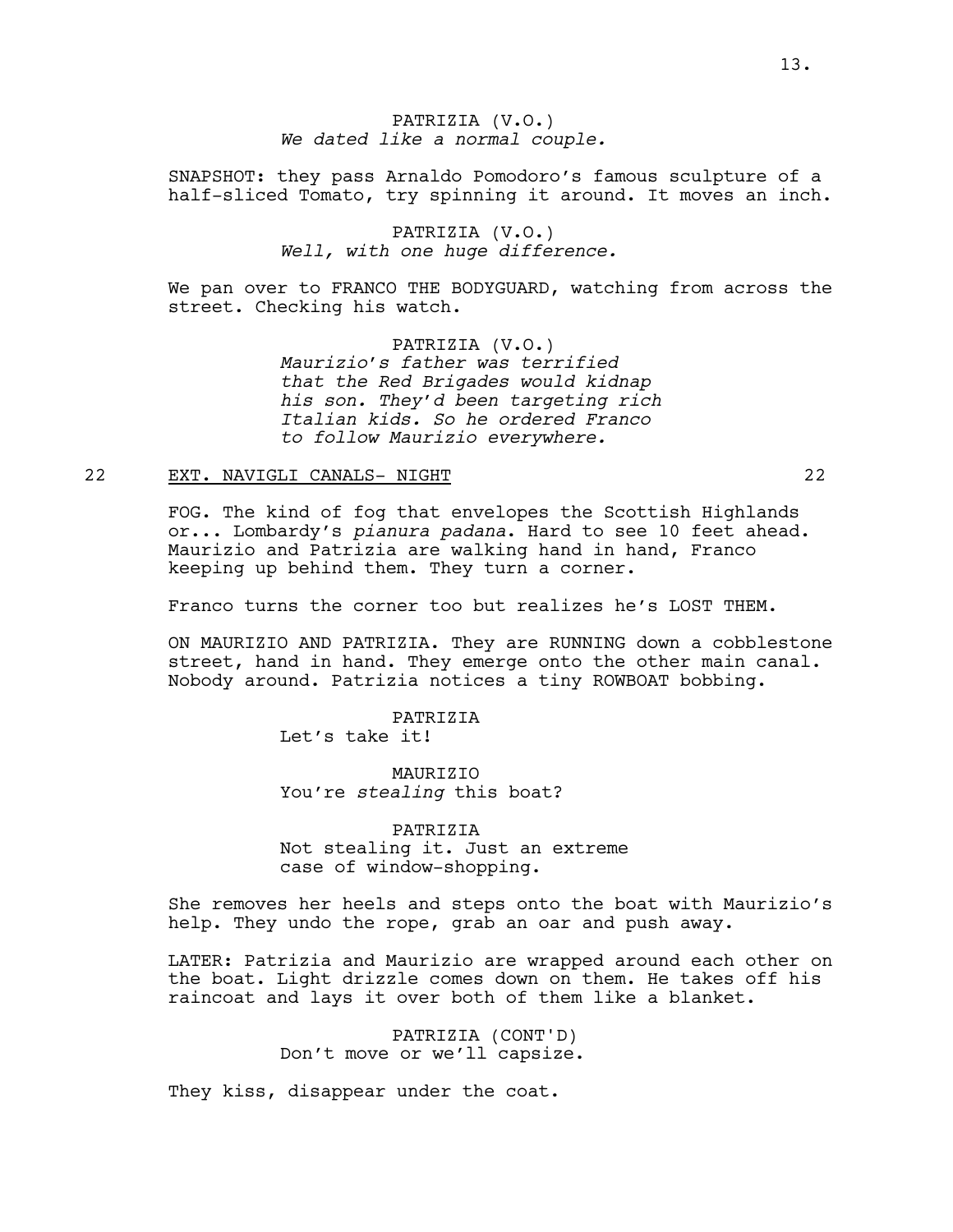PATRIZIA (V.O.)
*We dated like a normal couple.*

SNAPSHOT: they pass Arnaldo Pomodoro's famous sculpture of a half-sliced Tomato, try spinning it around. It moves an inch.

PATRIZIA (V.O.)
*Well, with one huge difference.*

We pan over to FRANCO THE BODYGUARD, watching from across the street. Checking his watch.

PATRIZIA (V.O.)
*Maurizio's father was terrified that the Red Brigades would kidnap his son. They'd been targeting rich Italian kids. So he ordered Franco to follow Maurizio everywhere.*

22 EXT. NAVIGLI CANALS- NIGHT 22

FOG. The kind of fog that envelopes the Scottish Highlands or... Lombardy's *pianura padana*. Hard to see 10 feet ahead. Maurizio and Patrizia are walking hand in hand, Franco keeping up behind them. They turn a corner.

Franco turns the corner too but realizes he's LOST THEM.

ON MAURIZIO AND PATRIZIA. They are RUNNING down a cobblestone street, hand in hand. They emerge onto the other main canal. Nobody around. Patrizia notices a tiny ROWBOAT bobbing.

PATRIZIA
Let's take it!

MAURIZIO
You're *stealing* this boat?

PATRIZIA
Not stealing it. Just an extreme case of window-shopping.

She removes her heels and steps onto the boat with Maurizio's help. They undo the rope, grab an oar and push away.

LATER: Patrizia and Maurizio are wrapped around each other on the boat. Light drizzle comes down on them. He takes off his raincoat and lays it over both of them like a blanket.

PATRIZIA (CONT'D)
Don't move or we'll capsize.

They kiss, disappear under the coat.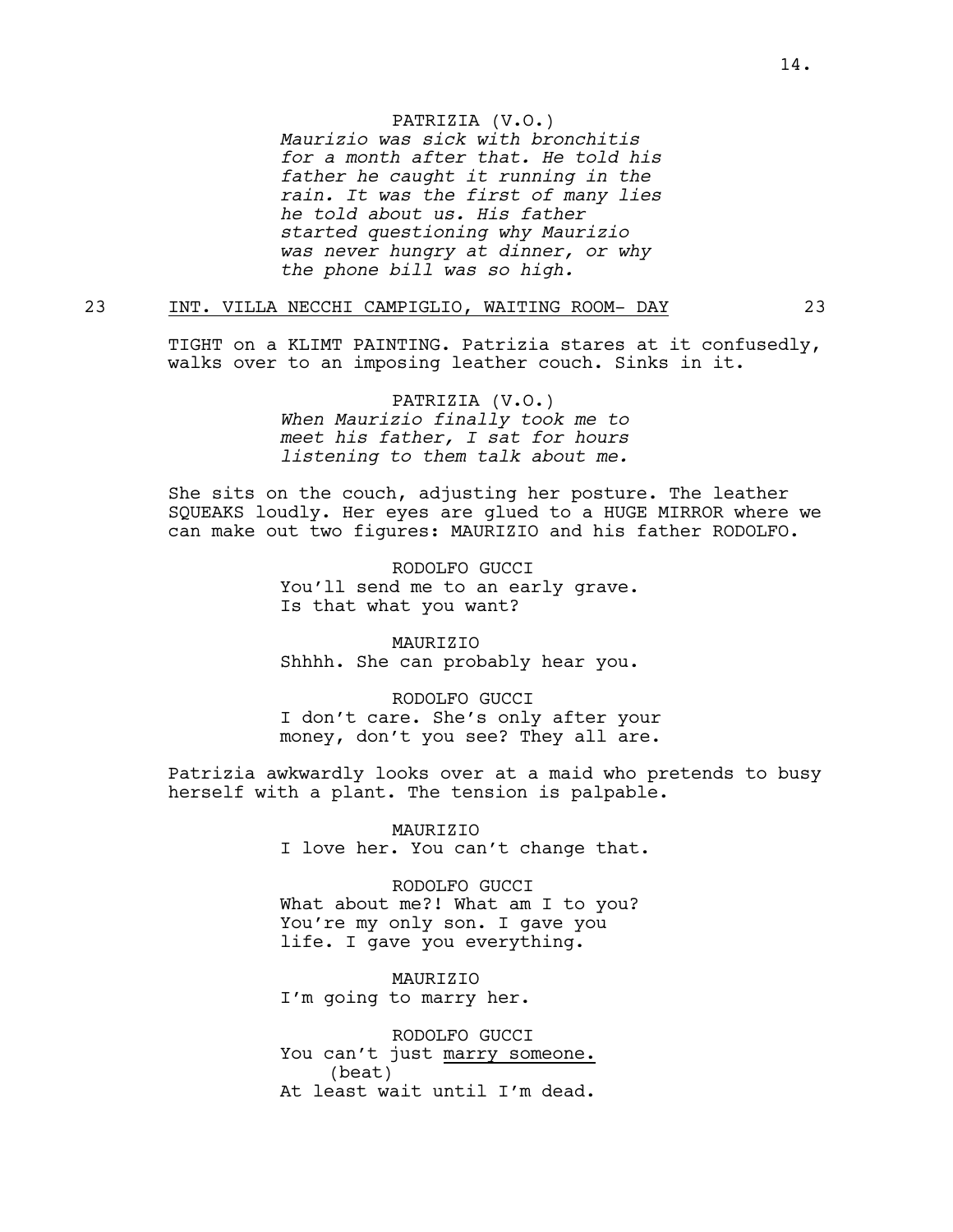PATRIZIA (V.O.)
*Maurizio was sick with bronchitis for a month after that. He told his father he caught it running in the rain. It was the first of many lies he told about us. His father started questioning why Maurizio was never hungry at dinner, or why the phone bill was so high.*

23 INT. VILLA NECCHI CAMPIGLIO, WAITING ROOM- DAY 23

TIGHT on a KLIMT PAINTING. Patrizia stares at it confusedly, walks over to an imposing leather couch. Sinks in it.

PATRIZIA (V.O.)
*When Maurizio finally took me to meet his father, I sat for hours listening to them talk about me.*

She sits on the couch, adjusting her posture. The leather SQUEAKS loudly. Her eyes are glued to a HUGE MIRROR where we can make out two figures: MAURIZIO and his father RODOLFO.

RODOLFO GUCCI
You'll send me to an early grave. Is that what you want?

MAURIZIO
Shhhh. She can probably hear you.

RODOLFO GUCCI
I don't care. She's only after your money, don't you see? They all are.

Patrizia awkwardly looks over at a maid who pretends to busy herself with a plant. The tension is palpable.

MAURIZIO
I love her. You can't change that.

RODOLFO GUCCI
What about me?! What am I to you? You're my only son. I gave you life. I gave you everything.

MAURIZIO
I'm going to marry her.

RODOLFO GUCCI
You can't just <u>marry someone.</u>
(beat)
At least wait until I'm dead.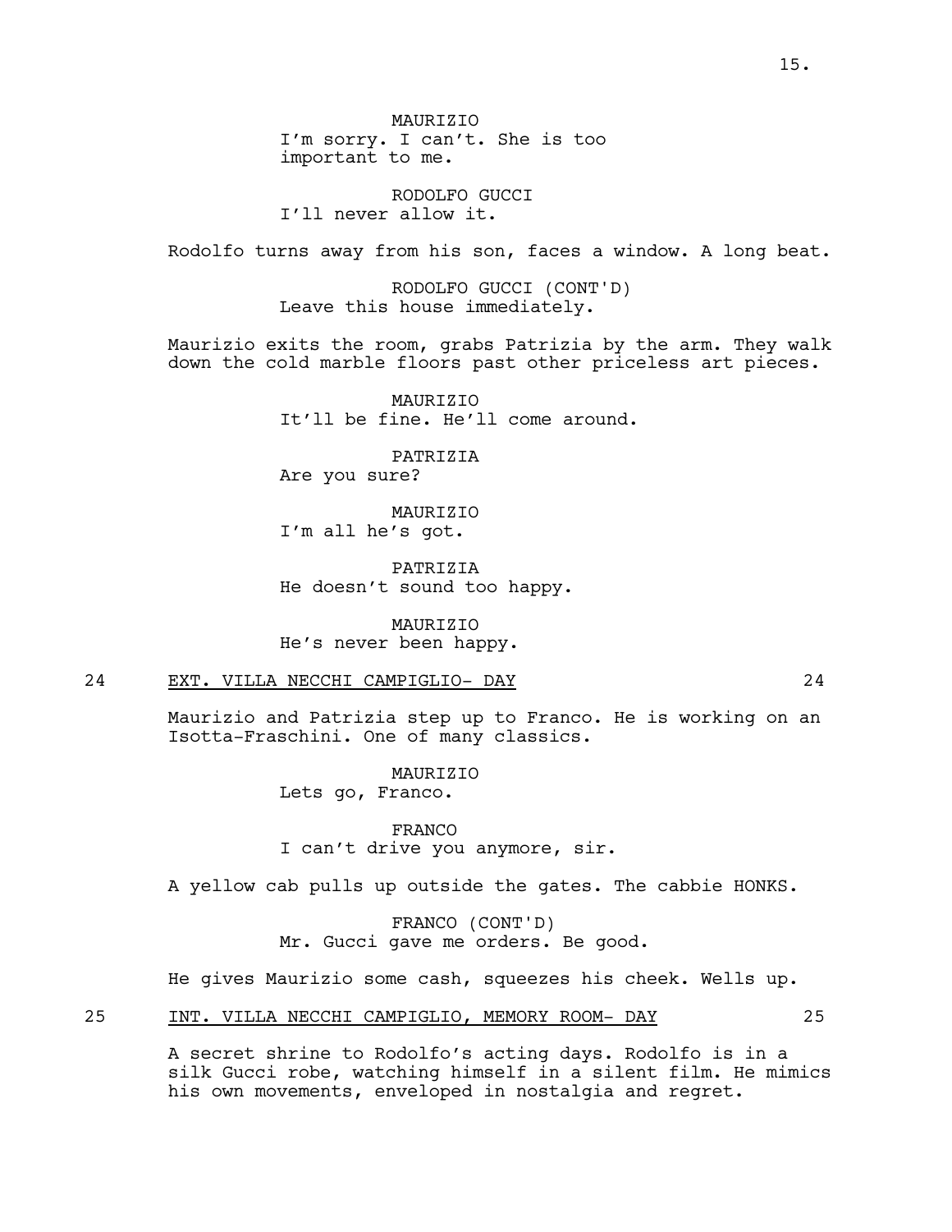MAURIZIO
I'm sorry. I can't. She is too important to me.

RODOLFO GUCCI
I'll never allow it.

Rodolfo turns away from his son, faces a window. A long beat.

RODOLFO GUCCI (CONT'D)
Leave this house immediately.

Maurizio exits the room, grabs Patrizia by the arm. They walk down the cold marble floors past other priceless art pieces.

MAURIZIO
It'll be fine. He'll come around.

PATRIZIA
Are you sure?

MAURIZIO
I'm all he's got.

PATRIZIA
He doesn't sound too happy.

MAURIZIO
He's never been happy.

24 EXT. VILLA NECCHI CAMPIGLIO- DAY 24

Maurizio and Patrizia step up to Franco. He is working on an Isotta-Fraschini. One of many classics.

MAURIZIO
Lets go, Franco.

FRANCO
I can't drive you anymore, sir.

A yellow cab pulls up outside the gates. The cabbie HONKS.

FRANCO (CONT'D)
Mr. Gucci gave me orders. Be good.

He gives Maurizio some cash, squeezes his cheek. Wells up.

25 INT. VILLA NECCHI CAMPIGLIO, MEMORY ROOM- DAY 25

A secret shrine to Rodolfo's acting days. Rodolfo is in a silk Gucci robe, watching himself in a silent film. He mimics his own movements, enveloped in nostalgia and regret.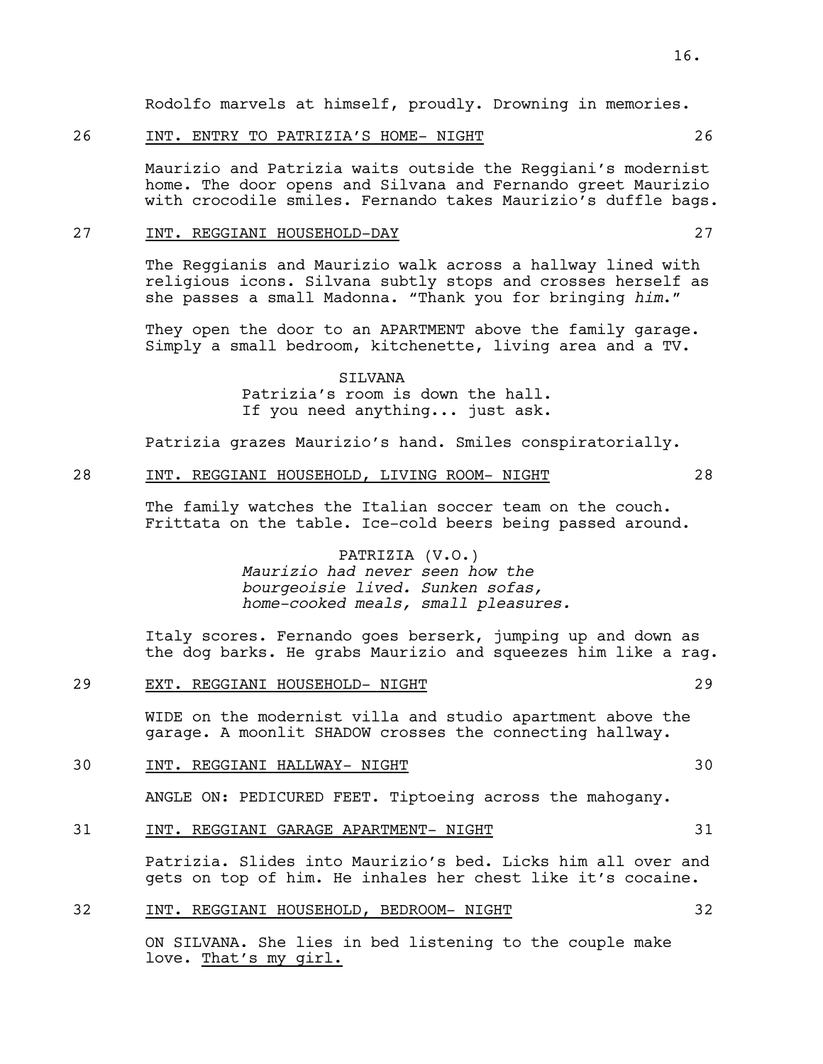Rodolfo marvels at himself, proudly. Drowning in memories.

26 INT. ENTRY TO PATRIZIA'S HOME- NIGHT 26

Maurizio and Patrizia waits outside the Reggiani's modernist home. The door opens and Silvana and Fernando greet Maurizio with crocodile smiles. Fernando takes Maurizio's duffle bags.

27 INT. REGGIANI HOUSEHOLD-DAY 27

The Reggianis and Maurizio walk across a hallway lined with religious icons. Silvana subtly stops and crosses herself as she passes a small Madonna. "Thank you for bringing *him*."

They open the door to an APARTMENT above the family garage. Simply a small bedroom, kitchenette, living area and a TV.

SILVANA
Patrizia's room is down the hall. If you need anything... just ask.

Patrizia grazes Maurizio's hand. Smiles conspiratorially.

28 INT. REGGIANI HOUSEHOLD, LIVING ROOM- NIGHT 28

The family watches the Italian soccer team on the couch. Frittata on the table. Ice-cold beers being passed around.

PATRIZIA (V.O.)
*Maurizio had never seen how the bourgeoisie lived. Sunken sofas, home-cooked meals, small pleasures.*

Italy scores. Fernando goes berserk, jumping up and down as the dog barks. He grabs Maurizio and squeezes him like a rag.

29 EXT. REGGIANI HOUSEHOLD- NIGHT 29

WIDE on the modernist villa and studio apartment above the garage. A moonlit SHADOW crosses the connecting hallway.

30 INT. REGGIANI HALLWAY- NIGHT 30

ANGLE ON: PEDICURED FEET. Tiptoeing across the mahogany.

31 INT. REGGIANI GARAGE APARTMENT- NIGHT 31

Patrizia. Slides into Maurizio's bed. Licks him all over and gets on top of him. He inhales her chest like it's cocaine.

32 INT. REGGIANI HOUSEHOLD, BEDROOM- NIGHT 32

ON SILVANA. She lies in bed listening to the couple make love. That's my girl.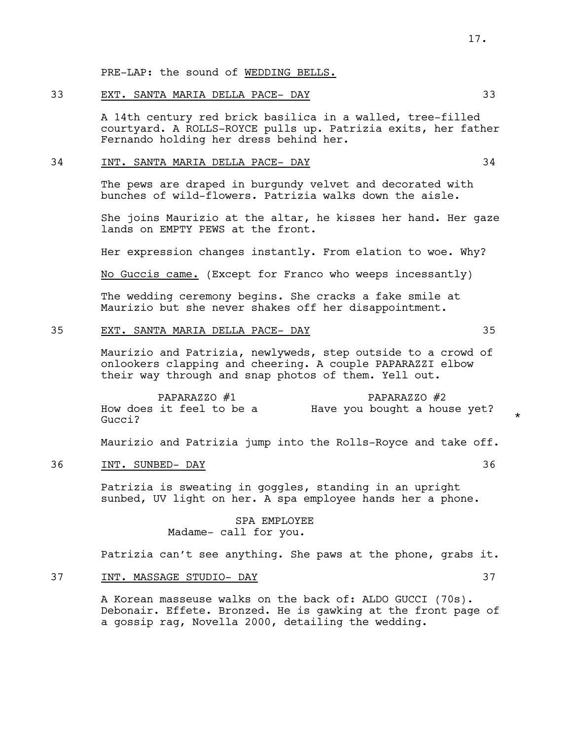PRE-LAP: the sound of WEDDING BELLS.

33 EXT. SANTA MARIA DELLA PACE- DAY 33

A 14th century red brick basilica in a walled, tree-filled courtyard. A ROLLS-ROYCE pulls up. Patrizia exits, her father Fernando holding her dress behind her.

34 INT. SANTA MARIA DELLA PACE- DAY 34

The pews are draped in burgundy velvet and decorated with bunches of wild-flowers. Patrizia walks down the aisle.

She joins Maurizio at the altar, he kisses her hand. Her gaze lands on EMPTY PEWS at the front.

Her expression changes instantly. From elation to woe. Why?

No Guccis came. (Except for Franco who weeps incessantly)

The wedding ceremony begins. She cracks a fake smile at Maurizio but she never shakes off her disappointment.

35 EXT. SANTA MARIA DELLA PACE- DAY 35

Maurizio and Patrizia, newlyweds, step outside to a crowd of onlookers clapping and cheering. A couple PAPARAZZI elbow their way through and snap photos of them. Yell out.

PAPARAZZO #1
How does it feel to be a Gucci?

PAPARAZZO #2
Have you bought a house yet? *

Maurizio and Patrizia jump into the Rolls-Royce and take off.

36 INT. SUNBED- DAY 36

Patrizia is sweating in goggles, standing in an upright sunbed, UV light on her. A spa employee hands her a phone.

SPA EMPLOYEE
Madame- call for you.

Patrizia can't see anything. She paws at the phone, grabs it.

37 INT. MASSAGE STUDIO- DAY 37

A Korean masseuse walks on the back of: ALDO GUCCI (70s). Debonair. Effete. Bronzed. He is gawking at the front page of a gossip rag, Novella 2000, detailing the wedding.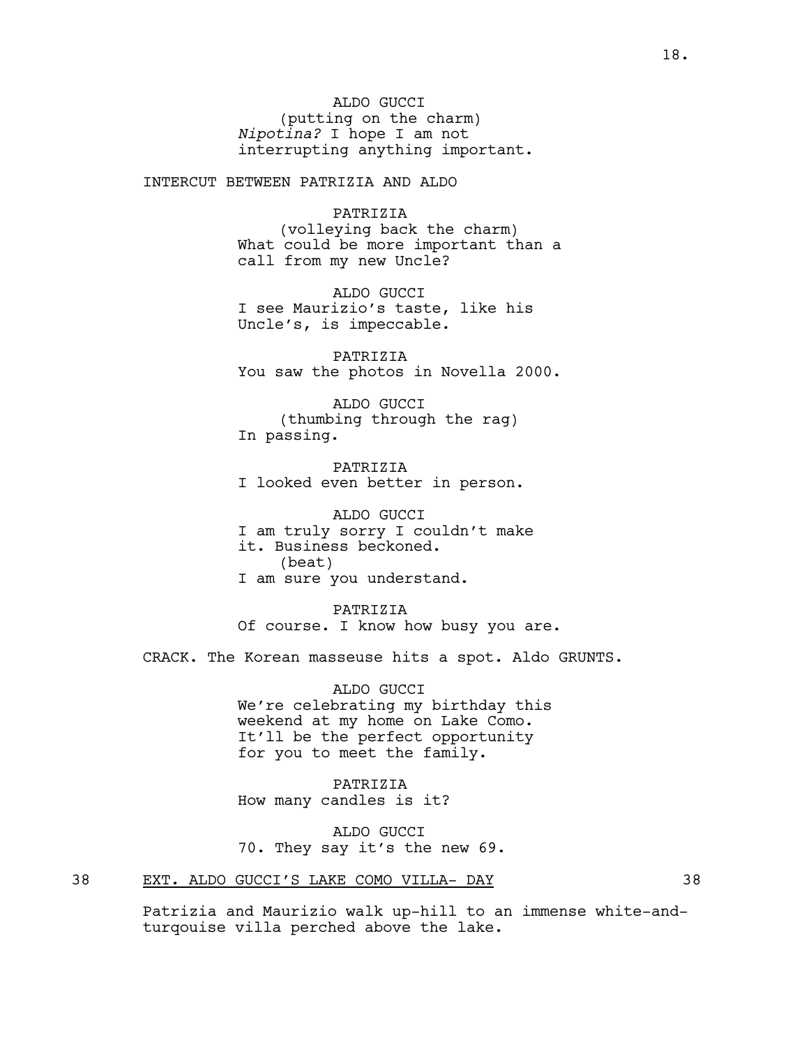ALDO GUCCI
(putting on the charm)
*Nipotina?* I hope I am not interrupting anything important.

INTERCUT BETWEEN PATRIZIA AND ALDO

PATRIZIA
(volleying back the charm)
What could be more important than a call from my new Uncle?

ALDO GUCCI
I see Maurizio's taste, like his Uncle's, is impeccable.

PATRIZIA
You saw the photos in Novella 2000.

ALDO GUCCI
(thumbing through the rag)
In passing.

PATRIZIA
I looked even better in person.

ALDO GUCCI
I am truly sorry I couldn't make it. Business beckoned.
(beat)
I am sure you understand.

PATRIZIA
Of course. I know how busy you are.

CRACK. The Korean masseuse hits a spot. Aldo GRUNTS.

ALDO GUCCI
We're celebrating my birthday this weekend at my home on Lake Como. It'll be the perfect opportunity for you to meet the family.

PATRIZIA
How many candles is it?

ALDO GUCCI
70. They say it's the new 69.

38 EXT. ALDO GUCCI'S LAKE COMO VILLA- DAY 38

Patrizia and Maurizio walk up-hill to an immense white-and-turqouise villa perched above the lake.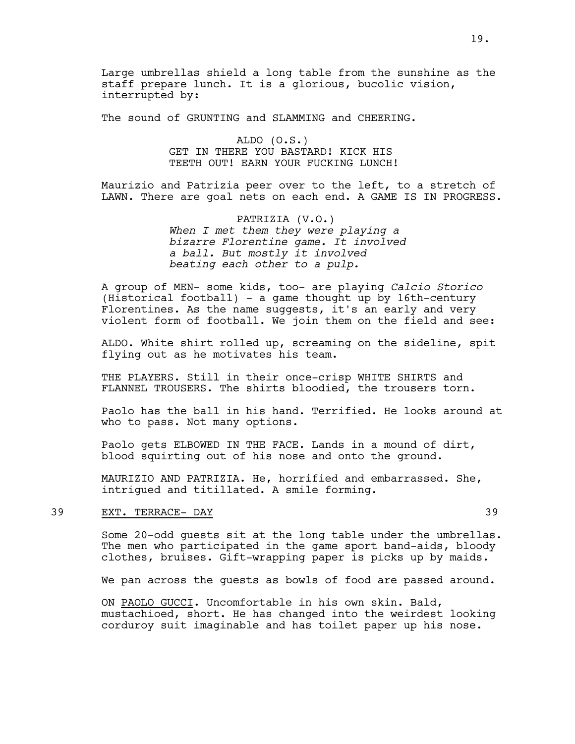Large umbrellas shield a long table from the sunshine as the staff prepare lunch. It is a glorious, bucolic vision, interrupted by:

The sound of GRUNTING and SLAMMING and CHEERING.

ALDO (O.S.)
GET IN THERE YOU BASTARD! KICK HIS TEETH OUT! EARN YOUR FUCKING LUNCH!

Maurizio and Patrizia peer over to the left, to a stretch of LAWN. There are goal nets on each end. A GAME IS IN PROGRESS.

PATRIZIA (V.O.)
*When I met them they were playing a bizarre Florentine game. It involved a ball. But mostly it involved beating each other to a pulp.*

A group of MEN- some kids, too- are playing *Calcio Storico* (Historical football) - a game thought up by 16th-century Florentines. As the name suggests, it's an early and very violent form of football. We join them on the field and see:

ALDO. White shirt rolled up, screaming on the sideline, spit flying out as he motivates his team.

THE PLAYERS. Still in their once-crisp WHITE SHIRTS and FLANNEL TROUSERS. The shirts bloodied, the trousers torn.

Paolo has the ball in his hand. Terrified. He looks around at who to pass. Not many options.

Paolo gets ELBOWED IN THE FACE. Lands in a mound of dirt, blood squirting out of his nose and onto the ground.

MAURIZIO AND PATRIZIA. He, horrified and embarrassed. She, intrigued and titillated. A smile forming.

39 EXT. TERRACE- DAY 39

Some 20-odd guests sit at the long table under the umbrellas. The men who participated in the game sport band-aids, bloody clothes, bruises. Gift-wrapping paper is picks up by maids.

We pan across the guests as bowls of food are passed around.

ON PAOLO GUCCI. Uncomfortable in his own skin. Bald, mustachioed, short. He has changed into the weirdest looking corduroy suit imaginable and has toilet paper up his nose.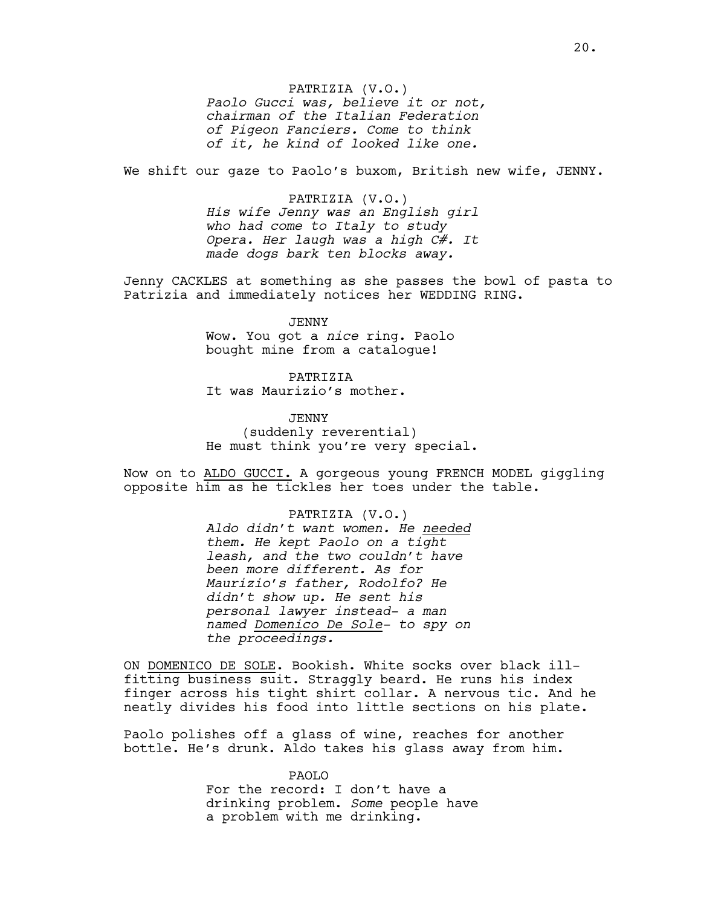PATRIZIA (V.O.)
*Paolo Gucci was, believe it or not, chairman of the Italian Federation of Pigeon Fanciers. Come to think of it, he kind of looked like one.*

We shift our gaze to Paolo's buxom, British new wife, JENNY.

PATRIZIA (V.O.)
*His wife Jenny was an English girl who had come to Italy to study Opera. Her laugh was a high C#. It made dogs bark ten blocks away.*

Jenny CACKLES at something as she passes the bowl of pasta to Patrizia and immediately notices her WEDDING RING.

JENNY
Wow. You got a *nice* ring. Paolo bought mine from a catalogue!

PATRIZIA
It was Maurizio's mother.

JENNY
(suddenly reverential)
He must think you're very special.

Now on to <u>ALDO GUCCI.</u> A gorgeous young FRENCH MODEL giggling opposite him as he tickles her toes under the table.

PATRIZIA (V.O.)
*Aldo didn't want women. He <u>needed</u> them. He kept Paolo on a tight leash, and the two couldn't have been more different. As for Maurizio's father, Rodolfo? He didn't show up. He sent his personal lawyer instead- a man named <u>Domenico De Sole</u>- to spy on the proceedings.*

ON <u>DOMENICO DE SOLE</u>. Bookish. White socks over black ill-fitting business suit. Straggly beard. He runs his index finger across his tight shirt collar. A nervous tic. And he neatly divides his food into little sections on his plate.

Paolo polishes off a glass of wine, reaches for another bottle. He's drunk. Aldo takes his glass away from him.

PAOLO
For the record: I don't have a drinking problem. *Some* people have a problem with me drinking.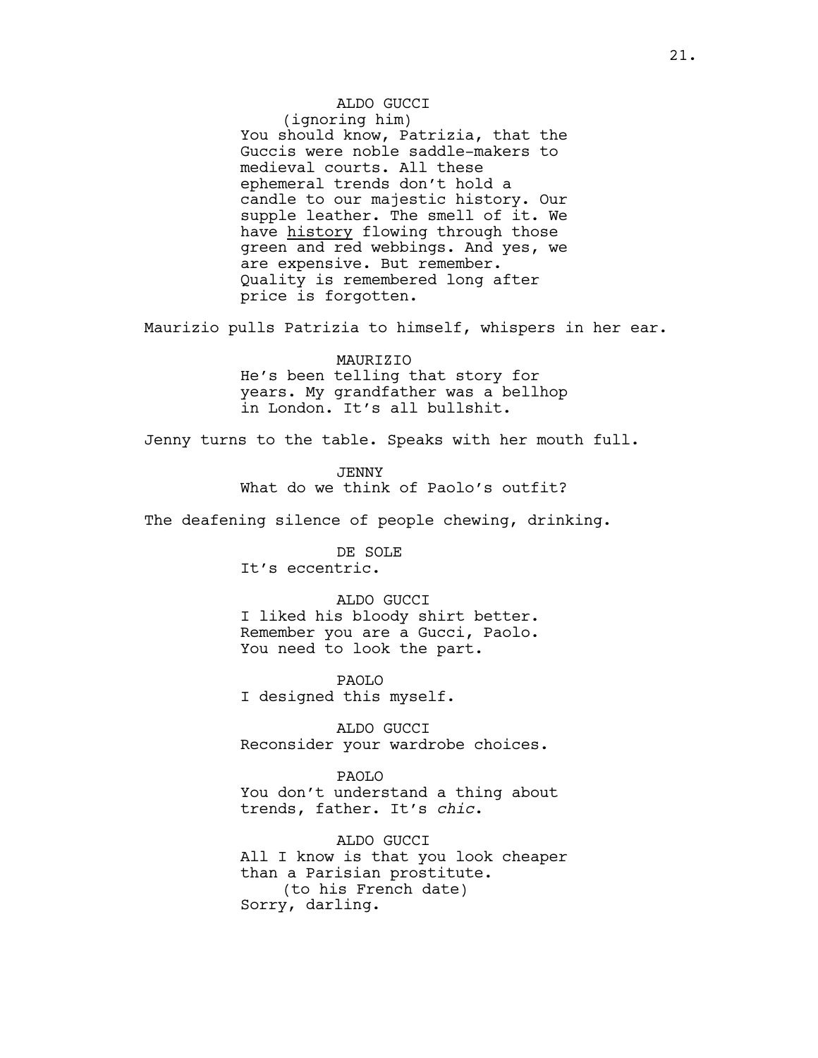ALDO GUCCI
(ignoring him)
You should know, Patrizia, that the Guccis were noble saddle-makers to medieval courts. All these ephemeral trends don't hold a candle to our majestic history. Our supple leather. The smell of it. We have <u>history</u> flowing through those green and red webbings. And yes, we are expensive. But remember. Quality is remembered long after price is forgotten.

Maurizio pulls Patrizia to himself, whispers in her ear.

MAURIZIO
He's been telling that story for years. My grandfather was a bellhop in London. It's all bullshit.

Jenny turns to the table. Speaks with her mouth full.

JENNY
What do we think of Paolo's outfit?

The deafening silence of people chewing, drinking.

DE SOLE
It's eccentric.

ALDO GUCCI
I liked his bloody shirt better. Remember you are a Gucci, Paolo. You need to look the part.

PAOLO
I designed this myself.

ALDO GUCCI
Reconsider your wardrobe choices.

PAOLO
You don't understand a thing about trends, father. It's *chic*.

ALDO GUCCI
All I know is that you look cheaper than a Parisian prostitute.
(to his French date)
Sorry, darling.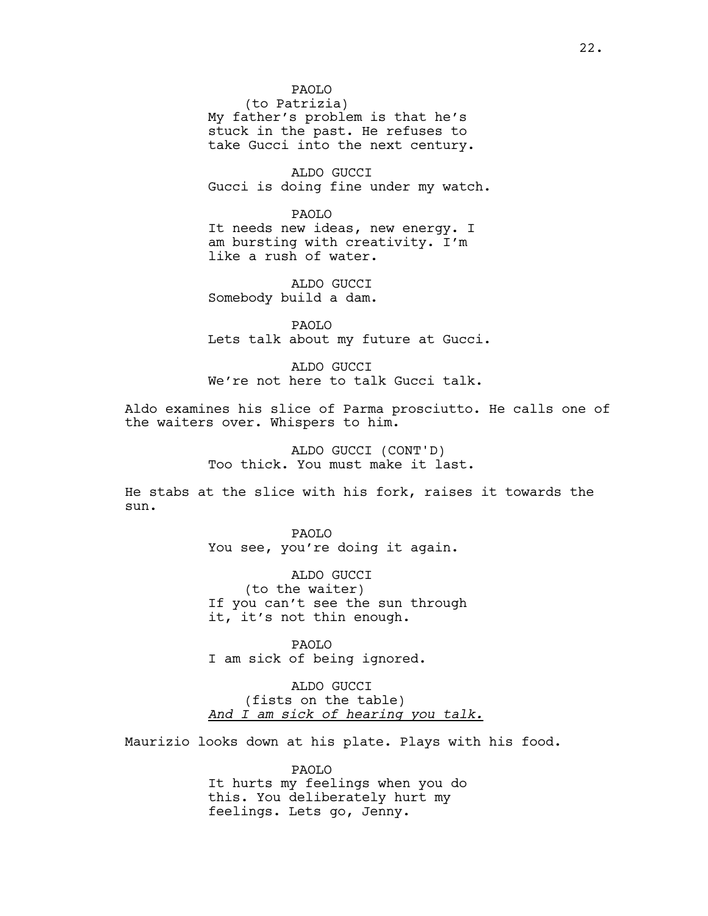PAOLO
(to Patrizia)
My father's problem is that he's stuck in the past. He refuses to take Gucci into the next century.

ALDO GUCCI
Gucci is doing fine under my watch.

PAOLO
It needs new ideas, new energy. I am bursting with creativity. I'm like a rush of water.

ALDO GUCCI
Somebody build a dam.

PAOLO
Lets talk about my future at Gucci.

ALDO GUCCI
We're not here to talk Gucci talk.

Aldo examines his slice of Parma prosciutto. He calls one of the waiters over. Whispers to him.

ALDO GUCCI (CONT'D)
Too thick. You must make it last.

He stabs at the slice with his fork, raises it towards the sun.

PAOLO
You see, you're doing it again.

ALDO GUCCI
(to the waiter)
If you can't see the sun through it, it's not thin enough.

PAOLO
I am sick of being ignored.

ALDO GUCCI
(fists on the table)
*And I am sick of hearing you talk.*

Maurizio looks down at his plate. Plays with his food.

PAOLO
It hurts my feelings when you do this. You deliberately hurt my feelings. Lets go, Jenny.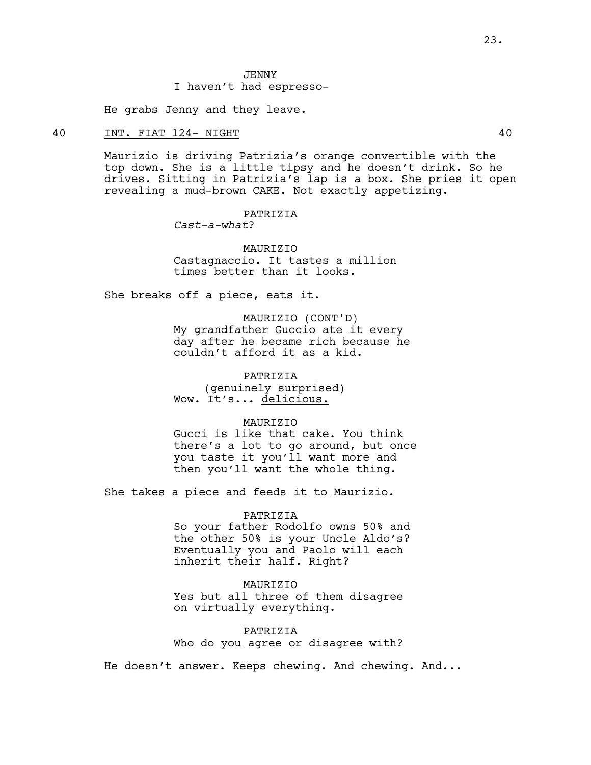JENNY
I haven't had espresso-

He grabs Jenny and they leave.

40 INT. FIAT 124- NIGHT 40

Maurizio is driving Patrizia's orange convertible with the top down. She is a little tipsy and he doesn't drink. So he drives. Sitting in Patrizia's lap is a box. She pries it open revealing a mud-brown CAKE. Not exactly appetizing.

PATRIZIA
*Cast-a-what*?

MAURIZIO
Castagnaccio. It tastes a million times better than it looks.

She breaks off a piece, eats it.

MAURIZIO (CONT'D)
My grandfather Guccio ate it every day after he became rich because he couldn't afford it as a kid.

PATRIZIA
(genuinely surprised)
Wow. It's... <u>delicious.</u>

MAURIZIO
Gucci is like that cake. You think there's a lot to go around, but once you taste it you'll want more and then you'll want the whole thing.

She takes a piece and feeds it to Maurizio.

PATRIZIA
So your father Rodolfo owns 50% and the other 50% is your Uncle Aldo's? Eventually you and Paolo will each inherit their half. Right?

MAURIZIO
Yes but all three of them disagree on virtually everything.

PATRIZIA
Who do you agree or disagree with?

He doesn't answer. Keeps chewing. And chewing. And...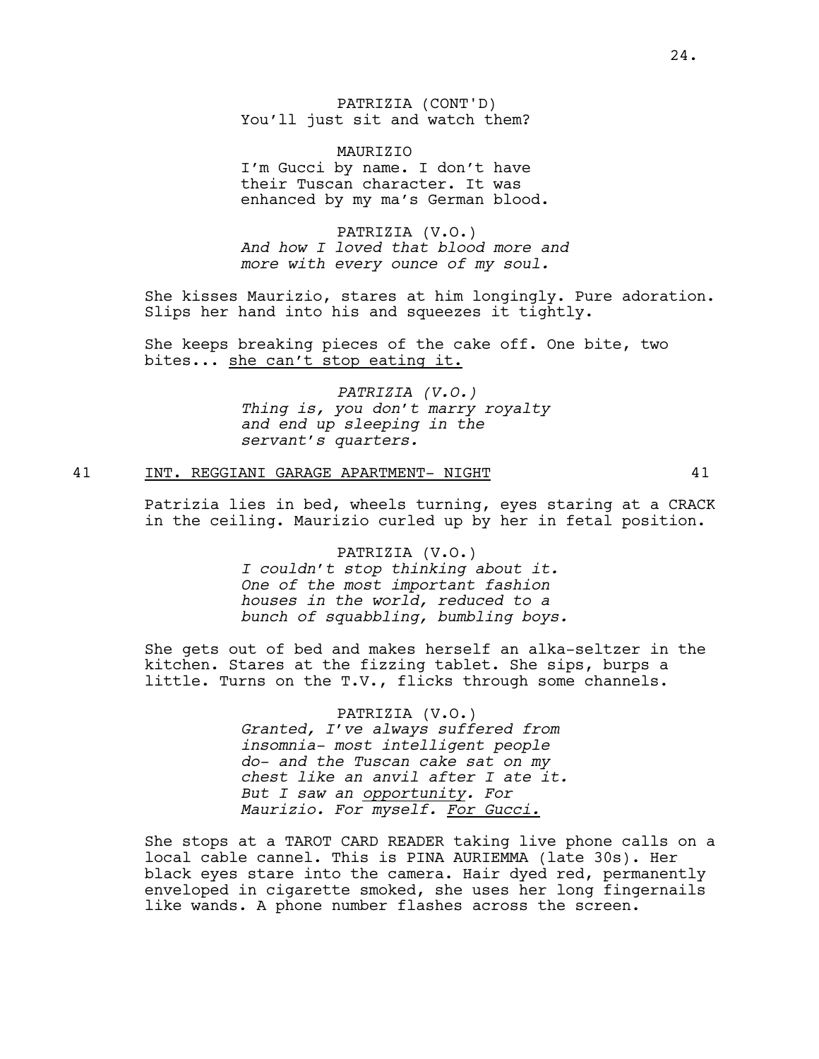PATRIZIA (CONT'D)
You'll just sit and watch them?

MAURIZIO
I'm Gucci by name. I don't have their Tuscan character. It was enhanced by my ma's German blood.

PATRIZIA (V.O.)
*And how I loved that blood more and more with every ounce of my soul.*

She kisses Maurizio, stares at him longingly. Pure adoration. Slips her hand into his and squeezes it tightly.

She keeps breaking pieces of the cake off. One bite, two bites... <u>she can't stop eating it.</u>

*PATRIZIA (V.O.)*
*Thing is, you don't marry royalty and end up sleeping in the servant's quarters.*

41 <u>INT. REGGIANI GARAGE APARTMENT- NIGHT</u> 41

Patrizia lies in bed, wheels turning, eyes staring at a CRACK in the ceiling. Maurizio curled up by her in fetal position.

PATRIZIA (V.O.)
*I couldn't stop thinking about it. One of the most important fashion houses in the world, reduced to a bunch of squabbling, bumbling boys.*

She gets out of bed and makes herself an alka-seltzer in the kitchen. Stares at the fizzing tablet. She sips, burps a little. Turns on the T.V., flicks through some channels.

PATRIZIA (V.O.)
*Granted, I've always suffered from insomnia- most intelligent people do- and the Tuscan cake sat on my chest like an anvil after I ate it. But I saw an <u>opportunity</u>. For Maurizio. For myself. <u>For Gucci.</u>*

She stops at a TAROT CARD READER taking live phone calls on a local cable cannel. This is PINA AURIEMMA (late 30s). Her black eyes stare into the camera. Hair dyed red, permanently enveloped in cigarette smoked, she uses her long fingernails like wands. A phone number flashes across the screen.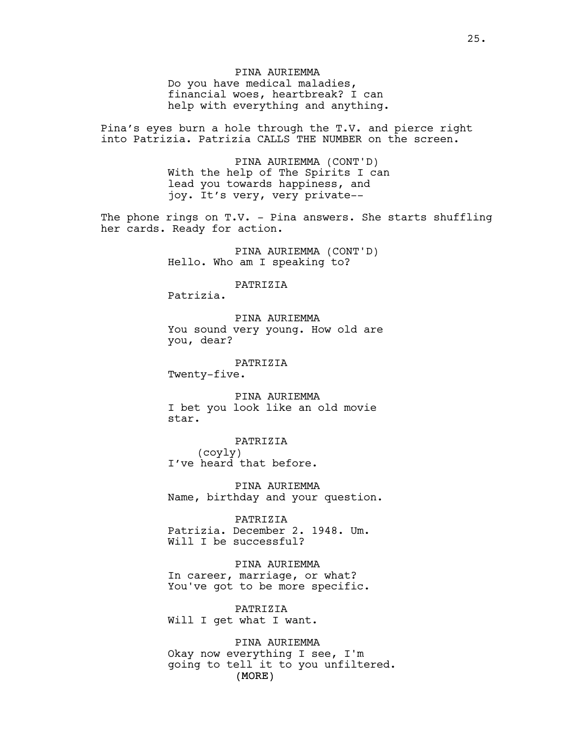PINA AURIEMMA
Do you have medical maladies, financial woes, heartbreak? I can help with everything and anything.

Pina's eyes burn a hole through the T.V. and pierce right into Patrizia. Patrizia CALLS THE NUMBER on the screen.

PINA AURIEMMA (CONT'D)
With the help of The Spirits I can lead you towards happiness, and joy. It's very, very private--

The phone rings on T.V. - Pina answers. She starts shuffling her cards. Ready for action.

PINA AURIEMMA (CONT'D)
Hello. Who am I speaking to?

PATRIZIA
Patrizia.

PINA AURIEMMA
You sound very young. How old are you, dear?

PATRIZIA
Twenty-five.

PINA AURIEMMA
I bet you look like an old movie star.

PATRIZIA
(coyly)
I've heard that before.

PINA AURIEMMA
Name, birthday and your question.

PATRIZIA
Patrizia. December 2. 1948. Um. Will I be successful?

PINA AURIEMMA
In career, marriage, or what? You've got to be more specific.

PATRIZIA
Will I get what I want.

PINA AURIEMMA
Okay now everything I see, I'm going to tell it to you unfiltered.
(MORE)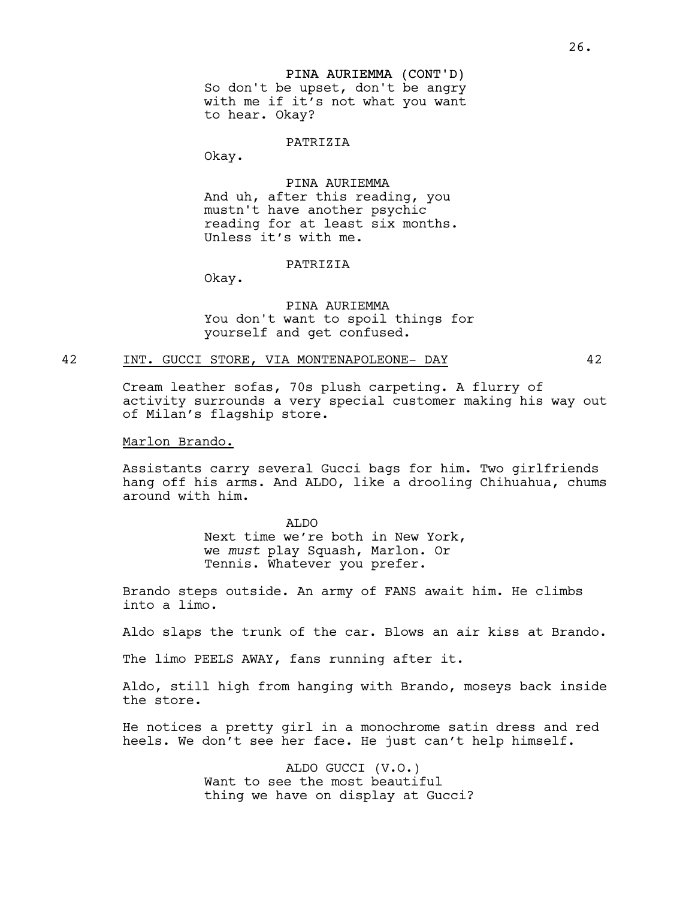PINA AURIEMMA (CONT'D)
So don't be upset, don't be angry with me if it's not what you want to hear. Okay?

PATRIZIA
Okay.

PINA AURIEMMA
And uh, after this reading, you mustn't have another psychic reading for at least six months. Unless it's with me.

PATRIZIA
Okay.

PINA AURIEMMA
You don't want to spoil things for yourself and get confused.

42 INT. GUCCI STORE, VIA MONTENAPOLEONE- DAY 42

Cream leather sofas, 70s plush carpeting. A flurry of activity surrounds a very special customer making his way out of Milan's flagship store.

Marlon Brando.

Assistants carry several Gucci bags for him. Two girlfriends hang off his arms. And ALDO, like a drooling Chihuahua, chums around with him.

ALDO
Next time we're both in New York, we *must* play Squash, Marlon. Or Tennis. Whatever you prefer.

Brando steps outside. An army of FANS await him. He climbs into a limo.

Aldo slaps the trunk of the car. Blows an air kiss at Brando.

The limo PEELS AWAY, fans running after it.

Aldo, still high from hanging with Brando, moseys back inside the store.

He notices a pretty girl in a monochrome satin dress and red heels. We don't see her face. He just can't help himself.

ALDO GUCCI (V.O.)
Want to see the most beautiful thing we have on display at Gucci?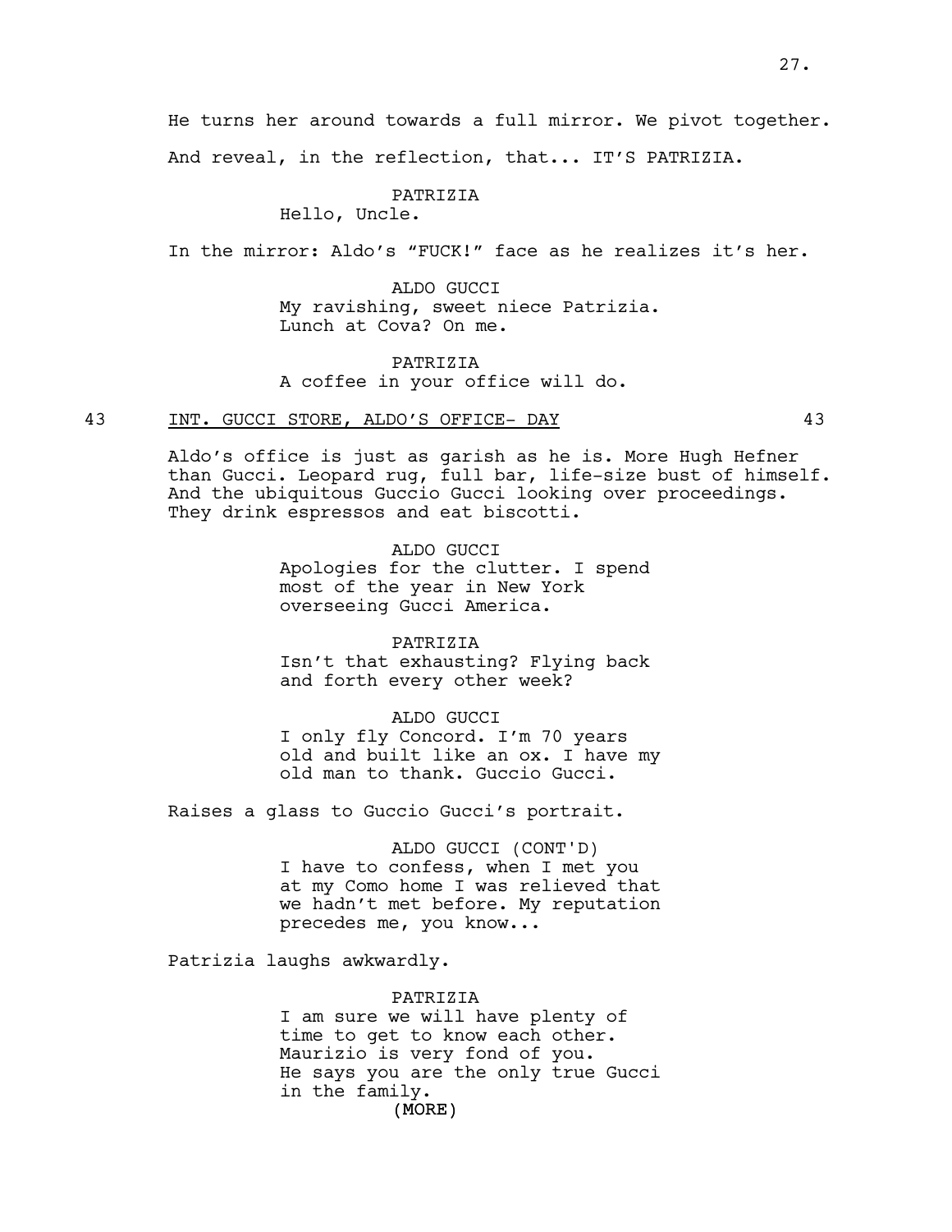He turns her around towards a full mirror. We pivot together.

And reveal, in the reflection, that... IT'S PATRIZIA.

PATRIZIA
Hello, Uncle.

In the mirror: Aldo's "FUCK!" face as he realizes it's her.

ALDO GUCCI
My ravishing, sweet niece Patrizia.
Lunch at Cova? On me.

PATRIZIA
A coffee in your office will do.

43 INT. GUCCI STORE, ALDO'S OFFICE- DAY 43

Aldo's office is just as garish as he is. More Hugh Hefner than Gucci. Leopard rug, full bar, life-size bust of himself. And the ubiquitous Guccio Gucci looking over proceedings. They drink espressos and eat biscotti.

ALDO GUCCI
Apologies for the clutter. I spend most of the year in New York overseeing Gucci America.

PATRIZIA
Isn't that exhausting? Flying back and forth every other week?

ALDO GUCCI
I only fly Concord. I'm 70 years old and built like an ox. I have my old man to thank. Guccio Gucci.

Raises a glass to Guccio Gucci's portrait.

ALDO GUCCI (CONT'D)
I have to confess, when I met you at my Como home I was relieved that we hadn't met before. My reputation precedes me, you know...

Patrizia laughs awkwardly.

PATRIZIA
I am sure we will have plenty of time to get to know each other. Maurizio is very fond of you. He says you are the only true Gucci in the family.
(MORE)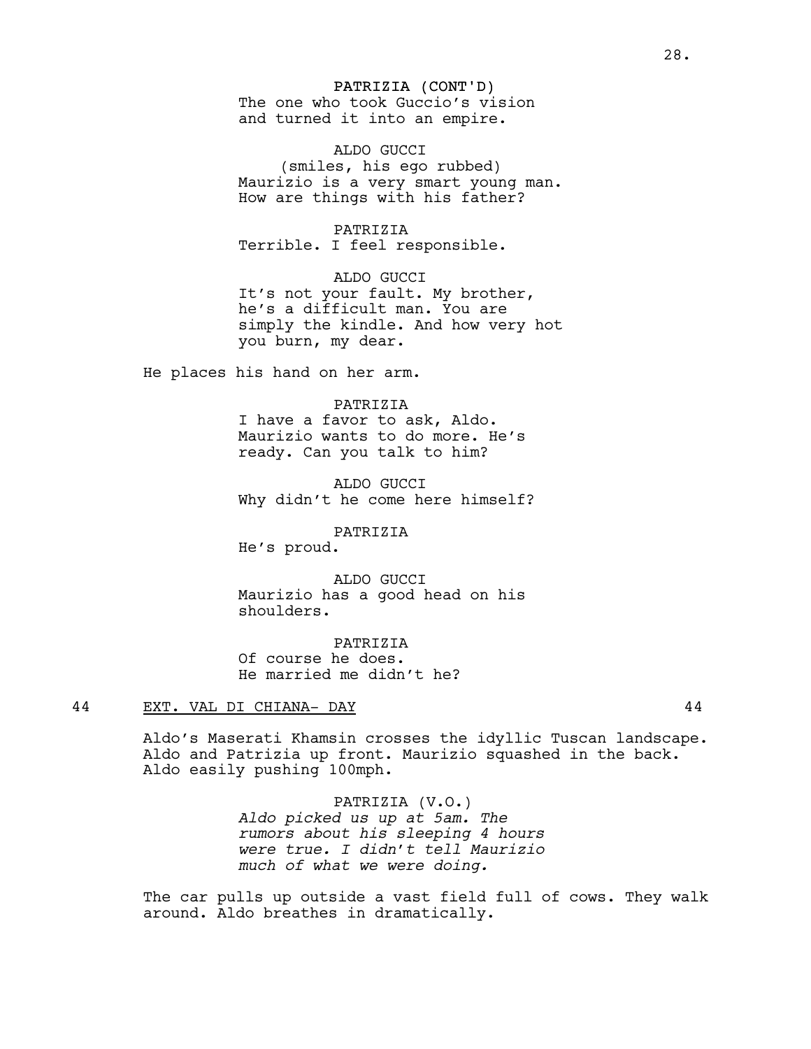PATRIZIA (CONT'D)
The one who took Guccio's vision and turned it into an empire.

ALDO GUCCI
(smiles, his ego rubbed)
Maurizio is a very smart young man. How are things with his father?

PATRIZIA
Terrible. I feel responsible.

ALDO GUCCI
It's not your fault. My brother, he's a difficult man. You are simply the kindle. And how very hot you burn, my dear.

He places his hand on her arm.

PATRIZIA
I have a favor to ask, Aldo. Maurizio wants to do more. He's ready. Can you talk to him?

ALDO GUCCI
Why didn't he come here himself?

PATRIZIA
He's proud.

ALDO GUCCI
Maurizio has a good head on his shoulders.

PATRIZIA
Of course he does.
He married me didn't he?

44 EXT. VAL DI CHIANA- DAY 44

Aldo's Maserati Khamsin crosses the idyllic Tuscan landscape. Aldo and Patrizia up front. Maurizio squashed in the back. Aldo easily pushing 100mph.

PATRIZIA (V.O.)
*Aldo picked us up at 5am. The rumors about his sleeping 4 hours were true. I didn't tell Maurizio much of what we were doing.*

The car pulls up outside a vast field full of cows. They walk around. Aldo breathes in dramatically.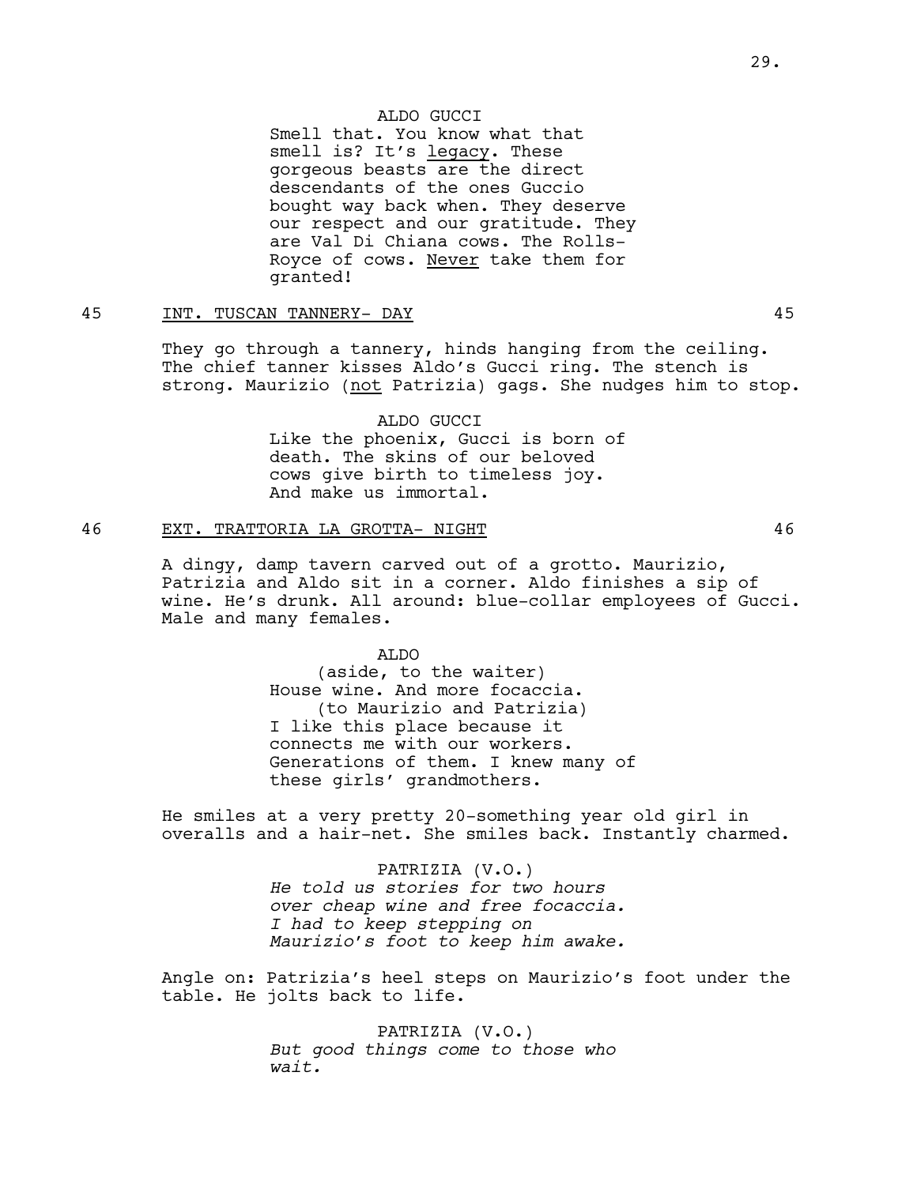ALDO GUCCI

Smell that. You know what that smell is? It's legacy. These gorgeous beasts are the direct descendants of the ones Guccio bought way back when. They deserve our respect and our gratitude. They are Val Di Chiana cows. The Rolls-Royce of cows. Never take them for granted!

45 INT. TUSCAN TANNERY- DAY 45

They go through a tannery, hinds hanging from the ceiling. The chief tanner kisses Aldo's Gucci ring. The stench is strong. Maurizio (not Patrizia) gags. She nudges him to stop.

ALDO GUCCI

Like the phoenix, Gucci is born of death. The skins of our beloved cows give birth to timeless joy. And make us immortal.

46 EXT. TRATTORIA LA GROTTA- NIGHT 46

A dingy, damp tavern carved out of a grotto. Maurizio, Patrizia and Aldo sit in a corner. Aldo finishes a sip of wine. He's drunk. All around: blue-collar employees of Gucci. Male and many females.

ALDO

(aside, to the waiter)

House wine. And more focaccia.

(to Maurizio and Patrizia)

I like this place because it connects me with our workers. Generations of them. I knew many of these girls' grandmothers.

He smiles at a very pretty 20-something year old girl in overalls and a hair-net. She smiles back. Instantly charmed.

PATRIZIA (V.O.)

*He told us stories for two hours over cheap wine and free focaccia. I had to keep stepping on Maurizio's foot to keep him awake.*

Angle on: Patrizia's heel steps on Maurizio's foot under the table. He jolts back to life.

PATRIZIA (V.O.)

*But good things come to those who wait.*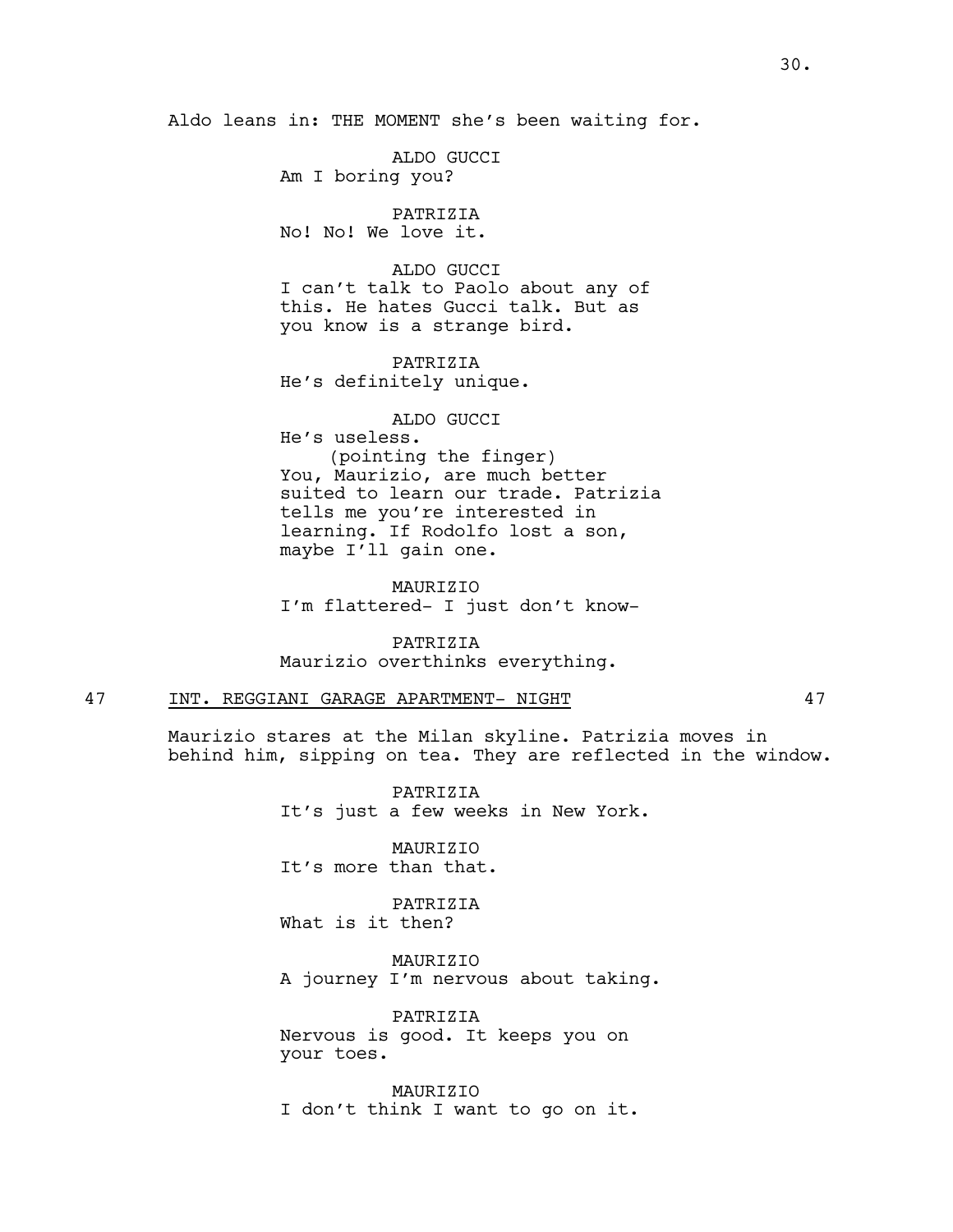Aldo leans in: THE MOMENT she's been waiting for.

ALDO GUCCI
Am I boring you?

PATRIZIA
No! No! We love it.

ALDO GUCCI
I can't talk to Paolo about any of this. He hates Gucci talk. But as you know is a strange bird.

PATRIZIA
He's definitely unique.

ALDO GUCCI
He's useless.
(pointing the finger)
You, Maurizio, are much better suited to learn our trade. Patrizia tells me you're interested in learning. If Rodolfo lost a son, maybe I'll gain one.

MAURIZIO
I'm flattered- I just don't know-

PATRIZIA
Maurizio overthinks everything.

## 47 INT. REGGIANI GARAGE APARTMENT- NIGHT 47

Maurizio stares at the Milan skyline. Patrizia moves in behind him, sipping on tea. They are reflected in the window.

PATRIZIA
It's just a few weeks in New York.

MAURIZIO
It's more than that.

PATRIZIA
What is it then?

MAURIZIO
A journey I'm nervous about taking.

PATRIZIA
Nervous is good. It keeps you on your toes.

MAURIZIO
I don't think I want to go on it.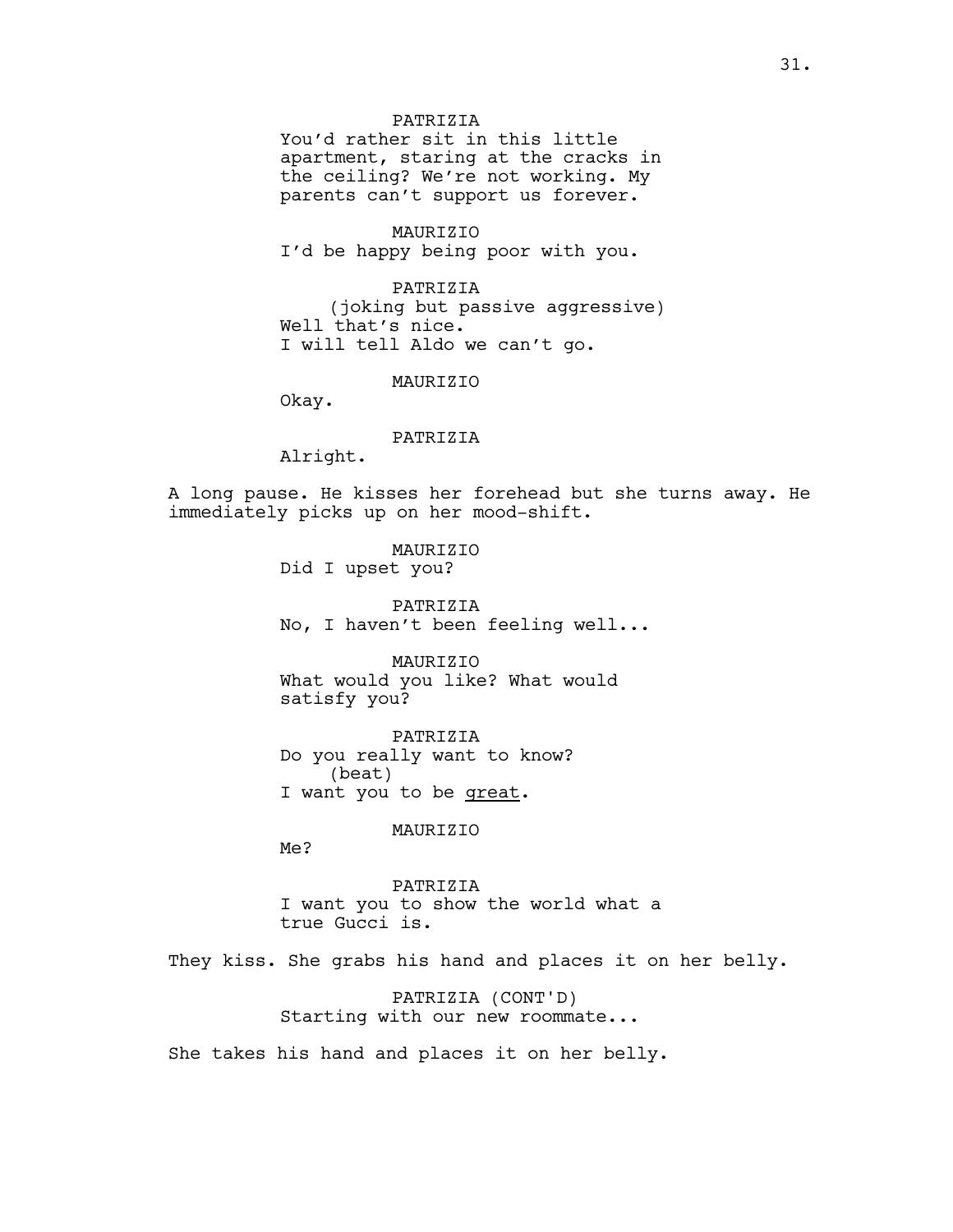PATRIZIA
You'd rather sit in this little apartment, staring at the cracks in the ceiling? We're not working. My parents can't support us forever.

MAURIZIO
I'd be happy being poor with you.

PATRIZIA
(joking but passive aggressive)
Well that's nice.
I will tell Aldo we can't go.

MAURIZIO
Okay.

PATRIZIA
Alright.

A long pause. He kisses her forehead but she turns away. He immediately picks up on her mood-shift.

MAURIZIO
Did I upset you?

PATRIZIA
No, I haven't been feeling well...

MAURIZIO
What would you like? What would satisfy you?

PATRIZIA
Do you really want to know?
(beat)
I want you to be <u>great</u>.

MAURIZIO
Me?

PATRIZIA
I want you to show the world what a true Gucci is.

They kiss. She grabs his hand and places it on her belly.

PATRIZIA (CONT'D)
Starting with our new roommate...

She takes his hand and places it on her belly.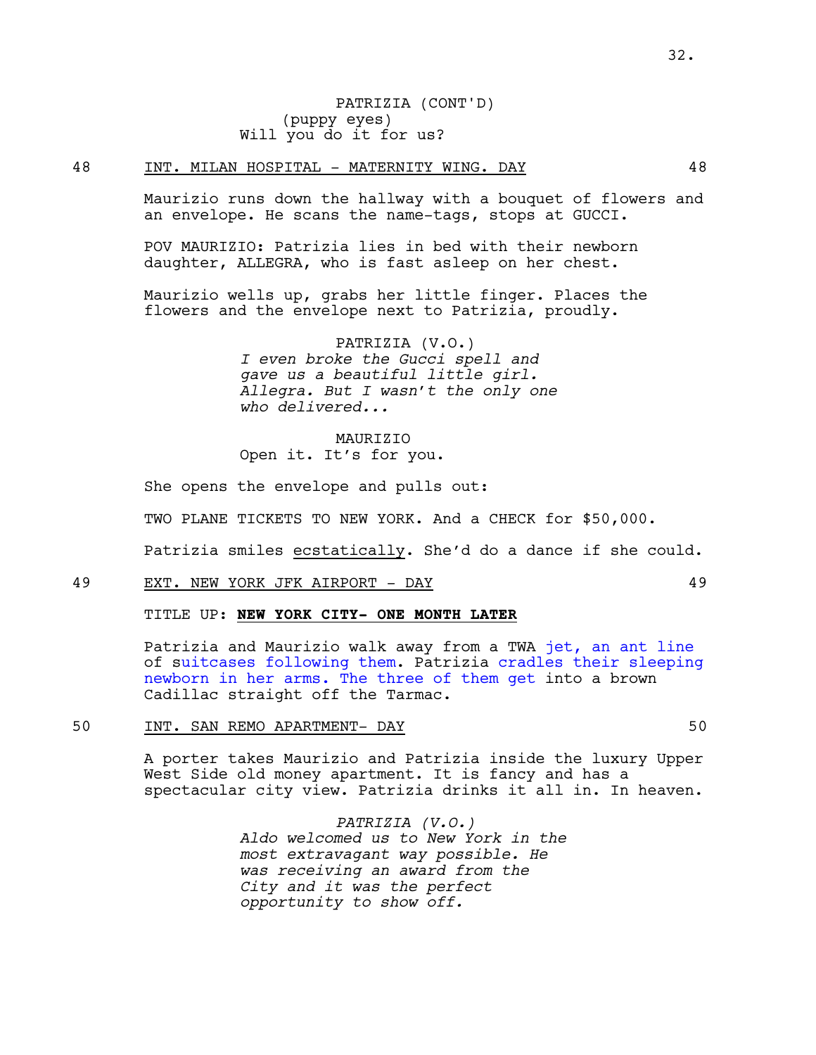PATRIZIA (CONT'D)
(puppy eyes)
Will you do it for us?

48 INT. MILAN HOSPITAL - MATERNITY WING. DAY 48

Maurizio runs down the hallway with a bouquet of flowers and an envelope. He scans the name-tags, stops at GUCCI.

POV MAURIZIO: Patrizia lies in bed with their newborn daughter, ALLEGRA, who is fast asleep on her chest.

Maurizio wells up, grabs her little finger. Places the flowers and the envelope next to Patrizia, proudly.

PATRIZIA (V.O.)
*I even broke the Gucci spell and gave us a beautiful little girl. Allegra. But I wasn't the only one who delivered...*

MAURIZIO
Open it. It's for you.

She opens the envelope and pulls out:

TWO PLANE TICKETS TO NEW YORK. And a CHECK for $50,000.

Patrizia smiles ecstatically. She'd do a dance if she could.

49 EXT. NEW YORK JFK AIRPORT - DAY 49

TITLE UP: **NEW YORK CITY- ONE MONTH LATER**

Patrizia and Maurizio walk away from a TWA jet, an ant line of suitcases following them. Patrizia cradles their sleeping newborn in her arms. The three of them get into a brown Cadillac straight off the Tarmac.

50 INT. SAN REMO APARTMENT- DAY 50

A porter takes Maurizio and Patrizia inside the luxury Upper West Side old money apartment. It is fancy and has a spectacular city view. Patrizia drinks it all in. In heaven.

*PATRIZIA (V.O.)*
*Aldo welcomed us to New York in the most extravagant way possible. He was receiving an award from the City and it was the perfect opportunity to show off.*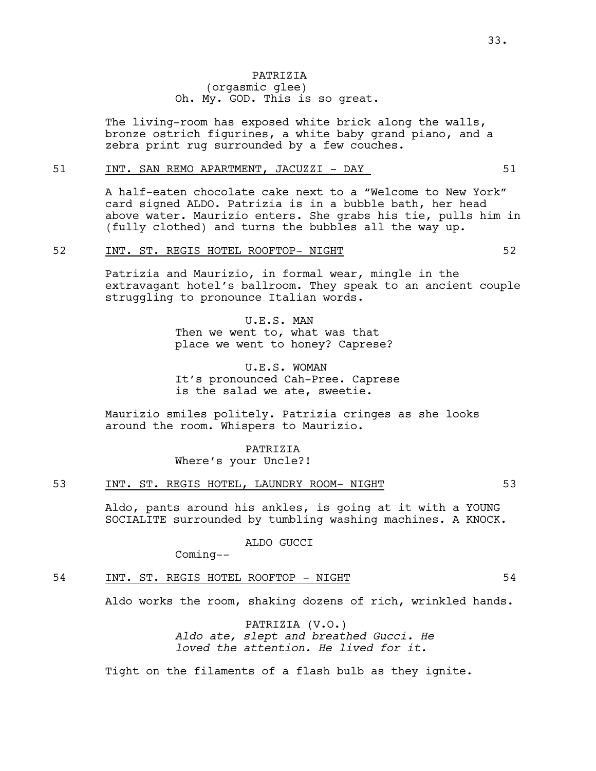PATRIZIA
(orgasmic glee)
Oh. My. GOD. This is so great.

The living-room has exposed white brick along the walls, bronze ostrich figurines, a white baby grand piano, and a zebra print rug surrounded by a few couches.

51 INT. SAN REMO APARTMENT, JACUZZI - DAY 51

A half-eaten chocolate cake next to a "Welcome to New York" card signed ALDO. Patrizia is in a bubble bath, her head above water. Maurizio enters. She grabs his tie, pulls him in (fully clothed) and turns the bubbles all the way up.

52 INT. ST. REGIS HOTEL ROOFTOP- NIGHT 52

Patrizia and Maurizio, in formal wear, mingle in the extravagant hotel's ballroom. They speak to an ancient couple struggling to pronounce Italian words.

U.E.S. MAN
Then we went to, what was that place we went to honey? Caprese?

U.E.S. WOMAN
It's pronounced Cah-Pree. Caprese is the salad we ate, sweetie.

Maurizio smiles politely. Patrizia cringes as she looks around the room. Whispers to Maurizio.

PATRIZIA
Where's your Uncle?!

53 INT. ST. REGIS HOTEL, LAUNDRY ROOM- NIGHT 53

Aldo, pants around his ankles, is going at it with a YOUNG SOCIALITE surrounded by tumbling washing machines. A KNOCK.

ALDO GUCCI
Coming--

54 INT. ST. REGIS HOTEL ROOFTOP - NIGHT 54

Aldo works the room, shaking dozens of rich, wrinkled hands.

PATRIZIA (V.O.)
*Aldo ate, slept and breathed Gucci. He loved the attention. He lived for it.*

Tight on the filaments of a flash bulb as they ignite.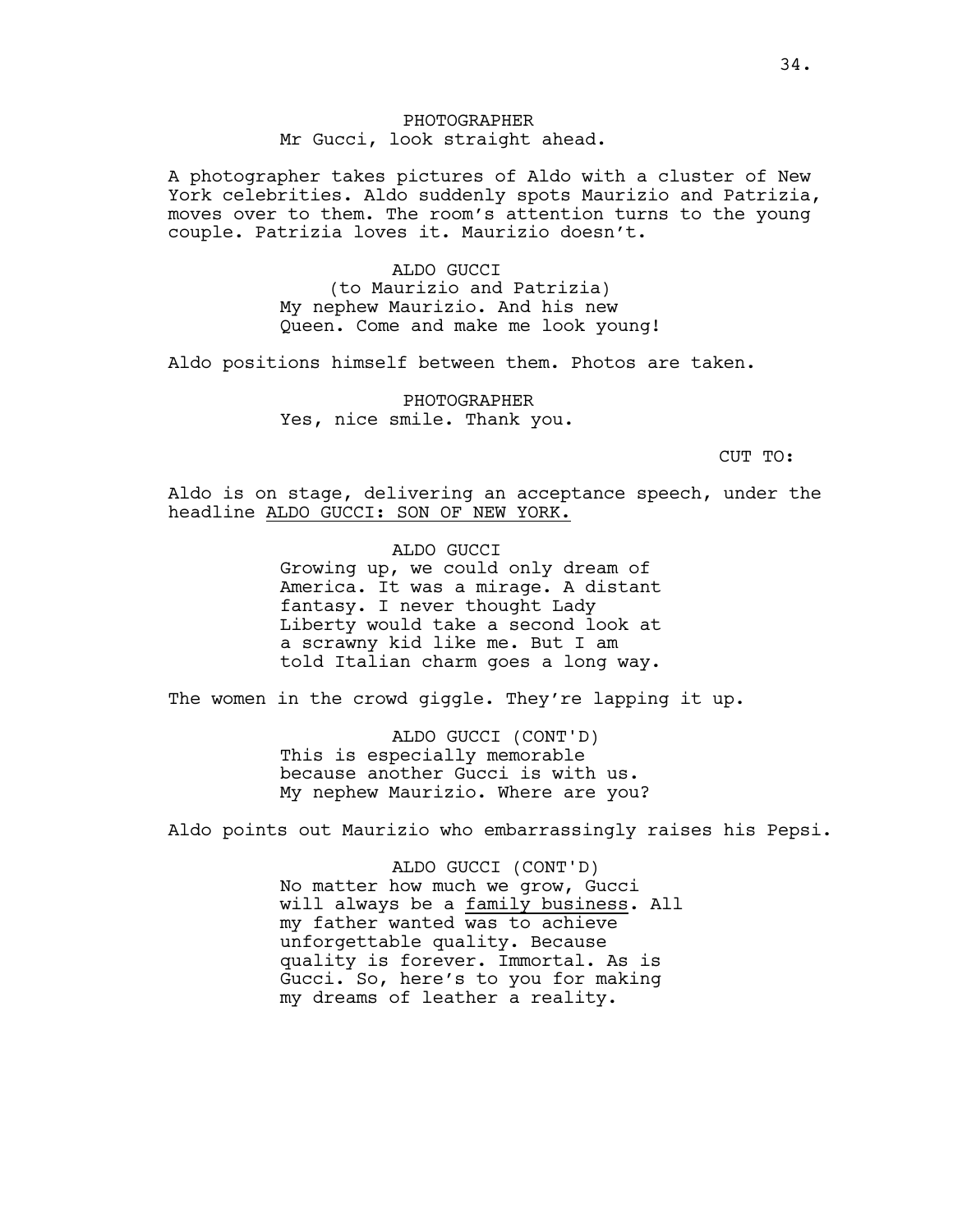PHOTOGRAPHER
Mr Gucci, look straight ahead.

A photographer takes pictures of Aldo with a cluster of New York celebrities. Aldo suddenly spots Maurizio and Patrizia, moves over to them. The room's attention turns to the young couple. Patrizia loves it. Maurizio doesn't.

ALDO GUCCI
(to Maurizio and Patrizia)
My nephew Maurizio. And his new Queen. Come and make me look young!

Aldo positions himself between them. Photos are taken.

PHOTOGRAPHER
Yes, nice smile. Thank you.

CUT TO:

Aldo is on stage, delivering an acceptance speech, under the headline <u>ALDO GUCCI: SON OF NEW YORK.</u>

ALDO GUCCI
Growing up, we could only dream of America. It was a mirage. A distant fantasy. I never thought Lady Liberty would take a second look at a scrawny kid like me. But I am told Italian charm goes a long way.

The women in the crowd giggle. They're lapping it up.

ALDO GUCCI (CONT'D)
This is especially memorable because another Gucci is with us. My nephew Maurizio. Where are you?

Aldo points out Maurizio who embarrassingly raises his Pepsi.

ALDO GUCCI (CONT'D)
No matter how much we grow, Gucci will always be a <u>family business</u>. All my father wanted was to achieve unforgettable quality. Because quality is forever. Immortal. As is Gucci. So, here's to you for making my dreams of leather a reality.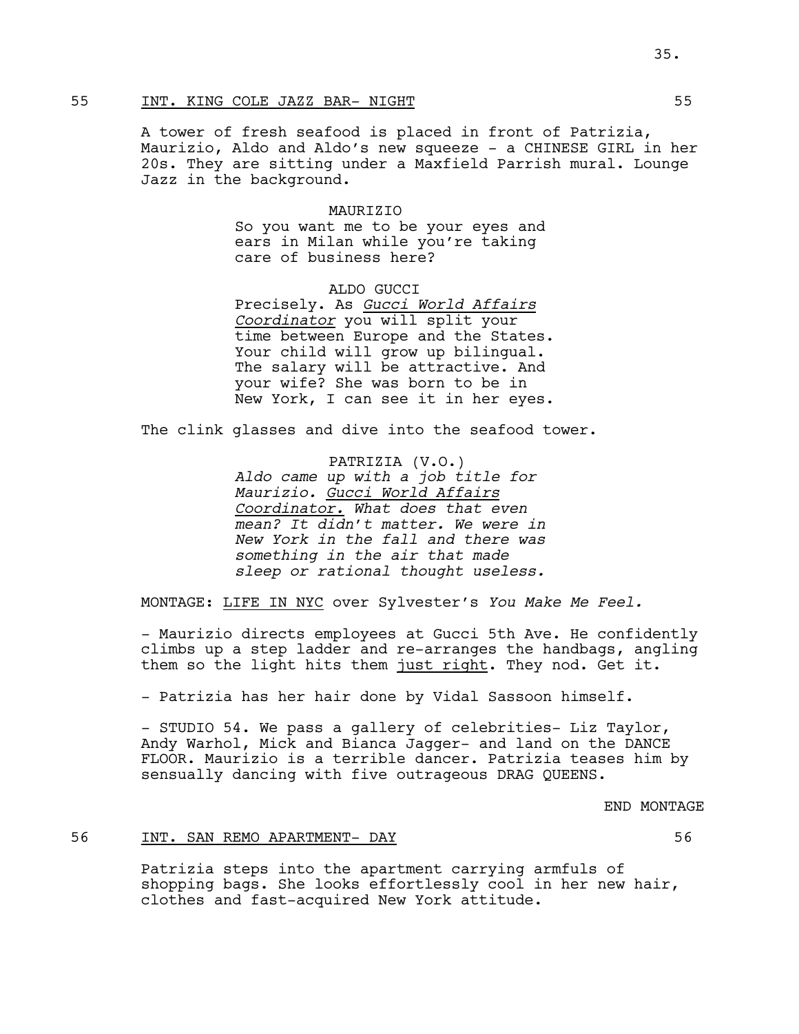55 INT. KING COLE JAZZ BAR- NIGHT 55

A tower of fresh seafood is placed in front of Patrizia, Maurizio, Aldo and Aldo's new squeeze - a CHINESE GIRL in her 20s. They are sitting under a Maxfield Parrish mural. Lounge Jazz in the background.

MAURIZIO
So you want me to be your eyes and ears in Milan while you're taking care of business here?

ALDO GUCCI
Precisely. As *Gucci World Affairs Coordinator* you will split your time between Europe and the States. Your child will grow up bilingual. The salary will be attractive. And your wife? She was born to be in New York, I can see it in her eyes.

The clink glasses and dive into the seafood tower.

PATRIZIA (V.O.)
*Aldo came up with a job title for Maurizio. Gucci World Affairs Coordinator. What does that even mean? It didn't matter. We were in New York in the fall and there was something in the air that made sleep or rational thought useless.*

MONTAGE: LIFE IN NYC over Sylvester's *You Make Me Feel.*

- Maurizio directs employees at Gucci 5th Ave. He confidently climbs up a step ladder and re-arranges the handbags, angling them so the light hits them just right. They nod. Get it.

- Patrizia has her hair done by Vidal Sassoon himself.

- STUDIO 54. We pass a gallery of celebrities- Liz Taylor, Andy Warhol, Mick and Bianca Jagger- and land on the DANCE FLOOR. Maurizio is a terrible dancer. Patrizia teases him by sensually dancing with five outrageous DRAG QUEENS.

END MONTAGE

56 INT. SAN REMO APARTMENT- DAY 56

Patrizia steps into the apartment carrying armfuls of shopping bags. She looks effortlessly cool in her new hair, clothes and fast-acquired New York attitude.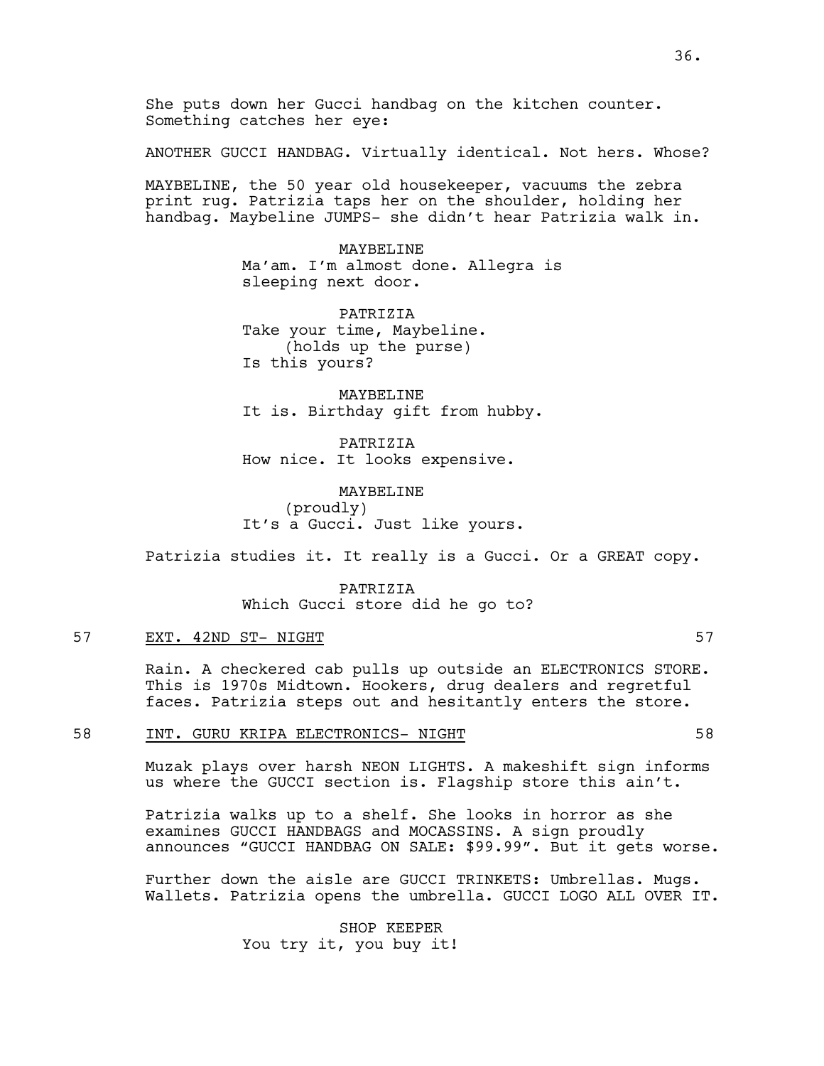She puts down her Gucci handbag on the kitchen counter. Something catches her eye:

ANOTHER GUCCI HANDBAG. Virtually identical. Not hers. Whose?

MAYBELINE, the 50 year old housekeeper, vacuums the zebra print rug. Patrizia taps her on the shoulder, holding her handbag. Maybeline JUMPS- she didn't hear Patrizia walk in.

MAYBELINE
Ma'am. I'm almost done. Allegra is sleeping next door.

PATRIZIA
Take your time, Maybeline.
(holds up the purse)
Is this yours?

MAYBELINE
It is. Birthday gift from hubby.

PATRIZIA
How nice. It looks expensive.

MAYBELINE
(proudly)
It's a Gucci. Just like yours.

Patrizia studies it. It really is a Gucci. Or a GREAT copy.

PATRIZIA
Which Gucci store did he go to?

57 EXT. 42ND ST- NIGHT 57

Rain. A checkered cab pulls up outside an ELECTRONICS STORE. This is 1970s Midtown. Hookers, drug dealers and regretful faces. Patrizia steps out and hesitantly enters the store.

58 INT. GURU KRIPA ELECTRONICS- NIGHT 58

Muzak plays over harsh NEON LIGHTS. A makeshift sign informs us where the GUCCI section is. Flagship store this ain't.

Patrizia walks up to a shelf. She looks in horror as she examines GUCCI HANDBAGS and MOCASSINS. A sign proudly announces "GUCCI HANDBAG ON SALE: $99.99". But it gets worse.

Further down the aisle are GUCCI TRINKETS: Umbrellas. Mugs. Wallets. Patrizia opens the umbrella. GUCCI LOGO ALL OVER IT.

SHOP KEEPER
You try it, you buy it!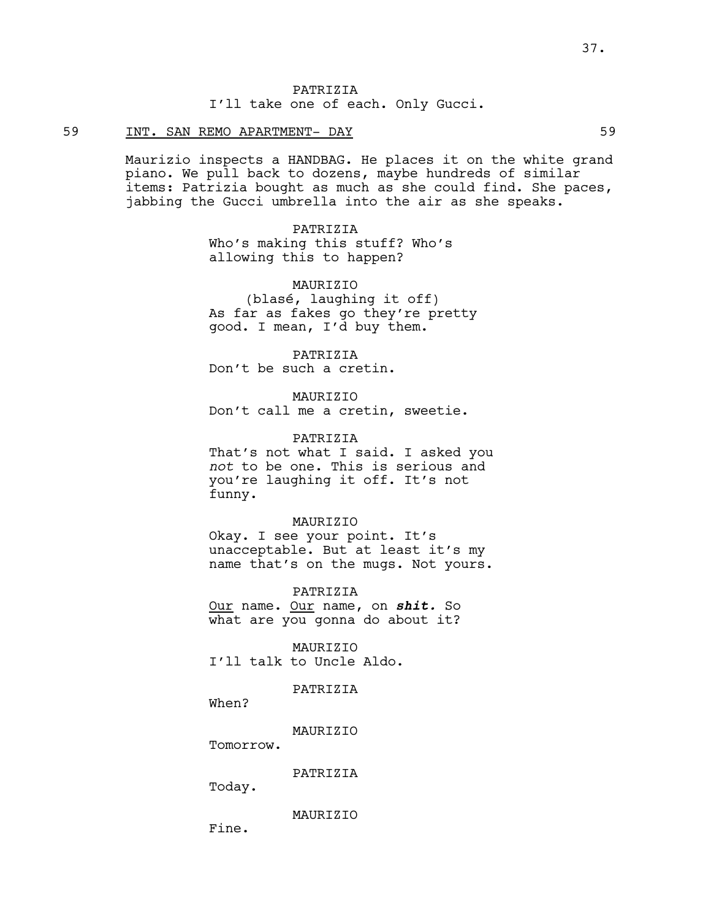PATRIZIA
I'll take one of each. Only Gucci.

59 INT. SAN REMO APARTMENT- DAY 59

Maurizio inspects a HANDBAG. He places it on the white grand piano. We pull back to dozens, maybe hundreds of similar items: Patrizia bought as much as she could find. She paces, jabbing the Gucci umbrella into the air as she speaks.

PATRIZIA
Who's making this stuff? Who's allowing this to happen?

MAURIZIO
(blasé, laughing it off)
As far as fakes go they're pretty good. I mean, I'd buy them.

PATRIZIA
Don't be such a cretin.

MAURIZIO
Don't call me a cretin, sweetie.

PATRIZIA
That's not what I said. I asked you *not* to be one. This is serious and you're laughing it off. It's not funny.

MAURIZIO
Okay. I see your point. It's unacceptable. But at least it's my name that's on the mugs. Not yours.

PATRIZIA
<u>Our</u> name. <u>Our</u> name, on ***shit.*** So what are you gonna do about it?

MAURIZIO
I'll talk to Uncle Aldo.

PATRIZIA
When?

MAURIZIO
Tomorrow.

PATRIZIA
Today.

MAURIZIO
Fine.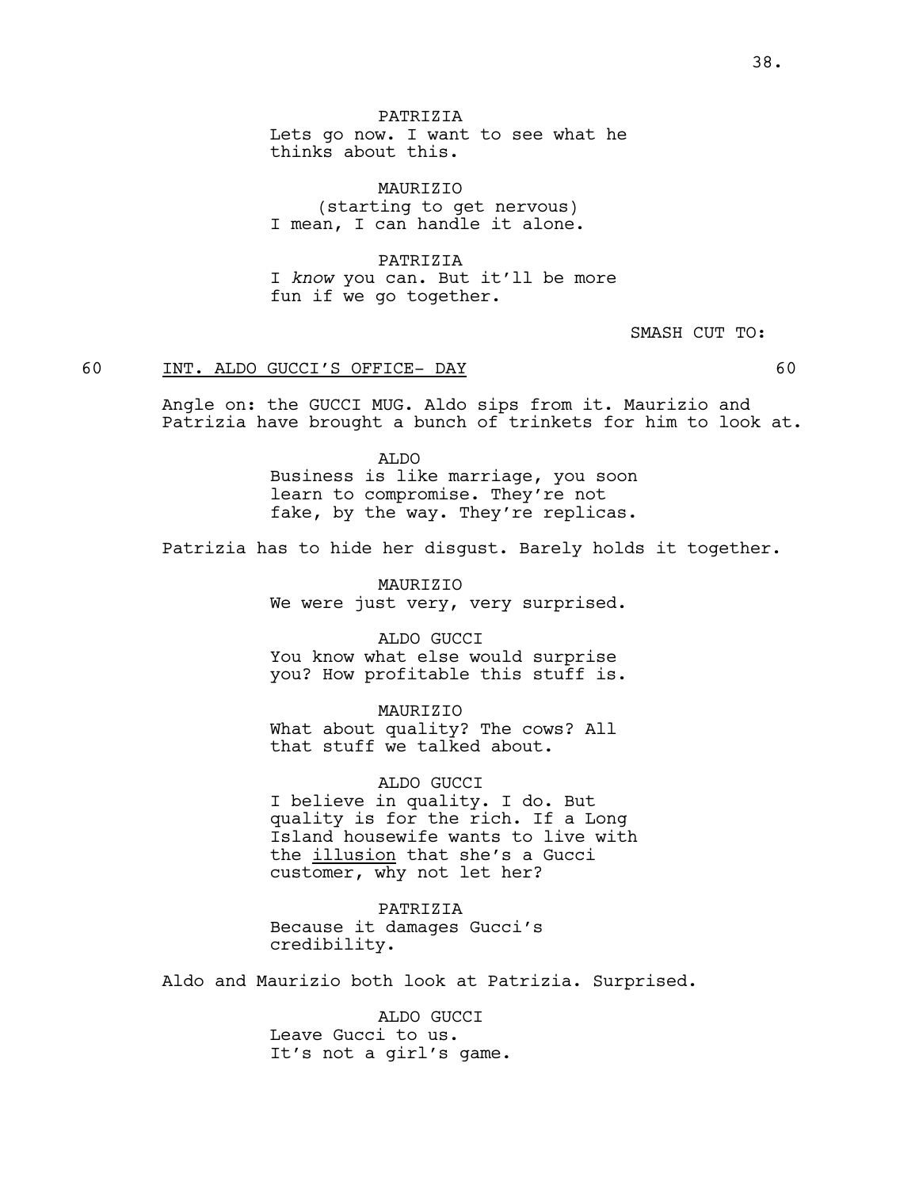PATRIZIA
Lets go now. I want to see what he thinks about this.

MAURIZIO
(starting to get nervous)
I mean, I can handle it alone.

PATRIZIA
I *know* you can. But it'll be more fun if we go together.

SMASH CUT TO:

60 INT. ALDO GUCCI'S OFFICE- DAY 60

Angle on: the GUCCI MUG. Aldo sips from it. Maurizio and Patrizia have brought a bunch of trinkets for him to look at.

ALDO
Business is like marriage, you soon learn to compromise. They're not fake, by the way. They're replicas.

Patrizia has to hide her disgust. Barely holds it together.

MAURIZIO
We were just very, very surprised.

ALDO GUCCI
You know what else would surprise you? How profitable this stuff is.

MAURIZIO
What about quality? The cows? All that stuff we talked about.

ALDO GUCCI
I believe in quality. I do. But quality is for the rich. If a Long Island housewife wants to live with the <u>illusion</u> that she's a Gucci customer, why not let her?

PATRIZIA
Because it damages Gucci's credibility.

Aldo and Maurizio both look at Patrizia. Surprised.

ALDO GUCCI
Leave Gucci to us.
It's not a girl's game.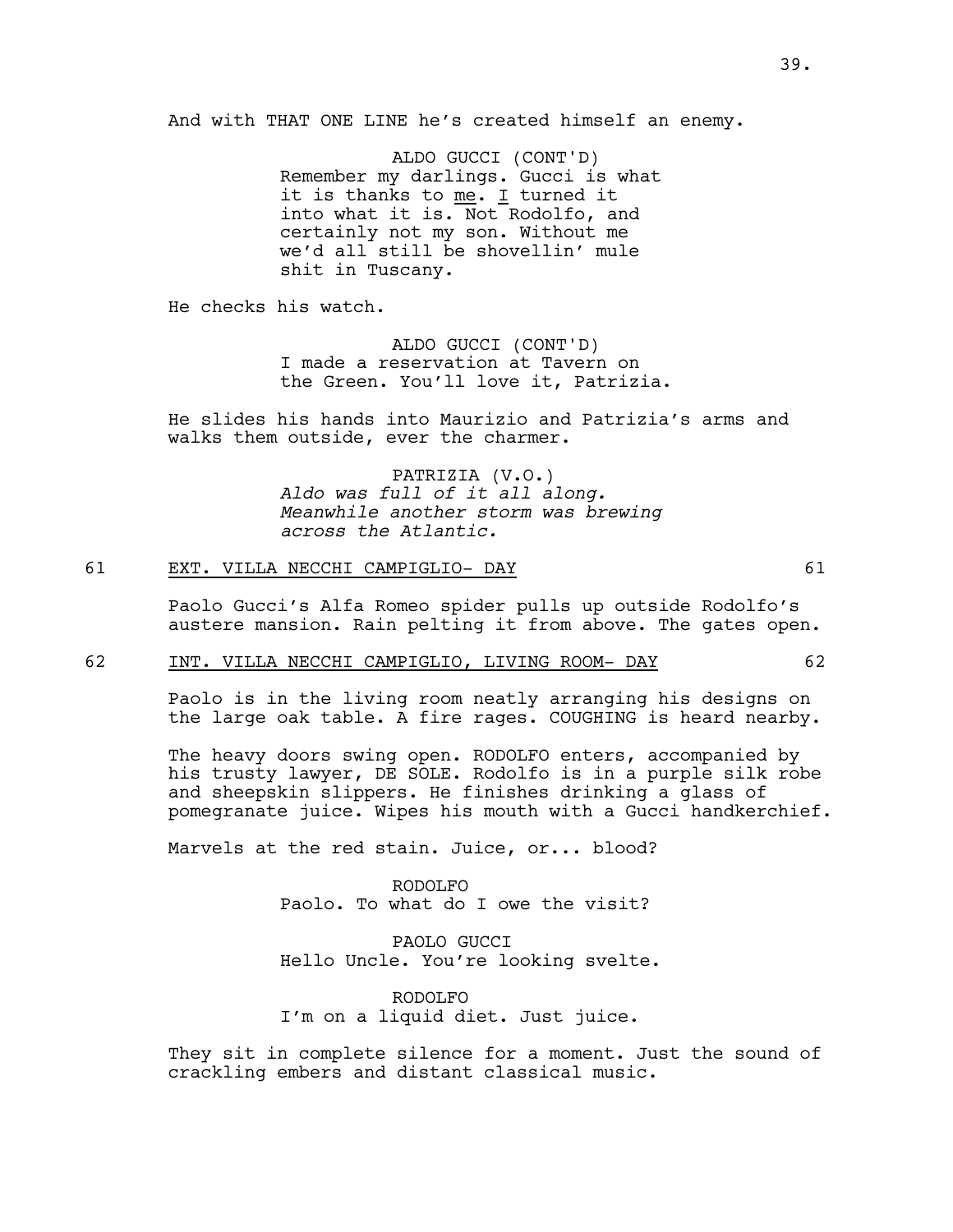And with THAT ONE LINE he's created himself an enemy.

ALDO GUCCI (CONT'D)
Remember my darlings. Gucci is what it is thanks to <u>me</u>. <u>I</u> turned it into what it is. Not Rodolfo, and certainly not my son. Without me we'd all still be shovellin' mule shit in Tuscany.

He checks his watch.

ALDO GUCCI (CONT'D)
I made a reservation at Tavern on the Green. You'll love it, Patrizia.

He slides his hands into Maurizio and Patrizia's arms and walks them outside, ever the charmer.

PATRIZIA (V.O.)
*Aldo was full of it all along. Meanwhile another storm was brewing across the Atlantic.*

61 <u>EXT. VILLA NECCHI CAMPIGLIO- DAY</u> 61

Paolo Gucci's Alfa Romeo spider pulls up outside Rodolfo's austere mansion. Rain pelting it from above. The gates open.

62 <u>INT. VILLA NECCHI CAMPIGLIO, LIVING ROOM- DAY</u> 62

Paolo is in the living room neatly arranging his designs on the large oak table. A fire rages. COUGHING is heard nearby.

The heavy doors swing open. RODOLFO enters, accompanied by his trusty lawyer, DE SOLE. Rodolfo is in a purple silk robe and sheepskin slippers. He finishes drinking a glass of pomegranate juice. Wipes his mouth with a Gucci handkerchief.

Marvels at the red stain. Juice, or... blood?

RODOLFO
Paolo. To what do I owe the visit?

PAOLO GUCCI
Hello Uncle. You're looking svelte.

RODOLFO
I'm on a liquid diet. Just juice.

They sit in complete silence for a moment. Just the sound of crackling embers and distant classical music.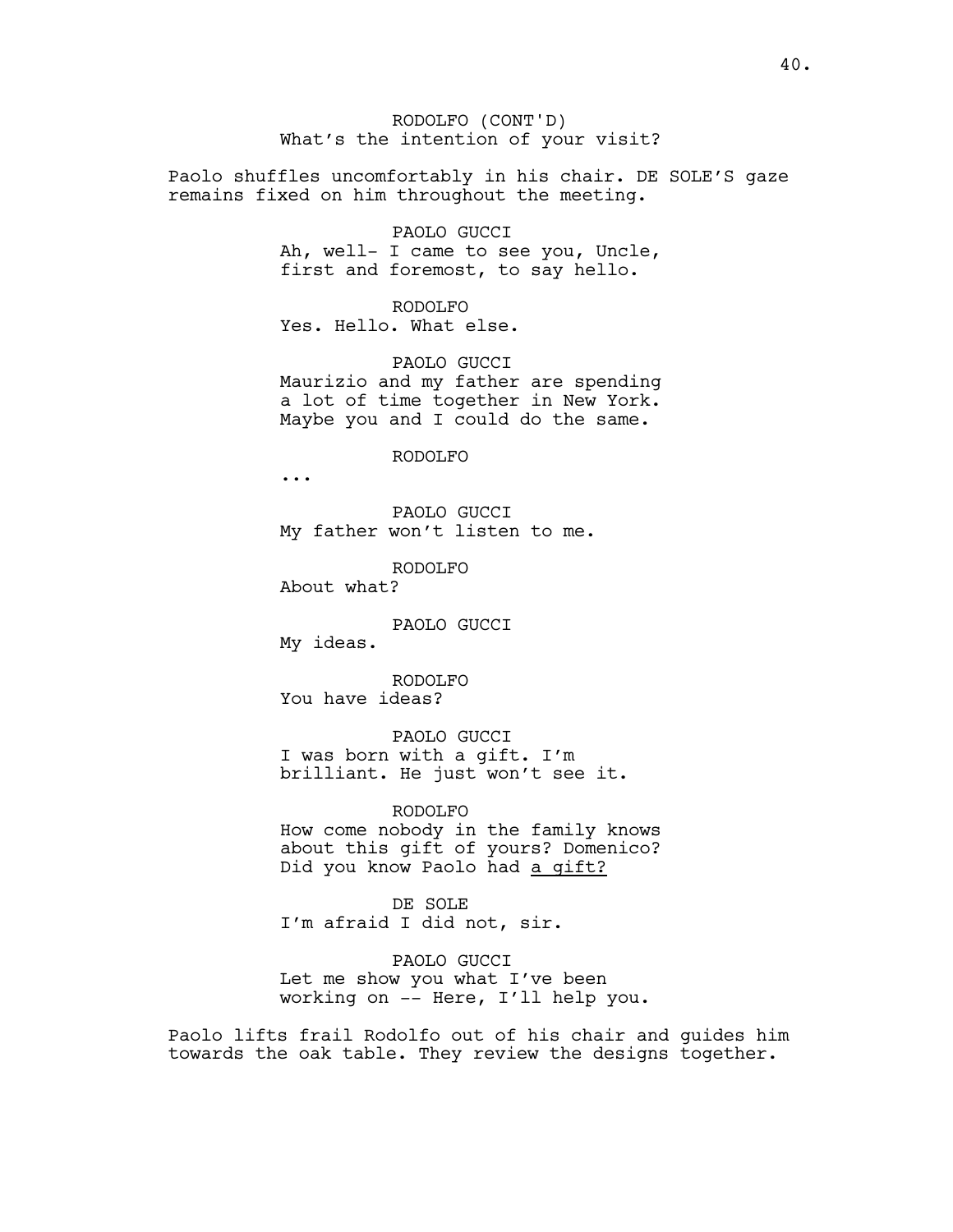RODOLFO (CONT'D)
What's the intention of your visit?

Paolo shuffles uncomfortably in his chair. DE SOLE'S gaze remains fixed on him throughout the meeting.

PAOLO GUCCI
Ah, well- I came to see you, Uncle, first and foremost, to say hello.

RODOLFO
Yes. Hello. What else.

PAOLO GUCCI
Maurizio and my father are spending a lot of time together in New York. Maybe you and I could do the same.

RODOLFO
...

PAOLO GUCCI
My father won't listen to me.

RODOLFO
About what?

PAOLO GUCCI
My ideas.

RODOLFO
You have ideas?

PAOLO GUCCI
I was born with a gift. I'm brilliant. He just won't see it.

RODOLFO
How come nobody in the family knows about this gift of yours? Domenico? Did you know Paolo had <u>a gift?</u>

DE SOLE
I'm afraid I did not, sir.

PAOLO GUCCI
Let me show you what I've been working on -- Here, I'll help you.

Paolo lifts frail Rodolfo out of his chair and guides him towards the oak table. They review the designs together.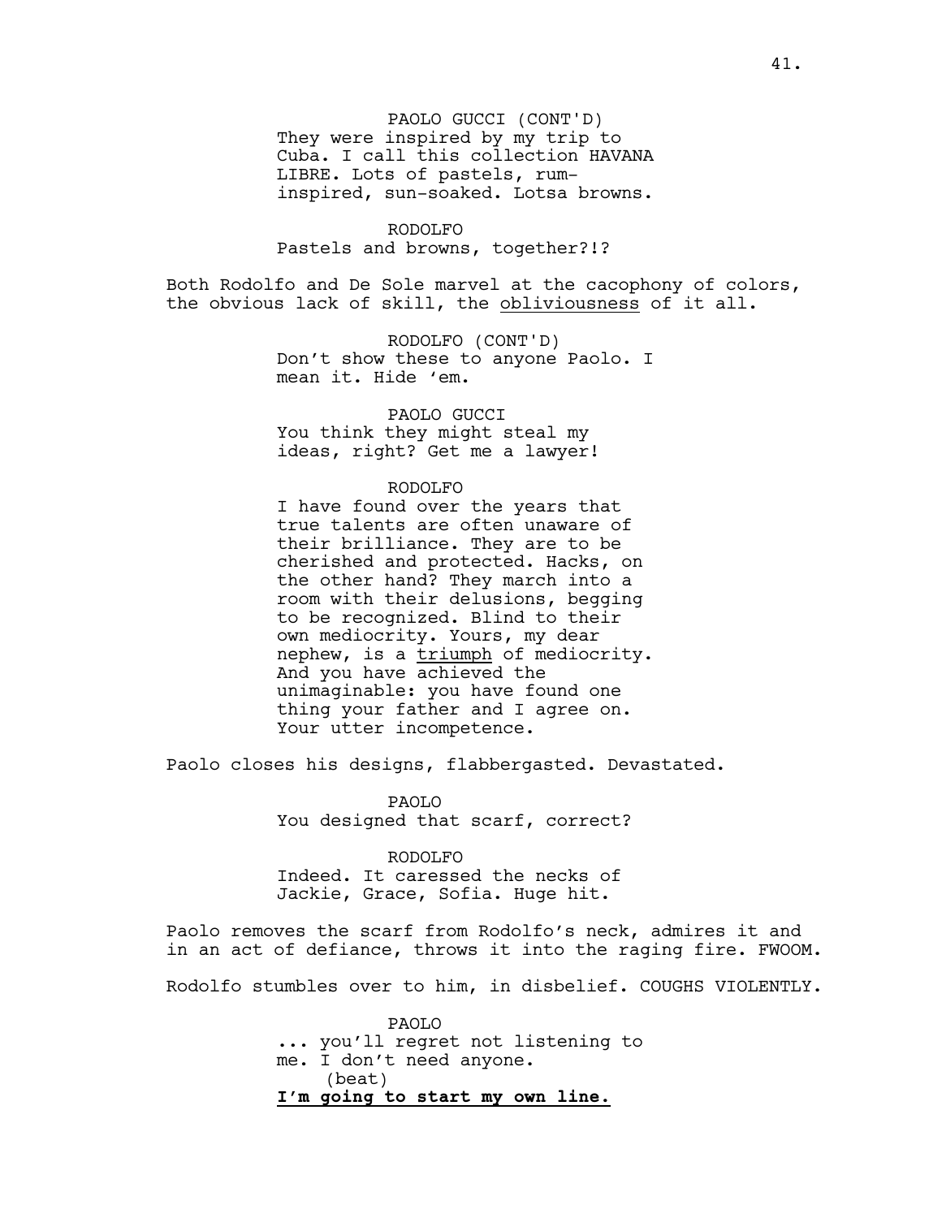PAOLO GUCCI (CONT'D)
They were inspired by my trip to Cuba. I call this collection HAVANA LIBRE. Lots of pastels, rum-inspired, sun-soaked. Lotsa browns.

RODOLFO
Pastels and browns, together?!?

Both Rodolfo and De Sole marvel at the cacophony of colors, the obvious lack of skill, the <u>obliviousness</u> of it all.

RODOLFO (CONT'D)
Don't show these to anyone Paolo. I mean it. Hide 'em.

PAOLO GUCCI
You think they might steal my ideas, right? Get me a lawyer!

RODOLFO
I have found over the years that true talents are often unaware of their brilliance. They are to be cherished and protected. Hacks, on the other hand? They march into a room with their delusions, begging to be recognized. Blind to their own mediocrity. Yours, my dear nephew, is a <u>triumph</u> of mediocrity. And you have achieved the unimaginable: you have found one thing your father and I agree on. Your utter incompetence.

Paolo closes his designs, flabbergasted. Devastated.

PAOLO
You designed that scarf, correct?

RODOLFO
Indeed. It caressed the necks of Jackie, Grace, Sofia. Huge hit.

Paolo removes the scarf from Rodolfo's neck, admires it and in an act of defiance, throws it into the raging fire. FWOOM.

Rodolfo stumbles over to him, in disbelief. COUGHS VIOLENTLY.

PAOLO
... you'll regret not listening to me. I don't need anyone.
(beat)
**<u>I'm going to start my own line.</u>**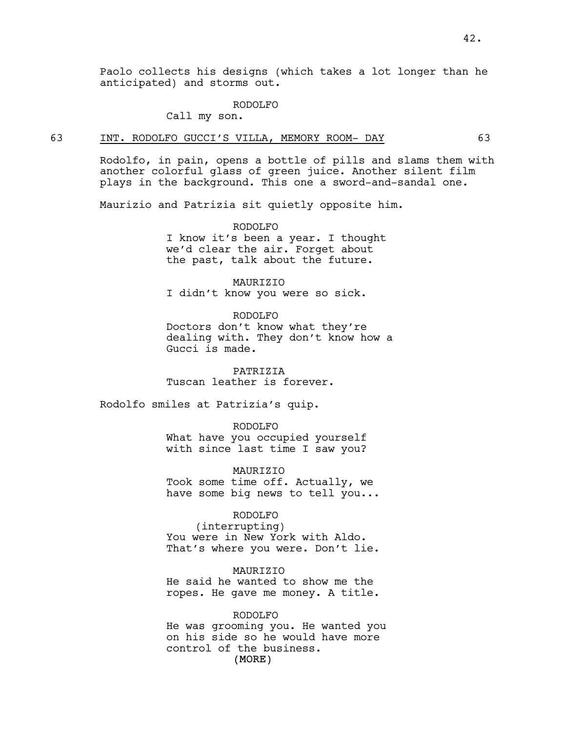Paolo collects his designs (which takes a lot longer than he anticipated) and storms out.

RODOLFO
Call my son.

63 INT. RODOLFO GUCCI'S VILLA, MEMORY ROOM- DAY 63

Rodolfo, in pain, opens a bottle of pills and slams them with another colorful glass of green juice. Another silent film plays in the background. This one a sword-and-sandal one.

Maurizio and Patrizia sit quietly opposite him.

RODOLFO
I know it's been a year. I thought we'd clear the air. Forget about the past, talk about the future.

MAURIZIO
I didn't know you were so sick.

RODOLFO
Doctors don't know what they're dealing with. They don't know how a Gucci is made.

PATRIZIA
Tuscan leather is forever.

Rodolfo smiles at Patrizia's quip.

RODOLFO
What have you occupied yourself with since last time I saw you?

MAURIZIO
Took some time off. Actually, we have some big news to tell you...

RODOLFO
(interrupting)
You were in New York with Aldo. That's where you were. Don't lie.

MAURIZIO
He said he wanted to show me the ropes. He gave me money. A title.

RODOLFO
He was grooming you. He wanted you on his side so he would have more control of the business.
(MORE)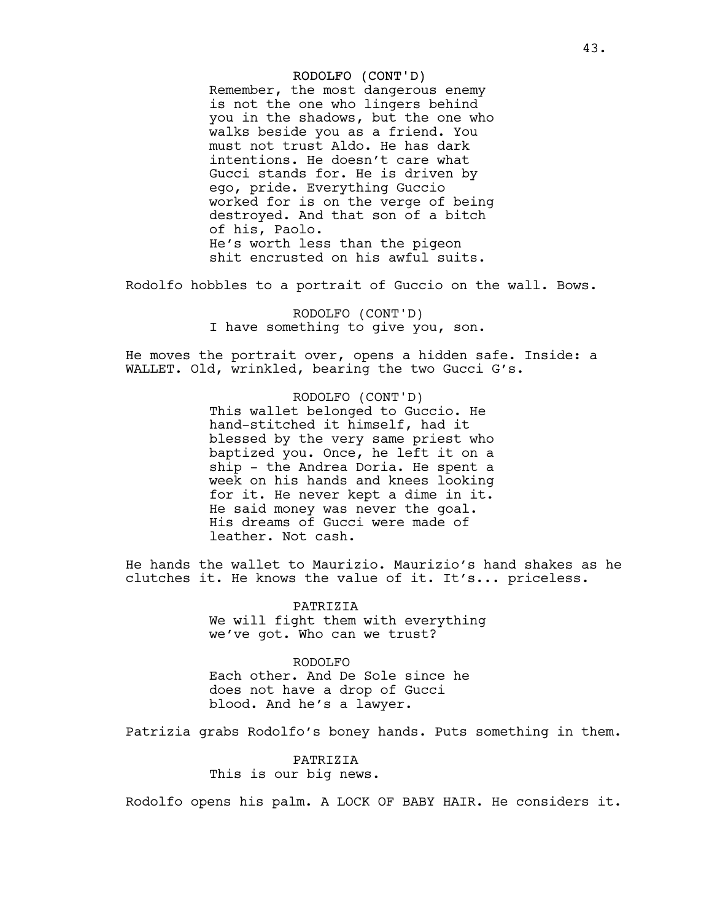RODOLFO (CONT'D)
Remember, the most dangerous enemy is not the one who lingers behind you in the shadows, but the one who walks beside you as a friend. You must not trust Aldo. He has dark intentions. He doesn't care what Gucci stands for. He is driven by ego, pride. Everything Guccio worked for is on the verge of being destroyed. And that son of a bitch of his, Paolo.
He's worth less than the pigeon shit encrusted on his awful suits.

Rodolfo hobbles to a portrait of Guccio on the wall. Bows.

RODOLFO (CONT'D)
I have something to give you, son.

He moves the portrait over, opens a hidden safe. Inside: a WALLET. Old, wrinkled, bearing the two Gucci G's.

RODOLFO (CONT'D)
This wallet belonged to Guccio. He hand-stitched it himself, had it blessed by the very same priest who baptized you. Once, he left it on a ship - the Andrea Doria. He spent a week on his hands and knees looking for it. He never kept a dime in it. He said money was never the goal. His dreams of Gucci were made of leather. Not cash.

He hands the wallet to Maurizio. Maurizio's hand shakes as he clutches it. He knows the value of it. It's... priceless.

PATRIZIA
We will fight them with everything we've got. Who can we trust?

RODOLFO
Each other. And De Sole since he does not have a drop of Gucci blood. And he's a lawyer.

Patrizia grabs Rodolfo's boney hands. Puts something in them.

PATRIZIA
This is our big news.

Rodolfo opens his palm. A LOCK OF BABY HAIR. He considers it.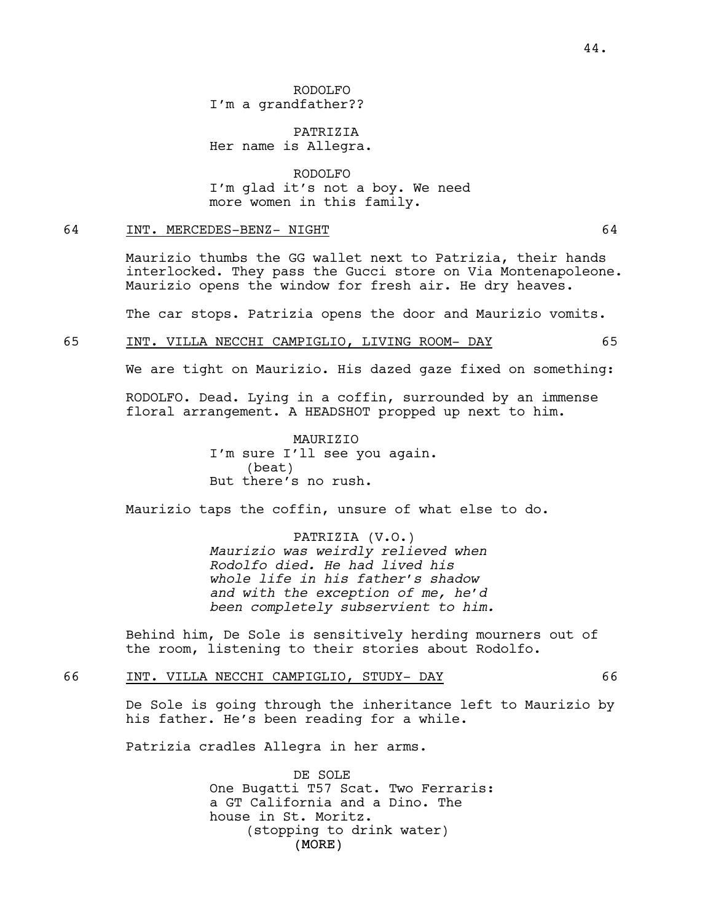RODOLFO
I'm a grandfather??

PATRIZIA
Her name is Allegra.

RODOLFO
I'm glad it's not a boy. We need more women in this family.

64 INT. MERCEDES-BENZ- NIGHT 64

Maurizio thumbs the GG wallet next to Patrizia, their hands interlocked. They pass the Gucci store on Via Montenapoleone. Maurizio opens the window for fresh air. He dry heaves.

The car stops. Patrizia opens the door and Maurizio vomits.

65 INT. VILLA NECCHI CAMPIGLIO, LIVING ROOM- DAY 65

We are tight on Maurizio. His dazed gaze fixed on something:

RODOLFO. Dead. Lying in a coffin, surrounded by an immense floral arrangement. A HEADSHOT propped up next to him.

MAURIZIO
I'm sure I'll see you again.
(beat)
But there's no rush.

Maurizio taps the coffin, unsure of what else to do.

PATRIZIA (V.O.)
*Maurizio was weirdly relieved when Rodolfo died. He had lived his whole life in his father's shadow and with the exception of me, he'd been completely subservient to him.*

Behind him, De Sole is sensitively herding mourners out of the room, listening to their stories about Rodolfo.

66 INT. VILLA NECCHI CAMPIGLIO, STUDY- DAY 66

De Sole is going through the inheritance left to Maurizio by his father. He's been reading for a while.

Patrizia cradles Allegra in her arms.

DE SOLE
One Bugatti T57 Scat. Two Ferraris: a GT California and a Dino. The house in St. Moritz.
(stopping to drink water)
(MORE)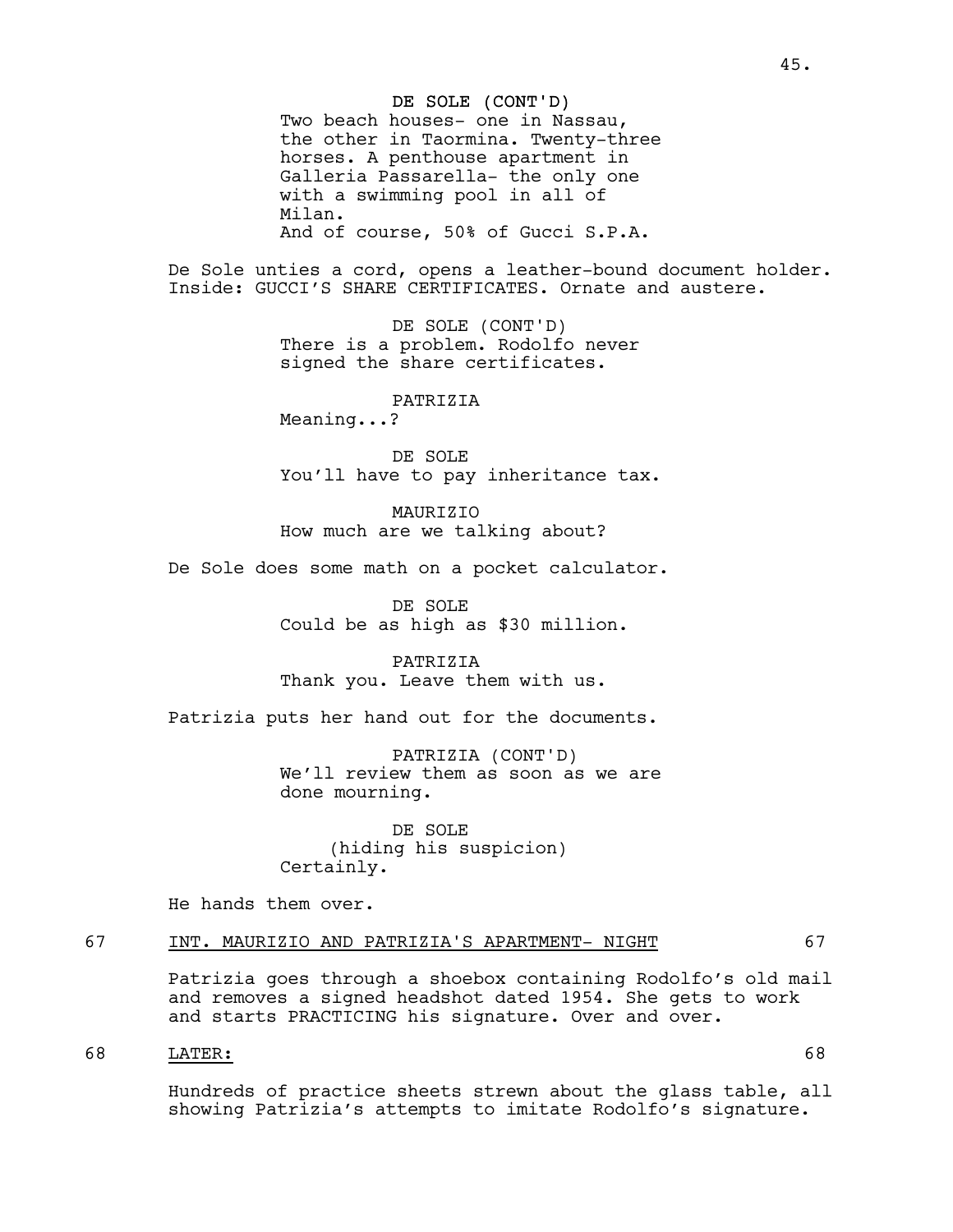DE SOLE (CONT'D)
Two beach houses- one in Nassau, the other in Taormina. Twenty-three horses. A penthouse apartment in Galleria Passarella- the only one with a swimming pool in all of Milan.
And of course, 50% of Gucci S.P.A.

De Sole unties a cord, opens a leather-bound document holder. Inside: GUCCI'S SHARE CERTIFICATES. Ornate and austere.

DE SOLE (CONT'D)
There is a problem. Rodolfo never signed the share certificates.

PATRIZIA
Meaning...?

DE SOLE
You'll have to pay inheritance tax.

MAURIZIO
How much are we talking about?

De Sole does some math on a pocket calculator.

DE SOLE
Could be as high as $30 million.

PATRIZIA
Thank you. Leave them with us.

Patrizia puts her hand out for the documents.

PATRIZIA (CONT'D)
We'll review them as soon as we are done mourning.

DE SOLE
(hiding his suspicion)
Certainly.

He hands them over.

67 INT. MAURIZIO AND PATRIZIA'S APARTMENT- NIGHT 67

Patrizia goes through a shoebox containing Rodolfo's old mail and removes a signed headshot dated 1954. She gets to work and starts PRACTICING his signature. Over and over.

68 LATER: 68

Hundreds of practice sheets strewn about the glass table, all showing Patrizia's attempts to imitate Rodolfo's signature.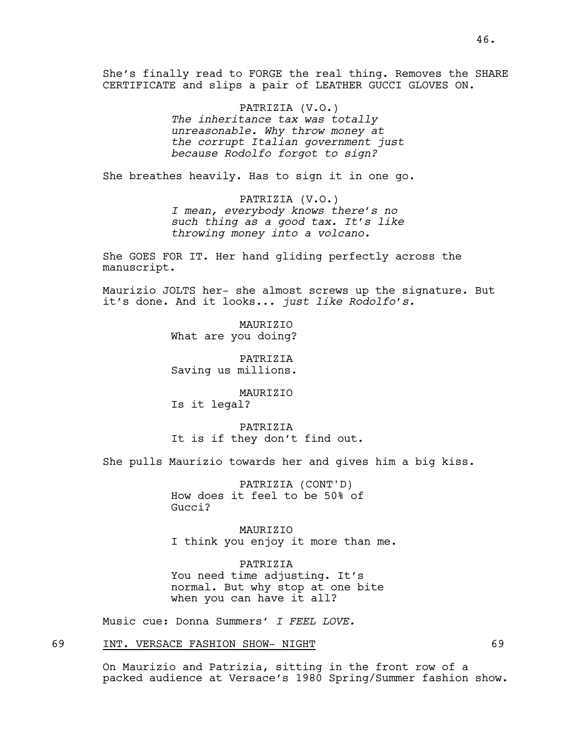She's finally read to FORGE the real thing. Removes the SHARE CERTIFICATE and slips a pair of LEATHER GUCCI GLOVES ON.

PATRIZIA (V.O.)
*The inheritance tax was totally unreasonable. Why throw money at the corrupt Italian government just because Rodolfo forgot to sign?*

She breathes heavily. Has to sign it in one go.

PATRIZIA (V.O.)
*I mean, everybody knows there's no such thing as a good tax. It's like throwing money into a volcano.*

She GOES FOR IT. Her hand gliding perfectly across the manuscript.

Maurizio JOLTS her- she almost screws up the signature. But it's done. And it looks... *just like Rodolfo's.*

MAURIZIO
What are you doing?

PATRIZIA
Saving us millions.

MAURIZIO
Is it legal?

PATRIZIA
It is if they don't find out.

She pulls Maurizio towards her and gives him a big kiss.

PATRIZIA (CONT'D)
How does it feel to be 50% of Gucci?

MAURIZIO
I think you enjoy it more than me.

PATRIZIA
You need time adjusting. It's normal. But why stop at one bite when you can have it all?

Music cue: Donna Summers' *I FEEL LOVE.*

69 INT. VERSACE FASHION SHOW- NIGHT 69

On Maurizio and Patrizia, sitting in the front row of a packed audience at Versace's 1980 Spring/Summer fashion show.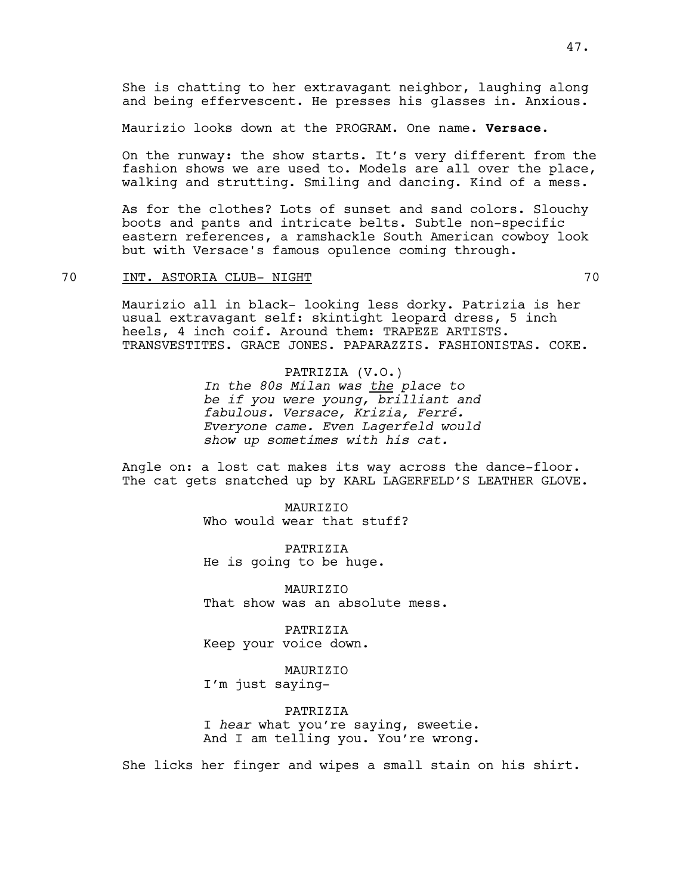She is chatting to her extravagant neighbor, laughing along and being effervescent. He presses his glasses in. Anxious.

Maurizio looks down at the PROGRAM. One name. **Versace.**

On the runway: the show starts. It's very different from the fashion shows we are used to. Models are all over the place, walking and strutting. Smiling and dancing. Kind of a mess.

As for the clothes? Lots of sunset and sand colors. Slouchy boots and pants and intricate belts. Subtle non-specific eastern references, a ramshackle South American cowboy look but with Versace's famous opulence coming through.

70 INT. ASTORIA CLUB- NIGHT 70

Maurizio all in black- looking less dorky. Patrizia is her usual extravagant self: skintight leopard dress, 5 inch heels, 4 inch coif. Around them: TRAPEZE ARTISTS. TRANSVESTITES. GRACE JONES. PAPARAZZIS. FASHIONISTAS. COKE.

PATRIZIA (V.O.)
*In the 80s Milan was the place to be if you were young, brilliant and fabulous. Versace, Krizia, Ferré. Everyone came. Even Lagerfeld would show up sometimes with his cat.*

Angle on: a lost cat makes its way across the dance-floor. The cat gets snatched up by KARL LAGERFELD'S LEATHER GLOVE.

MAURIZIO
Who would wear that stuff?

PATRIZIA
He is going to be huge.

MAURIZIO
That show was an absolute mess.

PATRIZIA
Keep your voice down.

MAURIZIO
I'm just saying-

PATRIZIA
I *hear* what you're saying, sweetie. And I am telling you. You're wrong.

She licks her finger and wipes a small stain on his shirt.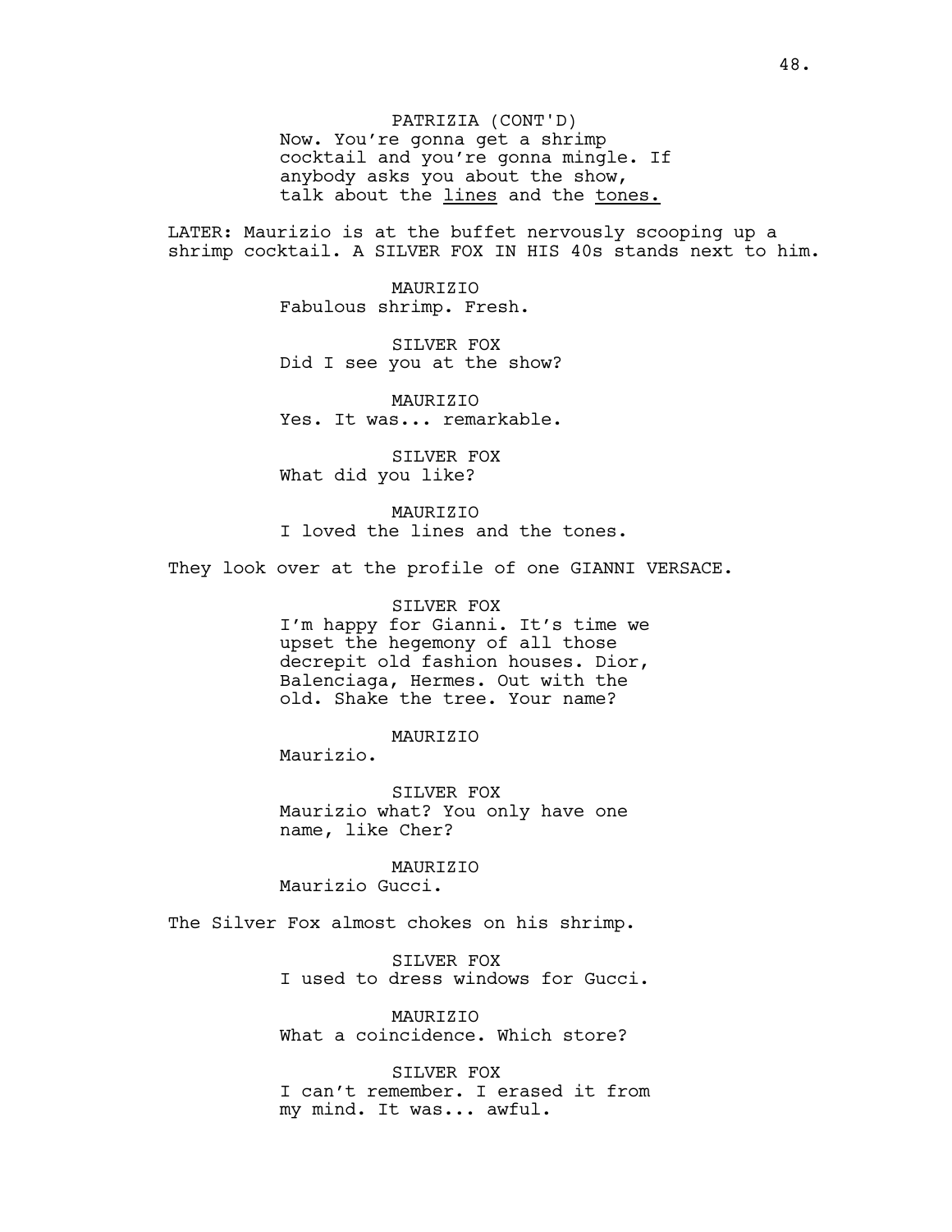PATRIZIA (CONT'D)
Now. You're gonna get a shrimp cocktail and you're gonna mingle. If anybody asks you about the show, talk about the <u>lines</u> and the <u>tones.</u>

LATER: Maurizio is at the buffet nervously scooping up a shrimp cocktail. A SILVER FOX IN HIS 40s stands next to him.

MAURIZIO
Fabulous shrimp. Fresh.

SILVER FOX
Did I see you at the show?

MAURIZIO
Yes. It was... remarkable.

SILVER FOX
What did you like?

MAURIZIO
I loved the lines and the tones.

They look over at the profile of one GIANNI VERSACE.

SILVER FOX
I'm happy for Gianni. It's time we upset the hegemony of all those decrepit old fashion houses. Dior, Balenciaga, Hermes. Out with the old. Shake the tree. Your name?

MAURIZIO
Maurizio.

SILVER FOX
Maurizio what? You only have one name, like Cher?

MAURIZIO
Maurizio Gucci.

The Silver Fox almost chokes on his shrimp.

SILVER FOX
I used to dress windows for Gucci.

MAURIZIO
What a coincidence. Which store?

SILVER FOX
I can't remember. I erased it from my mind. It was... awful.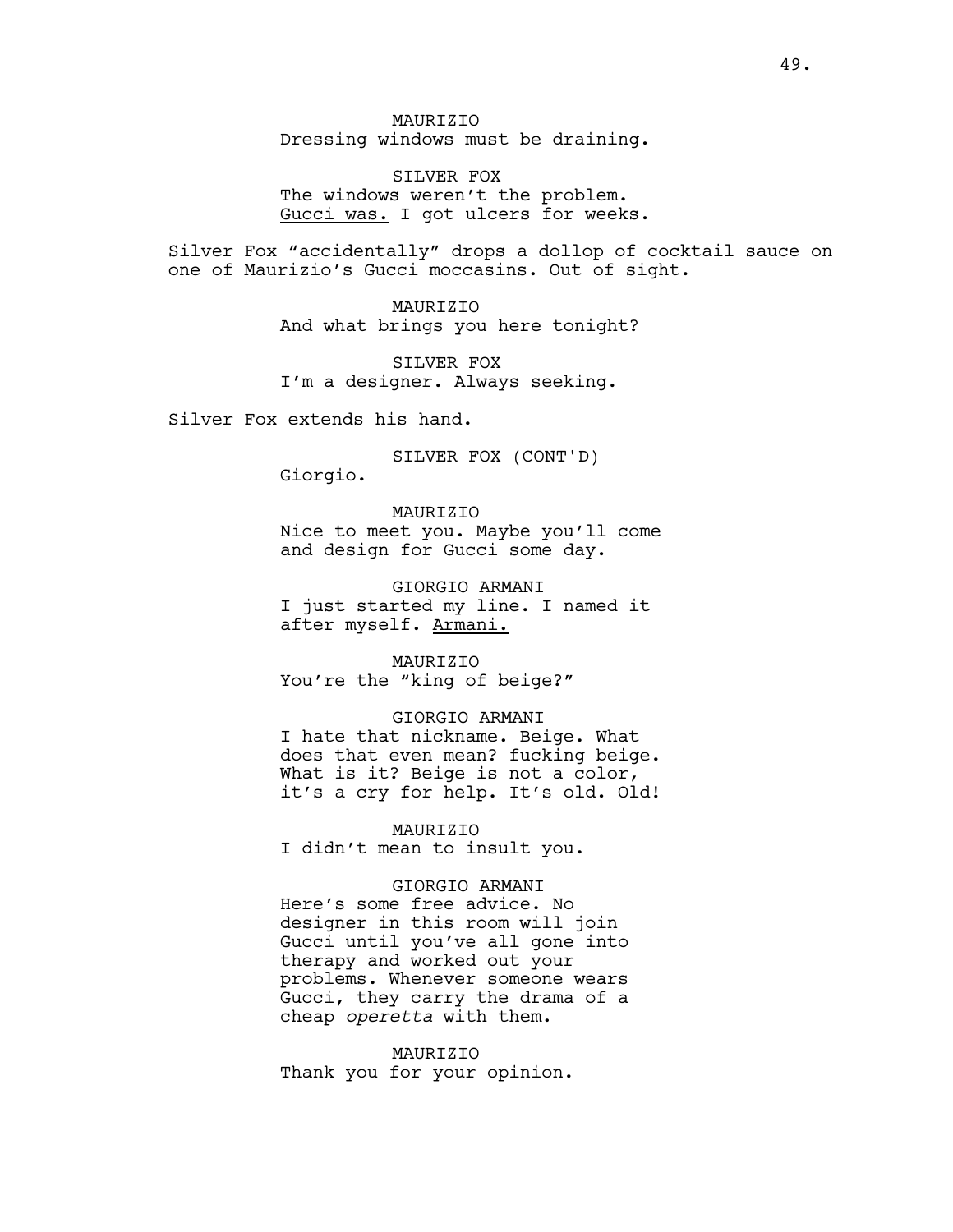MAURIZIO
Dressing windows must be draining.

SILVER FOX
The windows weren't the problem. Gucci was. I got ulcers for weeks.

Silver Fox "accidentally" drops a dollop of cocktail sauce on one of Maurizio's Gucci moccasins. Out of sight.

MAURIZIO
And what brings you here tonight?

SILVER FOX
I'm a designer. Always seeking.

Silver Fox extends his hand.

SILVER FOX (CONT'D)
Giorgio.

MAURIZIO
Nice to meet you. Maybe you'll come and design for Gucci some day.

GIORGIO ARMANI
I just started my line. I named it after myself. Armani.

MAURIZIO
You're the "king of beige?"

GIORGIO ARMANI
I hate that nickname. Beige. What does that even mean? fucking beige. What is it? Beige is not a color, it's a cry for help. It's old. Old!

MAURIZIO
I didn't mean to insult you.

GIORGIO ARMANI
Here's some free advice. No designer in this room will join Gucci until you've all gone into therapy and worked out your problems. Whenever someone wears Gucci, they carry the drama of a cheap *operetta* with them.

MAURIZIO
Thank you for your opinion.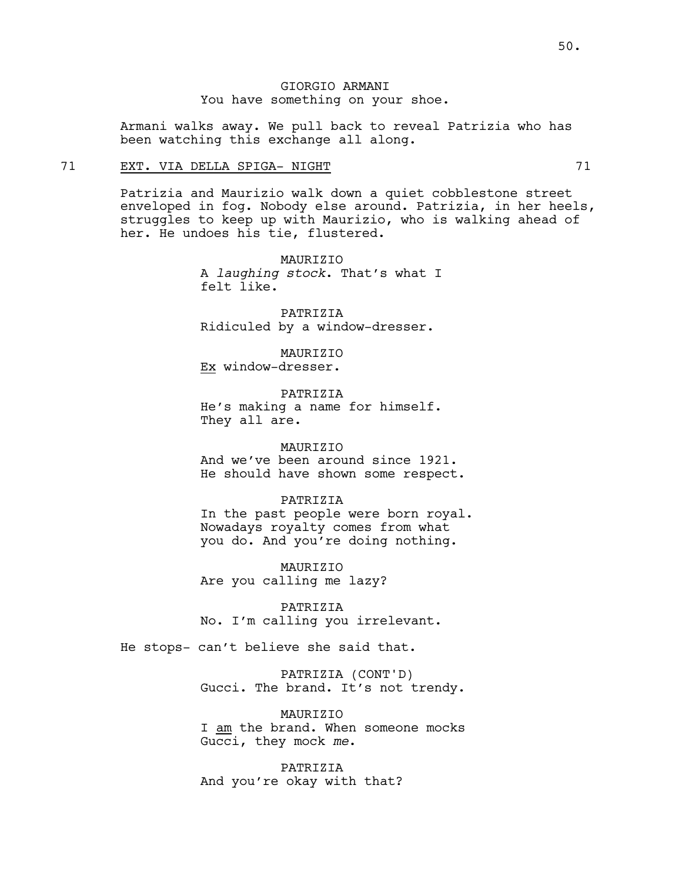GIORGIO ARMANI
You have something on your shoe.

Armani walks away. We pull back to reveal Patrizia who has been watching this exchange all along.

71 EXT. VIA DELLA SPIGA- NIGHT 71

Patrizia and Maurizio walk down a quiet cobblestone street enveloped in fog. Nobody else around. Patrizia, in her heels, struggles to keep up with Maurizio, who is walking ahead of her. He undoes his tie, flustered.

MAURIZIO
A *laughing stock*. That's what I felt like.

PATRIZIA
Ridiculed by a window-dresser.

MAURIZIO
Ex window-dresser.

PATRIZIA
He's making a name for himself. They all are.

MAURIZIO
And we've been around since 1921. He should have shown some respect.

PATRIZIA
In the past people were born royal. Nowadays royalty comes from what you do. And you're doing nothing.

MAURIZIO
Are you calling me lazy?

PATRIZIA
No. I'm calling you irrelevant.

He stops- can't believe she said that.

PATRIZIA (CONT'D)
Gucci. The brand. It's not trendy.

MAURIZIO
I am the brand. When someone mocks Gucci, they mock *me*.

PATRIZIA
And you're okay with that?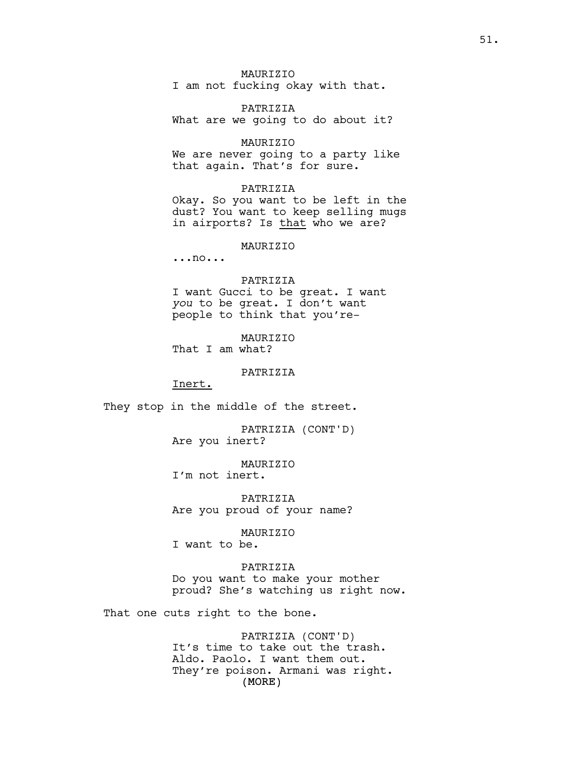MAURIZIO
I am not fucking okay with that.

PATRIZIA
What are we going to do about it?

MAURIZIO
We are never going to a party like that again. That's for sure.

PATRIZIA
Okay. So you want to be left in the dust? You want to keep selling mugs in airports? Is <u>that</u> who we are?

MAURIZIO
...no...

PATRIZIA
I want Gucci to be great. I want *you* to be great. I don't want people to think that you're-

MAURIZIO
That I am what?

PATRIZIA
<u>Inert.</u>

They stop in the middle of the street.

PATRIZIA (CONT'D)
Are you inert?

MAURIZIO
I'm not inert.

PATRIZIA
Are you proud of your name?

MAURIZIO
I want to be.

PATRIZIA
Do you want to make your mother proud? She's watching us right now.

That one cuts right to the bone.

PATRIZIA (CONT'D)
It's time to take out the trash. Aldo. Paolo. I want them out. They're poison. Armani was right.
(MORE)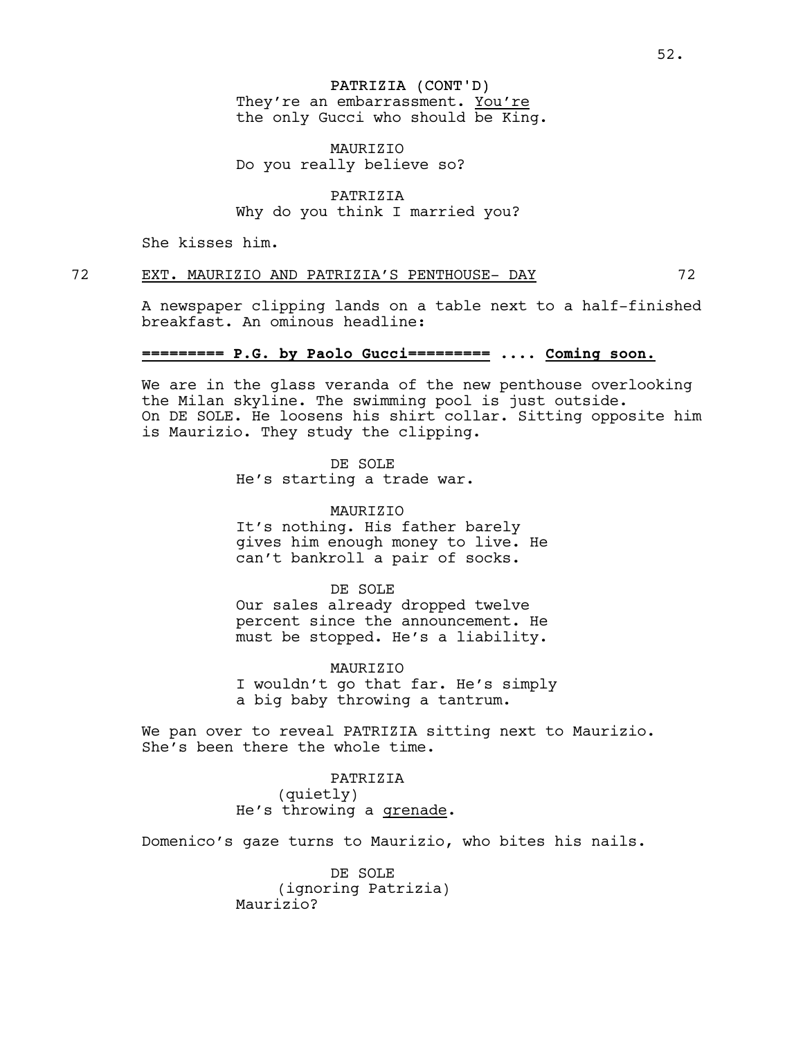PATRIZIA (CONT'D)
They're an embarrassment. <u>You're</u> the only Gucci who should be King.

MAURIZIO
Do you really believe so?

PATRIZIA
Why do you think I married you?

She kisses him.

72 EXT. MAURIZIO AND PATRIZIA'S PENTHOUSE- DAY 72

A newspaper clipping lands on a table next to a half-finished breakfast. An ominous headline:

**<u>========= P.G. by Paolo Gucci=========</u> .... <u>Coming soon.</u>**

We are in the glass veranda of the new penthouse overlooking the Milan skyline. The swimming pool is just outside. On DE SOLE. He loosens his shirt collar. Sitting opposite him is Maurizio. They study the clipping.

DE SOLE
He's starting a trade war.

MAURIZIO
It's nothing. His father barely gives him enough money to live. He can't bankroll a pair of socks.

DE SOLE
Our sales already dropped twelve percent since the announcement. He must be stopped. He's a liability.

MAURIZIO
I wouldn't go that far. He's simply a big baby throwing a tantrum.

We pan over to reveal PATRIZIA sitting next to Maurizio. She's been there the whole time.

PATRIZIA
(quietly)
He's throwing a <u>grenade</u>.

Domenico's gaze turns to Maurizio, who bites his nails.

DE SOLE
(ignoring Patrizia)
Maurizio?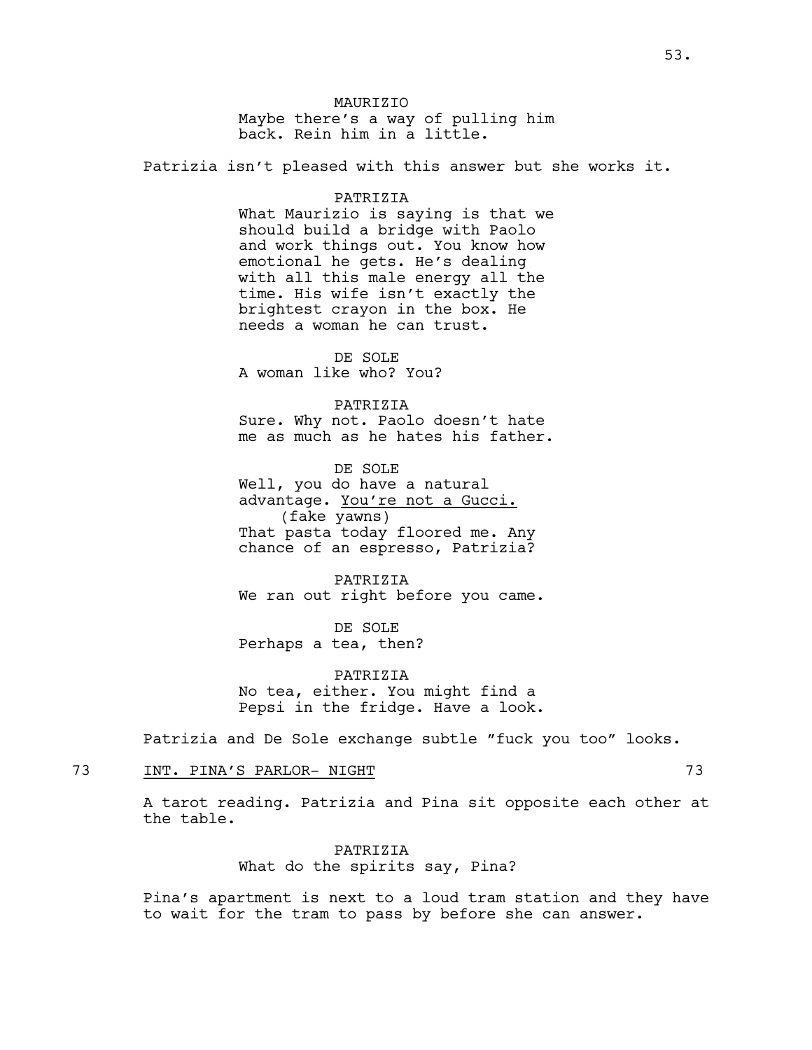MAURIZIO
Maybe there's a way of pulling him back. Rein him in a little.

Patrizia isn't pleased with this answer but she works it.

PATRIZIA
What Maurizio is saying is that we should build a bridge with Paolo and work things out. You know how emotional he gets. He's dealing with all this male energy all the time. His wife isn't exactly the brightest crayon in the box. He needs a woman he can trust.

DE SOLE
A woman like who? You?

PATRIZIA
Sure. Why not. Paolo doesn't hate me as much as he hates his father.

DE SOLE
Well, you do have a natural advantage. <u>You're not a Gucci.</u>
(fake yawns)
That pasta today floored me. Any chance of an espresso, Patrizia?

PATRIZIA
We ran out right before you came.

DE SOLE
Perhaps a tea, then?

PATRIZIA
No tea, either. You might find a Pepsi in the fridge. Have a look.

Patrizia and De Sole exchange subtle "fuck you too" looks.

73 INT. PINA'S PARLOR- NIGHT 73

A tarot reading. Patrizia and Pina sit opposite each other at the table.

PATRIZIA
What do the spirits say, Pina?

Pina's apartment is next to a loud tram station and they have to wait for the tram to pass by before she can answer.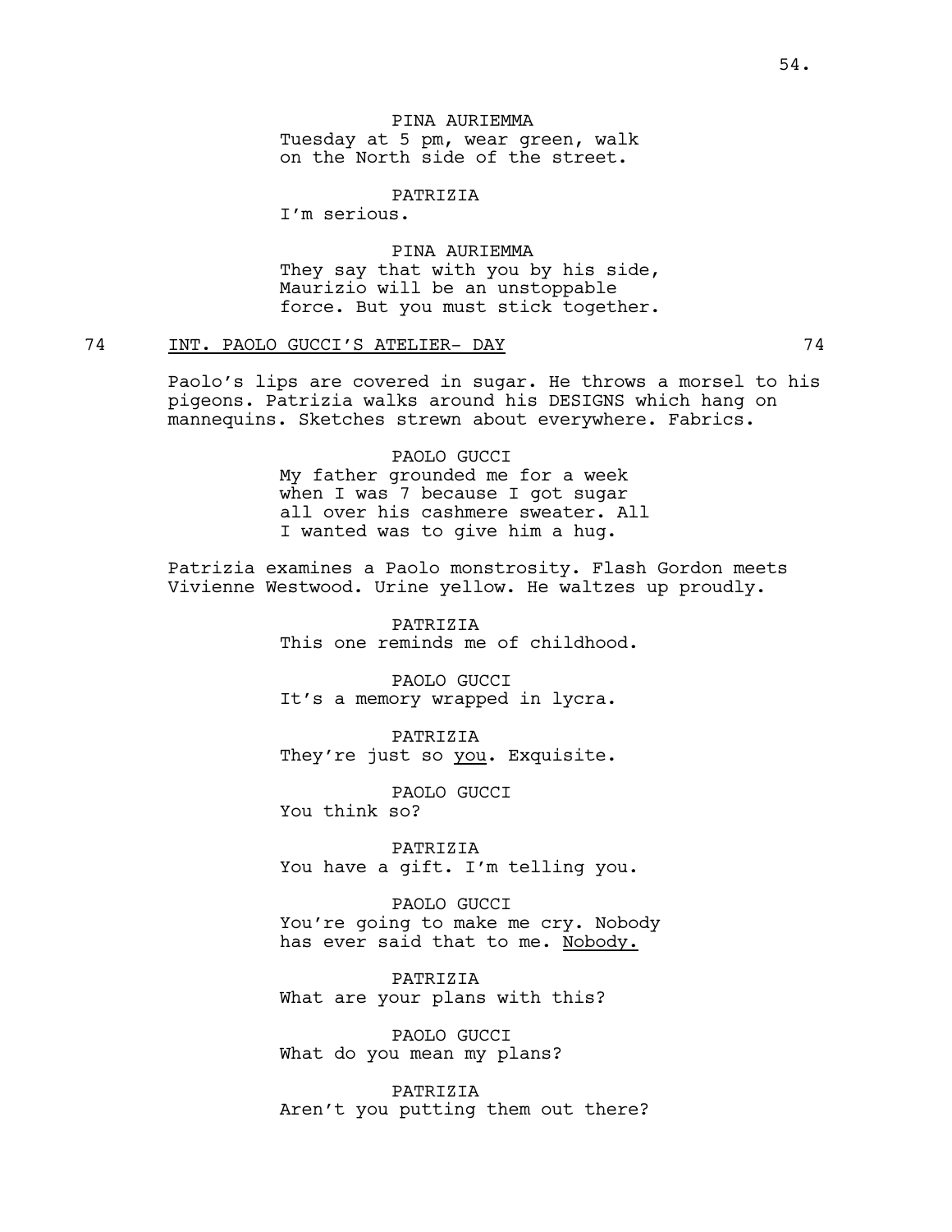PINA AURIEMMA
Tuesday at 5 pm, wear green, walk on the North side of the street.

PATRIZIA
I'm serious.

PINA AURIEMMA
They say that with you by his side, Maurizio will be an unstoppable force. But you must stick together.

74 INT. PAOLO GUCCI'S ATELIER- DAY 74

Paolo's lips are covered in sugar. He throws a morsel to his pigeons. Patrizia walks around his DESIGNS which hang on mannequins. Sketches strewn about everywhere. Fabrics.

PAOLO GUCCI
My father grounded me for a week when I was 7 because I got sugar all over his cashmere sweater. All I wanted was to give him a hug.

Patrizia examines a Paolo monstrosity. Flash Gordon meets Vivienne Westwood. Urine yellow. He waltzes up proudly.

PATRIZIA
This one reminds me of childhood.

PAOLO GUCCI
It's a memory wrapped in lycra.

PATRIZIA
They're just so <u>you</u>. Exquisite.

PAOLO GUCCI
You think so?

PATRIZIA
You have a gift. I'm telling you.

PAOLO GUCCI
You're going to make me cry. Nobody has ever said that to me. <u>Nobody.</u>

PATRIZIA
What are your plans with this?

PAOLO GUCCI
What do you mean my plans?

PATRIZIA
Aren't you putting them out there?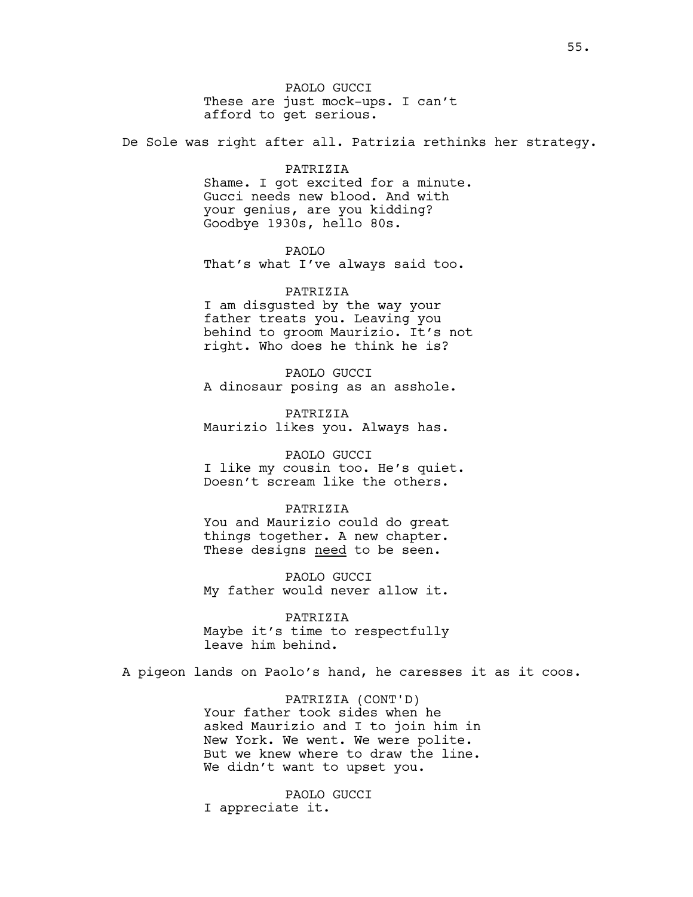PAOLO GUCCI
These are just mock-ups. I can't afford to get serious.

De Sole was right after all. Patrizia rethinks her strategy.

PATRIZIA
Shame. I got excited for a minute. Gucci needs new blood. And with your genius, are you kidding? Goodbye 1930s, hello 80s.

PAOLO
That's what I've always said too.

PATRIZIA
I am disgusted by the way your father treats you. Leaving you behind to groom Maurizio. It's not right. Who does he think he is?

PAOLO GUCCI
A dinosaur posing as an asshole.

PATRIZIA
Maurizio likes you. Always has.

PAOLO GUCCI
I like my cousin too. He's quiet. Doesn't scream like the others.

PATRIZIA
You and Maurizio could do great things together. A new chapter. These designs <u>need</u> to be seen.

PAOLO GUCCI
My father would never allow it.

PATRIZIA
Maybe it's time to respectfully leave him behind.

A pigeon lands on Paolo's hand, he caresses it as it coos.

PATRIZIA (CONT'D)
Your father took sides when he asked Maurizio and I to join him in New York. We went. We were polite. But we knew where to draw the line. We didn't want to upset you.

PAOLO GUCCI
I appreciate it.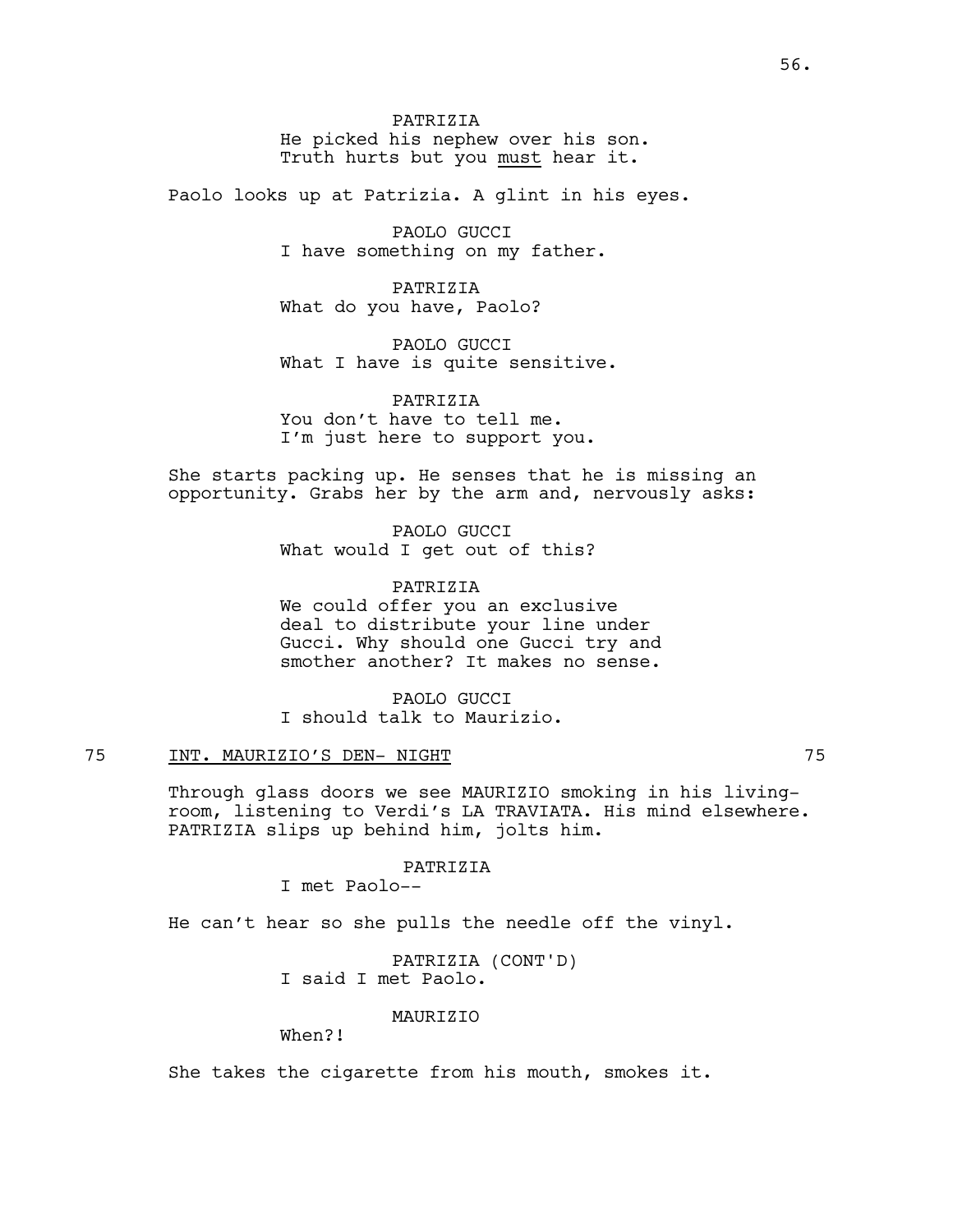PATRIZIA
He picked his nephew over his son.
Truth hurts but you must hear it.

Paolo looks up at Patrizia. A glint in his eyes.

PAOLO GUCCI
I have something on my father.

PATRIZIA
What do you have, Paolo?

PAOLO GUCCI
What I have is quite sensitive.

PATRIZIA
You don't have to tell me.
I'm just here to support you.

She starts packing up. He senses that he is missing an opportunity. Grabs her by the arm and, nervously asks:

PAOLO GUCCI
What would I get out of this?

PATRIZIA
We could offer you an exclusive deal to distribute your line under Gucci. Why should one Gucci try and smother another? It makes no sense.

PAOLO GUCCI
I should talk to Maurizio.

75 INT. MAURIZIO'S DEN- NIGHT 75

Through glass doors we see MAURIZIO smoking in his living-room, listening to Verdi's LA TRAVIATA. His mind elsewhere. PATRIZIA slips up behind him, jolts him.

PATRIZIA
I met Paolo--

He can't hear so she pulls the needle off the vinyl.

PATRIZIA (CONT'D)
I said I met Paolo.

MAURIZIO
When?!

She takes the cigarette from his mouth, smokes it.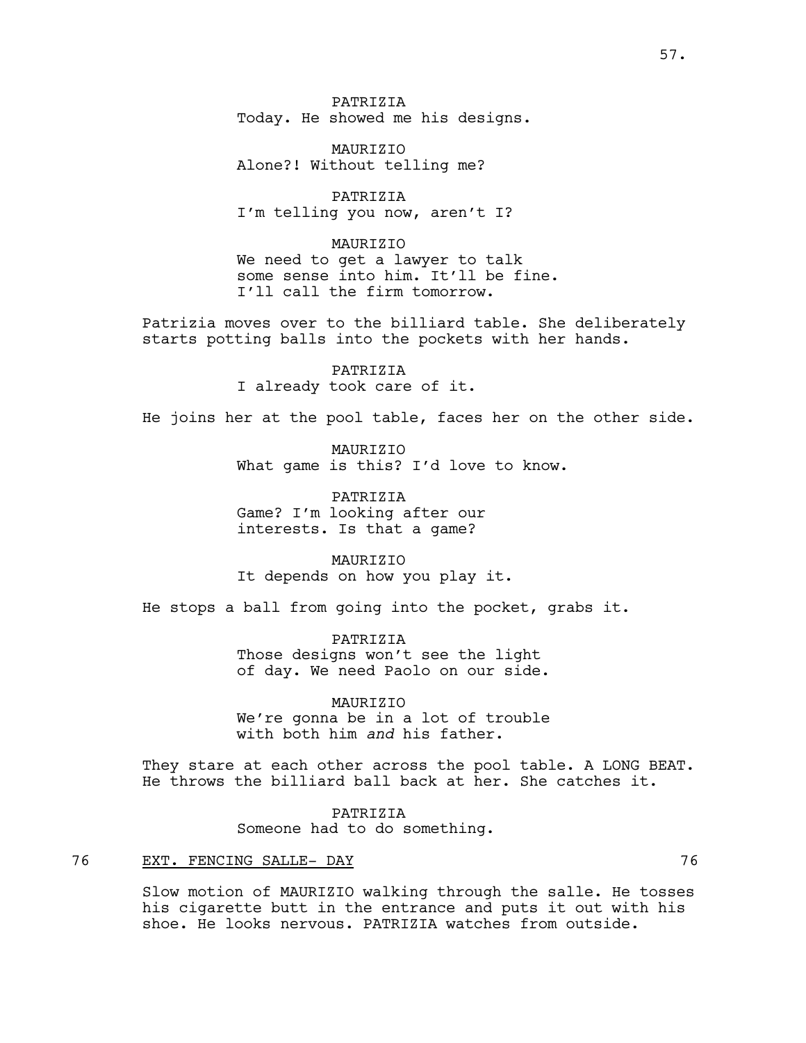PATRIZIA
Today. He showed me his designs.

MAURIZIO
Alone?! Without telling me?

PATRIZIA
I'm telling you now, aren't I?

MAURIZIO
We need to get a lawyer to talk some sense into him. It'll be fine. I'll call the firm tomorrow.

Patrizia moves over to the billiard table. She deliberately starts potting balls into the pockets with her hands.

PATRIZIA
I already took care of it.

He joins her at the pool table, faces her on the other side.

MAURIZIO
What game is this? I'd love to know.

PATRIZIA
Game? I'm looking after our interests. Is that a game?

MAURIZIO
It depends on how you play it.

He stops a ball from going into the pocket, grabs it.

PATRIZIA
Those designs won't see the light of day. We need Paolo on our side.

MAURIZIO
We're gonna be in a lot of trouble with both him *and* his father.

They stare at each other across the pool table. A LONG BEAT. He throws the billiard ball back at her. She catches it.

PATRIZIA
Someone had to do something.

76 EXT. FENCING SALLE- DAY 76

Slow motion of MAURIZIO walking through the salle. He tosses his cigarette butt in the entrance and puts it out with his shoe. He looks nervous. PATRIZIA watches from outside.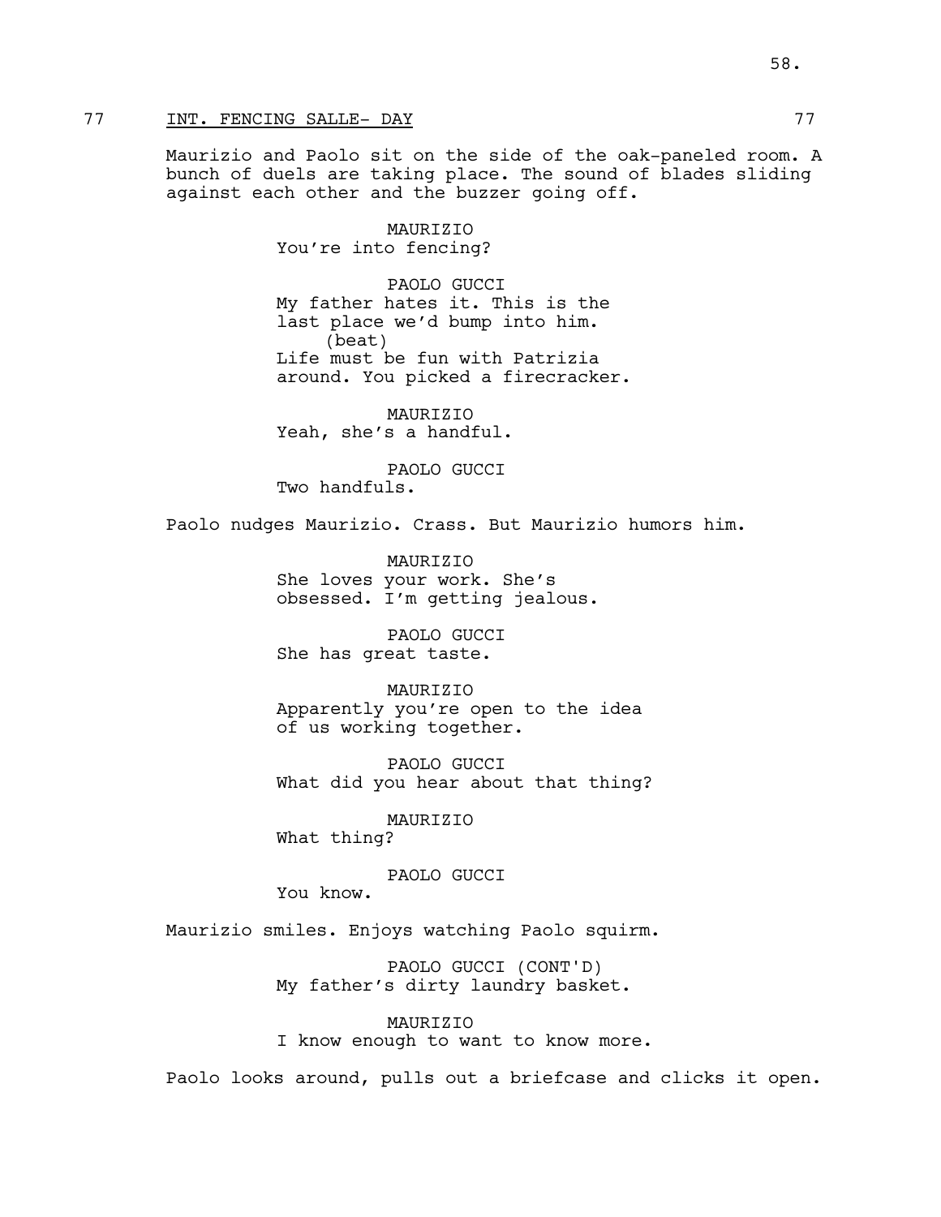77 INT. FENCING SALLE- DAY 77

Maurizio and Paolo sit on the side of the oak-paneled room. A bunch of duels are taking place. The sound of blades sliding against each other and the buzzer going off.

MAURIZIO
You're into fencing?

PAOLO GUCCI
My father hates it. This is the last place we'd bump into him.
(beat)
Life must be fun with Patrizia around. You picked a firecracker.

MAURIZIO
Yeah, she's a handful.

PAOLO GUCCI
Two handfuls.

Paolo nudges Maurizio. Crass. But Maurizio humors him.

MAURIZIO
She loves your work. She's obsessed. I'm getting jealous.

PAOLO GUCCI
She has great taste.

MAURIZIO
Apparently you're open to the idea of us working together.

PAOLO GUCCI
What did you hear about that thing?

MAURIZIO
What thing?

PAOLO GUCCI
You know.

Maurizio smiles. Enjoys watching Paolo squirm.

PAOLO GUCCI (CONT'D)
My father's dirty laundry basket.

MAURIZIO
I know enough to want to know more.

Paolo looks around, pulls out a briefcase and clicks it open.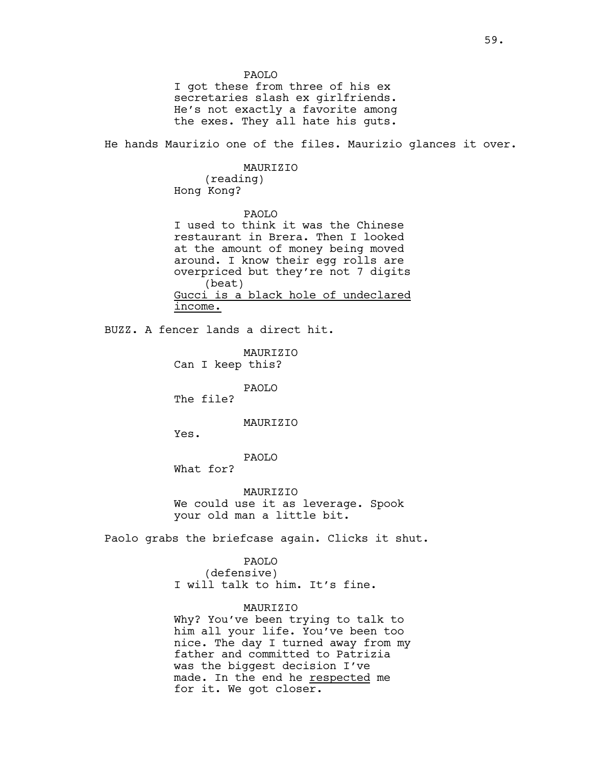PAOLO

I got these from three of his ex secretaries slash ex girlfriends. He's not exactly a favorite among the exes. They all hate his guts.

He hands Maurizio one of the files. Maurizio glances it over.

MAURIZIO

(reading)

Hong Kong?

PAOLO

I used to think it was the Chinese restaurant in Brera. Then I looked at the amount of money being moved around. I know their egg rolls are overpriced but they're not 7 digits

(beat)

Gucci is a black hole of undeclared income.

BUZZ. A fencer lands a direct hit.

MAURIZIO

Can I keep this?

PAOLO

The file?

MAURIZIO

Yes.

PAOLO

What for?

MAURIZIO

We could use it as leverage. Spook your old man a little bit.

Paolo grabs the briefcase again. Clicks it shut.

PAOLO

(defensive)

I will talk to him. It's fine.

MAURIZIO

Why? You've been trying to talk to him all your life. You've been too nice. The day I turned away from my father and committed to Patrizia was the biggest decision I've made. In the end he respected me for it. We got closer.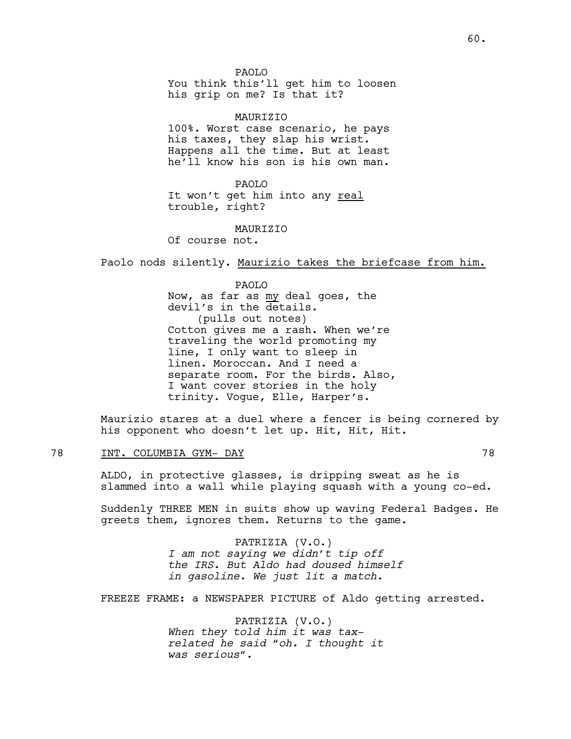PAOLO
You think this'll get him to loosen his grip on me? Is that it?

MAURIZIO
100%. Worst case scenario, he pays his taxes, they slap his wrist. Happens all the time. But at least he'll know his son is his own man.

PAOLO
It won't get him into any <u>real</u> trouble, right?

MAURIZIO
Of course not.

Paolo nods silently. <u>Maurizio takes the briefcase from him.</u>

PAOLO
Now, as far as <u>my</u> deal goes, the devil's in the details.
(pulls out notes)
Cotton gives me a rash. When we're traveling the world promoting my line, I only want to sleep in linen. Moroccan. And I need a separate room. For the birds. Also, I want cover stories in the holy trinity. Vogue, Elle, Harper's.

Maurizio stares at a duel where a fencer is being cornered by his opponent who doesn't let up. Hit, Hit, Hit.

78 <u>INT. COLUMBIA GYM- DAY</u> 78

ALDO, in protective glasses, is dripping sweat as he is slammed into a wall while playing squash with a young co-ed.

Suddenly THREE MEN in suits show up waving Federal Badges. He greets them, ignores them. Returns to the game.

PATRIZIA (V.O.)
*I am not saying we didn't tip off the IRS. But Aldo had doused himself in gasoline. We just lit a match.*

FREEZE FRAME: a NEWSPAPER PICTURE of Aldo getting arrested.

PATRIZIA (V.O.)
*When they told him it was tax-related he said "oh. I thought it was serious".*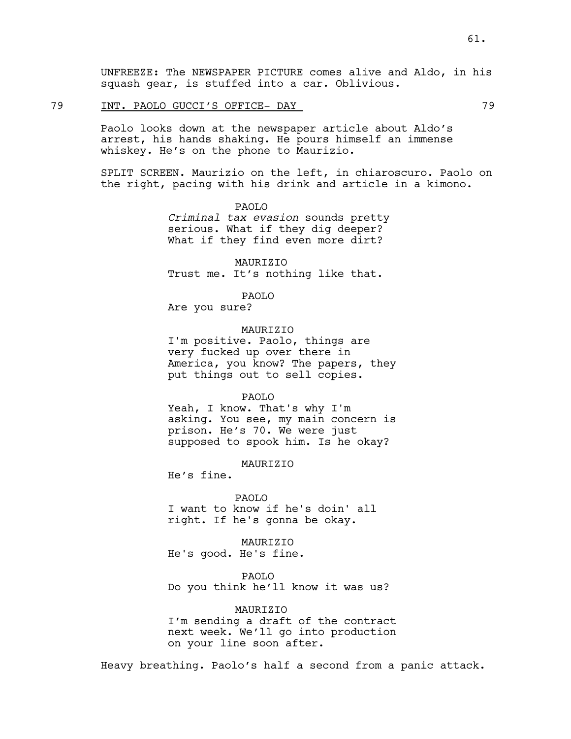UNFREEZE: The NEWSPAPER PICTURE comes alive and Aldo, in his squash gear, is stuffed into a car. Oblivious.

79 INT. PAOLO GUCCI'S OFFICE- DAY 79

Paolo looks down at the newspaper article about Aldo's arrest, his hands shaking. He pours himself an immense whiskey. He's on the phone to Maurizio.

SPLIT SCREEN. Maurizio on the left, in chiaroscuro. Paolo on the right, pacing with his drink and article in a kimono.

PAOLO
*Criminal tax evasion* sounds pretty serious. What if they dig deeper? What if they find even more dirt?

MAURIZIO
Trust me. It's nothing like that.

PAOLO
Are you sure?

MAURIZIO
I'm positive. Paolo, things are very fucked up over there in America, you know? The papers, they put things out to sell copies.

PAOLO
Yeah, I know. That's why I'm asking. You see, my main concern is prison. He's 70. We were just supposed to spook him. Is he okay?

MAURIZIO
He's fine.

PAOLO
I want to know if he's doin' all right. If he's gonna be okay.

MAURIZIO
He's good. He's fine.

PAOLO
Do you think he'll know it was us?

MAURIZIO
I'm sending a draft of the contract next week. We'll go into production on your line soon after.

Heavy breathing. Paolo's half a second from a panic attack.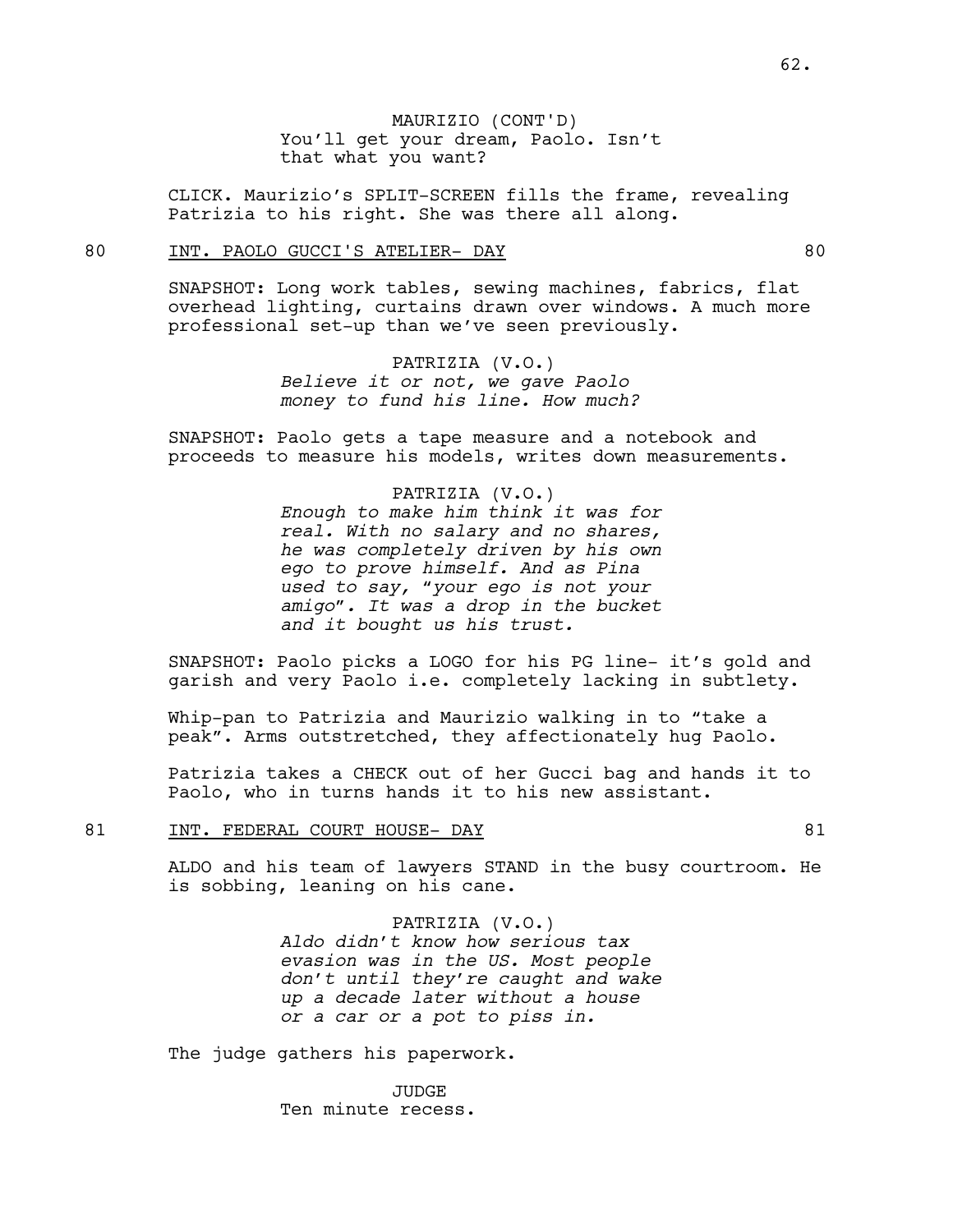MAURIZIO (CONT'D)
You'll get your dream, Paolo. Isn't that what you want?

CLICK. Maurizio's SPLIT-SCREEN fills the frame, revealing Patrizia to his right. She was there all along.

80 INT. PAOLO GUCCI'S ATELIER- DAY 80

SNAPSHOT: Long work tables, sewing machines, fabrics, flat overhead lighting, curtains drawn over windows. A much more professional set-up than we've seen previously.

PATRIZIA (V.O.)
*Believe it or not, we gave Paolo money to fund his line. How much?*

SNAPSHOT: Paolo gets a tape measure and a notebook and proceeds to measure his models, writes down measurements.

PATRIZIA (V.O.)
*Enough to make him think it was for real. With no salary and no shares, he was completely driven by his own ego to prove himself. And as Pina used to say, "your ego is not your amigo". It was a drop in the bucket and it bought us his trust.*

SNAPSHOT: Paolo picks a LOGO for his PG line- it's gold and garish and very Paolo i.e. completely lacking in subtlety.

Whip-pan to Patrizia and Maurizio walking in to "take a peak". Arms outstretched, they affectionately hug Paolo.

Patrizia takes a CHECK out of her Gucci bag and hands it to Paolo, who in turns hands it to his new assistant.

81 INT. FEDERAL COURT HOUSE- DAY 81

ALDO and his team of lawyers STAND in the busy courtroom. He is sobbing, leaning on his cane.

PATRIZIA (V.O.)
*Aldo didn't know how serious tax evasion was in the US. Most people don't until they're caught and wake up a decade later without a house or a car or a pot to piss in.*

The judge gathers his paperwork.

JUDGE
Ten minute recess.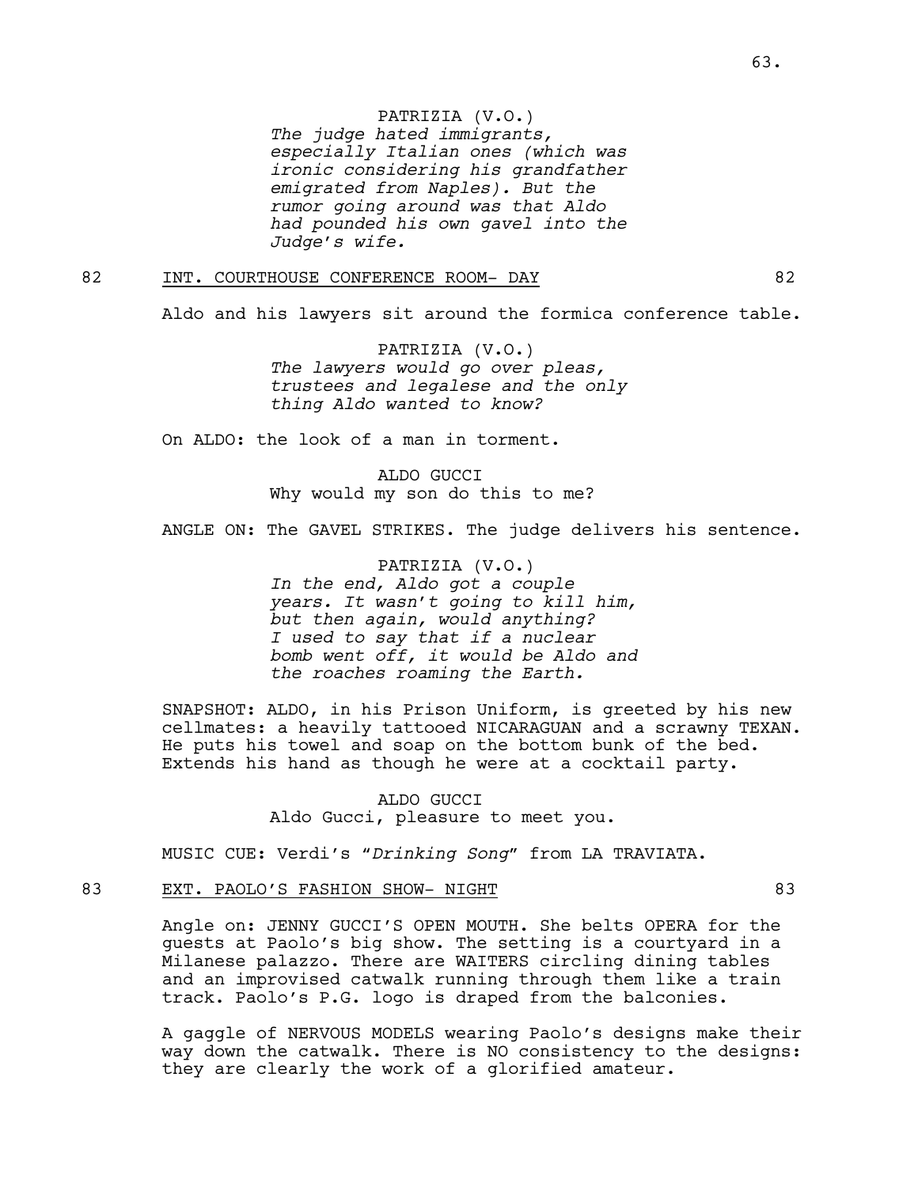PATRIZIA (V.O.)
*The judge hated immigrants, especially Italian ones (which was ironic considering his grandfather emigrated from Naples). But the rumor going around was that Aldo had pounded his own gavel into the Judge's wife.*

82 INT. COURTHOUSE CONFERENCE ROOM- DAY 82

Aldo and his lawyers sit around the formica conference table.

PATRIZIA (V.O.)
*The lawyers would go over pleas, trustees and legalese and the only thing Aldo wanted to know?*

On ALDO: the look of a man in torment.

ALDO GUCCI
Why would my son do this to me?

ANGLE ON: The GAVEL STRIKES. The judge delivers his sentence.

PATRIZIA (V.O.)
*In the end, Aldo got a couple years. It wasn't going to kill him, but then again, would anything? I used to say that if a nuclear bomb went off, it would be Aldo and the roaches roaming the Earth.*

SNAPSHOT: ALDO, in his Prison Uniform, is greeted by his new cellmates: a heavily tattooed NICARAGUAN and a scrawny TEXAN. He puts his towel and soap on the bottom bunk of the bed. Extends his hand as though he were at a cocktail party.

ALDO GUCCI
Aldo Gucci, pleasure to meet you.

MUSIC CUE: Verdi's "*Drinking Song*" from LA TRAVIATA.

83 EXT. PAOLO'S FASHION SHOW- NIGHT 83

Angle on: JENNY GUCCI'S OPEN MOUTH. She belts OPERA for the guests at Paolo's big show. The setting is a courtyard in a Milanese palazzo. There are WAITERS circling dining tables and an improvised catwalk running through them like a train track. Paolo's P.G. logo is draped from the balconies.

A gaggle of NERVOUS MODELS wearing Paolo's designs make their way down the catwalk. There is NO consistency to the designs: they are clearly the work of a glorified amateur.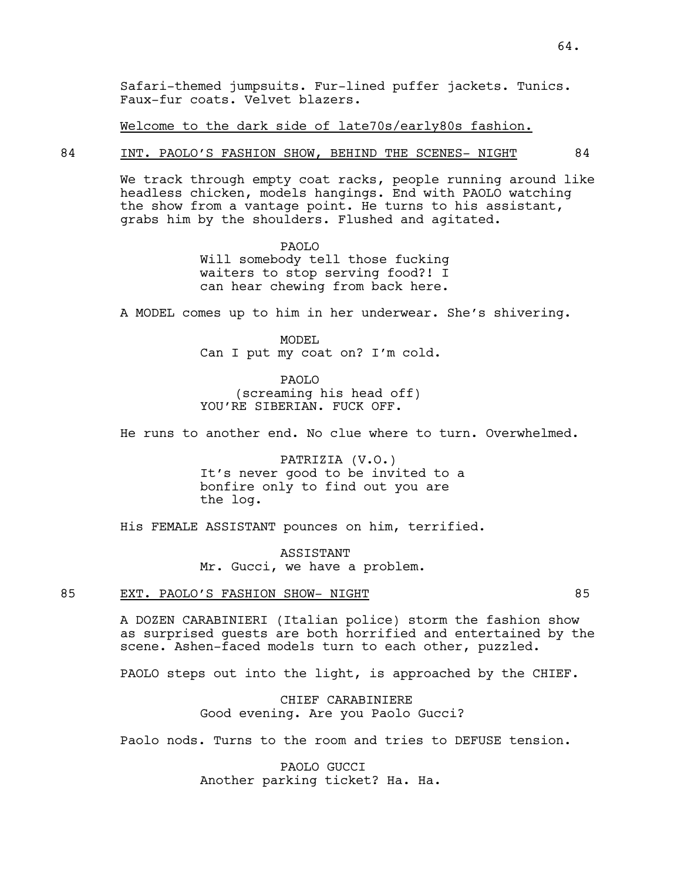Safari-themed jumpsuits. Fur-lined puffer jackets. Tunics. Faux-fur coats. Velvet blazers.

Welcome to the dark side of late70s/early80s fashion.

84 INT. PAOLO'S FASHION SHOW, BEHIND THE SCENES- NIGHT 84

We track through empty coat racks, people running around like headless chicken, models hangings. End with PAOLO watching the show from a vantage point. He turns to his assistant, grabs him by the shoulders. Flushed and agitated.

PAOLO
Will somebody tell those fucking waiters to stop serving food?! I can hear chewing from back here.

A MODEL comes up to him in her underwear. She's shivering.

MODEL
Can I put my coat on? I'm cold.

PAOLO
(screaming his head off)
YOU'RE SIBERIAN. FUCK OFF.

He runs to another end. No clue where to turn. Overwhelmed.

PATRIZIA (V.O.)
It's never good to be invited to a bonfire only to find out you are the log.

His FEMALE ASSISTANT pounces on him, terrified.

ASSISTANT
Mr. Gucci, we have a problem.

85 EXT. PAOLO'S FASHION SHOW- NIGHT 85

A DOZEN CARABINIERI (Italian police) storm the fashion show as surprised guests are both horrified and entertained by the scene. Ashen-faced models turn to each other, puzzled.

PAOLO steps out into the light, is approached by the CHIEF.

CHIEF CARABINIERE
Good evening. Are you Paolo Gucci?

Paolo nods. Turns to the room and tries to DEFUSE tension.

PAOLO GUCCI
Another parking ticket? Ha. Ha.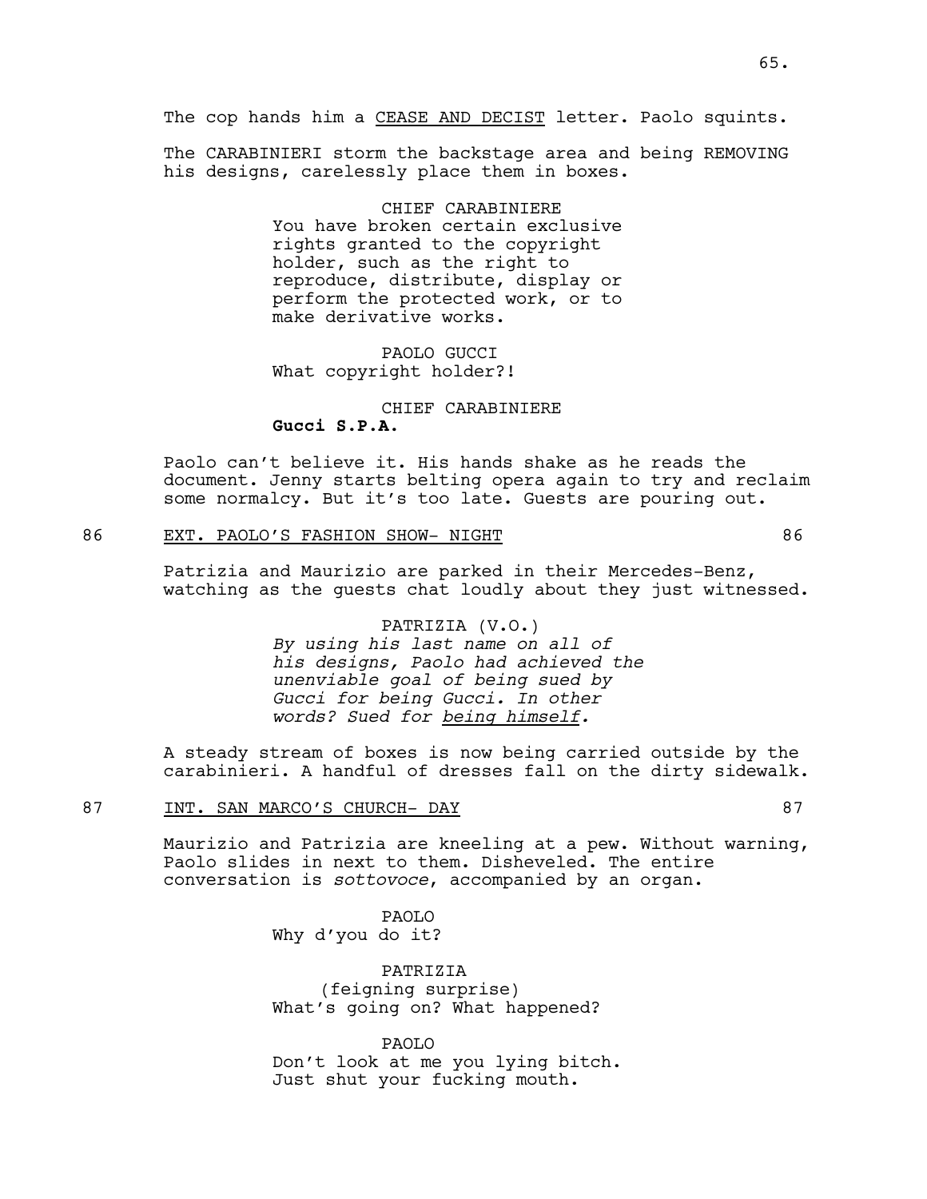The cop hands him a <u>CEASE AND DECIST</u> letter. Paolo squints.

The CARABINIERI storm the backstage area and being REMOVING his designs, carelessly place them in boxes.

CHIEF CARABINIERE
You have broken certain exclusive rights granted to the copyright holder, such as the right to reproduce, distribute, display or perform the protected work, or to make derivative works.

PAOLO GUCCI
What copyright holder?!

CHIEF CARABINIERE
**Gucci S.P.A.**

Paolo can't believe it. His hands shake as he reads the document. Jenny starts belting opera again to try and reclaim some normalcy. But it's too late. Guests are pouring out.

86 <u>EXT. PAOLO'S FASHION SHOW- NIGHT</u> 86

Patrizia and Maurizio are parked in their Mercedes-Benz, watching as the guests chat loudly about they just witnessed.

PATRIZIA (V.O.)
*By using his last name on all of his designs, Paolo had achieved the unenviable goal of being sued by Gucci for being Gucci. In other words? Sued for <u>being himself</u>.*

A steady stream of boxes is now being carried outside by the carabinieri. A handful of dresses fall on the dirty sidewalk.

87 <u>INT. SAN MARCO'S CHURCH- DAY</u> 87

Maurizio and Patrizia are kneeling at a pew. Without warning, Paolo slides in next to them. Disheveled. The entire conversation is *sottovoce*, accompanied by an organ.

PAOLO
Why d'you do it?

PATRIZIA
(feigning surprise)
What's going on? What happened?

PAOLO
Don't look at me you lying bitch. Just shut your fucking mouth.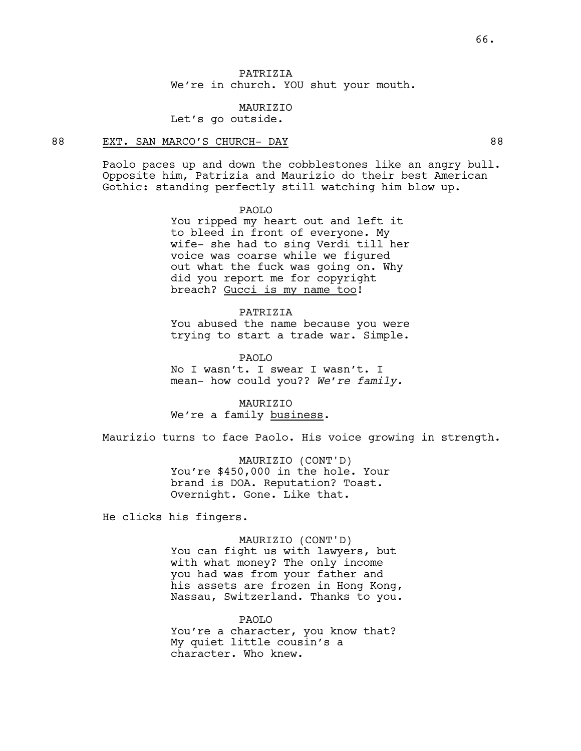PATRIZIA
We're in church. YOU shut your mouth.

MAURIZIO
Let's go outside.

88 EXT. SAN MARCO'S CHURCH- DAY 88

Paolo paces up and down the cobblestones like an angry bull. Opposite him, Patrizia and Maurizio do their best American Gothic: standing perfectly still watching him blow up.

PAOLO
You ripped my heart out and left it to bleed in front of everyone. My wife- she had to sing Verdi till her voice was coarse while we figured out what the fuck was going on. Why did you report me for copyright breach? Gucci is my name too!

PATRIZIA
You abused the name because you were trying to start a trade war. Simple.

PAOLO
No I wasn't. I swear I wasn't. I mean- how could you?? *We're family.*

MAURIZIO
We're a family business.

Maurizio turns to face Paolo. His voice growing in strength.

MAURIZIO (CONT'D)
You're $450,000 in the hole. Your brand is DOA. Reputation? Toast. Overnight. Gone. Like that.

He clicks his fingers.

MAURIZIO (CONT'D)
You can fight us with lawyers, but with what money? The only income you had was from your father and his assets are frozen in Hong Kong, Nassau, Switzerland. Thanks to you.

PAOLO
You're a character, you know that? My quiet little cousin's a character. Who knew.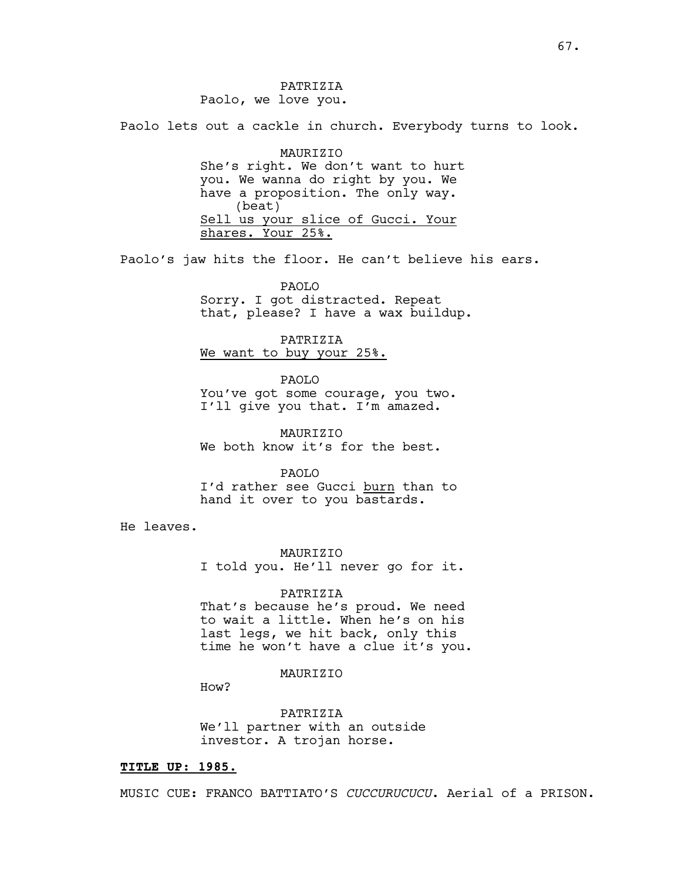PATRIZIA
Paolo, we love you.

Paolo lets out a cackle in church. Everybody turns to look.

MAURIZIO
She's right. We don't want to hurt you. We wanna do right by you. We have a proposition. The only way.
(beat)
<u>Sell us your slice of Gucci. Your shares. Your 25%.</u>

Paolo's jaw hits the floor. He can't believe his ears.

PAOLO
Sorry. I got distracted. Repeat that, please? I have a wax buildup.

PATRIZIA
<u>We want to buy your 25%.</u>

PAOLO
You've got some courage, you two. I'll give you that. I'm amazed.

MAURIZIO
We both know it's for the best.

PAOLO
I'd rather see Gucci <u>burn</u> than to hand it over to you bastards.

He leaves.

MAURIZIO
I told you. He'll never go for it.

PATRIZIA
That's because he's proud. We need to wait a little. When he's on his last legs, we hit back, only this time he won't have a clue it's you.

MAURIZIO
How?

PATRIZIA
We'll partner with an outside investor. A trojan horse.

**<u>TITLE UP: 1985.</u>**

MUSIC CUE: FRANCO BATTIATO'S *CUCCURUCUCU*. Aerial of a PRISON.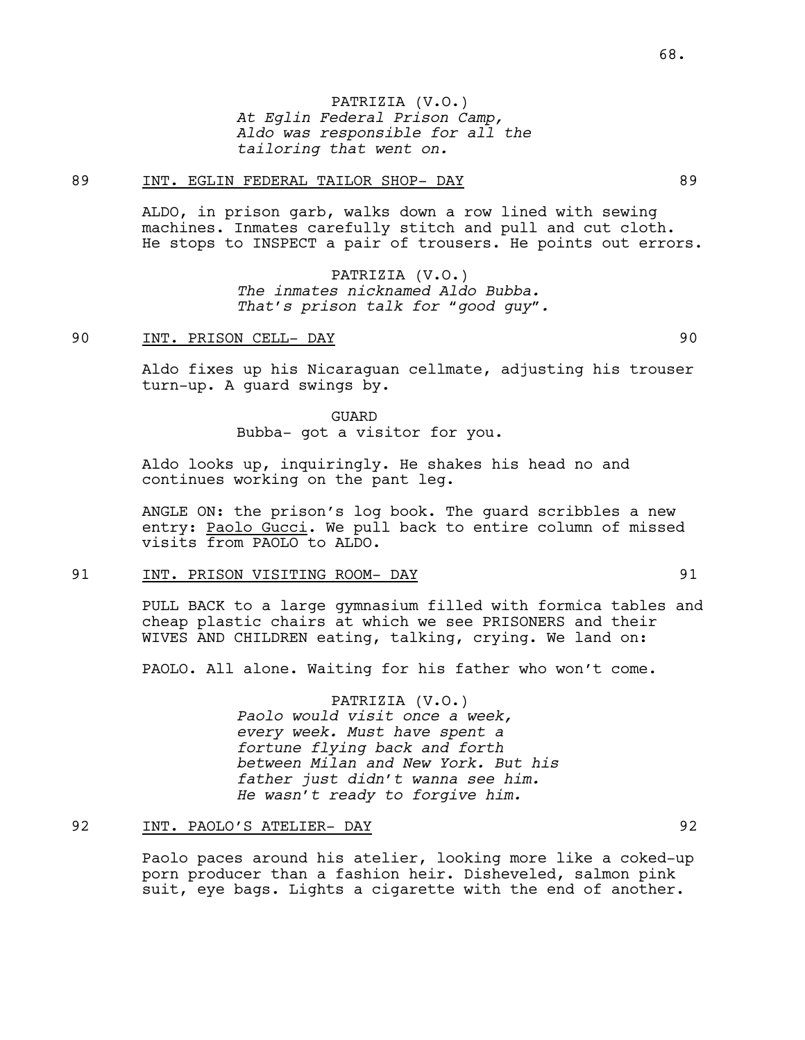PATRIZIA (V.O.)
*At Eglin Federal Prison Camp, Aldo was responsible for all the tailoring that went on.*

89 INT. EGLIN FEDERAL TAILOR SHOP- DAY 89

ALDO, in prison garb, walks down a row lined with sewing machines. Inmates carefully stitch and pull and cut cloth. He stops to INSPECT a pair of trousers. He points out errors.

PATRIZIA (V.O.)
*The inmates nicknamed Aldo Bubba. That's prison talk for "good guy".*

90 INT. PRISON CELL- DAY 90

Aldo fixes up his Nicaraguan cellmate, adjusting his trouser turn-up. A guard swings by.

GUARD
Bubba- got a visitor for you.

Aldo looks up, inquiringly. He shakes his head no and continues working on the pant leg.

ANGLE ON: the prison's log book. The guard scribbles a new entry: Paolo Gucci. We pull back to entire column of missed visits from PAOLO to ALDO.

91 INT. PRISON VISITING ROOM- DAY 91

PULL BACK to a large gymnasium filled with formica tables and cheap plastic chairs at which we see PRISONERS and their WIVES AND CHILDREN eating, talking, crying. We land on:

PAOLO. All alone. Waiting for his father who won't come.

PATRIZIA (V.O.)
*Paolo would visit once a week, every week. Must have spent a fortune flying back and forth between Milan and New York. But his father just didn't wanna see him. He wasn't ready to forgive him.*

92 INT. PAOLO'S ATELIER- DAY 92

Paolo paces around his atelier, looking more like a coked-up porn producer than a fashion heir. Disheveled, salmon pink suit, eye bags. Lights a cigarette with the end of another.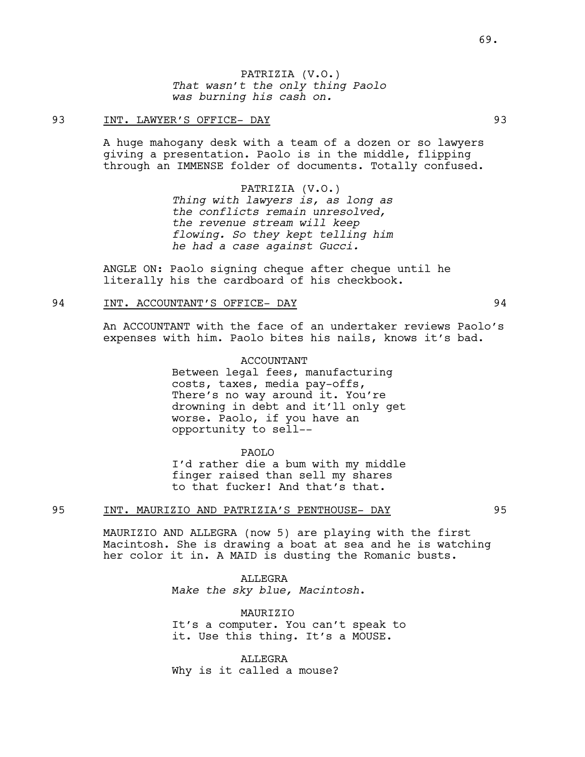PATRIZIA (V.O.)
*That wasn't the only thing Paolo was burning his cash on.*

93 INT. LAWYER'S OFFICE- DAY 93

A huge mahogany desk with a team of a dozen or so lawyers giving a presentation. Paolo is in the middle, flipping through an IMMENSE folder of documents. Totally confused.

PATRIZIA (V.O.)
*Thing with lawyers is, as long as the conflicts remain unresolved, the revenue stream will keep flowing. So they kept telling him he had a case against Gucci.*

ANGLE ON: Paolo signing cheque after cheque until he literally his the cardboard of his checkbook.

94 INT. ACCOUNTANT'S OFFICE- DAY 94

An ACCOUNTANT with the face of an undertaker reviews Paolo's expenses with him. Paolo bites his nails, knows it's bad.

ACCOUNTANT
Between legal fees, manufacturing costs, taxes, media pay-offs, There's no way around it. You're drowning in debt and it'll only get worse. Paolo, if you have an opportunity to sell--

PAOLO
I'd rather die a bum with my middle finger raised than sell my shares to that fucker! And that's that.

95 INT. MAURIZIO AND PATRIZIA'S PENTHOUSE- DAY 95

MAURIZIO AND ALLEGRA (now 5) are playing with the first Macintosh. She is drawing a boat at sea and he is watching her color it in. A MAID is dusting the Romanic busts.

ALLEGRA
M*ake the sky blue, Macintosh*.

MAURIZIO
It's a computer. You can't speak to it. Use this thing. It's a MOUSE.

ALLEGRA
Why is it called a mouse?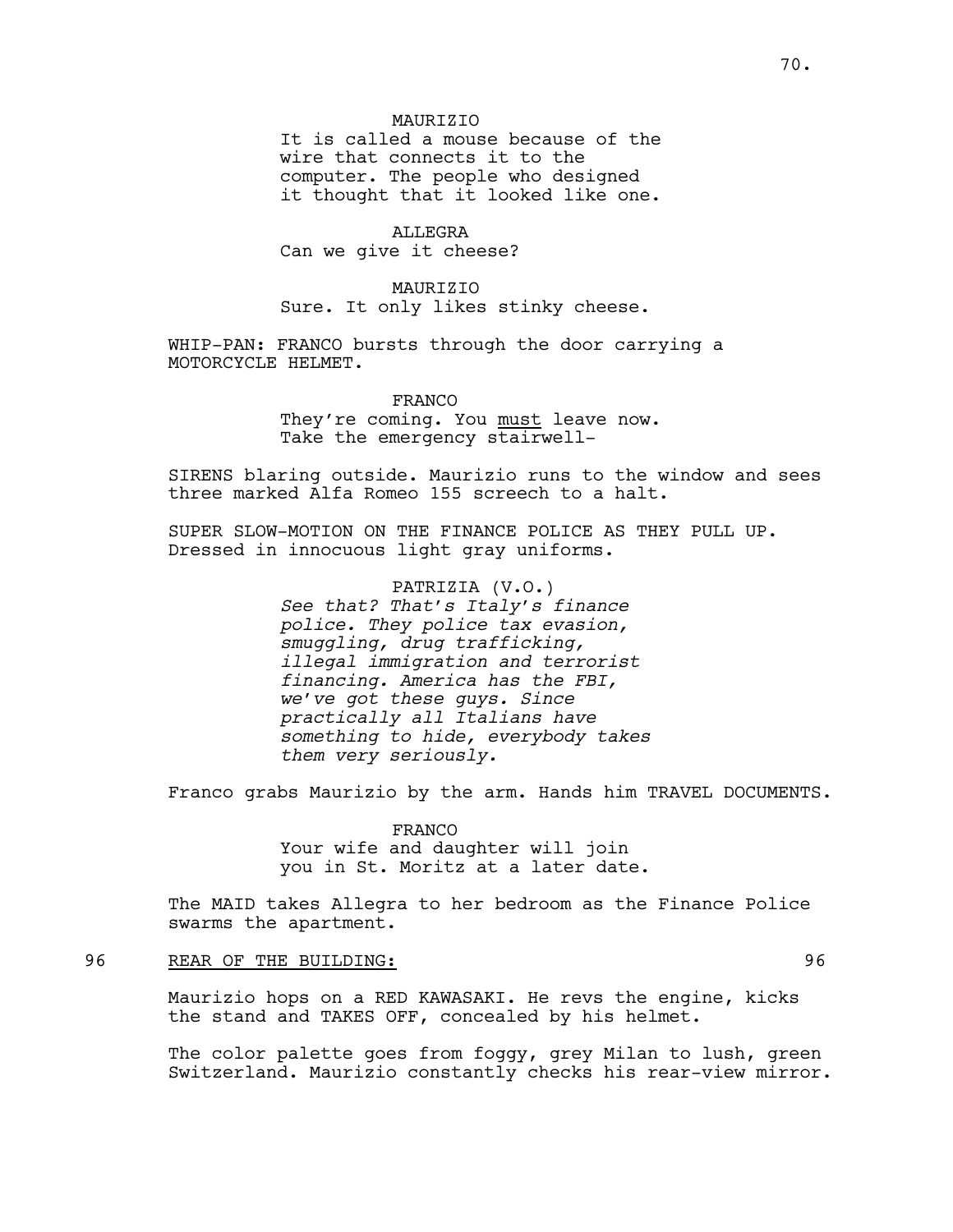MAURIZIO
It is called a mouse because of the wire that connects it to the computer. The people who designed it thought that it looked like one.

ALLEGRA
Can we give it cheese?

MAURIZIO
Sure. It only likes stinky cheese.

WHIP-PAN: FRANCO bursts through the door carrying a MOTORCYCLE HELMET.

FRANCO
They're coming. You must leave now. Take the emergency stairwell-

SIRENS blaring outside. Maurizio runs to the window and sees three marked Alfa Romeo 155 screech to a halt.

SUPER SLOW-MOTION ON THE FINANCE POLICE AS THEY PULL UP. Dressed in innocuous light gray uniforms.

PATRIZIA (V.O.)
*See that? That's Italy's finance police. They police tax evasion, smuggling, drug trafficking, illegal immigration and terrorist financing. America has the FBI, we've got these guys. Since practically all Italians have something to hide, everybody takes them very seriously.*

Franco grabs Maurizio by the arm. Hands him TRAVEL DOCUMENTS.

FRANCO
Your wife and daughter will join you in St. Moritz at a later date.

The MAID takes Allegra to her bedroom as the Finance Police swarms the apartment.

96 REAR OF THE BUILDING: 96

Maurizio hops on a RED KAWASAKI. He revs the engine, kicks the stand and TAKES OFF, concealed by his helmet.

The color palette goes from foggy, grey Milan to lush, green Switzerland. Maurizio constantly checks his rear-view mirror.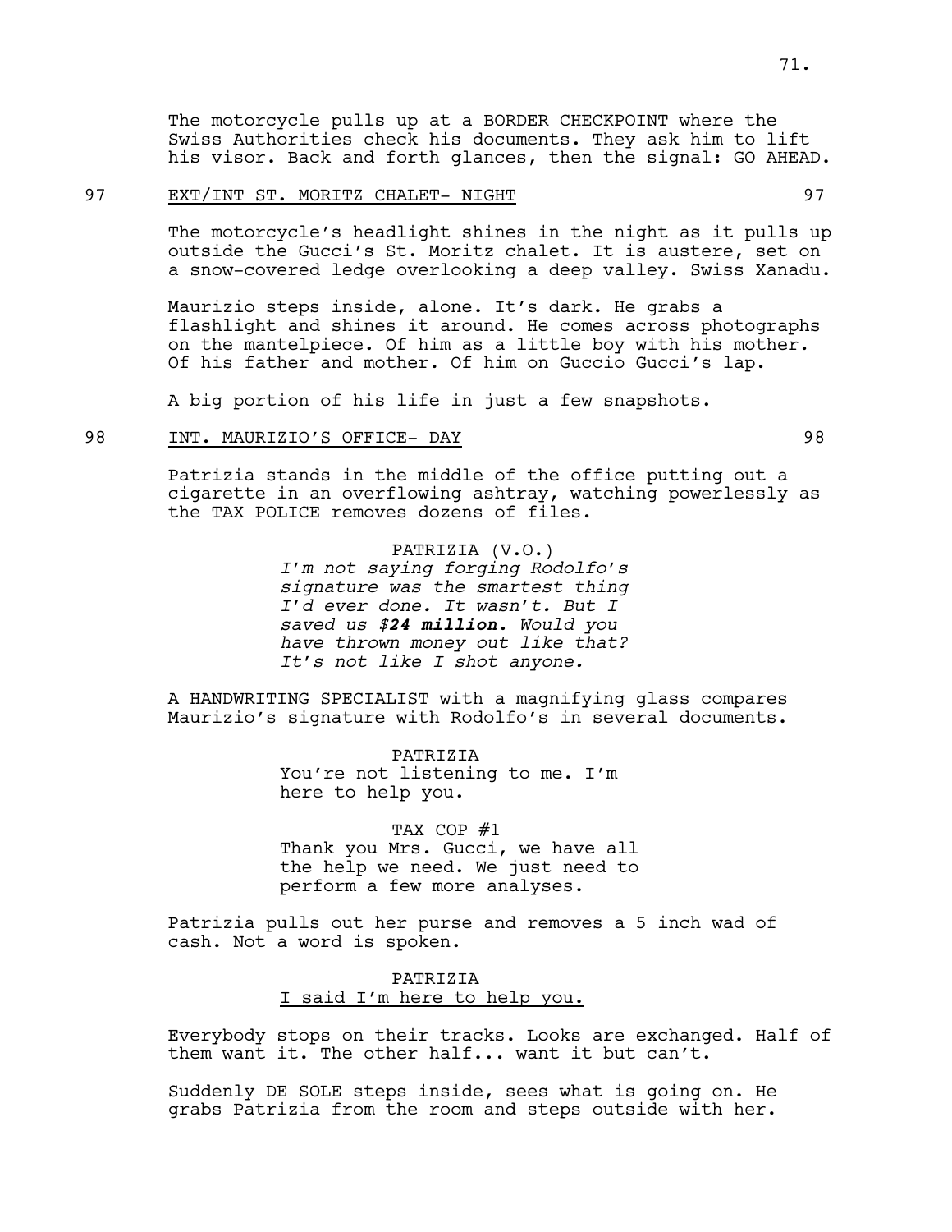The motorcycle pulls up at a BORDER CHECKPOINT where the Swiss Authorities check his documents. They ask him to lift his visor. Back and forth glances, then the signal: GO AHEAD.

97 EXT/INT ST. MORITZ CHALET- NIGHT 97

The motorcycle's headlight shines in the night as it pulls up outside the Gucci's St. Moritz chalet. It is austere, set on a snow-covered ledge overlooking a deep valley. Swiss Xanadu.

Maurizio steps inside, alone. It's dark. He grabs a flashlight and shines it around. He comes across photographs on the mantelpiece. Of him as a little boy with his mother. Of his father and mother. Of him on Guccio Gucci's lap.

A big portion of his life in just a few snapshots.

98 INT. MAURIZIO'S OFFICE- DAY 98

Patrizia stands in the middle of the office putting out a cigarette in an overflowing ashtray, watching powerlessly as the TAX POLICE removes dozens of files.

PATRIZIA (V.O.)
*I'm not saying forging Rodolfo's signature was the smartest thing I'd ever done. It wasn't. But I saved us **$24 million**. Would you have thrown money out like that? It's not like I shot anyone.*

A HANDWRITING SPECIALIST with a magnifying glass compares Maurizio's signature with Rodolfo's in several documents.

PATRIZIA
You're not listening to me. I'm here to help you.

TAX COP #1
Thank you Mrs. Gucci, we have all the help we need. We just need to perform a few more analyses.

Patrizia pulls out her purse and removes a 5 inch wad of cash. Not a word is spoken.

PATRIZIA
<u>I said I'm here to help you.</u>

Everybody stops on their tracks. Looks are exchanged. Half of them want it. The other half... want it but can't.

Suddenly DE SOLE steps inside, sees what is going on. He grabs Patrizia from the room and steps outside with her.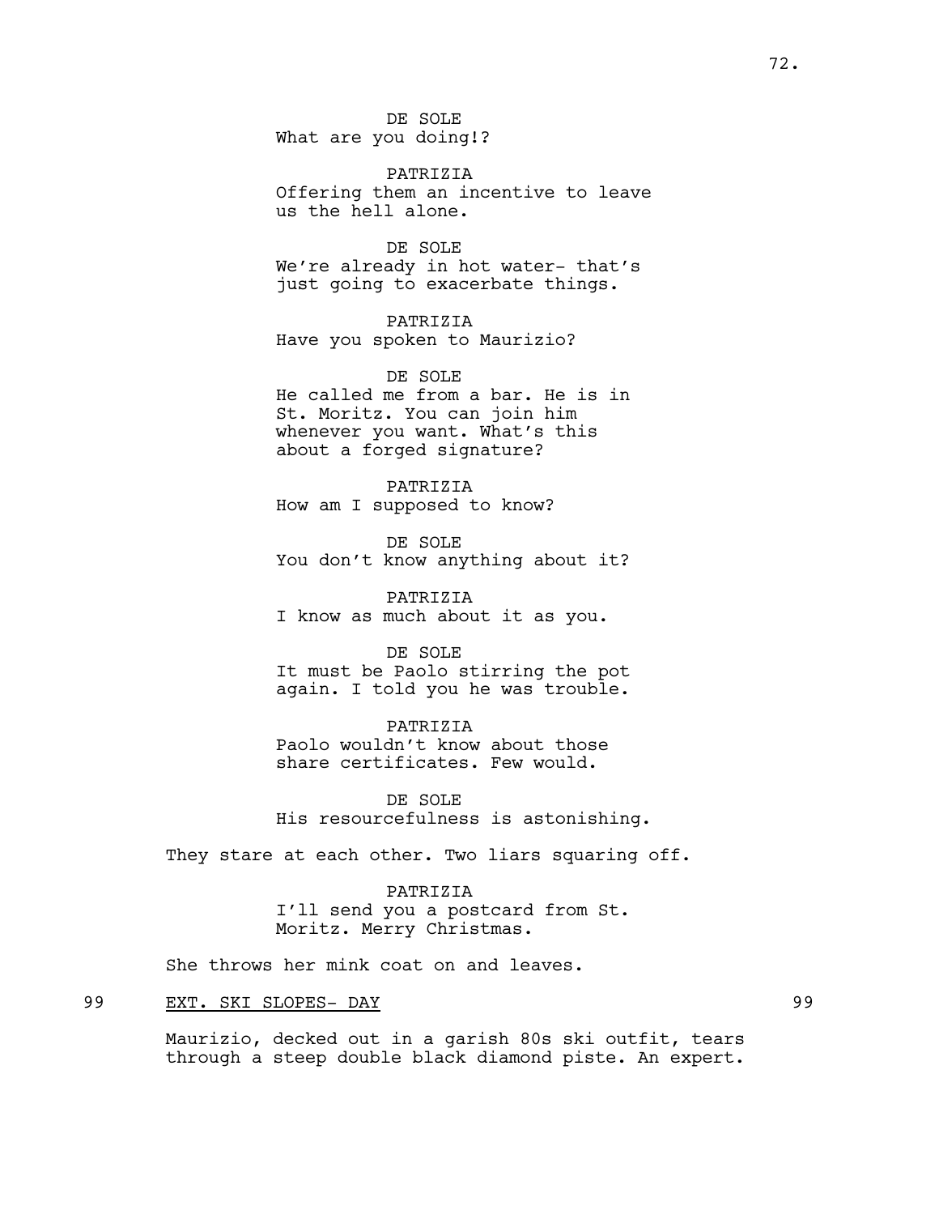DE SOLE
What are you doing!?

PATRIZIA
Offering them an incentive to leave us the hell alone.

DE SOLE
We're already in hot water- that's just going to exacerbate things.

PATRIZIA
Have you spoken to Maurizio?

DE SOLE
He called me from a bar. He is in St. Moritz. You can join him whenever you want. What's this about a forged signature?

PATRIZIA
How am I supposed to know?

DE SOLE
You don't know anything about it?

PATRIZIA
I know as much about it as you.

DE SOLE
It must be Paolo stirring the pot again. I told you he was trouble.

PATRIZIA
Paolo wouldn't know about those share certificates. Few would.

DE SOLE
His resourcefulness is astonishing.

They stare at each other. Two liars squaring off.

PATRIZIA
I'll send you a postcard from St. Moritz. Merry Christmas.

She throws her mink coat on and leaves.

99 EXT. SKI SLOPES- DAY 99

Maurizio, decked out in a garish 80s ski outfit, tears through a steep double black diamond piste. An expert.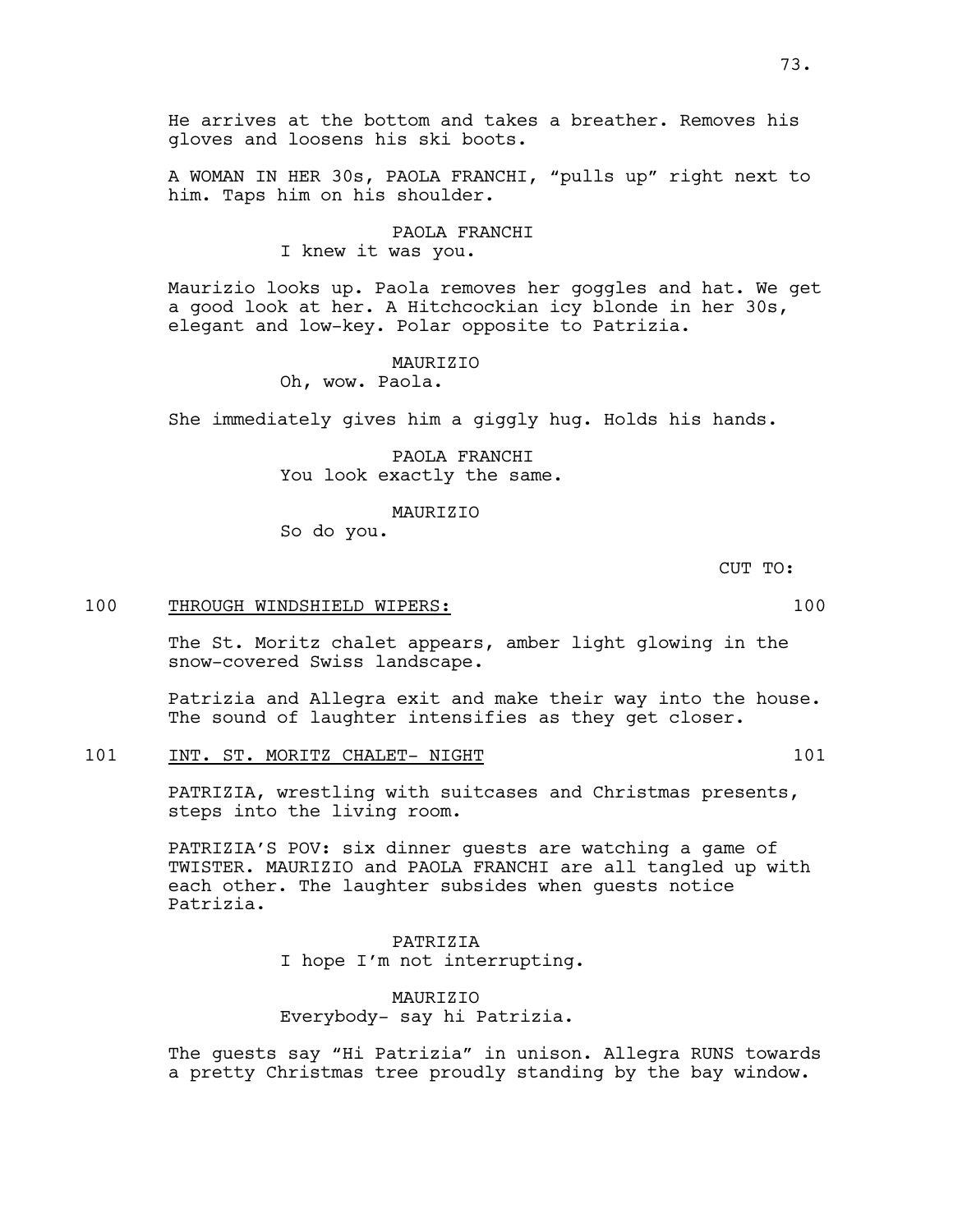He arrives at the bottom and takes a breather. Removes his gloves and loosens his ski boots.

A WOMAN IN HER 30s, PAOLA FRANCHI, "pulls up" right next to him. Taps him on his shoulder.

PAOLA FRANCHI
I knew it was you.

Maurizio looks up. Paola removes her goggles and hat. We get a good look at her. A Hitchcockian icy blonde in her 30s, elegant and low-key. Polar opposite to Patrizia.

MAURIZIO
Oh, wow. Paola.

She immediately gives him a giggly hug. Holds his hands.

PAOLA FRANCHI
You look exactly the same.

MAURIZIO
So do you.

CUT TO:

100 THROUGH WINDSHIELD WIPERS: 100

The St. Moritz chalet appears, amber light glowing in the snow-covered Swiss landscape.

Patrizia and Allegra exit and make their way into the house. The sound of laughter intensifies as they get closer.

101 INT. ST. MORITZ CHALET- NIGHT 101

PATRIZIA, wrestling with suitcases and Christmas presents, steps into the living room.

PATRIZIA'S POV: six dinner guests are watching a game of TWISTER. MAURIZIO and PAOLA FRANCHI are all tangled up with each other. The laughter subsides when guests notice Patrizia.

PATRIZIA
I hope I'm not interrupting.

MAURIZIO
Everybody- say hi Patrizia.

The guests say "Hi Patrizia" in unison. Allegra RUNS towards a pretty Christmas tree proudly standing by the bay window.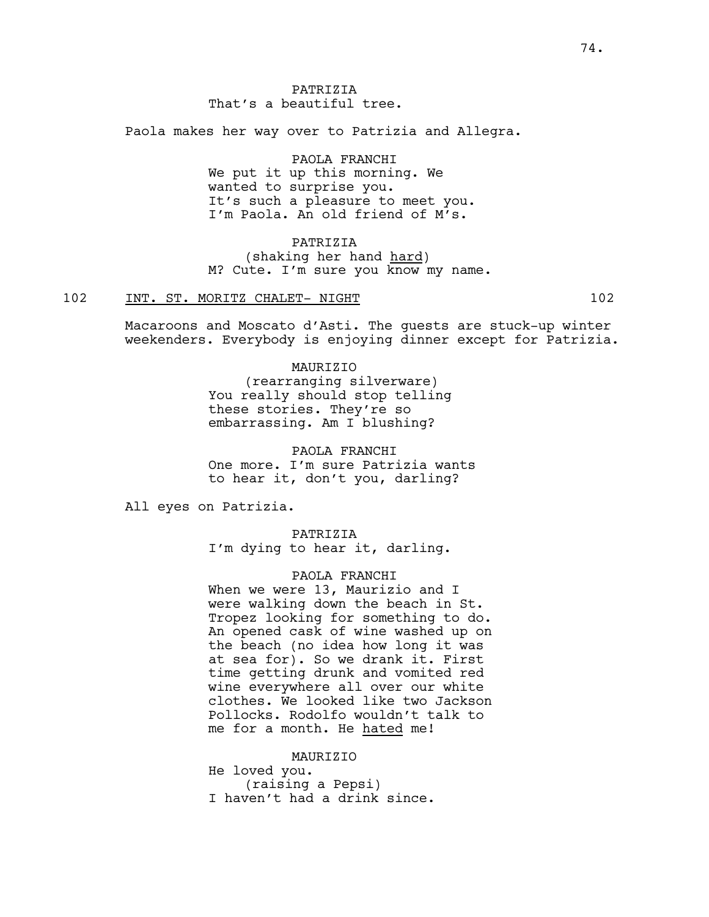PATRIZIA
That's a beautiful tree.

Paola makes her way over to Patrizia and Allegra.

PAOLA FRANCHI
We put it up this morning. We wanted to surprise you.
It's such a pleasure to meet you.
I'm Paola. An old friend of M's.

PATRIZIA
(shaking her hand <u>hard</u>)
M? Cute. I'm sure you know my name.

102 <u>INT. ST. MORITZ CHALET- NIGHT</u> 102

Macaroons and Moscato d'Asti. The guests are stuck-up winter weekenders. Everybody is enjoying dinner except for Patrizia.

MAURIZIO
(rearranging silverware)
You really should stop telling these stories. They're so embarrassing. Am I blushing?

PAOLA FRANCHI
One more. I'm sure Patrizia wants to hear it, don't you, darling?

All eyes on Patrizia.

PATRIZIA
I'm dying to hear it, darling.

PAOLA FRANCHI
When we were 13, Maurizio and I were walking down the beach in St. Tropez looking for something to do. An opened cask of wine washed up on the beach (no idea how long it was at sea for). So we drank it. First time getting drunk and vomited red wine everywhere all over our white clothes. We looked like two Jackson Pollocks. Rodolfo wouldn't talk to me for a month. He <u>hated</u> me!

MAURIZIO
He loved you.
(raising a Pepsi)
I haven't had a drink since.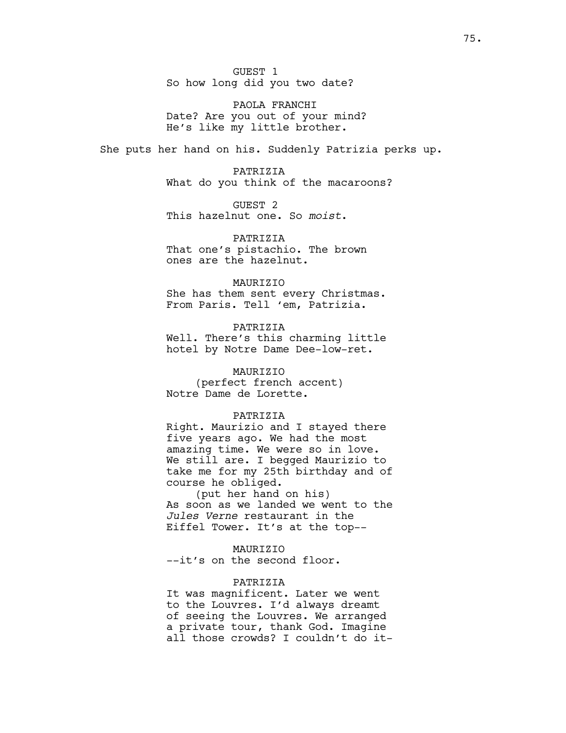GUEST 1
So how long did you two date?

PAOLA FRANCHI
Date? Are you out of your mind?
He's like my little brother.

She puts her hand on his. Suddenly Patrizia perks up.

PATRIZIA
What do you think of the macaroons?

GUEST 2
This hazelnut one. So *moist*.

PATRIZIA
That one's pistachio. The brown
ones are the hazelnut.

MAURIZIO
She has them sent every Christmas.
From Paris. Tell 'em, Patrizia.

PATRIZIA
Well. There's this charming little
hotel by Notre Dame Dee-low-ret.

MAURIZIO
(perfect french accent)
Notre Dame de Lorette.

PATRIZIA
Right. Maurizio and I stayed there
five years ago. We had the most
amazing time. We were so in love.
We still are. I begged Maurizio to
take me for my 25th birthday and of
course he obliged.
(put her hand on his)
As soon as we landed we went to the
*Jules Verne* restaurant in the
Eiffel Tower. It's at the top--

MAURIZIO
--it's on the second floor.

PATRIZIA
It was magnificent. Later we went
to the Louvres. I'd always dreamt
of seeing the Louvres. We arranged
a private tour, thank God. Imagine
all those crowds? I couldn't do it-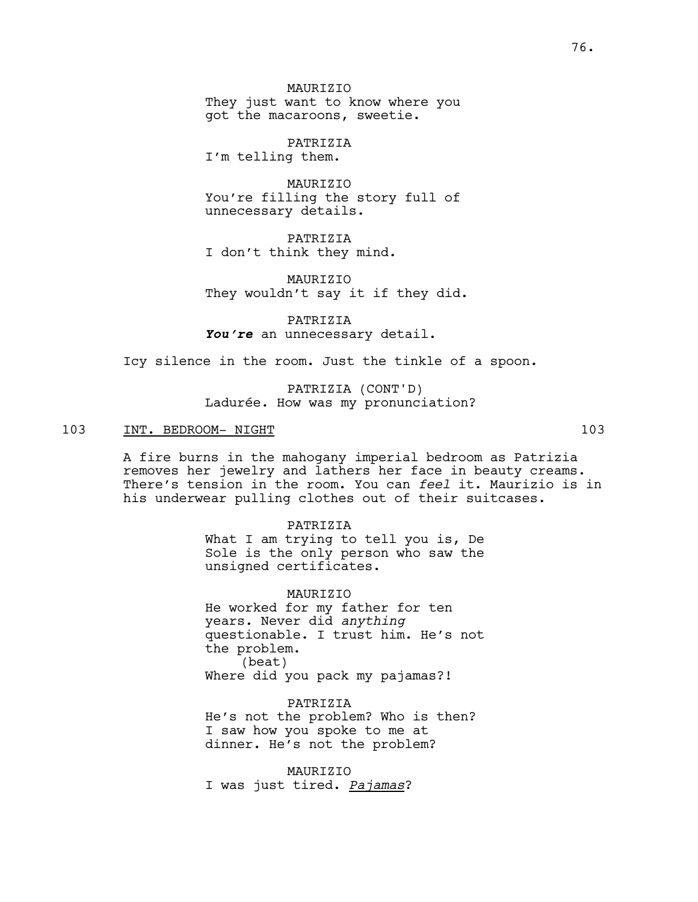MAURIZIO
They just want to know where you got the macaroons, sweetie.

PATRIZIA
I'm telling them.

MAURIZIO
You're filling the story full of unnecessary details.

PATRIZIA
I don't think they mind.

MAURIZIO
They wouldn't say it if they did.

PATRIZIA
***You're*** an unnecessary detail.

Icy silence in the room. Just the tinkle of a spoon.

PATRIZIA (CONT'D)
Ladurée. How was my pronunciation?

103 INT. BEDROOM- NIGHT 103

A fire burns in the mahogany imperial bedroom as Patrizia removes her jewelry and lathers her face in beauty creams. There's tension in the room. You can *feel* it. Maurizio is in his underwear pulling clothes out of their suitcases.

PATRIZIA
What I am trying to tell you is, De Sole is the only person who saw the unsigned certificates.

MAURIZIO
He worked for my father for ten years. Never did *anything* questionable. I trust him. He's not the problem.
(beat)
Where did you pack my pajamas?!

PATRIZIA
He's not the problem? Who is then? I saw how you spoke to me at dinner. He's not the problem?

MAURIZIO
I was just tired. *Pajamas*?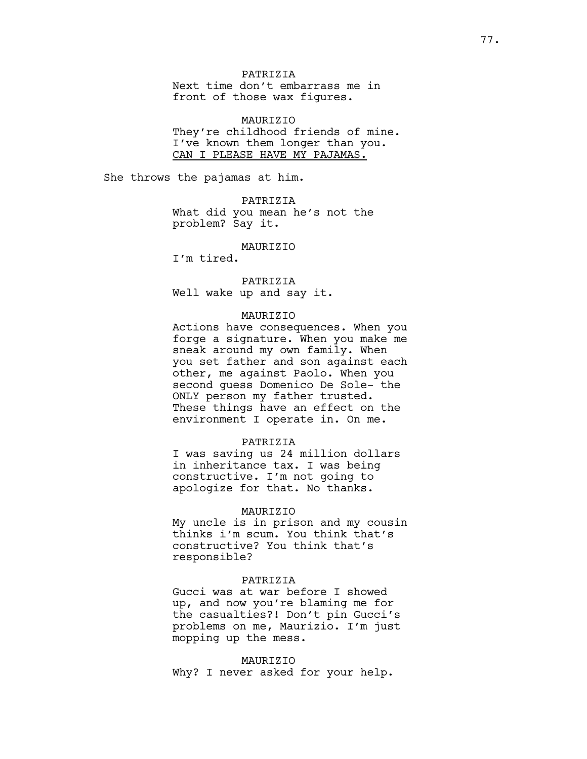PATRIZIA
Next time don't embarrass me in front of those wax figures.

MAURIZIO
They're childhood friends of mine. I've known them longer than you. <u>CAN I PLEASE HAVE MY PAJAMAS.</u>

She throws the pajamas at him.

PATRIZIA
What did you mean he's not the problem? Say it.

MAURIZIO
I'm tired.

PATRIZIA
Well wake up and say it.

MAURIZIO
Actions have consequences. When you forge a signature. When you make me sneak around my own family. When you set father and son against each other, me against Paolo. When you second guess Domenico De Sole- the ONLY person my father trusted. These things have an effect on the environment I operate in. On me.

PATRIZIA
I was saving us 24 million dollars in inheritance tax. I was being constructive. I'm not going to apologize for that. No thanks.

MAURIZIO
My uncle is in prison and my cousin thinks i'm scum. You think that's constructive? You think that's responsible?

PATRIZIA
Gucci was at war before I showed up, and now you're blaming me for the casualties?! Don't pin Gucci's problems on me, Maurizio. I'm just mopping up the mess.

MAURIZIO
Why? I never asked for your help.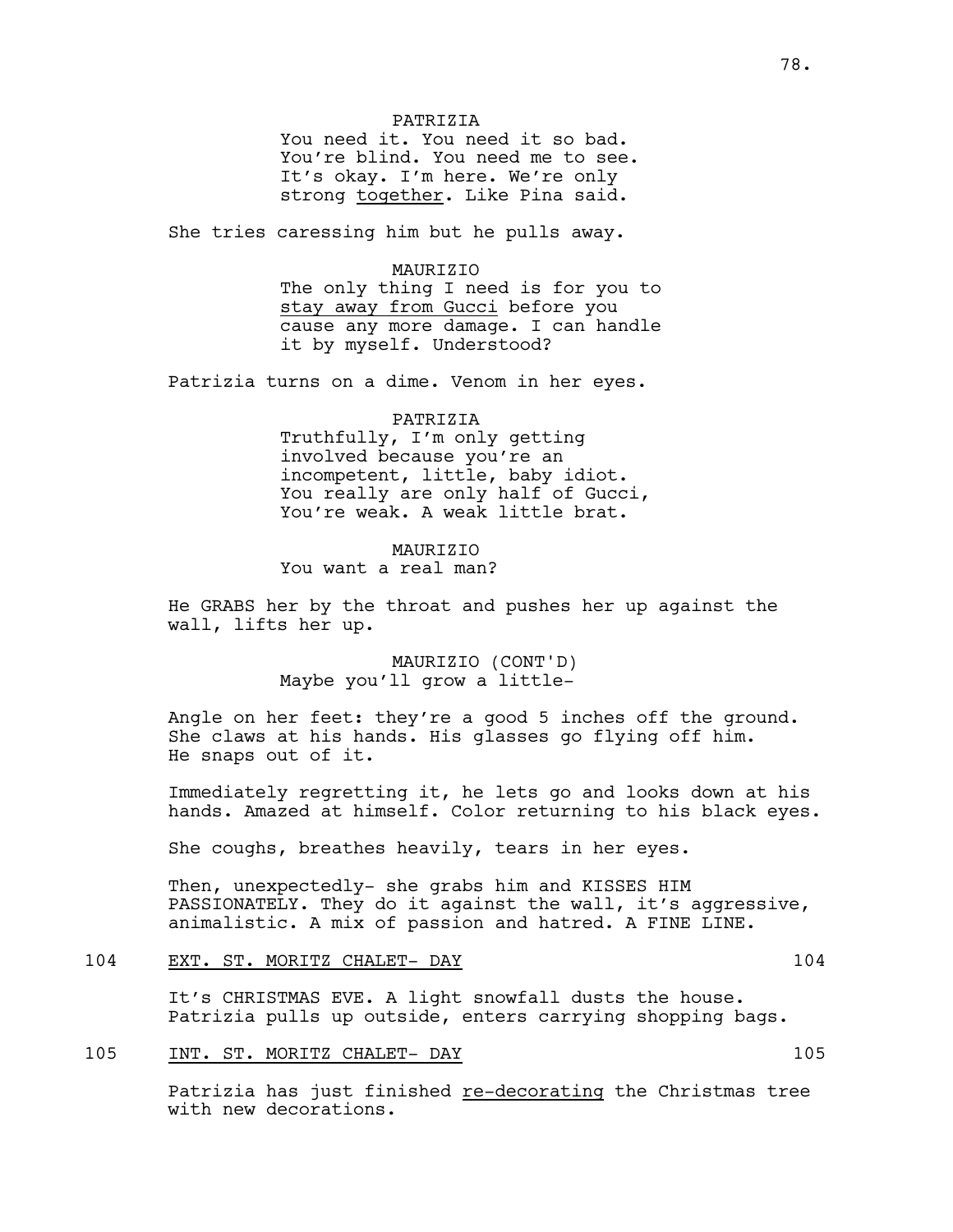PATRIZIA
You need it. You need it so bad. You're blind. You need me to see. It's okay. I'm here. We're only strong <u>together</u>. Like Pina said.

She tries caressing him but he pulls away.

MAURIZIO
The only thing I need is for you to <u>stay away from Gucci</u> before you cause any more damage. I can handle it by myself. Understood?

Patrizia turns on a dime. Venom in her eyes.

PATRIZIA
Truthfully, I'm only getting involved because you're an incompetent, little, baby idiot. You really are only half of Gucci, You're weak. A weak little brat.

MAURIZIO
You want a real man?

He GRABS her by the throat and pushes her up against the wall, lifts her up.

MAURIZIO (CONT'D)
Maybe you'll grow a little-

Angle on her feet: they're a good 5 inches off the ground. She claws at his hands. His glasses go flying off him. He snaps out of it.

Immediately regretting it, he lets go and looks down at his hands. Amazed at himself. Color returning to his black eyes.

She coughs, breathes heavily, tears in her eyes.

Then, unexpectedly- she grabs him and KISSES HIM PASSIONATELY. They do it against the wall, it's aggressive, animalistic. A mix of passion and hatred. A FINE LINE.

104 <u>EXT. ST. MORITZ CHALET- DAY</u> 104

It's CHRISTMAS EVE. A light snowfall dusts the house. Patrizia pulls up outside, enters carrying shopping bags.

105 <u>INT. ST. MORITZ CHALET- DAY</u> 105

Patrizia has just finished <u>re-decorating</u> the Christmas tree with new decorations.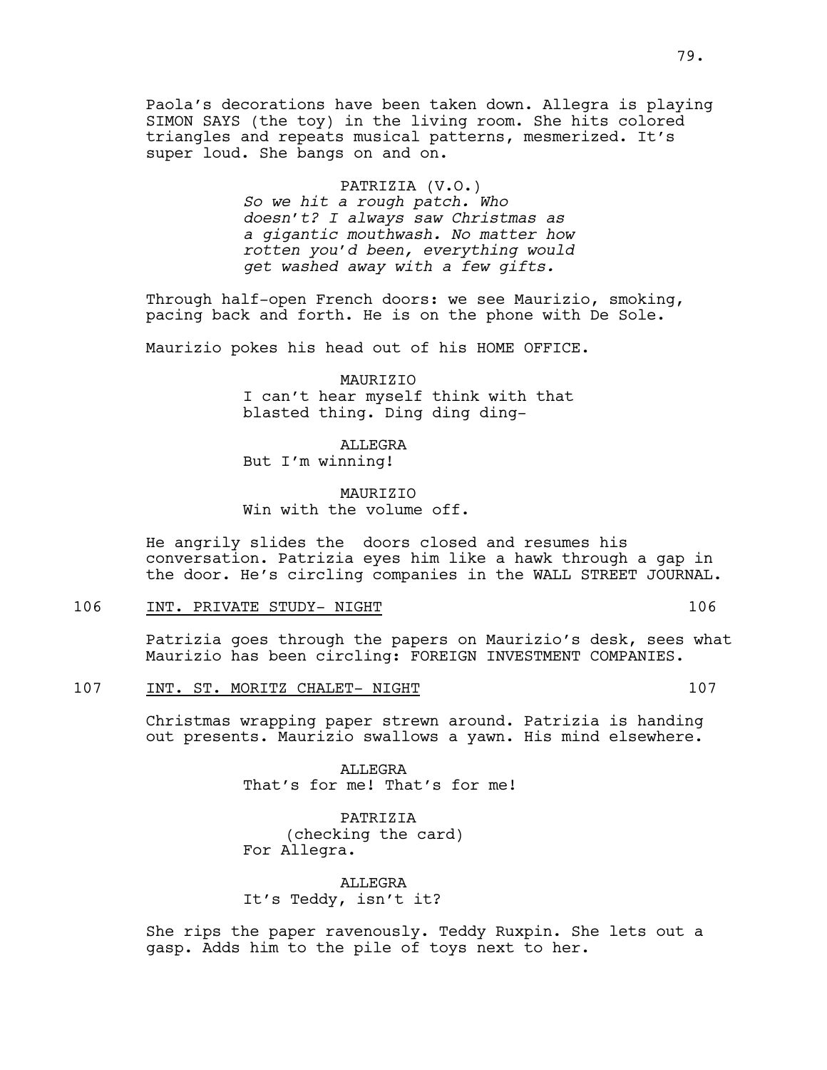Paola's decorations have been taken down. Allegra is playing SIMON SAYS (the toy) in the living room. She hits colored triangles and repeats musical patterns, mesmerized. It's super loud. She bangs on and on.

PATRIZIA (V.O.)
*So we hit a rough patch. Who doesn't? I always saw Christmas as a gigantic mouthwash. No matter how rotten you'd been, everything would get washed away with a few gifts.*

Through half-open French doors: we see Maurizio, smoking, pacing back and forth. He is on the phone with De Sole.

Maurizio pokes his head out of his HOME OFFICE.

MAURIZIO
I can't hear myself think with that blasted thing. Ding ding ding-

ALLEGRA
But I'm winning!

MAURIZIO
Win with the volume off.

He angrily slides the doors closed and resumes his conversation. Patrizia eyes him like a hawk through a gap in the door. He's circling companies in the WALL STREET JOURNAL.

106 INT. PRIVATE STUDY- NIGHT 106

Patrizia goes through the papers on Maurizio's desk, sees what Maurizio has been circling: FOREIGN INVESTMENT COMPANIES.

107 INT. ST. MORITZ CHALET- NIGHT 107

Christmas wrapping paper strewn around. Patrizia is handing out presents. Maurizio swallows a yawn. His mind elsewhere.

ALLEGRA
That's for me! That's for me!

PATRIZIA
(checking the card)
For Allegra.

ALLEGRA
It's Teddy, isn't it?

She rips the paper ravenously. Teddy Ruxpin. She lets out a gasp. Adds him to the pile of toys next to her.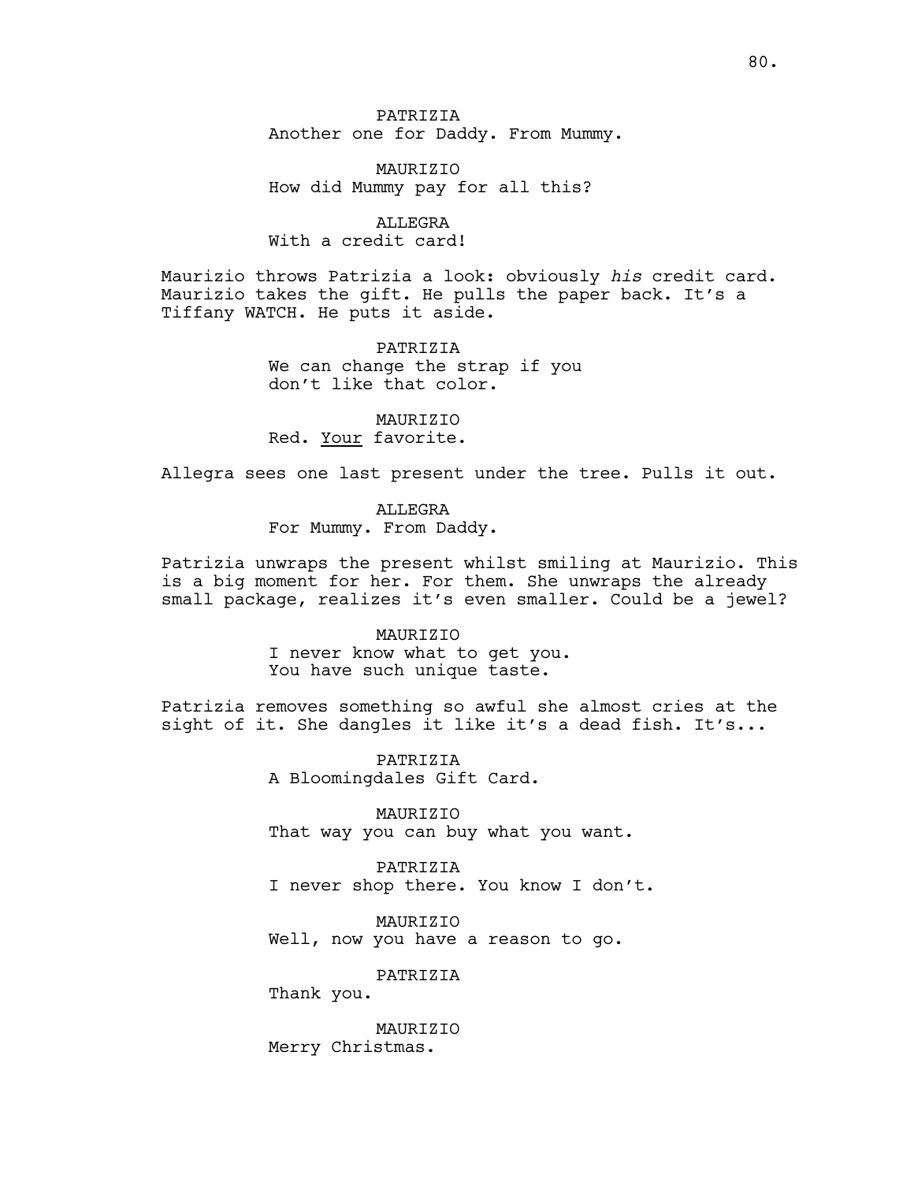PATRIZIA
Another one for Daddy. From Mummy.

MAURIZIO
How did Mummy pay for all this?

ALLEGRA
With a credit card!

Maurizio throws Patrizia a look: obviously *his* credit card. Maurizio takes the gift. He pulls the paper back. It's a Tiffany WATCH. He puts it aside.

PATRIZIA
We can change the strap if you don't like that color.

MAURIZIO
Red. <u>Your</u> favorite.

Allegra sees one last present under the tree. Pulls it out.

ALLEGRA
For Mummy. From Daddy.

Patrizia unwraps the present whilst smiling at Maurizio. This is a big moment for her. For them. She unwraps the already small package, realizes it's even smaller. Could be a jewel?

MAURIZIO
I never know what to get you. You have such unique taste.

Patrizia removes something so awful she almost cries at the sight of it. She dangles it like it's a dead fish. It's...

PATRIZIA
A Bloomingdales Gift Card.

MAURIZIO
That way you can buy what you want.

PATRIZIA
I never shop there. You know I don't.

MAURIZIO
Well, now you have a reason to go.

PATRIZIA
Thank you.

MAURIZIO
Merry Christmas.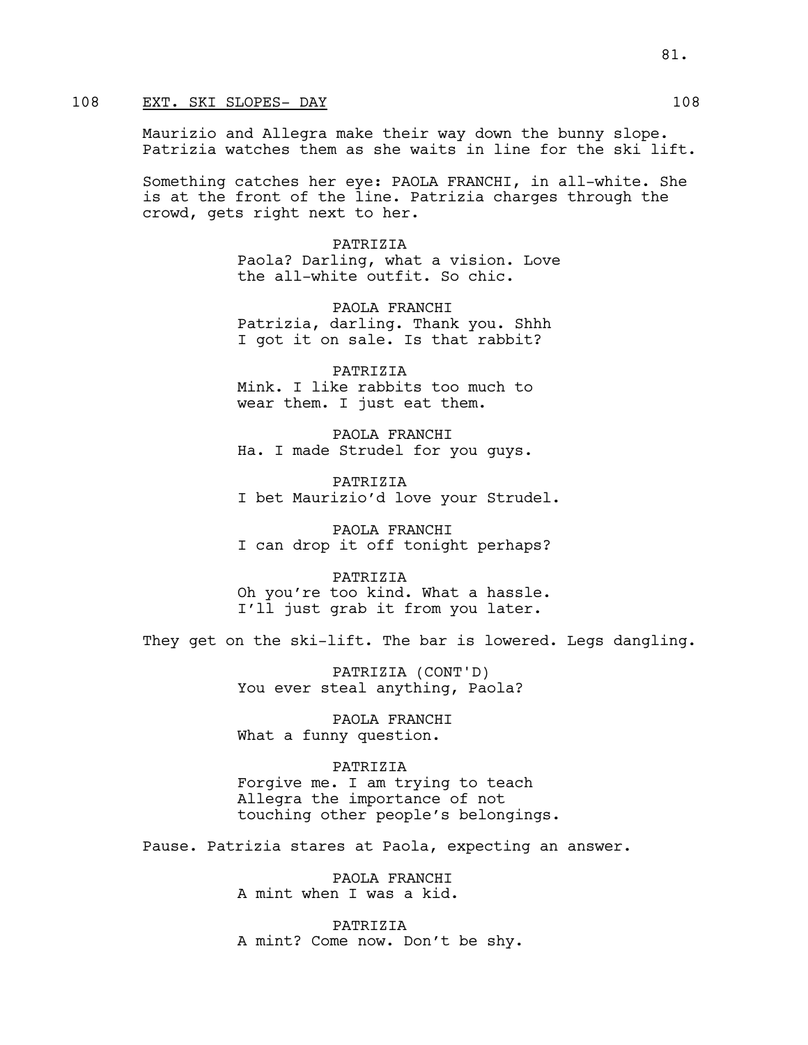## 108 EXT. SKI SLOPES- DAY 108

Maurizio and Allegra make their way down the bunny slope. Patrizia watches them as she waits in line for the ski lift.

Something catches her eye: PAOLA FRANCHI, in all-white. She is at the front of the line. Patrizia charges through the crowd, gets right next to her.

PATRIZIA
Paola? Darling, what a vision. Love the all-white outfit. So chic.

PAOLA FRANCHI
Patrizia, darling. Thank you. Shhh I got it on sale. Is that rabbit?

PATRIZIA
Mink. I like rabbits too much to wear them. I just eat them.

PAOLA FRANCHI
Ha. I made Strudel for you guys.

PATRIZIA
I bet Maurizio'd love your Strudel.

PAOLA FRANCHI
I can drop it off tonight perhaps?

PATRIZIA
Oh you're too kind. What a hassle. I'll just grab it from you later.

They get on the ski-lift. The bar is lowered. Legs dangling.

PATRIZIA (CONT'D)
You ever steal anything, Paola?

PAOLA FRANCHI
What a funny question.

PATRIZIA
Forgive me. I am trying to teach Allegra the importance of not touching other people's belongings.

Pause. Patrizia stares at Paola, expecting an answer.

PAOLA FRANCHI
A mint when I was a kid.

PATRIZIA
A mint? Come now. Don't be shy.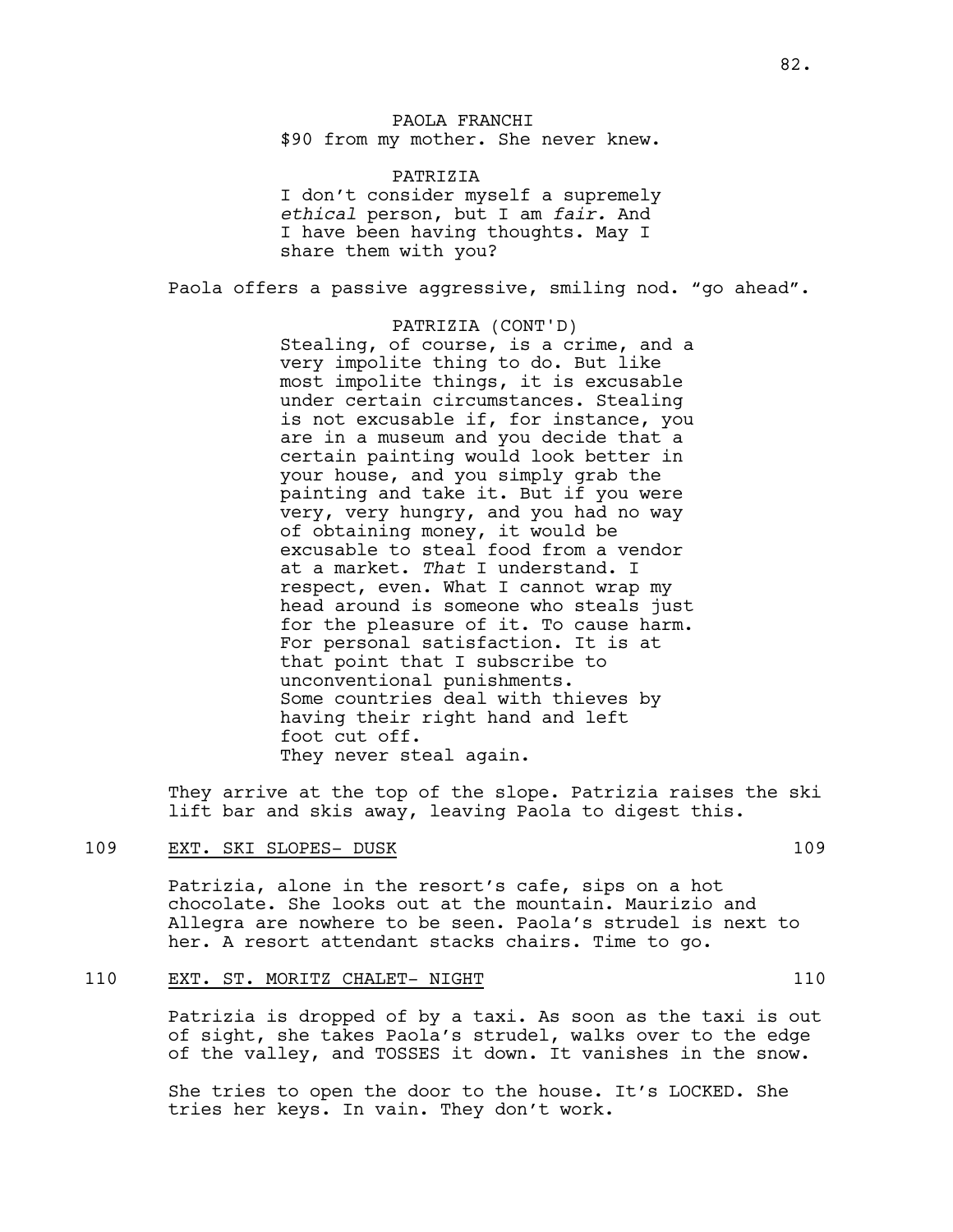PAOLA FRANCHI
$90 from my mother. She never knew.

PATRIZIA
I don't consider myself a supremely *ethical* person, but I am *fair.* And I have been having thoughts. May I share them with you?

Paola offers a passive aggressive, smiling nod. "go ahead".

PATRIZIA (CONT'D)
Stealing, of course, is a crime, and a very impolite thing to do. But like most impolite things, it is excusable under certain circumstances. Stealing is not excusable if, for instance, you are in a museum and you decide that a certain painting would look better in your house, and you simply grab the painting and take it. But if you were very, very hungry, and you had no way of obtaining money, it would be excusable to steal food from a vendor at a market. *That* I understand. I respect, even. What I cannot wrap my head around is someone who steals just for the pleasure of it. To cause harm. For personal satisfaction. It is at that point that I subscribe to unconventional punishments.
Some countries deal with thieves by having their right hand and left foot cut off.
They never steal again.

They arrive at the top of the slope. Patrizia raises the ski lift bar and skis away, leaving Paola to digest this.

109 EXT. SKI SLOPES- DUSK 109

Patrizia, alone in the resort's cafe, sips on a hot chocolate. She looks out at the mountain. Maurizio and Allegra are nowhere to be seen. Paola's strudel is next to her. A resort attendant stacks chairs. Time to go.

110 EXT. ST. MORITZ CHALET- NIGHT 110

Patrizia is dropped of by a taxi. As soon as the taxi is out of sight, she takes Paola's strudel, walks over to the edge of the valley, and TOSSES it down. It vanishes in the snow.

She tries to open the door to the house. It's LOCKED. She tries her keys. In vain. They don't work.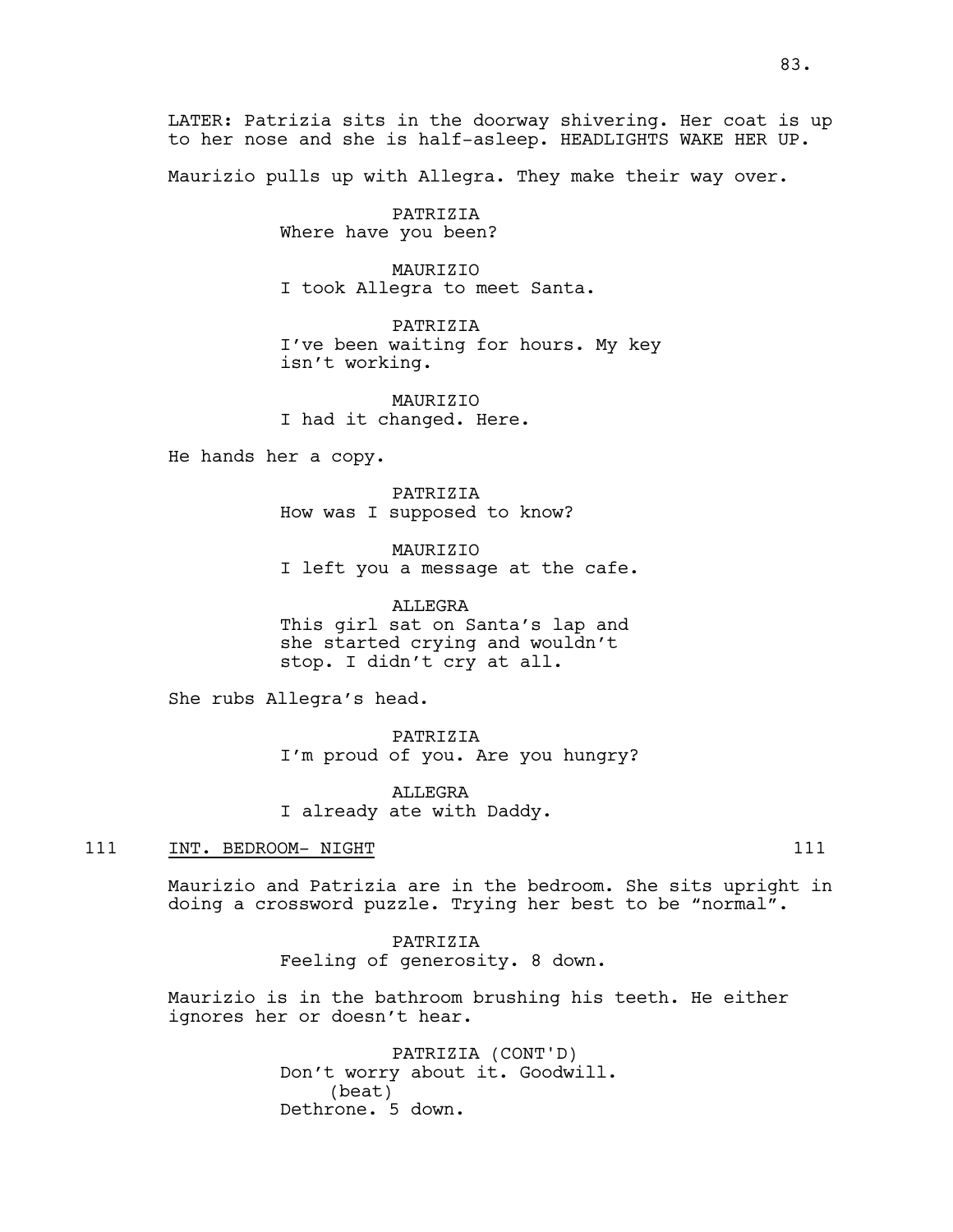LATER: Patrizia sits in the doorway shivering. Her coat is up to her nose and she is half-asleep. HEADLIGHTS WAKE HER UP.

Maurizio pulls up with Allegra. They make their way over.

PATRIZIA
Where have you been?

MAURIZIO
I took Allegra to meet Santa.

PATRIZIA
I've been waiting for hours. My key isn't working.

MAURIZIO
I had it changed. Here.

He hands her a copy.

PATRIZIA
How was I supposed to know?

MAURIZIO
I left you a message at the cafe.

ALLEGRA
This girl sat on Santa's lap and she started crying and wouldn't stop. I didn't cry at all.

She rubs Allegra's head.

PATRIZIA
I'm proud of you. Are you hungry?

ALLEGRA
I already ate with Daddy.

111 INT. BEDROOM- NIGHT 111

Maurizio and Patrizia are in the bedroom. She sits upright in doing a crossword puzzle. Trying her best to be "normal".

PATRIZIA
Feeling of generosity. 8 down.

Maurizio is in the bathroom brushing his teeth. He either ignores her or doesn't hear.

PATRIZIA (CONT'D)
Don't worry about it. Goodwill.
(beat)
Dethrone. 5 down.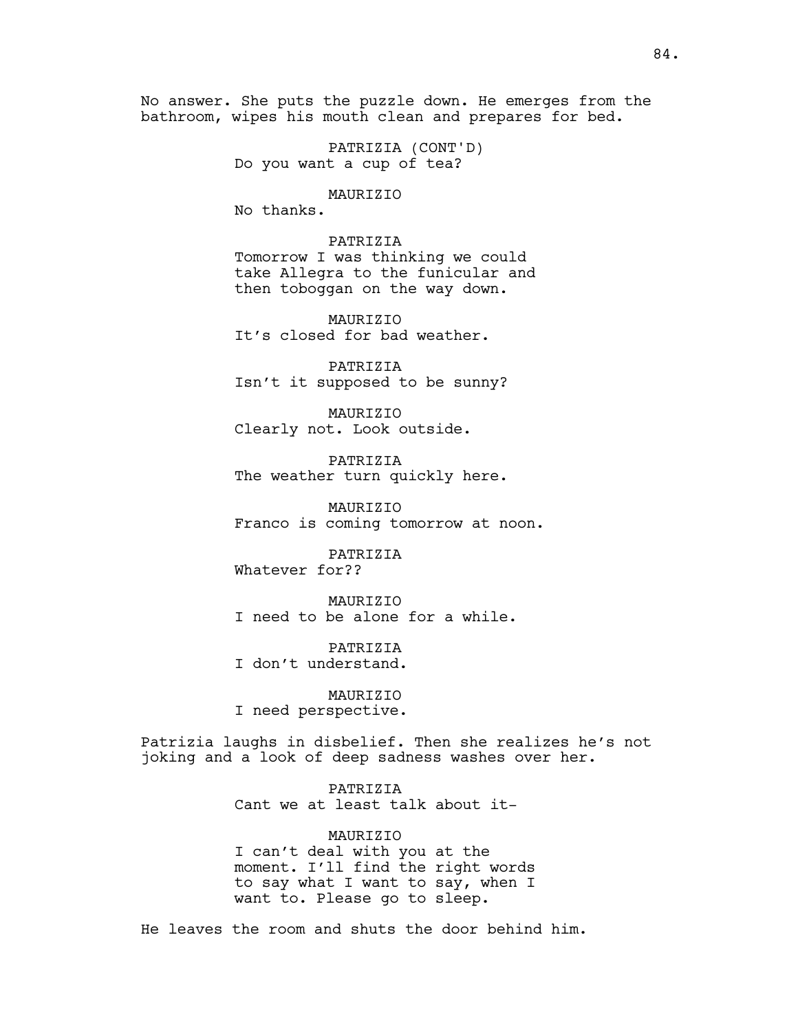No answer. She puts the puzzle down. He emerges from the bathroom, wipes his mouth clean and prepares for bed.

PATRIZIA (CONT'D)
Do you want a cup of tea?

MAURIZIO
No thanks.

PATRIZIA
Tomorrow I was thinking we could take Allegra to the funicular and then toboggan on the way down.

MAURIZIO
It's closed for bad weather.

PATRIZIA
Isn't it supposed to be sunny?

MAURIZIO
Clearly not. Look outside.

PATRIZIA
The weather turn quickly here.

MAURIZIO
Franco is coming tomorrow at noon.

PATRIZIA
Whatever for??

MAURIZIO
I need to be alone for a while.

PATRIZIA
I don't understand.

MAURIZIO
I need perspective.

Patrizia laughs in disbelief. Then she realizes he's not joking and a look of deep sadness washes over her.

PATRIZIA
Cant we at least talk about it-

MAURIZIO
I can't deal with you at the moment. I'll find the right words to say what I want to say, when I want to. Please go to sleep.

He leaves the room and shuts the door behind him.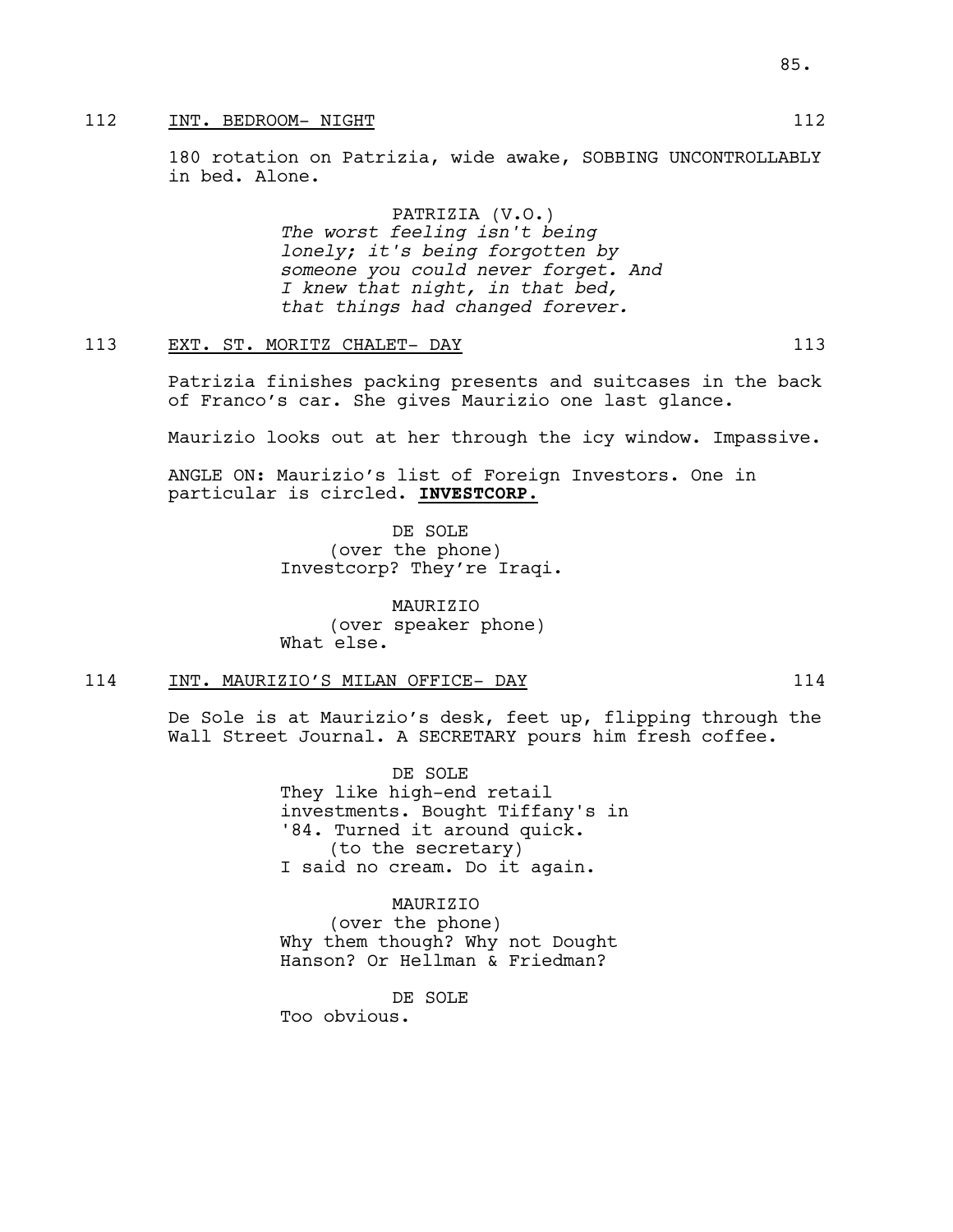112 INT. BEDROOM- NIGHT 112

180 rotation on Patrizia, wide awake, SOBBING UNCONTROLLABLY in bed. Alone.

PATRIZIA (V.O.)
*The worst feeling isn't being lonely; it's being forgotten by someone you could never forget. And I knew that night, in that bed, that things had changed forever.*

113 EXT. ST. MORITZ CHALET- DAY 113

Patrizia finishes packing presents and suitcases in the back of Franco's car. She gives Maurizio one last glance.

Maurizio looks out at her through the icy window. Impassive.

ANGLE ON: Maurizio's list of Foreign Investors. One in particular is circled. **INVESTCORP.**

DE SOLE
(over the phone)
Investcorp? They're Iraqi.

MAURIZIO
(over speaker phone)
What else.

114 INT. MAURIZIO'S MILAN OFFICE- DAY 114

De Sole is at Maurizio's desk, feet up, flipping through the Wall Street Journal. A SECRETARY pours him fresh coffee.

DE SOLE
They like high-end retail investments. Bought Tiffany's in '84. Turned it around quick.
(to the secretary)
I said no cream. Do it again.

MAURIZIO
(over the phone)
Why them though? Why not Dought Hanson? Or Hellman & Friedman?

DE SOLE
Too obvious.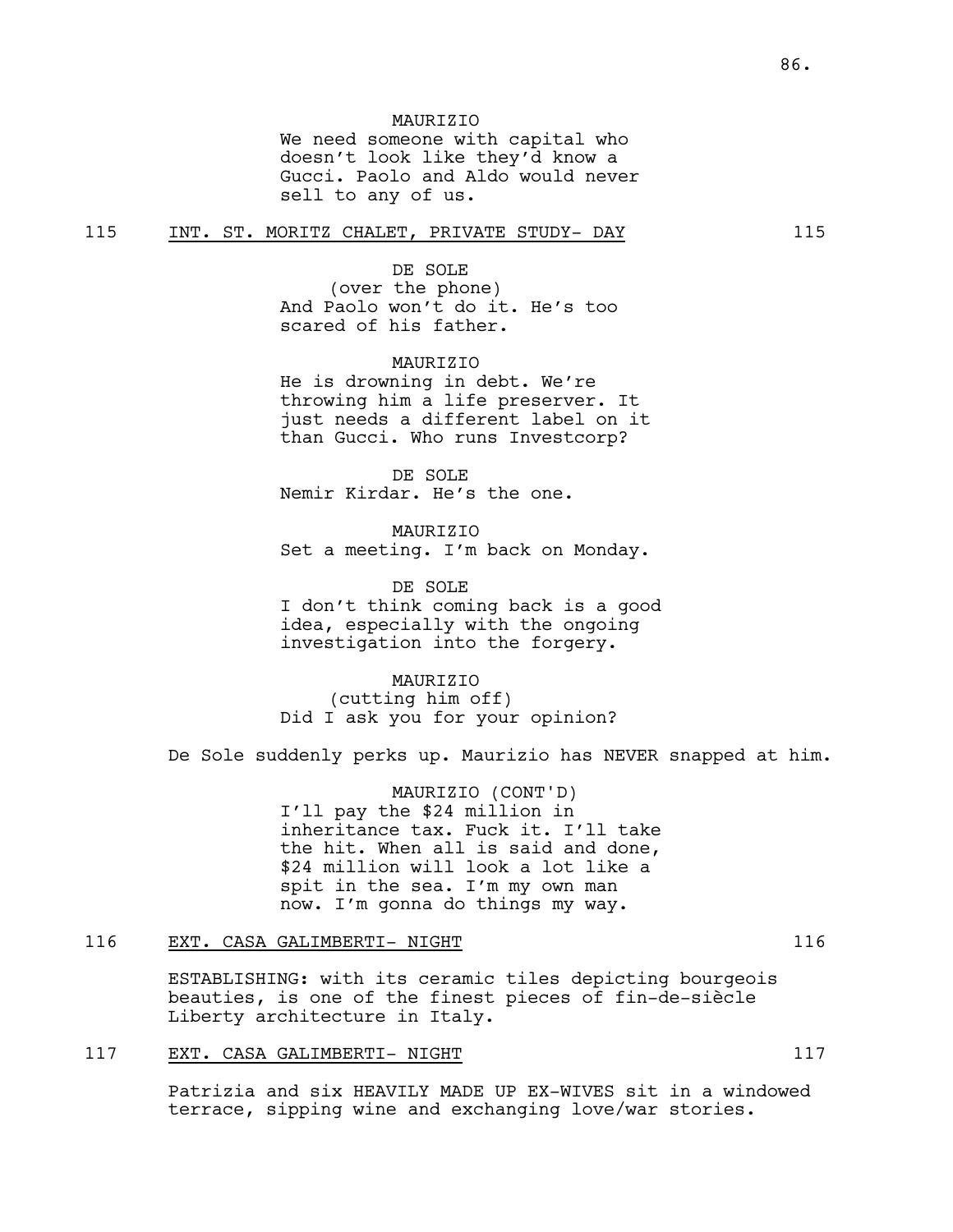MAURIZIO
We need someone with capital who doesn't look like they'd know a Gucci. Paolo and Aldo would never sell to any of us.

115 INT. ST. MORITZ CHALET, PRIVATE STUDY- DAY 115

DE SOLE
(over the phone)
And Paolo won't do it. He's too scared of his father.

MAURIZIO
He is drowning in debt. We're throwing him a life preserver. It just needs a different label on it than Gucci. Who runs Investcorp?

DE SOLE
Nemir Kirdar. He's the one.

MAURIZIO
Set a meeting. I'm back on Monday.

DE SOLE
I don't think coming back is a good idea, especially with the ongoing investigation into the forgery.

MAURIZIO
(cutting him off)
Did I ask you for your opinion?

De Sole suddenly perks up. Maurizio has NEVER snapped at him.

MAURIZIO (CONT'D)
I'll pay the $24 million in inheritance tax. Fuck it. I'll take the hit. When all is said and done, $24 million will look a lot like a spit in the sea. I'm my own man now. I'm gonna do things my way.

116 EXT. CASA GALIMBERTI- NIGHT 116

ESTABLISHING: with its ceramic tiles depicting bourgeois beauties, is one of the finest pieces of fin-de-siècle Liberty architecture in Italy.

117 EXT. CASA GALIMBERTI- NIGHT 117

Patrizia and six HEAVILY MADE UP EX-WIVES sit in a windowed terrace, sipping wine and exchanging love/war stories.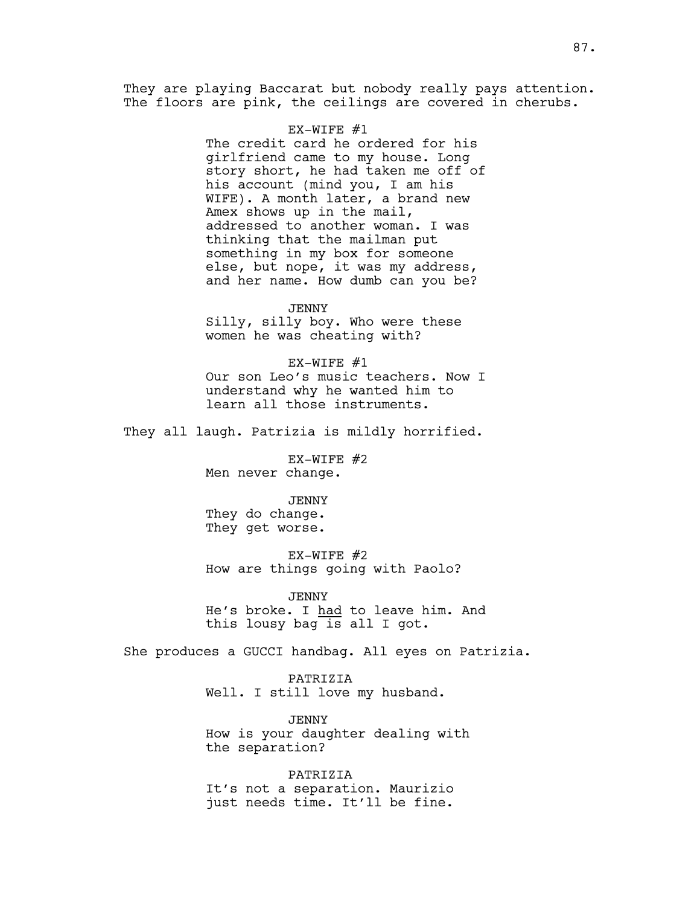They are playing Baccarat but nobody really pays attention. The floors are pink, the ceilings are covered in cherubs.

EX-WIFE #1

The credit card he ordered for his girlfriend came to my house. Long story short, he had taken me off of his account (mind you, I am his WIFE). A month later, a brand new Amex shows up in the mail, addressed to another woman. I was thinking that the mailman put something in my box for someone else, but nope, it was my address, and her name. How dumb can you be?

JENNY

Silly, silly boy. Who were these women he was cheating with?

EX-WIFE #1

Our son Leo's music teachers. Now I understand why he wanted him to learn all those instruments.

They all laugh. Patrizia is mildly horrified.

EX-WIFE #2

Men never change.

JENNY

They do change.
They get worse.

EX-WIFE #2

How are things going with Paolo?

JENNY

He's broke. I <u>had</u> to leave him. And this lousy bag is all I got.

She produces a GUCCI handbag. All eyes on Patrizia.

PATRIZIA

Well. I still love my husband.

JENNY

How is your daughter dealing with the separation?

PATRIZIA

It's not a separation. Maurizio just needs time. It'll be fine.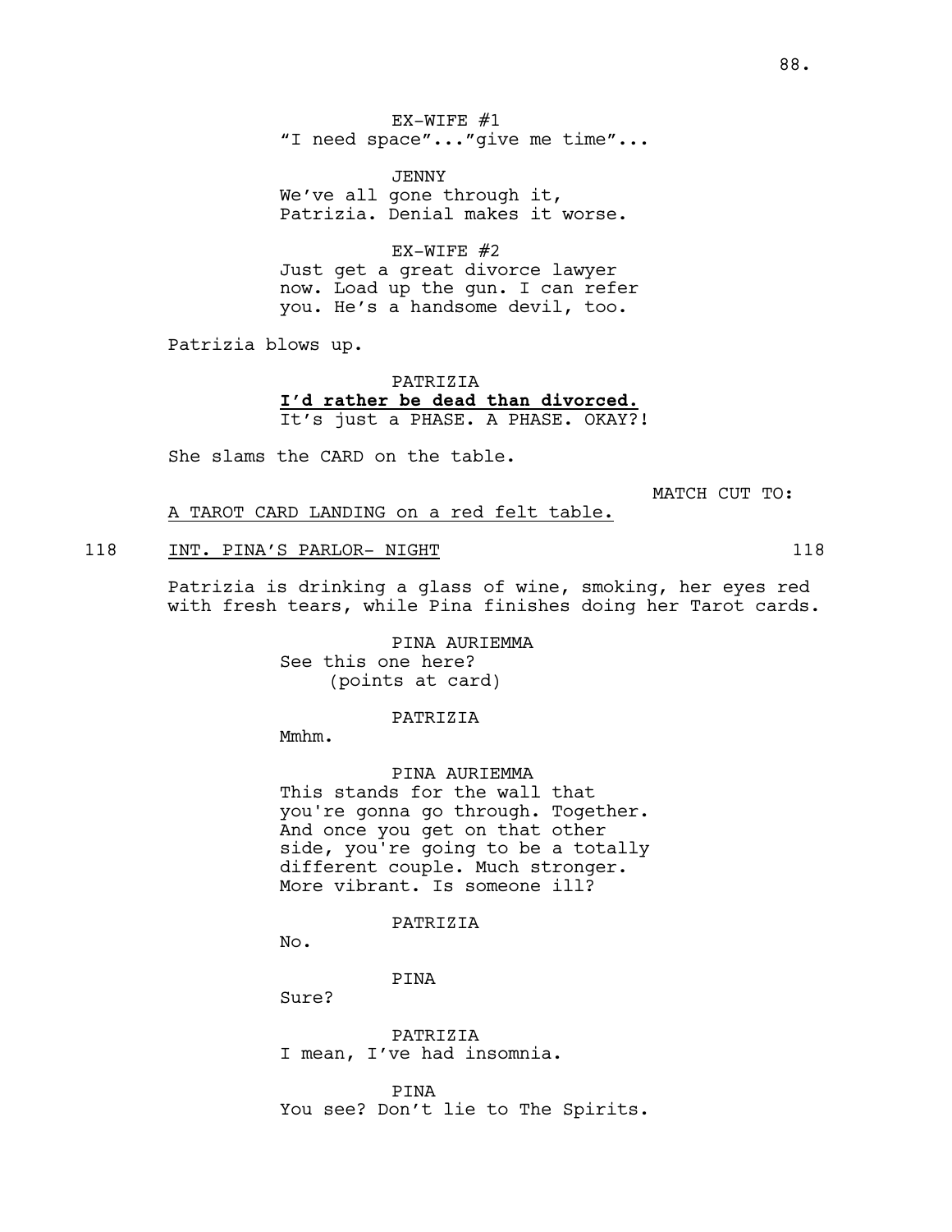EX-WIFE #1

"I need space"..."give me time"...

JENNY

We've all gone through it, Patrizia. Denial makes it worse.

EX-WIFE #2

Just get a great divorce lawyer now. Load up the gun. I can refer you. He's a handsome devil, too.

Patrizia blows up.

PATRIZIA

**I'd rather be dead than divorced.**
It's just a PHASE. A PHASE. OKAY?!

She slams the CARD on the table.

MATCH CUT TO:

A TAROT CARD LANDING on a red felt table.

118 INT. PINA'S PARLOR- NIGHT 118

Patrizia is drinking a glass of wine, smoking, her eyes red with fresh tears, while Pina finishes doing her Tarot cards.

PINA AURIEMMA

See this one here?
(points at card)

PATRIZIA

Mmhm.

PINA AURIEMMA

This stands for the wall that you're gonna go through. Together. And once you get on that other side, you're going to be a totally different couple. Much stronger. More vibrant. Is someone ill?

PATRIZIA

No.

PINA

Sure?

PATRIZIA

I mean, I've had insomnia.

PINA

You see? Don't lie to The Spirits.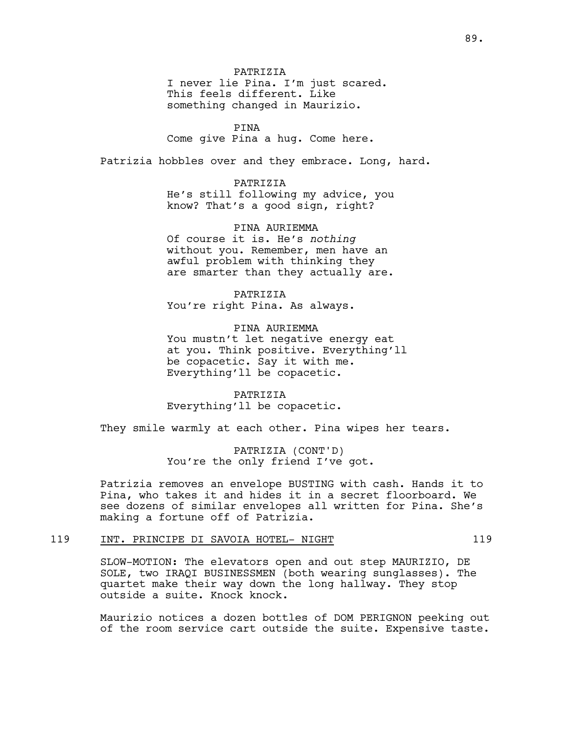PATRIZIA
I never lie Pina. I'm just scared. This feels different. Like something changed in Maurizio.

PINA
Come give Pina a hug. Come here.

Patrizia hobbles over and they embrace. Long, hard.

PATRIZIA
He's still following my advice, you know? That's a good sign, right?

PINA AURIEMMA
Of course it is. He's *nothing* without you. Remember, men have an awful problem with thinking they are smarter than they actually are.

PATRIZIA
You're right Pina. As always.

PINA AURIEMMA
You mustn't let negative energy eat at you. Think positive. Everything'll be copacetic. Say it with me. Everything'll be copacetic.

PATRIZIA
Everything'll be copacetic.

They smile warmly at each other. Pina wipes her tears.

PATRIZIA (CONT'D)
You're the only friend I've got.

Patrizia removes an envelope BUSTING with cash. Hands it to Pina, who takes it and hides it in a secret floorboard. We see dozens of similar envelopes all written for Pina. She's making a fortune off of Patrizia.

119 INT. PRINCIPE DI SAVOIA HOTEL- NIGHT 119

SLOW-MOTION: The elevators open and out step MAURIZIO, DE SOLE, two IRAQI BUSINESSMEN (both wearing sunglasses). The quartet make their way down the long hallway. They stop outside a suite. Knock knock.

Maurizio notices a dozen bottles of DOM PERIGNON peeking out of the room service cart outside the suite. Expensive taste.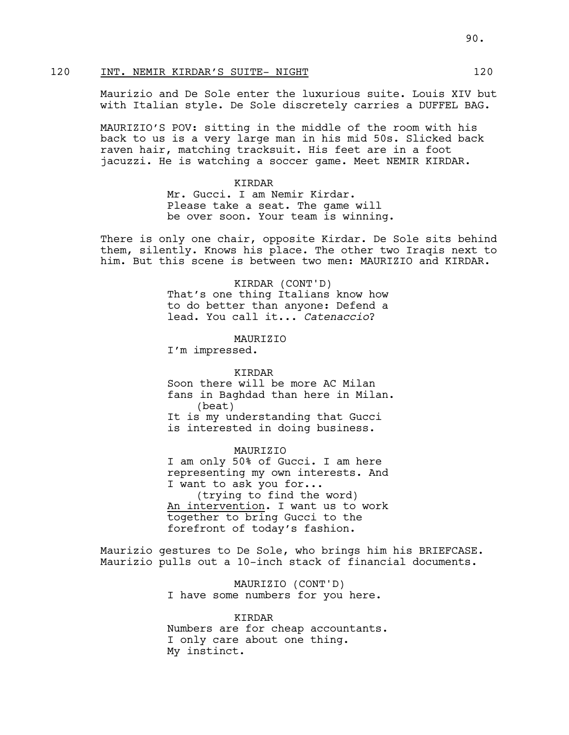120 INT. NEMIR KIRDAR'S SUITE- NIGHT 120

Maurizio and De Sole enter the luxurious suite. Louis XIV but with Italian style. De Sole discretely carries a DUFFEL BAG.

MAURIZIO'S POV: sitting in the middle of the room with his back to us is a very large man in his mid 50s. Slicked back raven hair, matching tracksuit. His feet are in a foot jacuzzi. He is watching a soccer game. Meet NEMIR KIRDAR.

KIRDAR
Mr. Gucci. I am Nemir Kirdar. Please take a seat. The game will be over soon. Your team is winning.

There is only one chair, opposite Kirdar. De Sole sits behind them, silently. Knows his place. The other two Iraqis next to him. But this scene is between two men: MAURIZIO and KIRDAR.

KIRDAR (CONT'D)
That's one thing Italians know how to do better than anyone: Defend a lead. You call it... *Catenaccio*?

MAURIZIO
I'm impressed.

KIRDAR
Soon there will be more AC Milan fans in Baghdad than here in Milan.
(beat)
It is my understanding that Gucci is interested in doing business.

MAURIZIO
I am only 50% of Gucci. I am here representing my own interests. And I want to ask you for...
(trying to find the word)
An intervention. I want us to work together to bring Gucci to the forefront of today's fashion.

Maurizio gestures to De Sole, who brings him his BRIEFCASE. Maurizio pulls out a 10-inch stack of financial documents.

MAURIZIO (CONT'D)
I have some numbers for you here.

KIRDAR
Numbers are for cheap accountants. I only care about one thing. My instinct.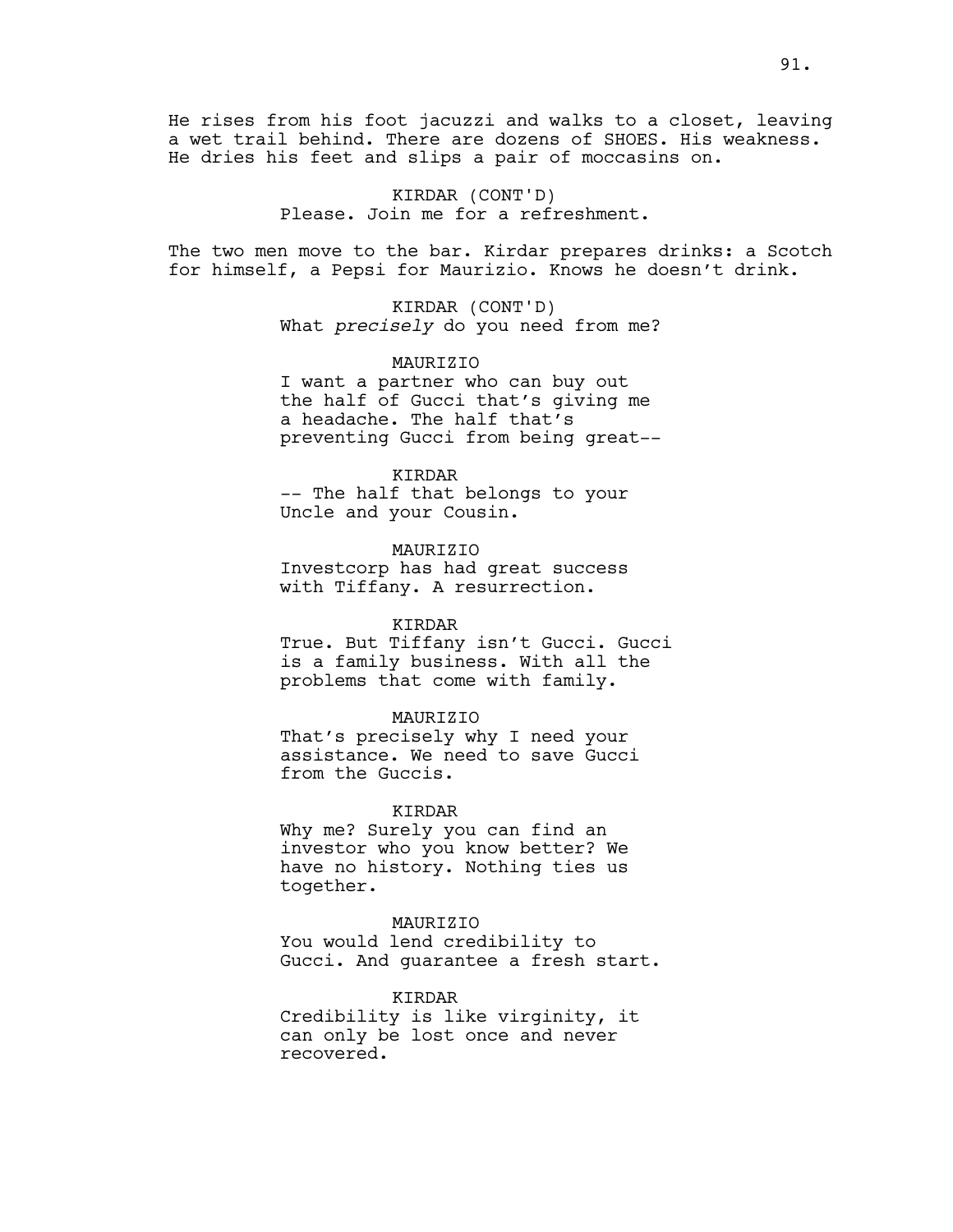He rises from his foot jacuzzi and walks to a closet, leaving a wet trail behind. There are dozens of SHOES. His weakness. He dries his feet and slips a pair of moccasins on.

KIRDAR (CONT'D)
Please. Join me for a refreshment.

The two men move to the bar. Kirdar prepares drinks: a Scotch for himself, a Pepsi for Maurizio. Knows he doesn't drink.

KIRDAR (CONT'D)
What *precisely* do you need from me?

MAURIZIO
I want a partner who can buy out the half of Gucci that's giving me a headache. The half that's preventing Gucci from being great--

KIRDAR
-- The half that belongs to your Uncle and your Cousin.

MAURIZIO
Investcorp has had great success with Tiffany. A resurrection.

KIRDAR
True. But Tiffany isn't Gucci. Gucci is a family business. With all the problems that come with family.

MAURIZIO
That's precisely why I need your assistance. We need to save Gucci from the Guccis.

KIRDAR
Why me? Surely you can find an investor who you know better? We have no history. Nothing ties us together.

MAURIZIO
You would lend credibility to Gucci. And guarantee a fresh start.

KIRDAR
Credibility is like virginity, it can only be lost once and never recovered.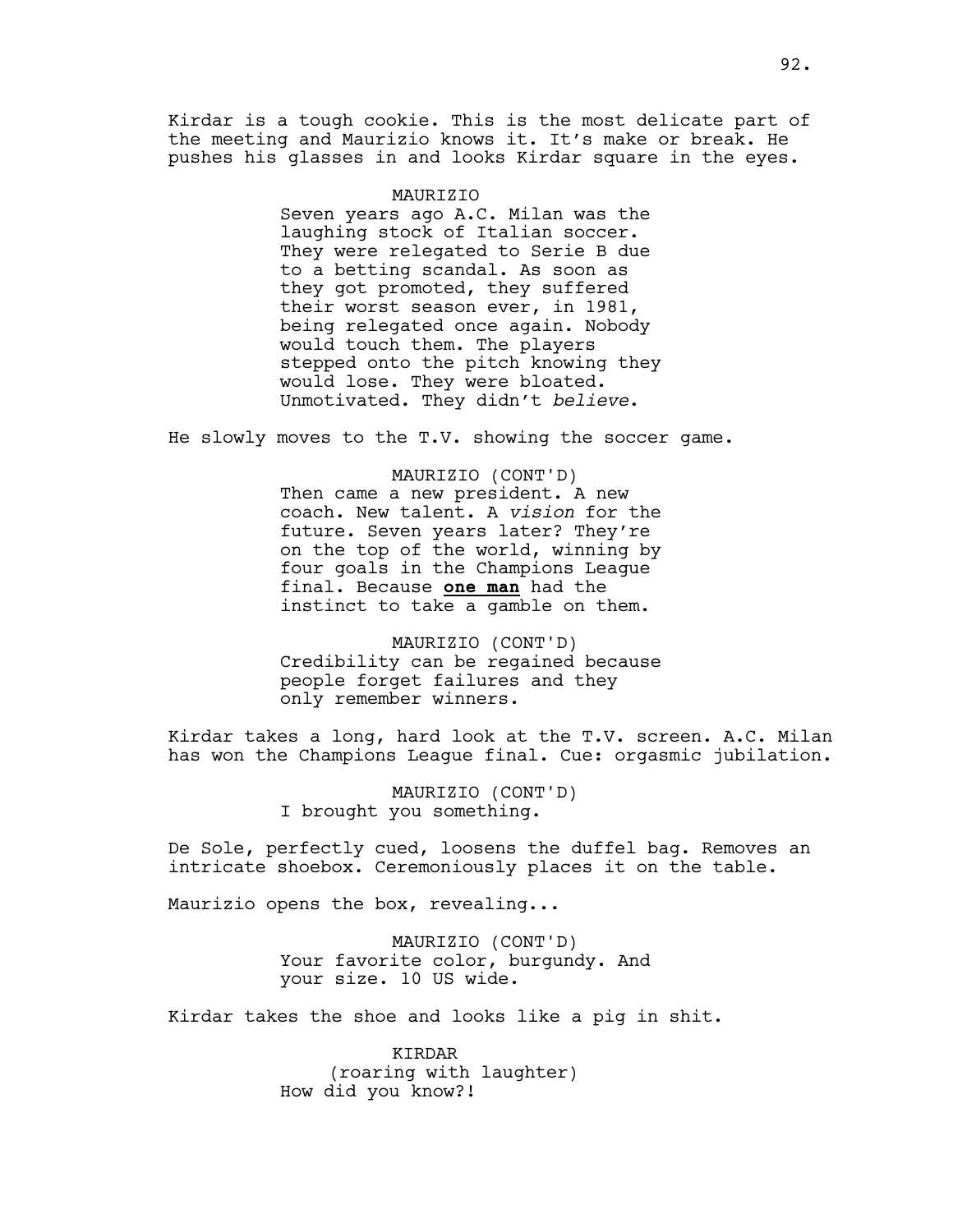Kirdar is a tough cookie. This is the most delicate part of the meeting and Maurizio knows it. It's make or break. He pushes his glasses in and looks Kirdar square in the eyes.

MAURIZIO

Seven years ago A.C. Milan was the laughing stock of Italian soccer. They were relegated to Serie B due to a betting scandal. As soon as they got promoted, they suffered their worst season ever, in 1981, being relegated once again. Nobody would touch them. The players stepped onto the pitch knowing they would lose. They were bloated. Unmotivated. They didn't *believe*.

He slowly moves to the T.V. showing the soccer game.

MAURIZIO (CONT'D)

Then came a new president. A new coach. New talent. A *vision* for the future. Seven years later? They're on the top of the world, winning by four goals in the Champions League final. Because **one man** had the instinct to take a gamble on them.

MAURIZIO (CONT'D)

Credibility can be regained because people forget failures and they only remember winners.

Kirdar takes a long, hard look at the T.V. screen. A.C. Milan has won the Champions League final. Cue: orgasmic jubilation.

MAURIZIO (CONT'D)

I brought you something.

De Sole, perfectly cued, loosens the duffel bag. Removes an intricate shoebox. Ceremoniously places it on the table.

Maurizio opens the box, revealing...

MAURIZIO (CONT'D)

Your favorite color, burgundy. And your size. 10 US wide.

Kirdar takes the shoe and looks like a pig in shit.

KIRDAR

(roaring with laughter)

How did you know?!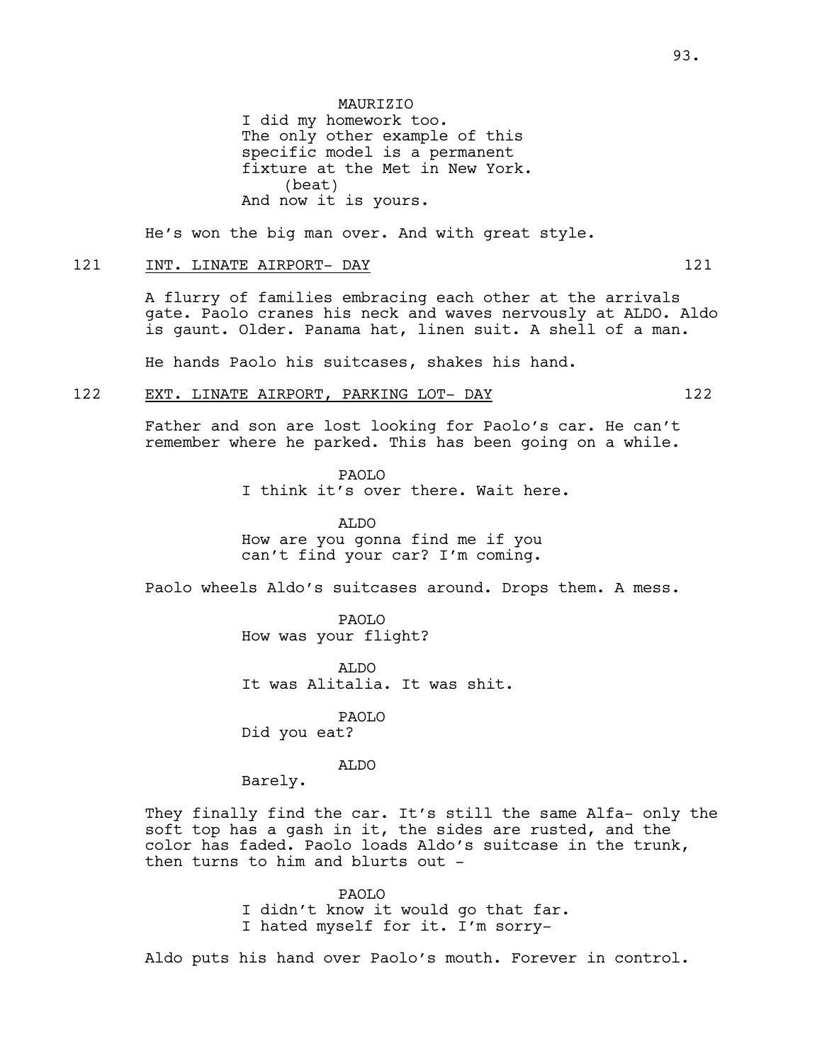MAURIZIO
I did my homework too.
The only other example of this specific model is a permanent fixture at the Met in New York.
(beat)
And now it is yours.

He's won the big man over. And with great style.

121 INT. LINATE AIRPORT- DAY 121

A flurry of families embracing each other at the arrivals gate. Paolo cranes his neck and waves nervously at ALDO. Aldo is gaunt. Older. Panama hat, linen suit. A shell of a man.

He hands Paolo his suitcases, shakes his hand.

122 EXT. LINATE AIRPORT, PARKING LOT- DAY 122

Father and son are lost looking for Paolo's car. He can't remember where he parked. This has been going on a while.

PAOLO
I think it's over there. Wait here.

ALDO
How are you gonna find me if you can't find your car? I'm coming.

Paolo wheels Aldo's suitcases around. Drops them. A mess.

PAOLO
How was your flight?

ALDO
It was Alitalia. It was shit.

PAOLO
Did you eat?

ALDO
Barely.

They finally find the car. It's still the same Alfa- only the soft top has a gash in it, the sides are rusted, and the color has faded. Paolo loads Aldo's suitcase in the trunk, then turns to him and blurts out -

PAOLO
I didn't know it would go that far.
I hated myself for it. I'm sorry-

Aldo puts his hand over Paolo's mouth. Forever in control.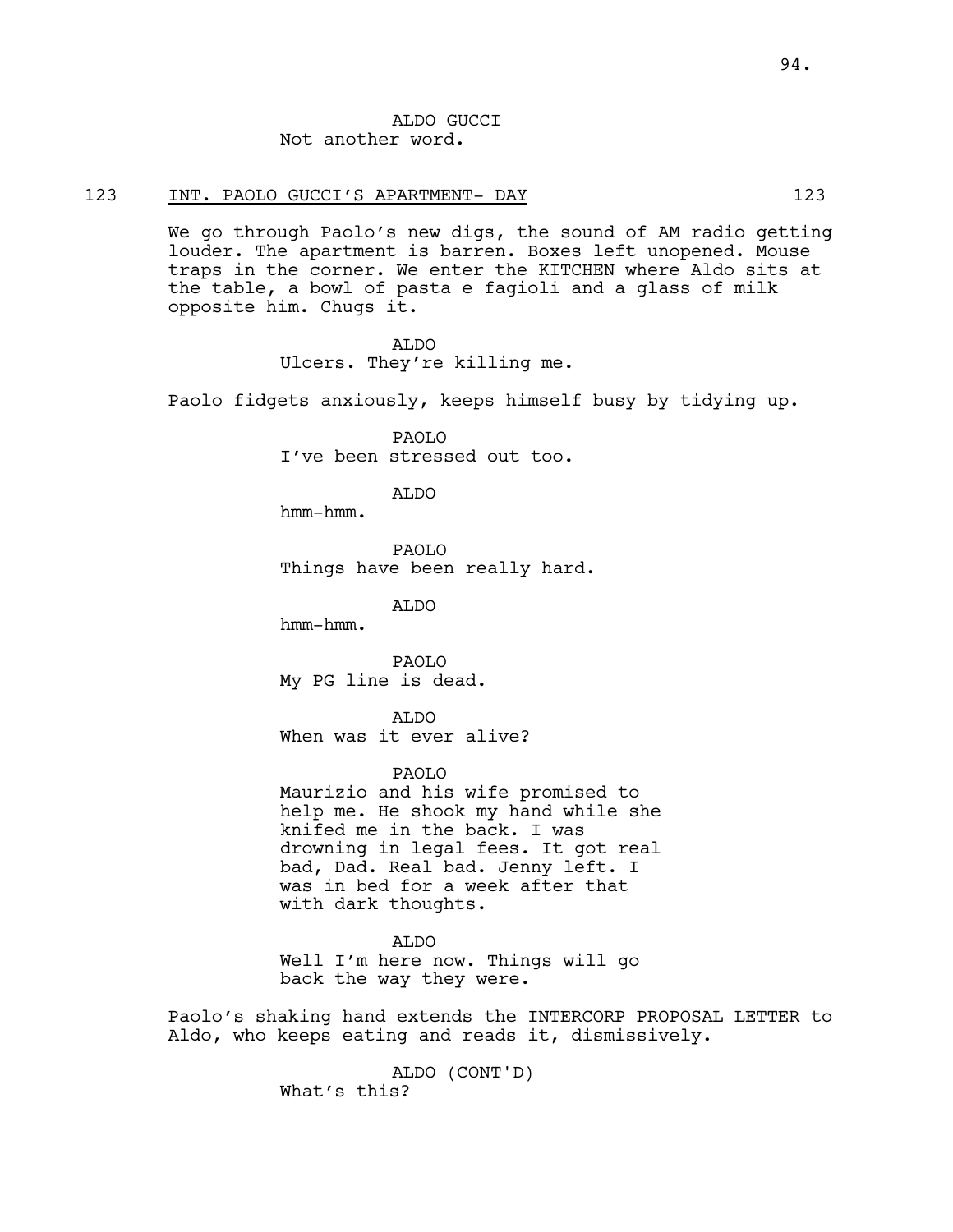ALDO GUCCI
Not another word.

123 INT. PAOLO GUCCI'S APARTMENT- DAY 123

We go through Paolo's new digs, the sound of AM radio getting louder. The apartment is barren. Boxes left unopened. Mouse traps in the corner. We enter the KITCHEN where Aldo sits at the table, a bowl of pasta e fagioli and a glass of milk opposite him. Chugs it.

ALDO
Ulcers. They're killing me.

Paolo fidgets anxiously, keeps himself busy by tidying up.

PAOLO
I've been stressed out too.

ALDO
hmm-hmm.

PAOLO
Things have been really hard.

ALDO
hmm-hmm.

PAOLO
My PG line is dead.

ALDO
When was it ever alive?

PAOLO
Maurizio and his wife promised to help me. He shook my hand while she knifed me in the back. I was drowning in legal fees. It got real bad, Dad. Real bad. Jenny left. I was in bed for a week after that with dark thoughts.

ALDO
Well I'm here now. Things will go back the way they were.

Paolo's shaking hand extends the INTERCORP PROPOSAL LETTER to Aldo, who keeps eating and reads it, dismissively.

ALDO (CONT'D)
What's this?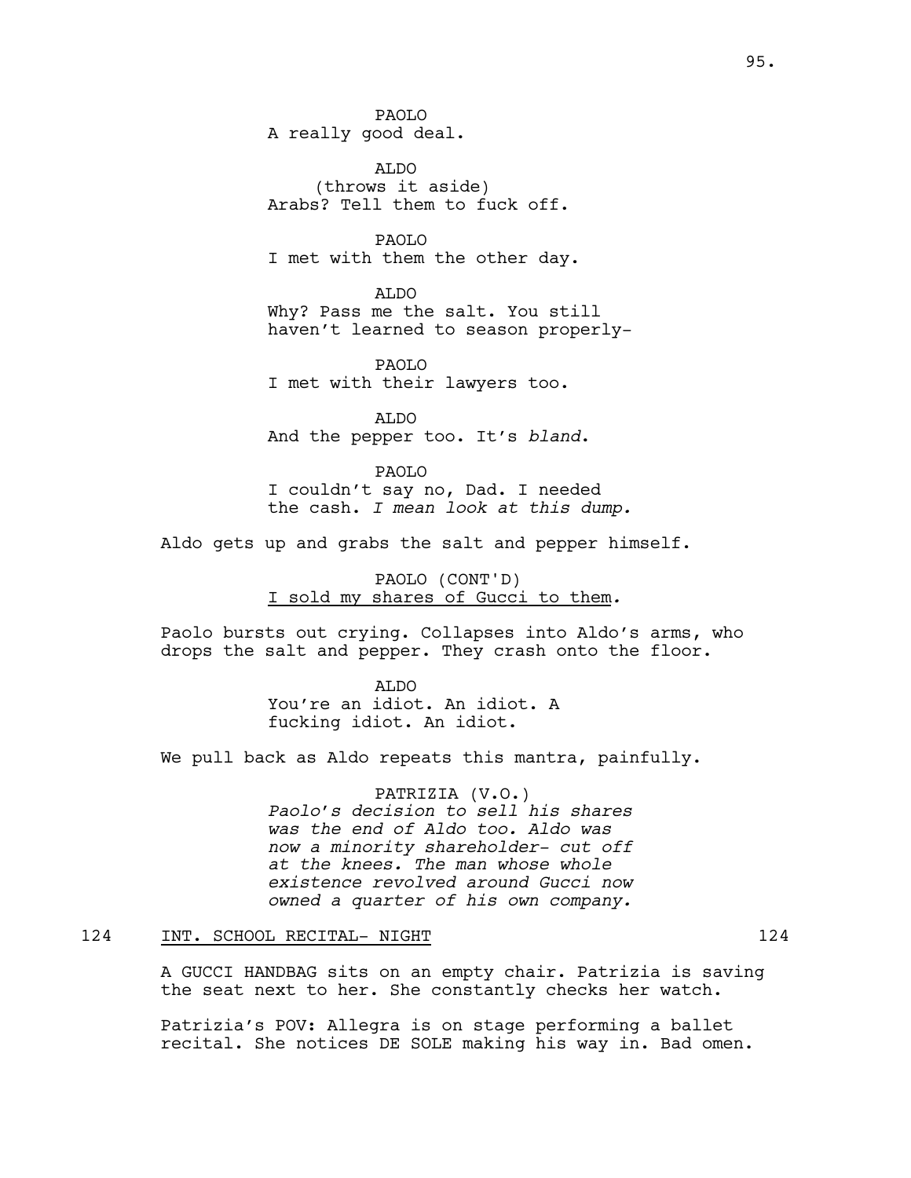PAOLO
A really good deal.

ALDO
(throws it aside)
Arabs? Tell them to fuck off.

PAOLO
I met with them the other day.

ALDO
Why? Pass me the salt. You still haven't learned to season properly-

PAOLO
I met with their lawyers too.

ALDO
And the pepper too. It's *bland*.

PAOLO
I couldn't say no, Dad. I needed the cash. *I mean look at this dump.*

Aldo gets up and grabs the salt and pepper himself.

PAOLO (CONT'D)
<u>I sold my shares of Gucci to them</u>*.*

Paolo bursts out crying. Collapses into Aldo's arms, who drops the salt and pepper. They crash onto the floor.

ALDO
You're an idiot. An idiot. A fucking idiot. An idiot.

We pull back as Aldo repeats this mantra, painfully.

PATRIZIA (V.O.)
*Paolo's decision to sell his shares was the end of Aldo too. Aldo was now a minority shareholder- cut off at the knees. The man whose whole existence revolved around Gucci now owned a quarter of his own company.*

124 <u>INT. SCHOOL RECITAL- NIGHT</u> 124

A GUCCI HANDBAG sits on an empty chair. Patrizia is saving the seat next to her. She constantly checks her watch.

Patrizia's POV: Allegra is on stage performing a ballet recital. She notices DE SOLE making his way in. Bad omen.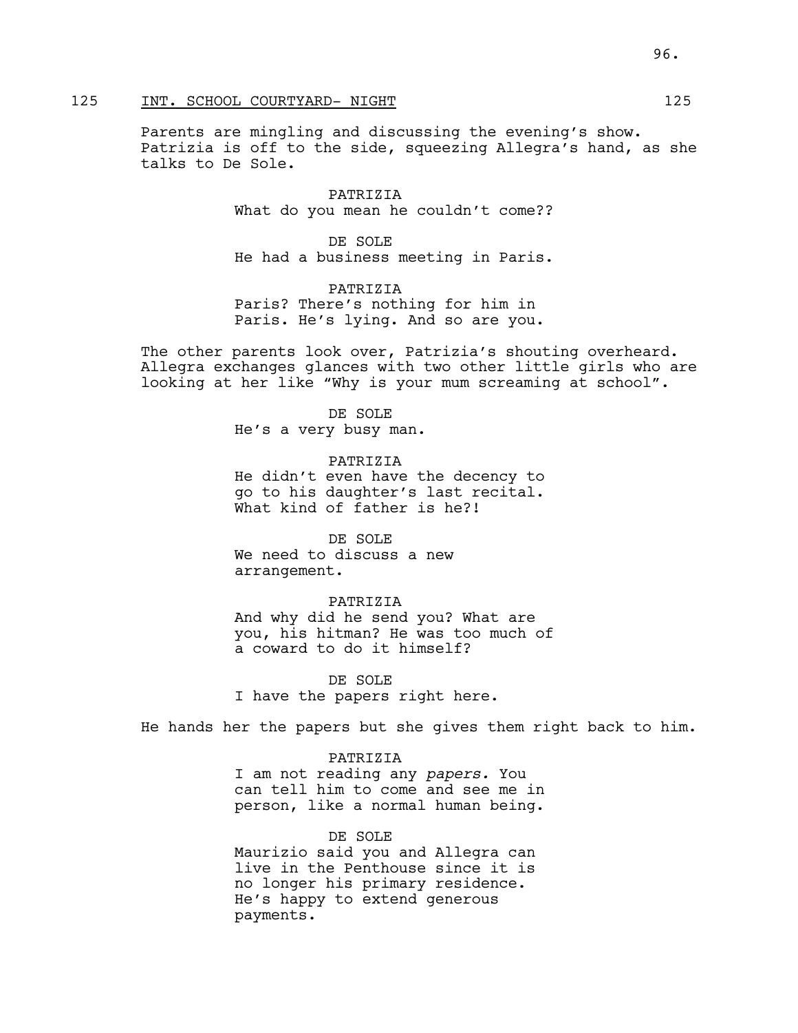125 INT. SCHOOL COURTYARD- NIGHT 125

Parents are mingling and discussing the evening's show. Patrizia is off to the side, squeezing Allegra's hand, as she talks to De Sole.

PATRIZIA
What do you mean he couldn't come??

DE SOLE
He had a business meeting in Paris.

PATRIZIA
Paris? There's nothing for him in Paris. He's lying. And so are you.

The other parents look over, Patrizia's shouting overheard. Allegra exchanges glances with two other little girls who are looking at her like "Why is your mum screaming at school".

DE SOLE
He's a very busy man.

PATRIZIA
He didn't even have the decency to go to his daughter's last recital. What kind of father is he?!

DE SOLE
We need to discuss a new arrangement.

PATRIZIA
And why did he send you? What are you, his hitman? He was too much of a coward to do it himself?

DE SOLE
I have the papers right here.

He hands her the papers but she gives them right back to him.

PATRIZIA
I am not reading any *papers.* You can tell him to come and see me in person, like a normal human being.

DE SOLE
Maurizio said you and Allegra can live in the Penthouse since it is no longer his primary residence. He's happy to extend generous payments.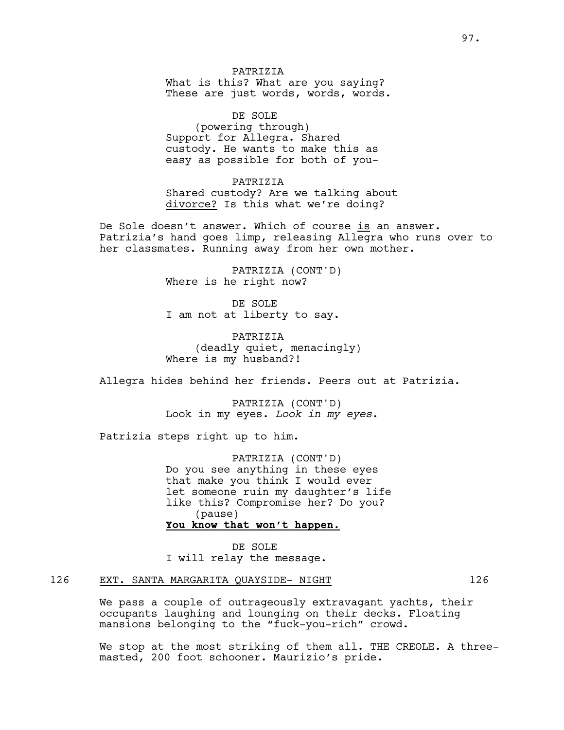PATRIZIA
What is this? What are you saying? These are just words, words, words.

DE SOLE
(powering through)
Support for Allegra. Shared custody. He wants to make this as easy as possible for both of you-

PATRIZIA
Shared custody? Are we talking about divorce? Is this what we're doing?

De Sole doesn't answer. Which of course is an answer. Patrizia's hand goes limp, releasing Allegra who runs over to her classmates. Running away from her own mother.

PATRIZIA (CONT'D)
Where is he right now?

DE SOLE
I am not at liberty to say.

PATRIZIA
(deadly quiet, menacingly)
Where is my husband?!

Allegra hides behind her friends. Peers out at Patrizia.

PATRIZIA (CONT'D)
Look in my eyes. *Look in my eyes.*

Patrizia steps right up to him.

PATRIZIA (CONT'D)
Do you see anything in these eyes that make you think I would ever let someone ruin my daughter's life like this? Compromise her? Do you?
(pause)
**You know that won't happen.**

DE SOLE
I will relay the message.

126 EXT. SANTA MARGARITA QUAYSIDE- NIGHT 126

We pass a couple of outrageously extravagant yachts, their occupants laughing and lounging on their decks. Floating mansions belonging to the "fuck-you-rich" crowd.

We stop at the most striking of them all. THE CREOLE. A three-masted, 200 foot schooner. Maurizio's pride.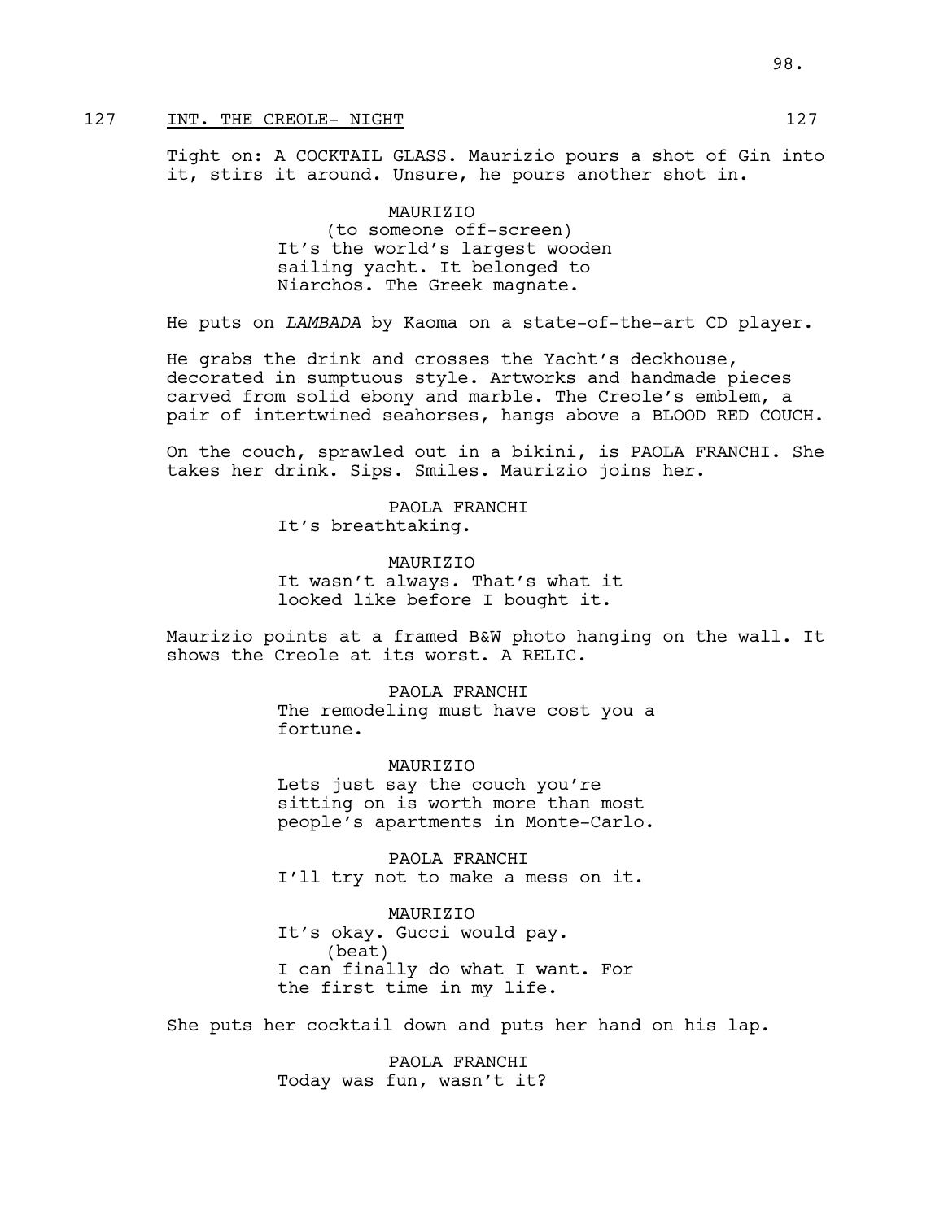127 INT. THE CREOLE- NIGHT 127

Tight on: A COCKTAIL GLASS. Maurizio pours a shot of Gin into it, stirs it around. Unsure, he pours another shot in.

MAURIZIO
(to someone off-screen)
It's the world's largest wooden sailing yacht. It belonged to Niarchos. The Greek magnate.

He puts on *LAMBADA* by Kaoma on a state-of-the-art CD player.

He grabs the drink and crosses the Yacht's deckhouse, decorated in sumptuous style. Artworks and handmade pieces carved from solid ebony and marble. The Creole's emblem, a pair of intertwined seahorses, hangs above a BLOOD RED COUCH.

On the couch, sprawled out in a bikini, is PAOLA FRANCHI. She takes her drink. Sips. Smiles. Maurizio joins her.

PAOLA FRANCHI
It's breathtaking.

MAURIZIO
It wasn't always. That's what it looked like before I bought it.

Maurizio points at a framed B&W photo hanging on the wall. It shows the Creole at its worst. A RELIC.

PAOLA FRANCHI
The remodeling must have cost you a fortune.

MAURIZIO
Lets just say the couch you're sitting on is worth more than most people's apartments in Monte-Carlo.

PAOLA FRANCHI
I'll try not to make a mess on it.

MAURIZIO
It's okay. Gucci would pay.
(beat)
I can finally do what I want. For the first time in my life.

She puts her cocktail down and puts her hand on his lap.

PAOLA FRANCHI
Today was fun, wasn't it?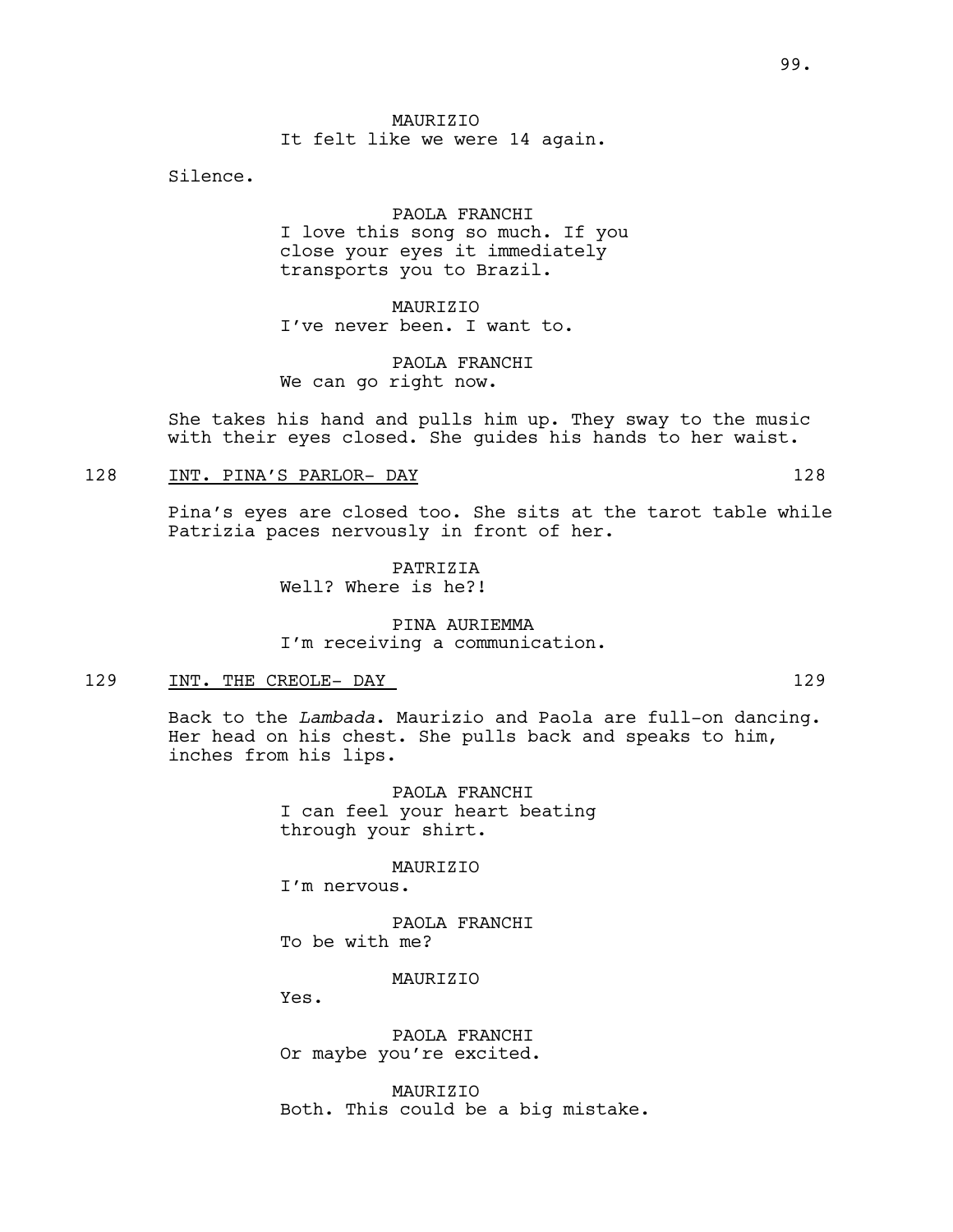MAURIZIO
It felt like we were 14 again.

Silence.

PAOLA FRANCHI
I love this song so much. If you close your eyes it immediately transports you to Brazil.

MAURIZIO
I've never been. I want to.

PAOLA FRANCHI
We can go right now.

She takes his hand and pulls him up. They sway to the music with their eyes closed. She guides his hands to her waist.

128 INT. PINA'S PARLOR- DAY 128

Pina's eyes are closed too. She sits at the tarot table while Patrizia paces nervously in front of her.

PATRIZIA
Well? Where is he?!

PINA AURIEMMA
I'm receiving a communication.

129 INT. THE CREOLE- DAY 129

Back to the *Lambada*. Maurizio and Paola are full-on dancing. Her head on his chest. She pulls back and speaks to him, inches from his lips.

PAOLA FRANCHI
I can feel your heart beating through your shirt.

MAURIZIO
I'm nervous.

PAOLA FRANCHI
To be with me?

MAURIZIO
Yes.

PAOLA FRANCHI
Or maybe you're excited.

MAURIZIO
Both. This could be a big mistake.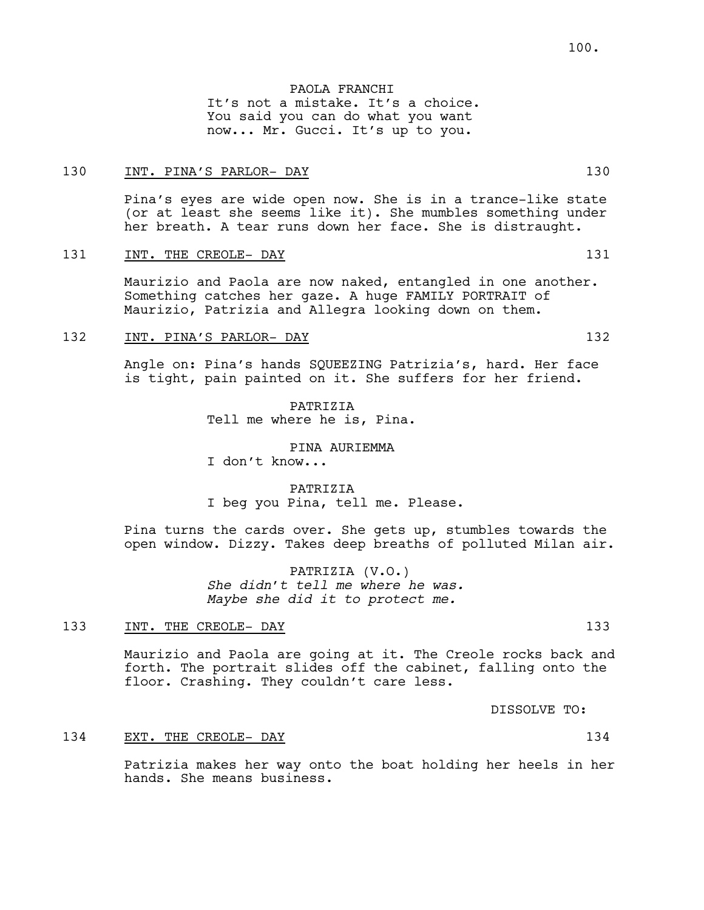PAOLA FRANCHI
It's not a mistake. It's a choice.
You said you can do what you want
now... Mr. Gucci. It's up to you.

130 INT. PINA'S PARLOR- DAY 130

Pina's eyes are wide open now. She is in a trance-like state (or at least she seems like it). She mumbles something under her breath. A tear runs down her face. She is distraught.

131 INT. THE CREOLE- DAY 131

Maurizio and Paola are now naked, entangled in one another. Something catches her gaze. A huge FAMILY PORTRAIT of Maurizio, Patrizia and Allegra looking down on them.

132 INT. PINA'S PARLOR- DAY 132

Angle on: Pina's hands SQUEEZING Patrizia's, hard. Her face is tight, pain painted on it. She suffers for her friend.

PATRIZIA
Tell me where he is, Pina.

PINA AURIEMMA
I don't know...

PATRIZIA
I beg you Pina, tell me. Please.

Pina turns the cards over. She gets up, stumbles towards the open window. Dizzy. Takes deep breaths of polluted Milan air.

PATRIZIA (V.O.)
*She didn't tell me where he was.*
*Maybe she did it to protect me.*

133 INT. THE CREOLE- DAY 133

Maurizio and Paola are going at it. The Creole rocks back and forth. The portrait slides off the cabinet, falling onto the floor. Crashing. They couldn't care less.

DISSOLVE TO:

134 EXT. THE CREOLE- DAY 134

Patrizia makes her way onto the boat holding her heels in her hands. She means business.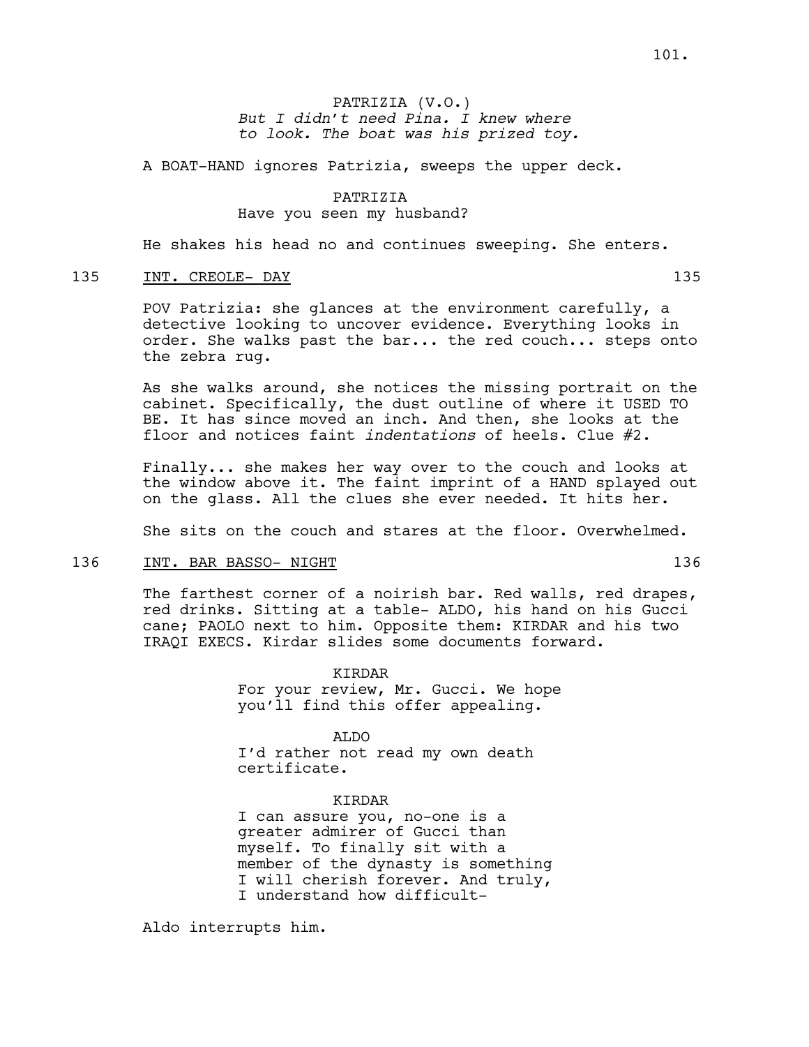PATRIZIA (V.O.)
*But I didn't need Pina. I knew where to look. The boat was his prized toy.*

A BOAT-HAND ignores Patrizia, sweeps the upper deck.

PATRIZIA
Have you seen my husband?

He shakes his head no and continues sweeping. She enters.

135 INT. CREOLE- DAY 135

POV Patrizia: she glances at the environment carefully, a detective looking to uncover evidence. Everything looks in order. She walks past the bar... the red couch... steps onto the zebra rug.

As she walks around, she notices the missing portrait on the cabinet. Specifically, the dust outline of where it USED TO BE. It has since moved an inch. And then, she looks at the floor and notices faint *indentations* of heels. Clue #2.

Finally... she makes her way over to the couch and looks at the window above it. The faint imprint of a HAND splayed out on the glass. All the clues she ever needed. It hits her.

She sits on the couch and stares at the floor. Overwhelmed.

136 INT. BAR BASSO- NIGHT 136

The farthest corner of a noirish bar. Red walls, red drapes, red drinks. Sitting at a table- ALDO, his hand on his Gucci cane; PAOLO next to him. Opposite them: KIRDAR and his two IRAQI EXECS. Kirdar slides some documents forward.

KIRDAR
For your review, Mr. Gucci. We hope you'll find this offer appealing.

ALDO
I'd rather not read my own death certificate.

KIRDAR
I can assure you, no-one is a greater admirer of Gucci than myself. To finally sit with a member of the dynasty is something I will cherish forever. And truly, I understand how difficult-

Aldo interrupts him.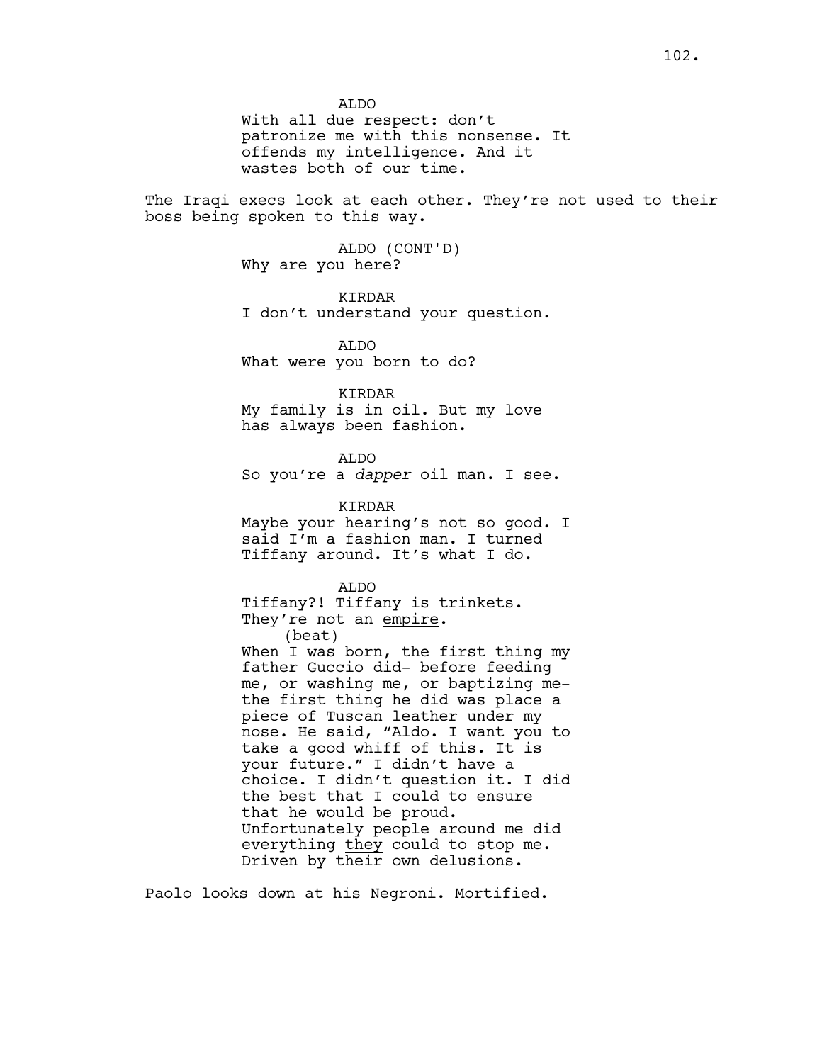ALDO
With all due respect: don't patronize me with this nonsense. It offends my intelligence. And it wastes both of our time.

The Iraqi execs look at each other. They're not used to their boss being spoken to this way.

ALDO (CONT'D)
Why are you here?

KIRDAR
I don't understand your question.

ALDO
What were you born to do?

KIRDAR
My family is in oil. But my love has always been fashion.

ALDO
So you're a *dapper* oil man. I see.

KIRDAR
Maybe your hearing's not so good. I said I'm a fashion man. I turned Tiffany around. It's what I do.

ALDO
Tiffany?! Tiffany is trinkets. They're not an <u>empire</u>.
(beat)
When I was born, the first thing my father Guccio did- before feeding me, or washing me, or baptizing me- the first thing he did was place a piece of Tuscan leather under my nose. He said, "Aldo. I want you to take a good whiff of this. It is your future." I didn't have a choice. I didn't question it. I did the best that I could to ensure that he would be proud. Unfortunately people around me did everything <u>they</u> could to stop me. Driven by their own delusions.

Paolo looks down at his Negroni. Mortified.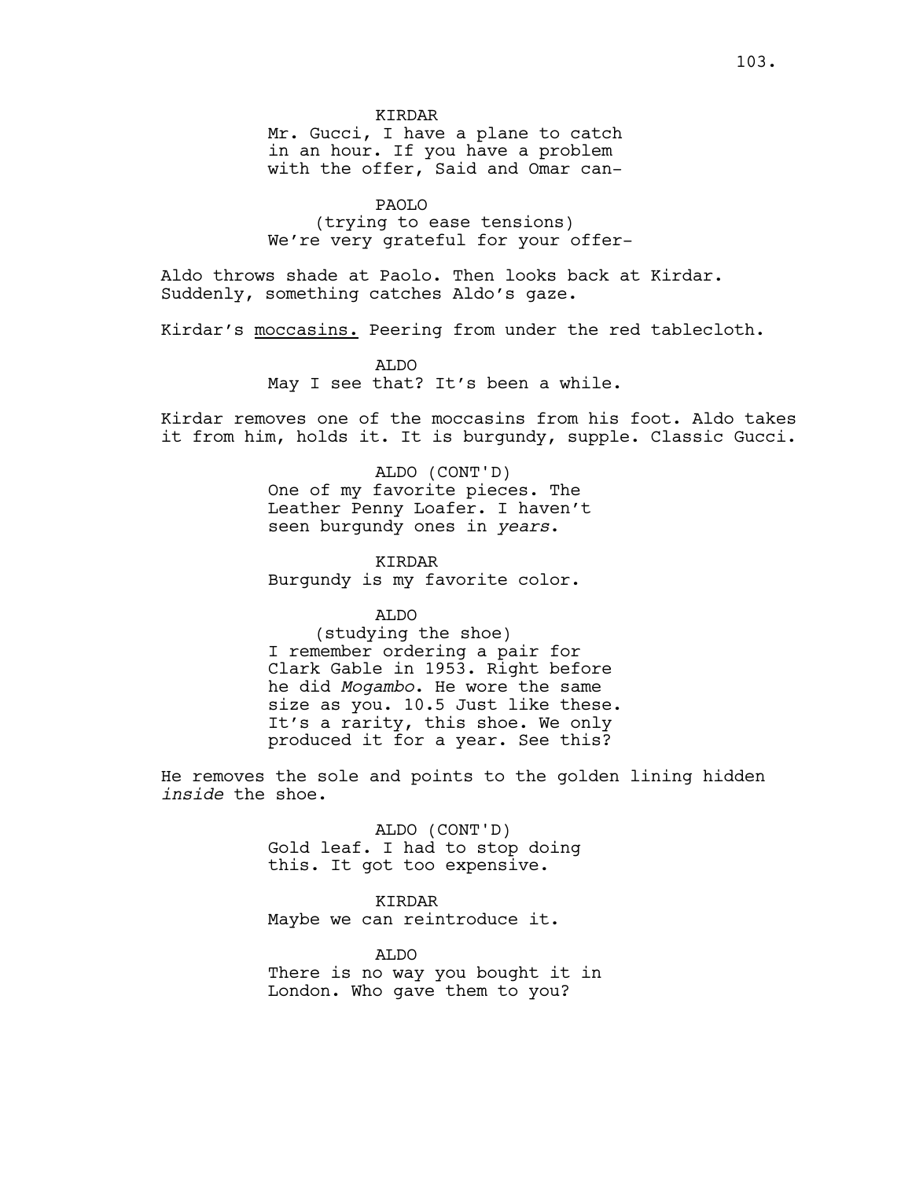KIRDAR
Mr. Gucci, I have a plane to catch in an hour. If you have a problem with the offer, Said and Omar can-

PAOLO
(trying to ease tensions)
We're very grateful for your offer-

Aldo throws shade at Paolo. Then looks back at Kirdar. Suddenly, something catches Aldo's gaze.

Kirdar's moccasins. Peering from under the red tablecloth.

ALDO
May I see that? It's been a while.

Kirdar removes one of the moccasins from his foot. Aldo takes it from him, holds it. It is burgundy, supple. Classic Gucci.

ALDO (CONT'D)
One of my favorite pieces. The Leather Penny Loafer. I haven't seen burgundy ones in *years*.

KIRDAR
Burgundy is my favorite color.

ALDO
(studying the shoe)
I remember ordering a pair for Clark Gable in 1953. Right before he did *Mogambo*. He wore the same size as you. 10.5 Just like these. It's a rarity, this shoe. We only produced it for a year. See this?

He removes the sole and points to the golden lining hidden *inside* the shoe.

ALDO (CONT'D)
Gold leaf. I had to stop doing this. It got too expensive.

KIRDAR
Maybe we can reintroduce it.

ALDO
There is no way you bought it in London. Who gave them to you?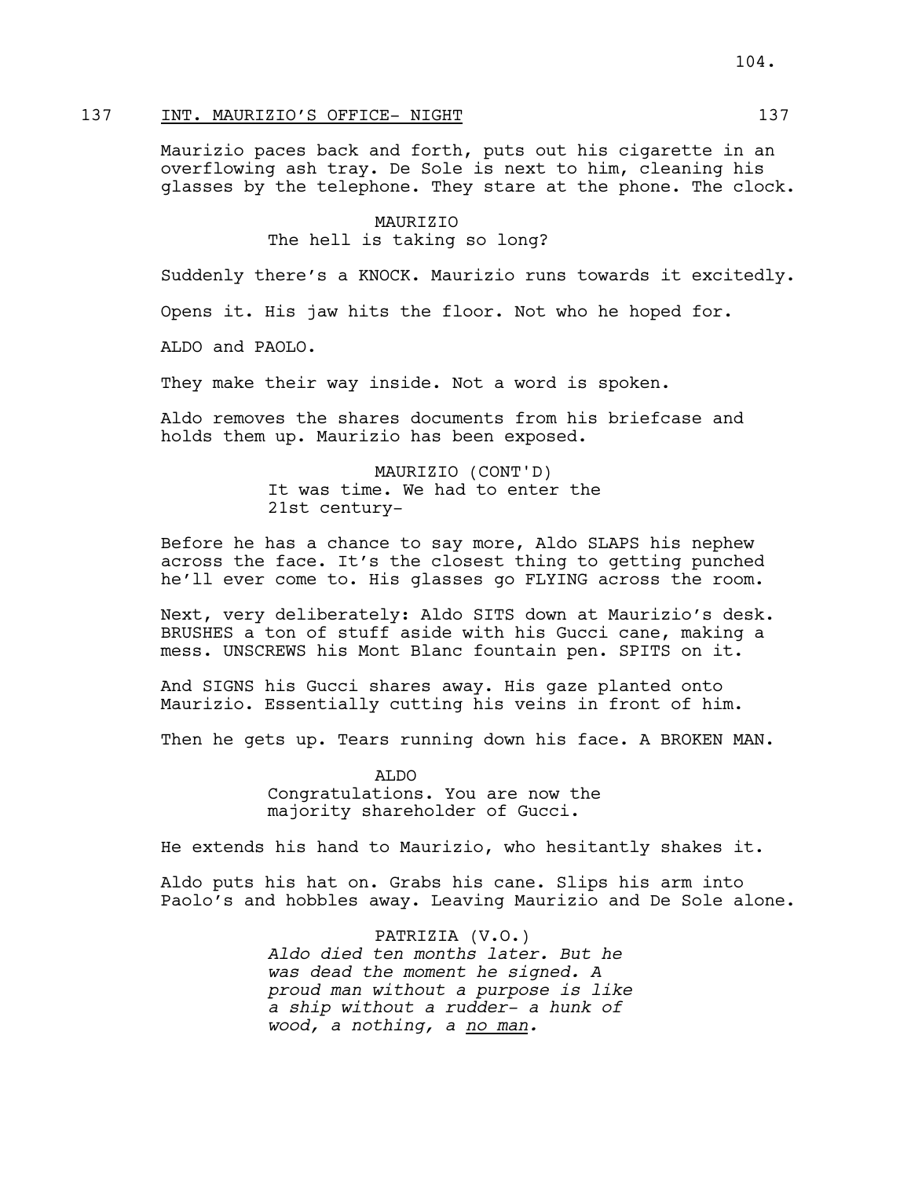137 INT. MAURIZIO'S OFFICE- NIGHT 137

Maurizio paces back and forth, puts out his cigarette in an overflowing ash tray. De Sole is next to him, cleaning his glasses by the telephone. They stare at the phone. The clock.

MAURIZIO
The hell is taking so long?

Suddenly there's a KNOCK. Maurizio runs towards it excitedly.

Opens it. His jaw hits the floor. Not who he hoped for.

ALDO and PAOLO.

They make their way inside. Not a word is spoken.

Aldo removes the shares documents from his briefcase and holds them up. Maurizio has been exposed.

MAURIZIO (CONT'D)
It was time. We had to enter the 21st century-

Before he has a chance to say more, Aldo SLAPS his nephew across the face. It's the closest thing to getting punched he'll ever come to. His glasses go FLYING across the room.

Next, very deliberately: Aldo SITS down at Maurizio's desk. BRUSHES a ton of stuff aside with his Gucci cane, making a mess. UNSCREWS his Mont Blanc fountain pen. SPITS on it.

And SIGNS his Gucci shares away. His gaze planted onto Maurizio. Essentially cutting his veins in front of him.

Then he gets up. Tears running down his face. A BROKEN MAN.

ALDO
Congratulations. You are now the majority shareholder of Gucci.

He extends his hand to Maurizio, who hesitantly shakes it.

Aldo puts his hat on. Grabs his cane. Slips his arm into Paolo's and hobbles away. Leaving Maurizio and De Sole alone.

PATRIZIA (V.O.)
*Aldo died ten months later. But he was dead the moment he signed. A proud man without a purpose is like a ship without a rudder- a hunk of wood, a nothing, a no man.*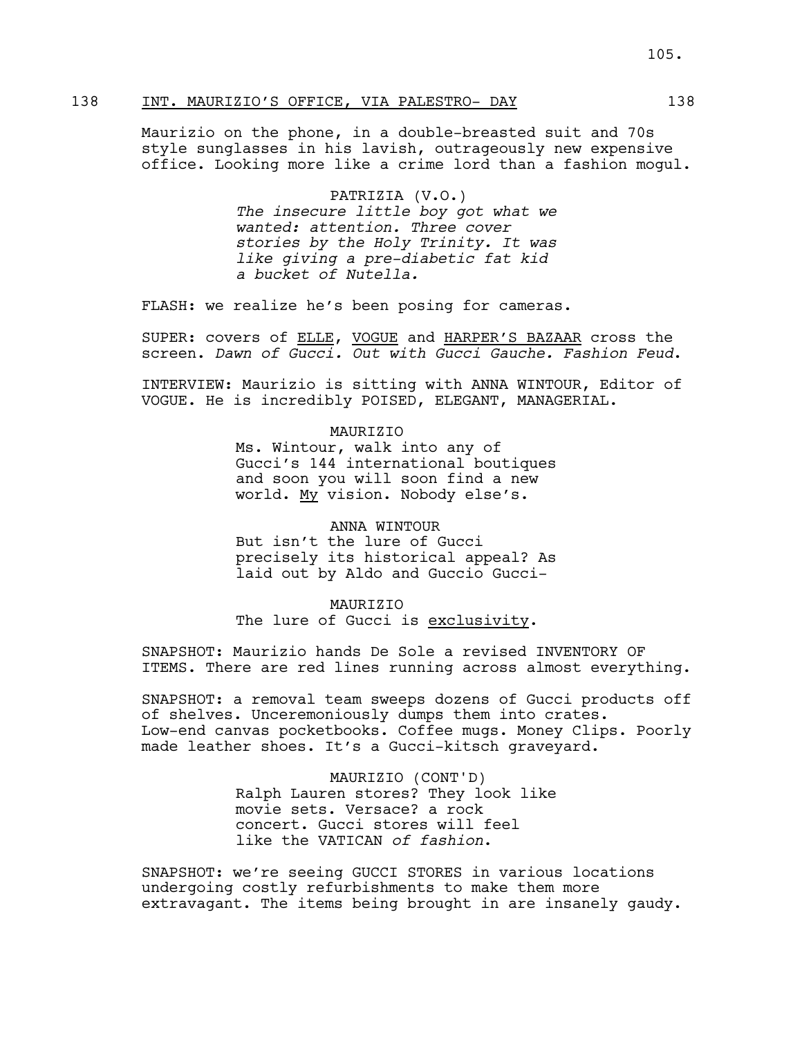138 INT. MAURIZIO'S OFFICE, VIA PALESTRO- DAY 138

Maurizio on the phone, in a double-breasted suit and 70s style sunglasses in his lavish, outrageously new expensive office. Looking more like a crime lord than a fashion mogul.

PATRIZIA (V.O.)
*The insecure little boy got what we wanted: attention. Three cover stories by the Holy Trinity. It was like giving a pre-diabetic fat kid a bucket of Nutella.*

FLASH: we realize he's been posing for cameras.

SUPER: covers of <u>ELLE</u>, <u>VOGUE</u> and <u>HARPER'S BAZAAR</u> cross the screen. *Dawn of Gucci. Out with Gucci Gauche. Fashion Feud*.

INTERVIEW: Maurizio is sitting with ANNA WINTOUR, Editor of VOGUE. He is incredibly POISED, ELEGANT, MANAGERIAL.

MAURIZIO
Ms. Wintour, walk into any of Gucci's 144 international boutiques and soon you will soon find a new world. <u>My</u> vision. Nobody else's.

ANNA WINTOUR
But isn't the lure of Gucci precisely its historical appeal? As laid out by Aldo and Guccio Gucci-

MAURIZIO
The lure of Gucci is <u>exclusivity</u>.

SNAPSHOT: Maurizio hands De Sole a revised INVENTORY OF ITEMS. There are red lines running across almost everything.

SNAPSHOT: a removal team sweeps dozens of Gucci products off of shelves. Unceremoniously dumps them into crates. Low-end canvas pocketbooks. Coffee mugs. Money Clips. Poorly made leather shoes. It's a Gucci-kitsch graveyard.

MAURIZIO (CONT'D)
Ralph Lauren stores? They look like movie sets. Versace? a rock concert. Gucci stores will feel like the VATICAN *of fashion*.

SNAPSHOT: we're seeing GUCCI STORES in various locations undergoing costly refurbishments to make them more extravagant. The items being brought in are insanely gaudy.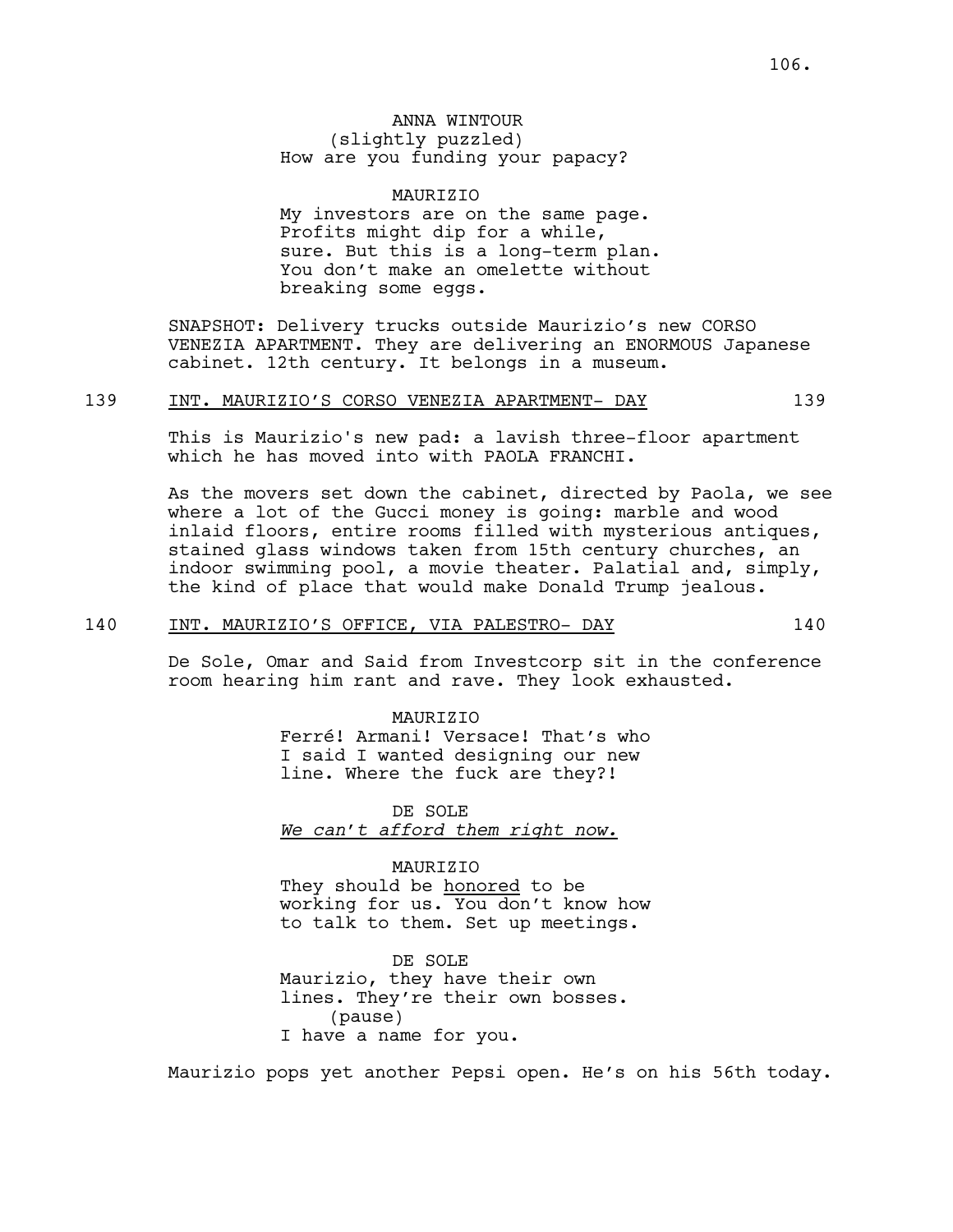ANNA WINTOUR
(slightly puzzled)
How are you funding your papacy?

MAURIZIO
My investors are on the same page. Profits might dip for a while, sure. But this is a long-term plan. You don't make an omelette without breaking some eggs.

SNAPSHOT: Delivery trucks outside Maurizio's new CORSO VENEZIA APARTMENT. They are delivering an ENORMOUS Japanese cabinet. 12th century. It belongs in a museum.

139 INT. MAURIZIO'S CORSO VENEZIA APARTMENT- DAY 139

This is Maurizio's new pad: a lavish three-floor apartment which he has moved into with PAOLA FRANCHI.

As the movers set down the cabinet, directed by Paola, we see where a lot of the Gucci money is going: marble and wood inlaid floors, entire rooms filled with mysterious antiques, stained glass windows taken from 15th century churches, an indoor swimming pool, a movie theater. Palatial and, simply, the kind of place that would make Donald Trump jealous.

140 INT. MAURIZIO'S OFFICE, VIA PALESTRO- DAY 140

De Sole, Omar and Said from Investcorp sit in the conference room hearing him rant and rave. They look exhausted.

MAURIZIO
Ferré! Armani! Versace! That's who I said I wanted designing our new line. Where the fuck are they?!

DE SOLE
*We can't afford them right now.*

MAURIZIO
They should be honored to be working for us. You don't know how to talk to them. Set up meetings.

DE SOLE
Maurizio, they have their own lines. They're their own bosses.
(pause)
I have a name for you.

Maurizio pops yet another Pepsi open. He's on his 56th today.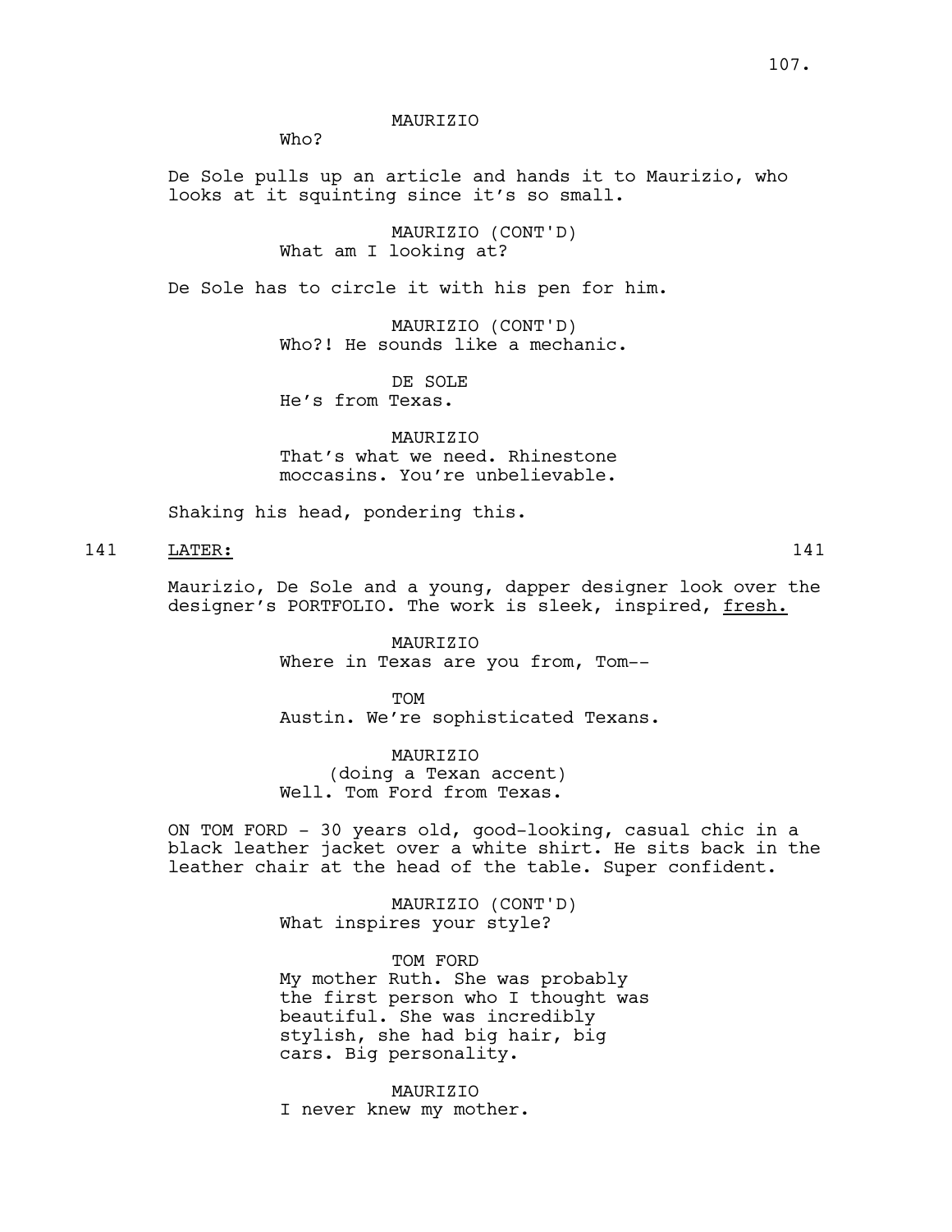MAURIZIO

Who?

De Sole pulls up an article and hands it to Maurizio, who looks at it squinting since it's so small.

MAURIZIO (CONT'D)

What am I looking at?

De Sole has to circle it with his pen for him.

MAURIZIO (CONT'D)

Who?! He sounds like a mechanic.

DE SOLE

He's from Texas.

MAURIZIO

That's what we need. Rhinestone moccasins. You're unbelievable.

Shaking his head, pondering this.

141 LATER: 141

Maurizio, De Sole and a young, dapper designer look over the designer's PORTFOLIO. The work is sleek, inspired, fresh.

MAURIZIO

Where in Texas are you from, Tom--

TOM

Austin. We're sophisticated Texans.

MAURIZIO

(doing a Texan accent)

Well. Tom Ford from Texas.

ON TOM FORD - 30 years old, good-looking, casual chic in a black leather jacket over a white shirt. He sits back in the leather chair at the head of the table. Super confident.

MAURIZIO (CONT'D)

What inspires your style?

TOM FORD

My mother Ruth. She was probably the first person who I thought was beautiful. She was incredibly stylish, she had big hair, big cars. Big personality.

MAURIZIO

I never knew my mother.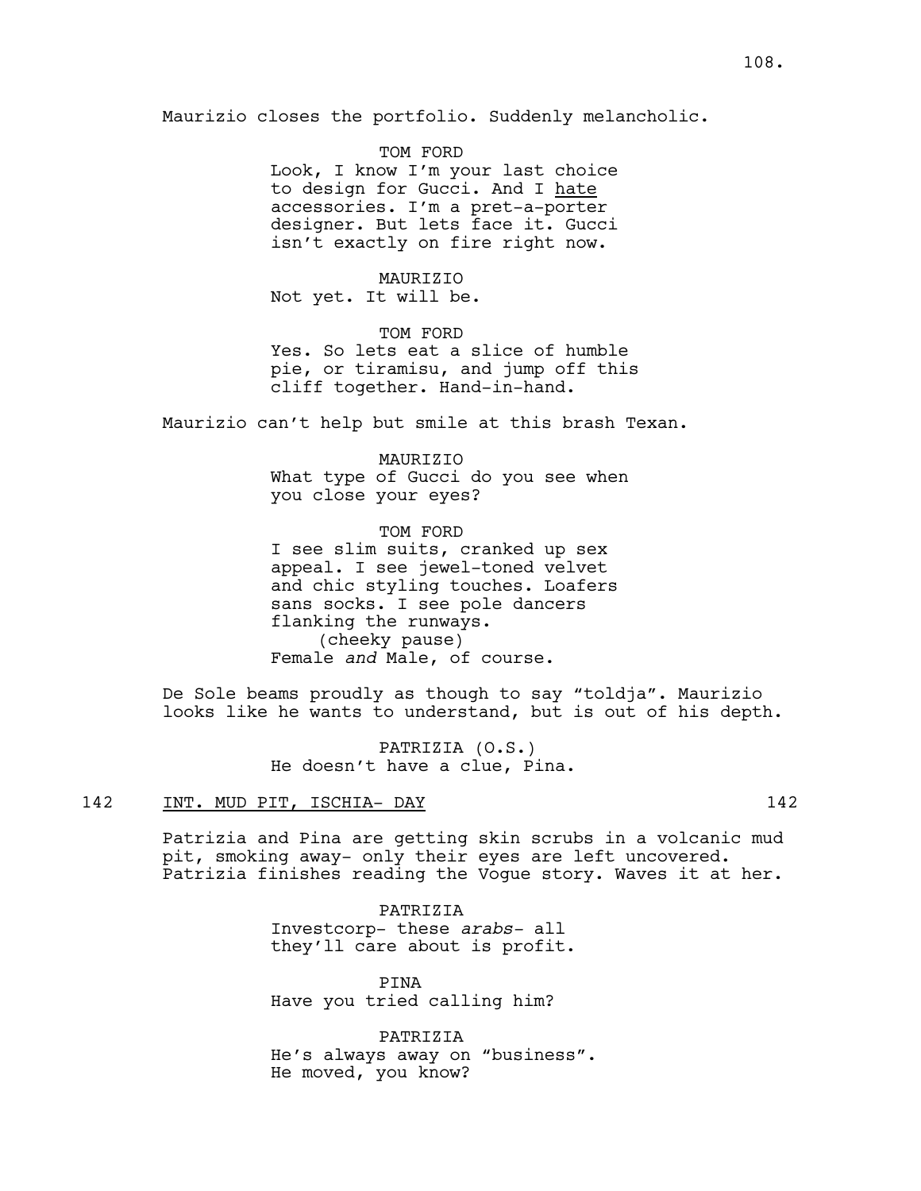Maurizio closes the portfolio. Suddenly melancholic.

TOM FORD
Look, I know I'm your last choice to design for Gucci. And I hate accessories. I'm a pret-a-porter designer. But lets face it. Gucci isn't exactly on fire right now.

MAURIZIO
Not yet. It will be.

TOM FORD
Yes. So lets eat a slice of humble pie, or tiramisu, and jump off this cliff together. Hand-in-hand.

Maurizio can't help but smile at this brash Texan.

MAURIZIO
What type of Gucci do you see when you close your eyes?

TOM FORD
I see slim suits, cranked up sex appeal. I see jewel-toned velvet and chic styling touches. Loafers sans socks. I see pole dancers flanking the runways.
(cheeky pause)
Female *and* Male, of course.

De Sole beams proudly as though to say "toldja". Maurizio looks like he wants to understand, but is out of his depth.

PATRIZIA (O.S.)
He doesn't have a clue, Pina.

142 INT. MUD PIT, ISCHIA- DAY 142

Patrizia and Pina are getting skin scrubs in a volcanic mud pit, smoking away- only their eyes are left uncovered. Patrizia finishes reading the Vogue story. Waves it at her.

PATRIZIA
Investcorp- these *arabs*- all they'll care about is profit.

PINA
Have you tried calling him?

PATRIZIA
He's always away on "business". He moved, you know?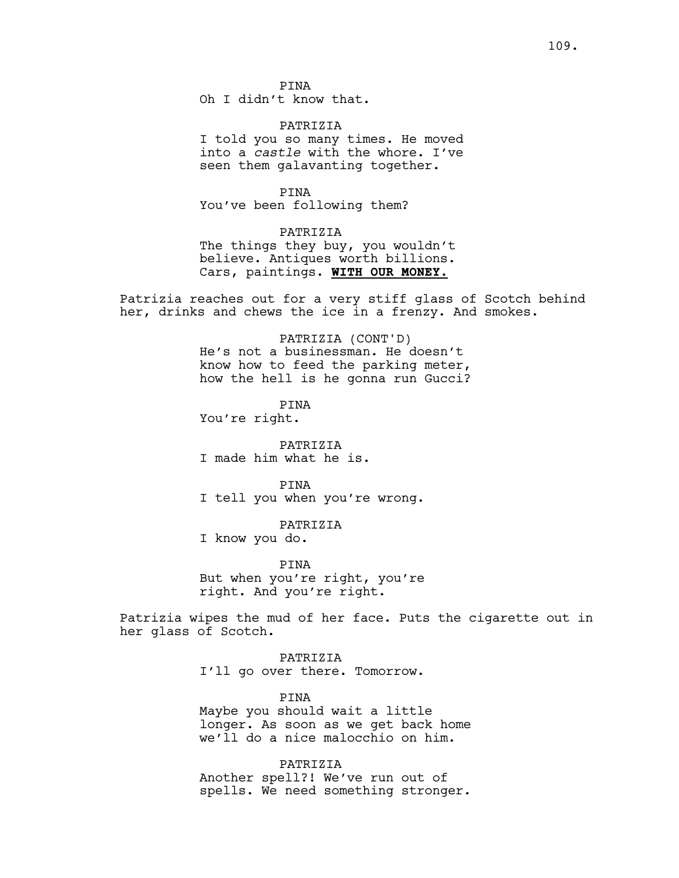PINA
Oh I didn't know that.

PATRIZIA
I told you so many times. He moved into a *castle* with the whore. I've seen them galavanting together.

PINA
You've been following them?

PATRIZIA
The things they buy, you wouldn't believe. Antiques worth billions. Cars, paintings. **WITH OUR MONEY.**

Patrizia reaches out for a very stiff glass of Scotch behind her, drinks and chews the ice in a frenzy. And smokes.

PATRIZIA (CONT'D)
He's not a businessman. He doesn't know how to feed the parking meter, how the hell is he gonna run Gucci?

PINA
You're right.

PATRIZIA
I made him what he is.

PINA
I tell you when you're wrong.

PATRIZIA
I know you do.

PINA
But when you're right, you're right. And you're right.

Patrizia wipes the mud of her face. Puts the cigarette out in her glass of Scotch.

PATRIZIA
I'll go over there. Tomorrow.

PINA
Maybe you should wait a little longer. As soon as we get back home we'll do a nice malocchio on him.

PATRIZIA
Another spell?! We've run out of spells. We need something stronger.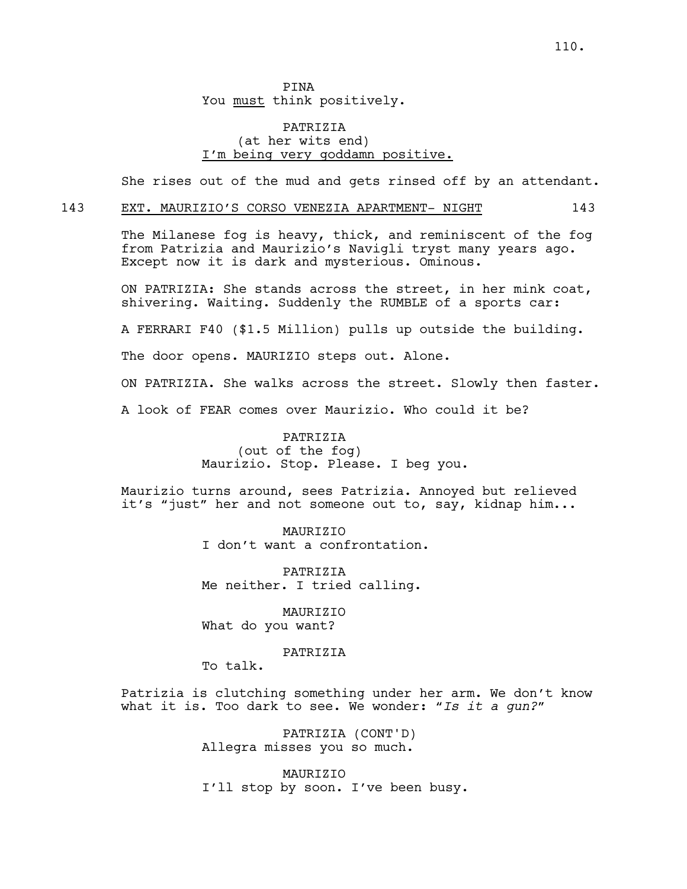PINA
You <u>must</u> think positively.

PATRIZIA
(at her wits end)
<u>I'm being very goddamn positive.</u>

She rises out of the mud and gets rinsed off by an attendant.

143 EXT. MAURIZIO'S CORSO VENEZIA APARTMENT- NIGHT 143

The Milanese fog is heavy, thick, and reminiscent of the fog from Patrizia and Maurizio's Navigli tryst many years ago. Except now it is dark and mysterious. Ominous.

ON PATRIZIA: She stands across the street, in her mink coat, shivering. Waiting. Suddenly the RUMBLE of a sports car:

A FERRARI F40 ($1.5 Million) pulls up outside the building.

The door opens. MAURIZIO steps out. Alone.

ON PATRIZIA. She walks across the street. Slowly then faster.

A look of FEAR comes over Maurizio. Who could it be?

PATRIZIA
(out of the fog)
Maurizio. Stop. Please. I beg you.

Maurizio turns around, sees Patrizia. Annoyed but relieved it's "just" her and not someone out to, say, kidnap him...

MAURIZIO
I don't want a confrontation.

PATRIZIA
Me neither. I tried calling.

MAURIZIO
What do you want?

PATRIZIA
To talk.

Patrizia is clutching something under her arm. We don't know what it is. Too dark to see. We wonder: "*Is it a gun?*"

PATRIZIA (CONT'D)
Allegra misses you so much.

MAURIZIO
I'll stop by soon. I've been busy.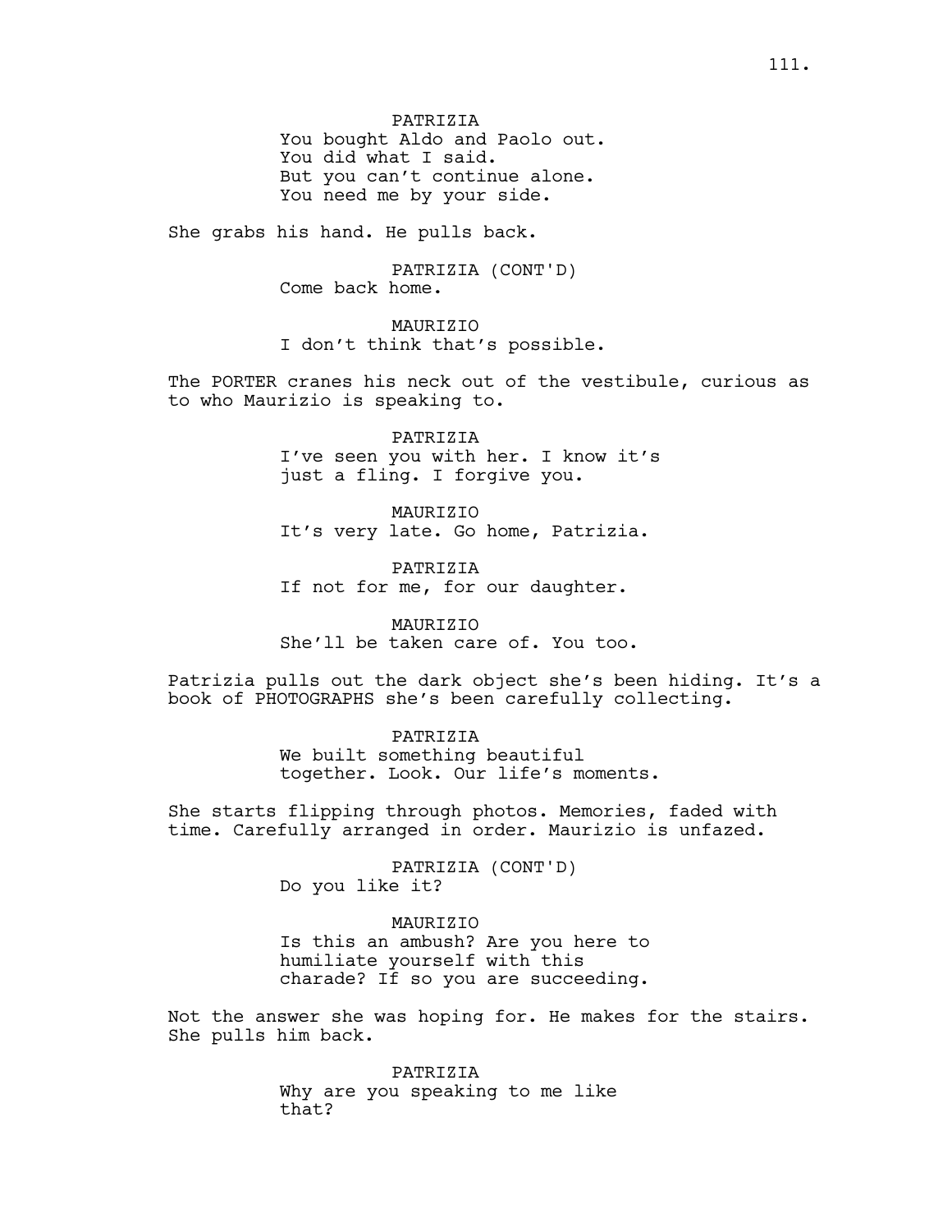PATRIZIA
You bought Aldo and Paolo out.
You did what I said.
But you can't continue alone.
You need me by your side.

She grabs his hand. He pulls back.

PATRIZIA (CONT'D)
Come back home.

MAURIZIO
I don't think that's possible.

The PORTER cranes his neck out of the vestibule, curious as to who Maurizio is speaking to.

PATRIZIA
I've seen you with her. I know it's just a fling. I forgive you.

MAURIZIO
It's very late. Go home, Patrizia.

PATRIZIA
If not for me, for our daughter.

MAURIZIO
She'll be taken care of. You too.

Patrizia pulls out the dark object she's been hiding. It's a book of PHOTOGRAPHS she's been carefully collecting.

PATRIZIA
We built something beautiful together. Look. Our life's moments.

She starts flipping through photos. Memories, faded with time. Carefully arranged in order. Maurizio is unfazed.

PATRIZIA (CONT'D)
Do you like it?

MAURIZIO
Is this an ambush? Are you here to humiliate yourself with this charade? If so you are succeeding.

Not the answer she was hoping for. He makes for the stairs. She pulls him back.

PATRIZIA
Why are you speaking to me like that?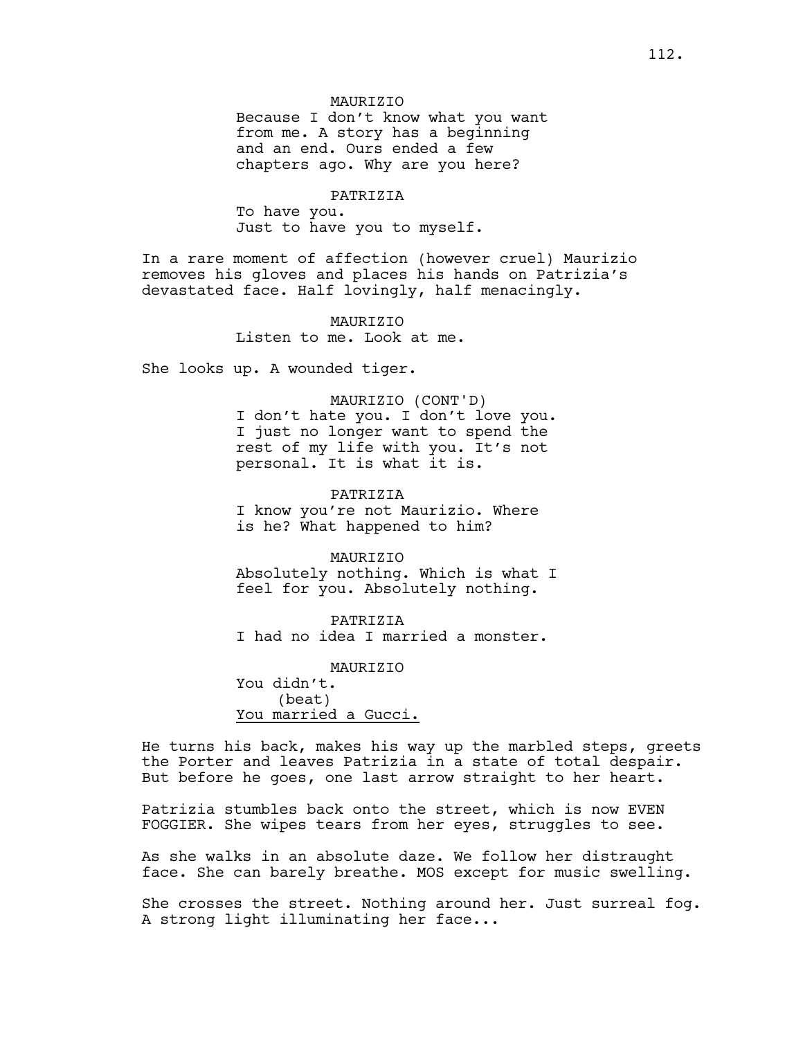MAURIZIO

Because I don't know what you want from me. A story has a beginning and an end. Ours ended a few chapters ago. Why are you here?

PATRIZIA

To have you.
Just to have you to myself.

In a rare moment of affection (however cruel) Maurizio removes his gloves and places his hands on Patrizia's devastated face. Half lovingly, half menacingly.

MAURIZIO

Listen to me. Look at me.

She looks up. A wounded tiger.

MAURIZIO (CONT'D)

I don't hate you. I don't love you. I just no longer want to spend the rest of my life with you. It's not personal. It is what it is.

PATRIZIA

I know you're not Maurizio. Where is he? What happened to him?

MAURIZIO

Absolutely nothing. Which is what I feel for you. Absolutely nothing.

PATRIZIA

I had no idea I married a monster.

MAURIZIO

You didn't.
(beat)
<u>You married a Gucci.</u>

He turns his back, makes his way up the marbled steps, greets the Porter and leaves Patrizia in a state of total despair. But before he goes, one last arrow straight to her heart.

Patrizia stumbles back onto the street, which is now EVEN FOGGIER. She wipes tears from her eyes, struggles to see.

As she walks in an absolute daze. We follow her distraught face. She can barely breathe. MOS except for music swelling.

She crosses the street. Nothing around her. Just surreal fog. A strong light illuminating her face...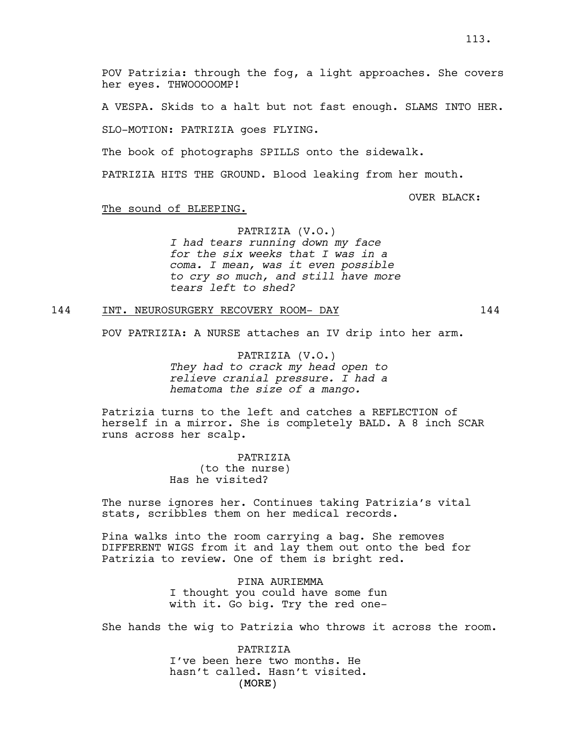POV Patrizia: through the fog, a light approaches. She covers her eyes. THWOOOOOMP!

A VESPA. Skids to a halt but not fast enough. SLAMS INTO HER.

SLO-MOTION: PATRIZIA goes FLYING.

The book of photographs SPILLS onto the sidewalk.

PATRIZIA HITS THE GROUND. Blood leaking from her mouth.

OVER BLACK:

The sound of BLEEPING.

PATRIZIA (V.O.)
*I had tears running down my face for the six weeks that I was in a coma. I mean, was it even possible to cry so much, and still have more tears left to shed?*

144 INT. NEUROSURGERY RECOVERY ROOM- DAY 144

POV PATRIZIA: A NURSE attaches an IV drip into her arm.

PATRIZIA (V.O.)
*They had to crack my head open to relieve cranial pressure. I had a hematoma the size of a mango.*

Patrizia turns to the left and catches a REFLECTION of herself in a mirror. She is completely BALD. A 8 inch SCAR runs across her scalp.

PATRIZIA
(to the nurse)
Has he visited?

The nurse ignores her. Continues taking Patrizia's vital stats, scribbles them on her medical records.

Pina walks into the room carrying a bag. She removes DIFFERENT WIGS from it and lay them out onto the bed for Patrizia to review. One of them is bright red.

PINA AURIEMMA
I thought you could have some fun with it. Go big. Try the red one-

She hands the wig to Patrizia who throws it across the room.

PATRIZIA
I've been here two months. He hasn't called. Hasn't visited.
(MORE)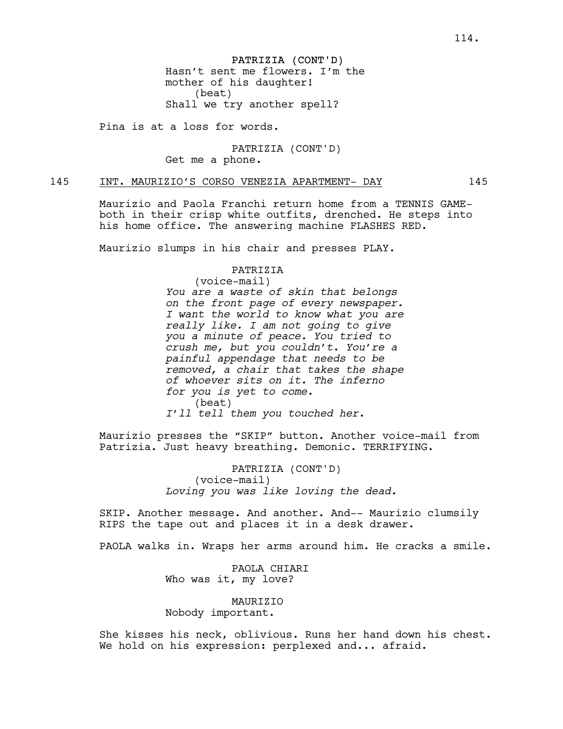PATRIZIA (CONT'D)
Hasn't sent me flowers. I'm the mother of his daughter!
(beat)
Shall we try another spell?

Pina is at a loss for words.

PATRIZIA (CONT'D)
Get me a phone.

145 INT. MAURIZIO'S CORSO VENEZIA APARTMENT- DAY 145

Maurizio and Paola Franchi return home from a TENNIS GAME- both in their crisp white outfits, drenched. He steps into his home office. The answering machine FLASHES RED.

Maurizio slumps in his chair and presses PLAY.

PATRIZIA
(voice-mail)
*You are a waste of skin that belongs on the front page of every newspaper. I want the world to know what you are really like. I am not going to give you a minute of peace. You tried to crush me, but you couldn't. You're a painful appendage that needs to be removed, a chair that takes the shape of whoever sits on it. The inferno for you is yet to come.*
(beat)
*I'll tell them you touched her.*

Maurizio presses the "SKIP" button. Another voice-mail from Patrizia. Just heavy breathing. Demonic. TERRIFYING.

PATRIZIA (CONT'D)
(voice-mail)
*Loving you was like loving the dead.*

SKIP. Another message. And another. And-- Maurizio clumsily RIPS the tape out and places it in a desk drawer.

PAOLA walks in. Wraps her arms around him. He cracks a smile.

PAOLA CHIARI
Who was it, my love?

MAURIZIO
Nobody important.

She kisses his neck, oblivious. Runs her hand down his chest. We hold on his expression: perplexed and... afraid.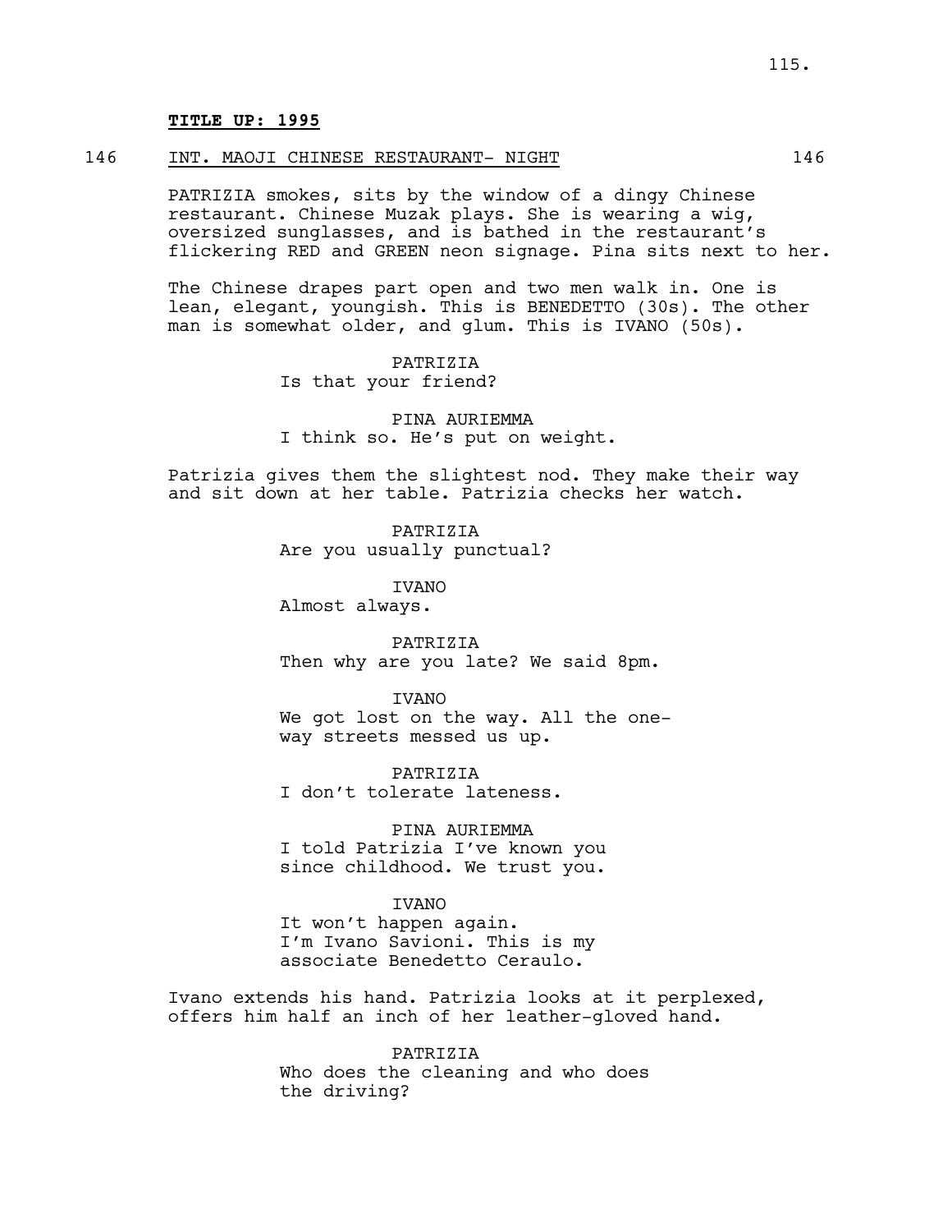**TITLE UP: 1995**

146 INT. MAOJI CHINESE RESTAURANT- NIGHT 146

PATRIZIA smokes, sits by the window of a dingy Chinese restaurant. Chinese Muzak plays. She is wearing a wig, oversized sunglasses, and is bathed in the restaurant's flickering RED and GREEN neon signage. Pina sits next to her.

The Chinese drapes part open and two men walk in. One is lean, elegant, youngish. This is BENEDETTO (30s). The other man is somewhat older, and glum. This is IVANO (50s).

PATRIZIA
Is that your friend?

PINA AURIEMMA
I think so. He's put on weight.

Patrizia gives them the slightest nod. They make their way and sit down at her table. Patrizia checks her watch.

PATRIZIA
Are you usually punctual?

IVANO
Almost always.

PATRIZIA
Then why are you late? We said 8pm.

IVANO
We got lost on the way. All the one-way streets messed us up.

PATRIZIA
I don't tolerate lateness.

PINA AURIEMMA
I told Patrizia I've known you since childhood. We trust you.

IVANO
It won't happen again.
I'm Ivano Savioni. This is my associate Benedetto Ceraulo.

Ivano extends his hand. Patrizia looks at it perplexed, offers him half an inch of her leather-gloved hand.

PATRIZIA
Who does the cleaning and who does the driving?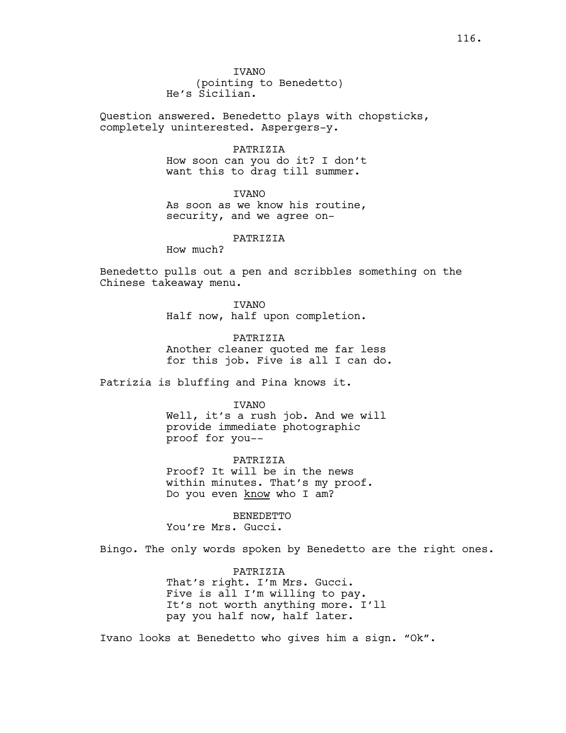IVANO
(pointing to Benedetto)
He's Sicilian.

Question answered. Benedetto plays with chopsticks, completely uninterested. Aspergers-y.

PATRIZIA
How soon can you do it? I don't want this to drag till summer.

IVANO
As soon as we know his routine, security, and we agree on-

PATRIZIA
How much?

Benedetto pulls out a pen and scribbles something on the Chinese takeaway menu.

IVANO
Half now, half upon completion.

PATRIZIA
Another cleaner quoted me far less for this job. Five is all I can do.

Patrizia is bluffing and Pina knows it.

IVANO
Well, it's a rush job. And we will provide immediate photographic proof for you--

PATRIZIA
Proof? It will be in the news within minutes. That's my proof. Do you even <u>know</u> who I am?

BENEDETTO
You're Mrs. Gucci.

Bingo. The only words spoken by Benedetto are the right ones.

PATRIZIA
That's right. I'm Mrs. Gucci. Five is all I'm willing to pay. It's not worth anything more. I'll pay you half now, half later.

Ivano looks at Benedetto who gives him a sign. "Ok".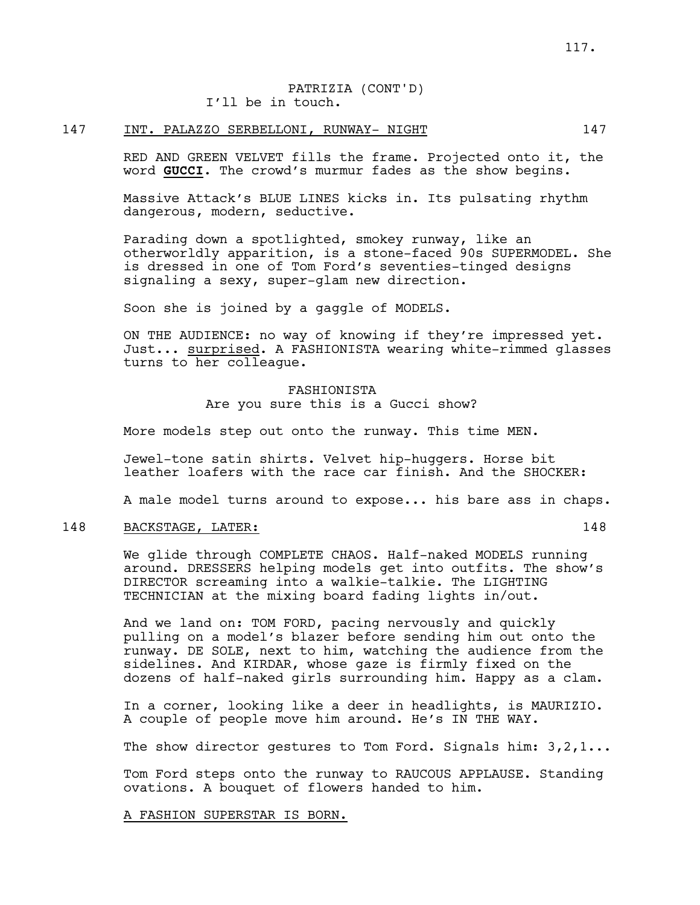PATRIZIA (CONT'D)
I'll be in touch.

147 INT. PALAZZO SERBELLONI, RUNWAY- NIGHT 147

RED AND GREEN VELVET fills the frame. Projected onto it, the word **GUCCI**. The crowd's murmur fades as the show begins.

Massive Attack's BLUE LINES kicks in. Its pulsating rhythm dangerous, modern, seductive.

Parading down a spotlighted, smokey runway, like an otherworldly apparition, is a stone-faced 90s SUPERMODEL. She is dressed in one of Tom Ford's seventies-tinged designs signaling a sexy, super-glam new direction.

Soon she is joined by a gaggle of MODELS.

ON THE AUDIENCE: no way of knowing if they're impressed yet. Just... surprised. A FASHIONISTA wearing white-rimmed glasses turns to her colleague.

FASHIONISTA
Are you sure this is a Gucci show?

More models step out onto the runway. This time MEN.

Jewel-tone satin shirts. Velvet hip-huggers. Horse bit leather loafers with the race car finish. And the SHOCKER:

A male model turns around to expose... his bare ass in chaps.

148 BACKSTAGE, LATER: 148

We glide through COMPLETE CHAOS. Half-naked MODELS running around. DRESSERS helping models get into outfits. The show's DIRECTOR screaming into a walkie-talkie. The LIGHTING TECHNICIAN at the mixing board fading lights in/out.

And we land on: TOM FORD, pacing nervously and quickly pulling on a model's blazer before sending him out onto the runway. DE SOLE, next to him, watching the audience from the sidelines. And KIRDAR, whose gaze is firmly fixed on the dozens of half-naked girls surrounding him. Happy as a clam.

In a corner, looking like a deer in headlights, is MAURIZIO. A couple of people move him around. He's IN THE WAY.

The show director gestures to Tom Ford. Signals him: 3,2,1...

Tom Ford steps onto the runway to RAUCOUS APPLAUSE. Standing ovations. A bouquet of flowers handed to him.

A FASHION SUPERSTAR IS BORN.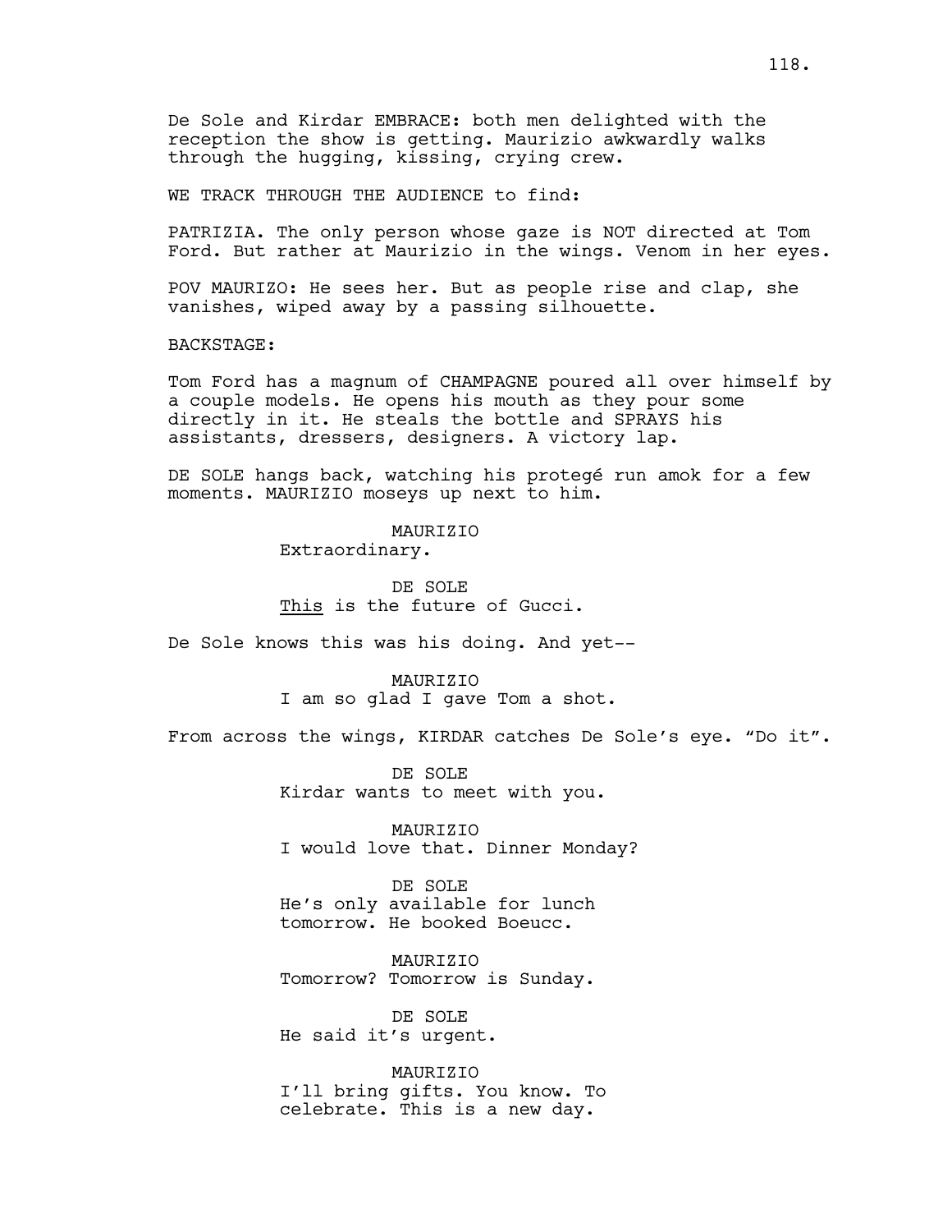De Sole and Kirdar EMBRACE: both men delighted with the reception the show is getting. Maurizio awkwardly walks through the hugging, kissing, crying crew.

WE TRACK THROUGH THE AUDIENCE to find:

PATRIZIA. The only person whose gaze is NOT directed at Tom Ford. But rather at Maurizio in the wings. Venom in her eyes.

POV MAURIZO: He sees her. But as people rise and clap, she vanishes, wiped away by a passing silhouette.

BACKSTAGE:

Tom Ford has a magnum of CHAMPAGNE poured all over himself by a couple models. He opens his mouth as they pour some directly in it. He steals the bottle and SPRAYS his assistants, dressers, designers. A victory lap.

DE SOLE hangs back, watching his protegé run amok for a few moments. MAURIZIO moseys up next to him.

MAURIZIO
Extraordinary.

DE SOLE
<u>This</u> is the future of Gucci.

De Sole knows this was his doing. And yet--

MAURIZIO
I am so glad I gave Tom a shot.

From across the wings, KIRDAR catches De Sole's eye. "Do it".

DE SOLE
Kirdar wants to meet with you.

MAURIZIO
I would love that. Dinner Monday?

DE SOLE
He's only available for lunch tomorrow. He booked Boeucc.

MAURIZIO
Tomorrow? Tomorrow is Sunday.

DE SOLE
He said it's urgent.

MAURIZIO
I'll bring gifts. You know. To celebrate. This is a new day.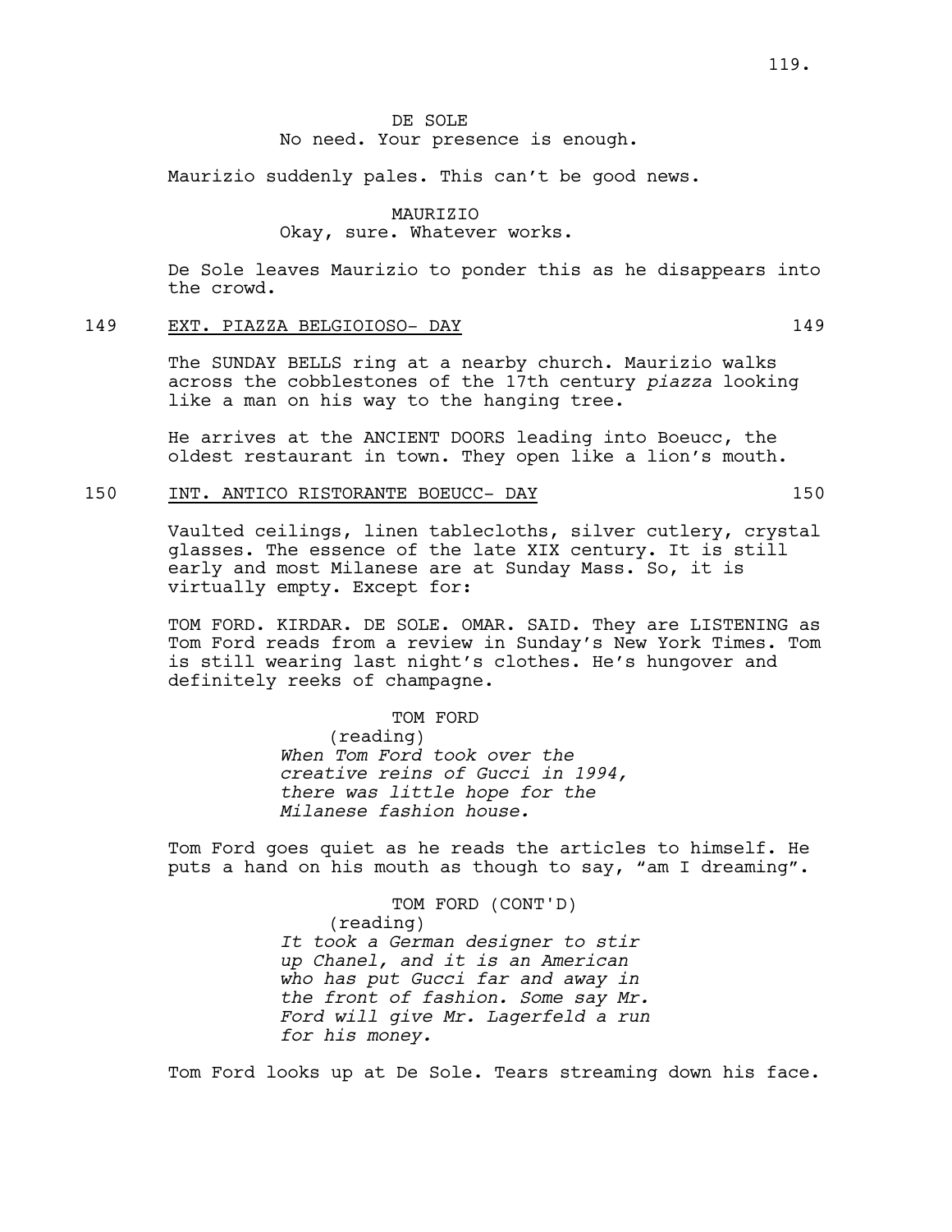DE SOLE
No need. Your presence is enough.

Maurizio suddenly pales. This can't be good news.

MAURIZIO
Okay, sure. Whatever works.

De Sole leaves Maurizio to ponder this as he disappears into the crowd.

149 EXT. PIAZZA BELGIOIOSO- DAY 149

The SUNDAY BELLS ring at a nearby church. Maurizio walks across the cobblestones of the 17th century *piazza* looking like a man on his way to the hanging tree.

He arrives at the ANCIENT DOORS leading into Boeucc, the oldest restaurant in town. They open like a lion's mouth.

150 INT. ANTICO RISTORANTE BOEUCC- DAY 150

Vaulted ceilings, linen tablecloths, silver cutlery, crystal glasses. The essence of the late XIX century. It is still early and most Milanese are at Sunday Mass. So, it is virtually empty. Except for:

TOM FORD. KIRDAR. DE SOLE. OMAR. SAID. They are LISTENING as Tom Ford reads from a review in Sunday's New York Times. Tom is still wearing last night's clothes. He's hungover and definitely reeks of champagne.

TOM FORD
(reading)
*When Tom Ford took over the creative reins of Gucci in 1994, there was little hope for the Milanese fashion house.*

Tom Ford goes quiet as he reads the articles to himself. He puts a hand on his mouth as though to say, "am I dreaming".

TOM FORD (CONT'D)
(reading)
*It took a German designer to stir up Chanel, and it is an American who has put Gucci far and away in the front of fashion. Some say Mr. Ford will give Mr. Lagerfeld a run for his money.*

Tom Ford looks up at De Sole. Tears streaming down his face.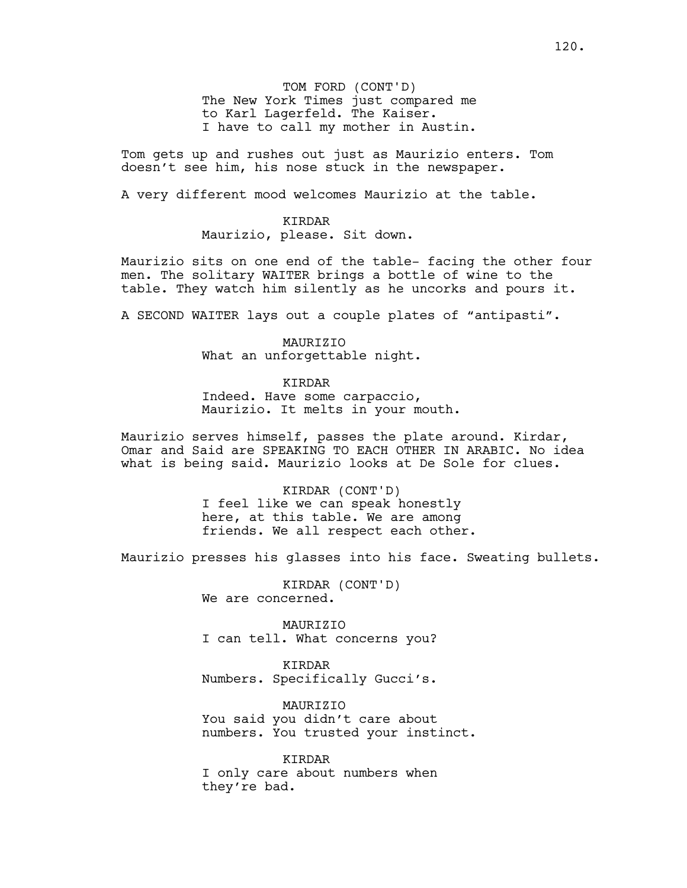TOM FORD (CONT'D)
The New York Times just compared me to Karl Lagerfeld. The Kaiser. I have to call my mother in Austin.

Tom gets up and rushes out just as Maurizio enters. Tom doesn't see him, his nose stuck in the newspaper.

A very different mood welcomes Maurizio at the table.

KIRDAR
Maurizio, please. Sit down.

Maurizio sits on one end of the table- facing the other four men. The solitary WAITER brings a bottle of wine to the table. They watch him silently as he uncorks and pours it.

A SECOND WAITER lays out a couple plates of "antipasti".

MAURIZIO
What an unforgettable night.

KIRDAR
Indeed. Have some carpaccio, Maurizio. It melts in your mouth.

Maurizio serves himself, passes the plate around. Kirdar, Omar and Said are SPEAKING TO EACH OTHER IN ARABIC. No idea what is being said. Maurizio looks at De Sole for clues.

KIRDAR (CONT'D)
I feel like we can speak honestly here, at this table. We are among friends. We all respect each other.

Maurizio presses his glasses into his face. Sweating bullets.

KIRDAR (CONT'D)
We are concerned.

MAURIZIO
I can tell. What concerns you?

KIRDAR
Numbers. Specifically Gucci's.

MAURIZIO
You said you didn't care about numbers. You trusted your instinct.

KIRDAR
I only care about numbers when they're bad.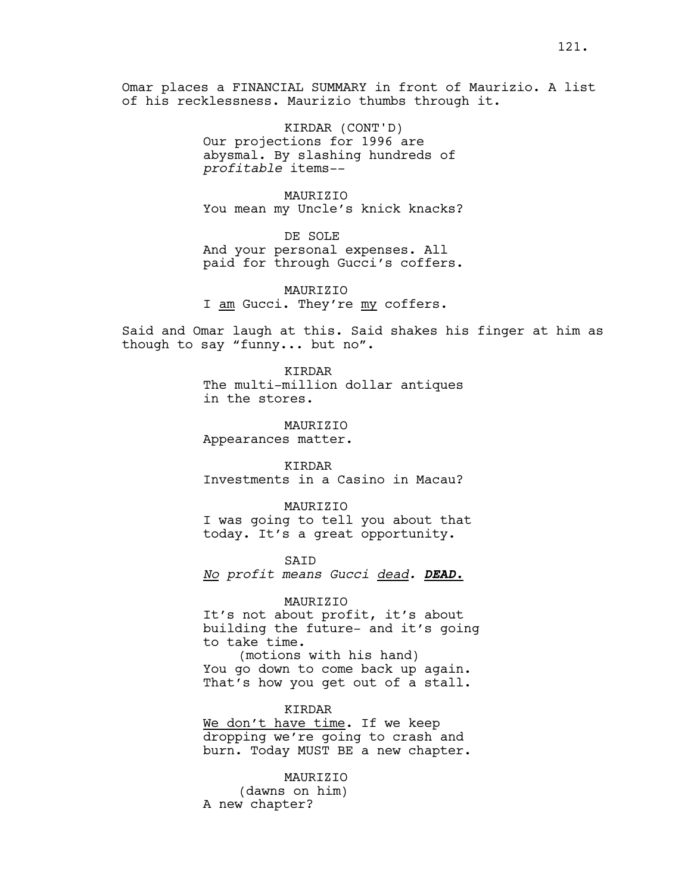Omar places a FINANCIAL SUMMARY in front of Maurizio. A list of his recklessness. Maurizio thumbs through it.

KIRDAR (CONT'D)
Our projections for 1996 are abysmal. By slashing hundreds of *profitable* items--

MAURIZIO
You mean my Uncle's knick knacks?

DE SOLE
And your personal expenses. All paid for through Gucci's coffers.

MAURIZIO
I <u>am</u> Gucci. They're <u>my</u> coffers.

Said and Omar laugh at this. Said shakes his finger at him as though to say "funny... but no".

KIRDAR
The multi-million dollar antiques in the stores.

MAURIZIO
Appearances matter.

KIRDAR
Investments in a Casino in Macau?

MAURIZIO
I was going to tell you about that today. It's a great opportunity.

SAID
*<u>No</u> profit means Gucci <u>dead</u>.* ***<u>DEAD.</u>***

MAURIZIO
It's not about profit, it's about building the future- and it's going to take time.
(motions with his hand)
You go down to come back up again. That's how you get out of a stall.

KIRDAR
<u>We don't have time</u>. If we keep dropping we're going to crash and burn. Today MUST BE a new chapter.

MAURIZIO
(dawns on him)
A new chapter?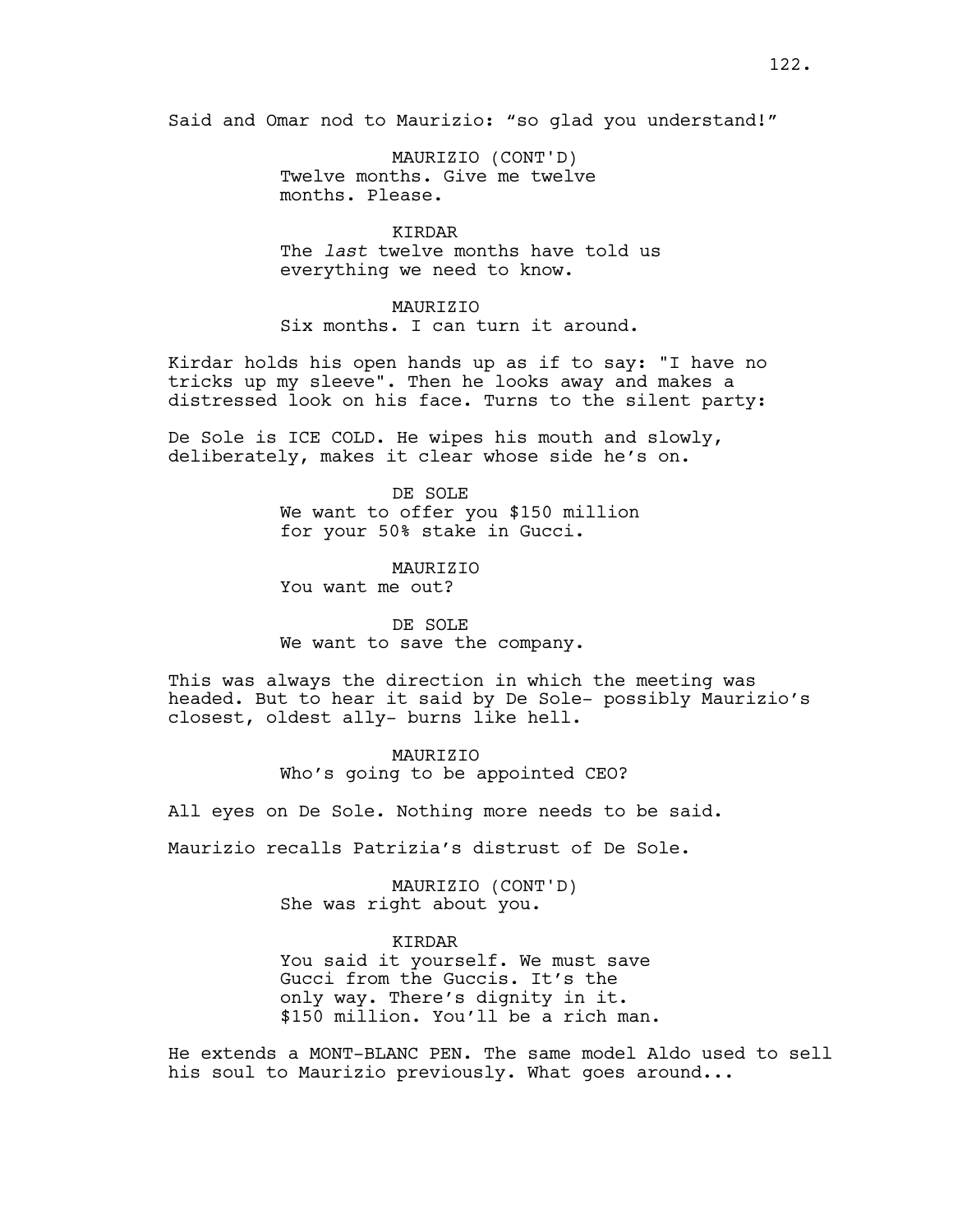Said and Omar nod to Maurizio: "so glad you understand!"

MAURIZIO (CONT'D)
Twelve months. Give me twelve months. Please.

KIRDAR
The *last* twelve months have told us everything we need to know.

MAURIZIO
Six months. I can turn it around.

Kirdar holds his open hands up as if to say: "I have no tricks up my sleeve". Then he looks away and makes a distressed look on his face. Turns to the silent party:

De Sole is ICE COLD. He wipes his mouth and slowly, deliberately, makes it clear whose side he's on.

DE SOLE
We want to offer you $150 million for your 50% stake in Gucci.

MAURIZIO
You want me out?

DE SOLE
We want to save the company.

This was always the direction in which the meeting was headed. But to hear it said by De Sole- possibly Maurizio's closest, oldest ally- burns like hell.

MAURIZIO
Who's going to be appointed CEO?

All eyes on De Sole. Nothing more needs to be said.

Maurizio recalls Patrizia's distrust of De Sole.

MAURIZIO (CONT'D)
She was right about you.

KIRDAR
You said it yourself. We must save Gucci from the Guccis. It's the only way. There's dignity in it. $150 million. You'll be a rich man.

He extends a MONT-BLANC PEN. The same model Aldo used to sell his soul to Maurizio previously. What goes around...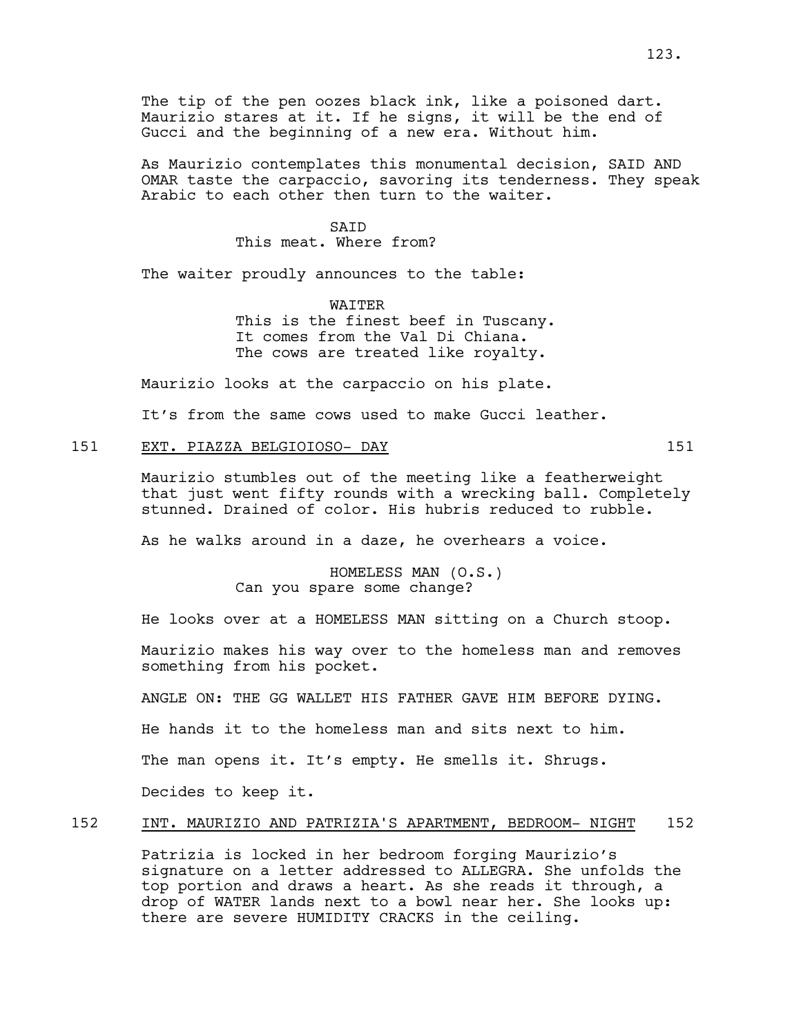The tip of the pen oozes black ink, like a poisoned dart. Maurizio stares at it. If he signs, it will be the end of Gucci and the beginning of a new era. Without him.

As Maurizio contemplates this monumental decision, SAID AND OMAR taste the carpaccio, savoring its tenderness. They speak Arabic to each other then turn to the waiter.

SAID
This meat. Where from?

The waiter proudly announces to the table:

WAITER
This is the finest beef in Tuscany. It comes from the Val Di Chiana. The cows are treated like royalty.

Maurizio looks at the carpaccio on his plate.

It's from the same cows used to make Gucci leather.

151 EXT. PIAZZA BELGIOIOSO- DAY 151

Maurizio stumbles out of the meeting like a featherweight that just went fifty rounds with a wrecking ball. Completely stunned. Drained of color. His hubris reduced to rubble.

As he walks around in a daze, he overhears a voice.

HOMELESS MAN (O.S.)
Can you spare some change?

He looks over at a HOMELESS MAN sitting on a Church stoop.

Maurizio makes his way over to the homeless man and removes something from his pocket.

ANGLE ON: THE GG WALLET HIS FATHER GAVE HIM BEFORE DYING.

He hands it to the homeless man and sits next to him.

The man opens it. It's empty. He smells it. Shrugs.

Decides to keep it.

152 INT. MAURIZIO AND PATRIZIA'S APARTMENT, BEDROOM- NIGHT 152

Patrizia is locked in her bedroom forging Maurizio's signature on a letter addressed to ALLEGRA. She unfolds the top portion and draws a heart. As she reads it through, a drop of WATER lands next to a bowl near her. She looks up: there are severe HUMIDITY CRACKS in the ceiling.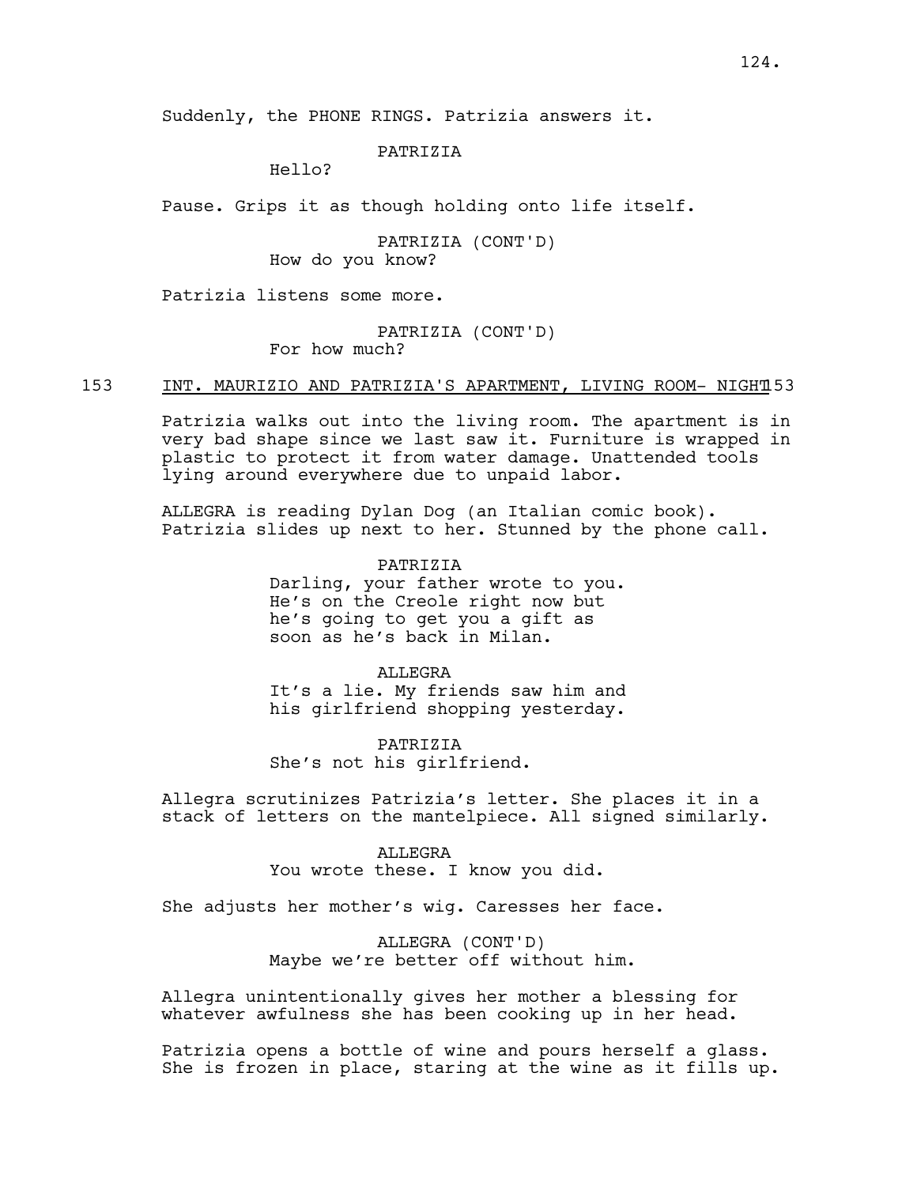Suddenly, the PHONE RINGS. Patrizia answers it.

PATRIZIA
Hello?

Pause. Grips it as though holding onto life itself.

PATRIZIA (CONT'D)
How do you know?

Patrizia listens some more.

PATRIZIA (CONT'D)
For how much?

153 INT. MAURIZIO AND PATRIZIA'S APARTMENT, LIVING ROOM- NIGHT 153

Patrizia walks out into the living room. The apartment is in very bad shape since we last saw it. Furniture is wrapped in plastic to protect it from water damage. Unattended tools lying around everywhere due to unpaid labor.

ALLEGRA is reading Dylan Dog (an Italian comic book). Patrizia slides up next to her. Stunned by the phone call.

PATRIZIA
Darling, your father wrote to you. He's on the Creole right now but he's going to get you a gift as soon as he's back in Milan.

ALLEGRA
It's a lie. My friends saw him and his girlfriend shopping yesterday.

PATRIZIA
She's not his girlfriend.

Allegra scrutinizes Patrizia's letter. She places it in a stack of letters on the mantelpiece. All signed similarly.

ALLEGRA
You wrote these. I know you did.

She adjusts her mother's wig. Caresses her face.

ALLEGRA (CONT'D)
Maybe we're better off without him.

Allegra unintentionally gives her mother a blessing for whatever awfulness she has been cooking up in her head.

Patrizia opens a bottle of wine and pours herself a glass. She is frozen in place, staring at the wine as it fills up.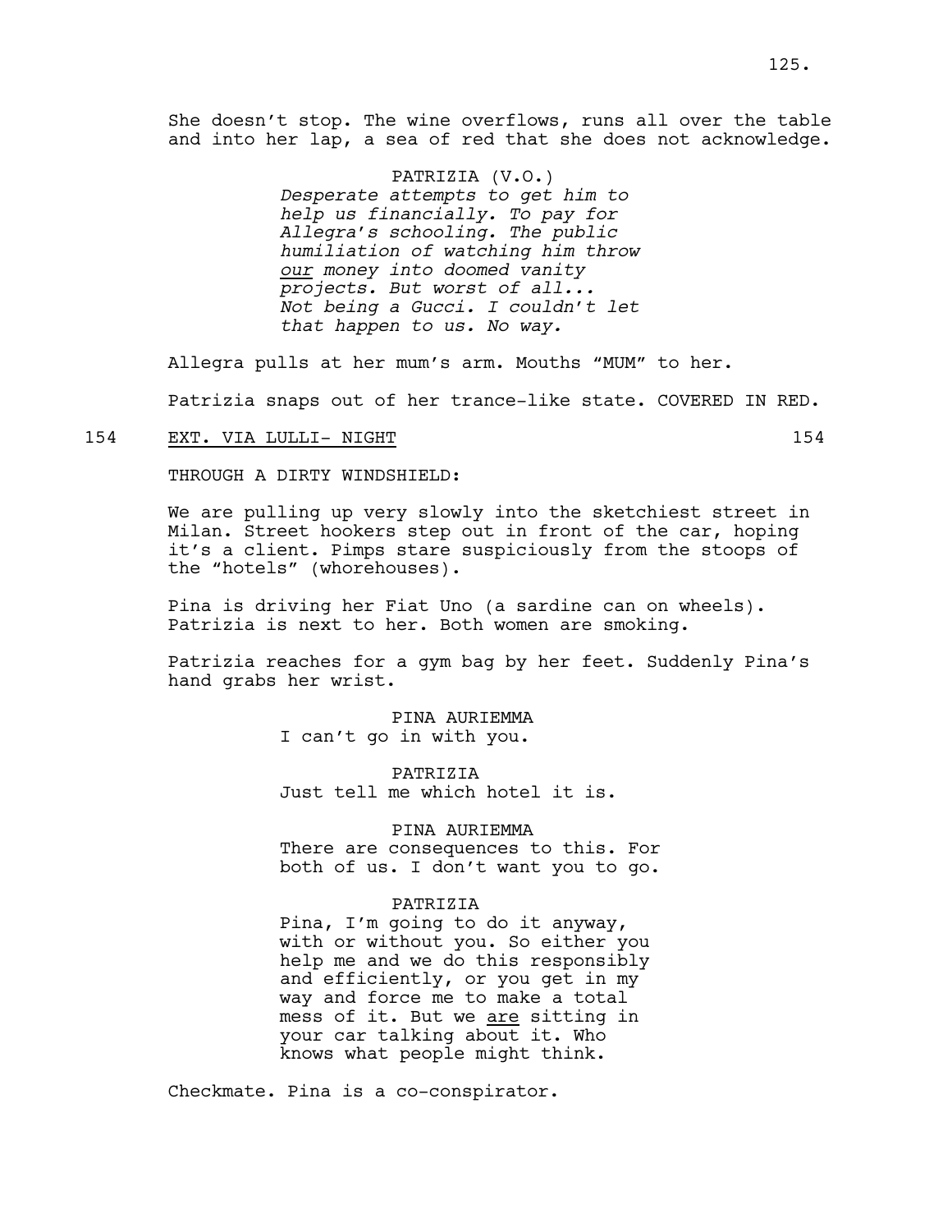She doesn't stop. The wine overflows, runs all over the table and into her lap, a sea of red that she does not acknowledge.

PATRIZIA (V.O.)
*Desperate attempts to get him to help us financially. To pay for Allegra's schooling. The public humiliation of watching him throw <u>our</u> money into doomed vanity projects. But worst of all... Not being a Gucci. I couldn't let that happen to us. No way.*

Allegra pulls at her mum's arm. Mouths "MUM" to her.

Patrizia snaps out of her trance-like state. COVERED IN RED.

154 <u>EXT. VIA LULLI- NIGHT</u> 154

THROUGH A DIRTY WINDSHIELD:

We are pulling up very slowly into the sketchiest street in Milan. Street hookers step out in front of the car, hoping it's a client. Pimps stare suspiciously from the stoops of the "hotels" (whorehouses).

Pina is driving her Fiat Uno (a sardine can on wheels). Patrizia is next to her. Both women are smoking.

Patrizia reaches for a gym bag by her feet. Suddenly Pina's hand grabs her wrist.

PINA AURIEMMA
I can't go in with you.

PATRIZIA
Just tell me which hotel it is.

PINA AURIEMMA
There are consequences to this. For both of us. I don't want you to go.

PATRIZIA
Pina, I'm going to do it anyway, with or without you. So either you help me and we do this responsibly and efficiently, or you get in my way and force me to make a total mess of it. But we <u>are</u> sitting in your car talking about it. Who knows what people might think.

Checkmate. Pina is a co-conspirator.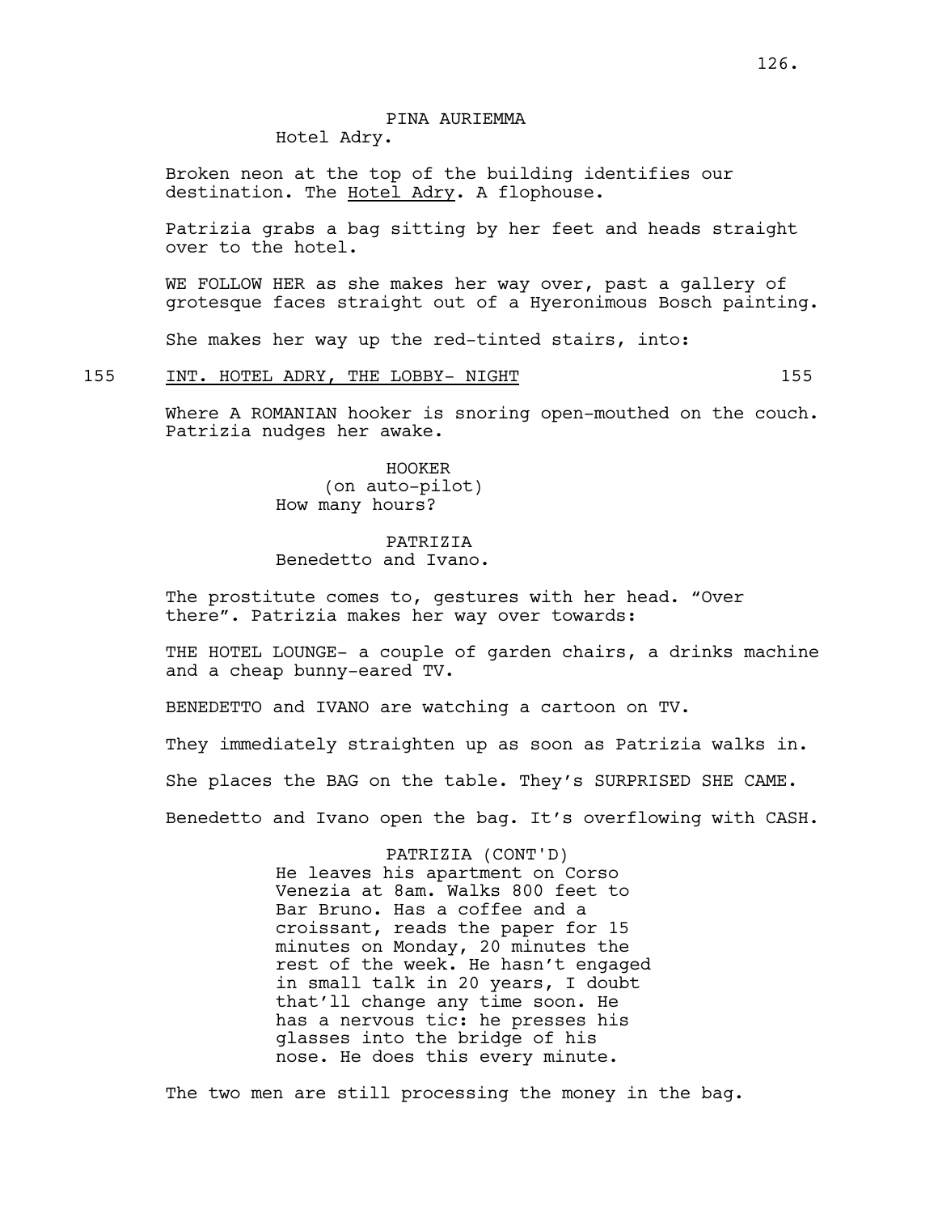PINA AURIEMMA
Hotel Adry.

Broken neon at the top of the building identifies our destination. The Hotel Adry. A flophouse.

Patrizia grabs a bag sitting by her feet and heads straight over to the hotel.

WE FOLLOW HER as she makes her way over, past a gallery of grotesque faces straight out of a Hyeronimous Bosch painting.

She makes her way up the red-tinted stairs, into:

155 INT. HOTEL ADRY, THE LOBBY- NIGHT 155

Where A ROMANIAN hooker is snoring open-mouthed on the couch. Patrizia nudges her awake.

HOOKER
(on auto-pilot)
How many hours?

PATRIZIA
Benedetto and Ivano.

The prostitute comes to, gestures with her head. "Over there". Patrizia makes her way over towards:

THE HOTEL LOUNGE- a couple of garden chairs, a drinks machine and a cheap bunny-eared TV.

BENEDETTO and IVANO are watching a cartoon on TV.

They immediately straighten up as soon as Patrizia walks in.

She places the BAG on the table. They's SURPRISED SHE CAME.

Benedetto and Ivano open the bag. It's overflowing with CASH.

PATRIZIA (CONT'D)
He leaves his apartment on Corso Venezia at 8am. Walks 800 feet to Bar Bruno. Has a coffee and a croissant, reads the paper for 15 minutes on Monday, 20 minutes the rest of the week. He hasn't engaged in small talk in 20 years, I doubt that'll change any time soon. He has a nervous tic: he presses his glasses into the bridge of his nose. He does this every minute.

The two men are still processing the money in the bag.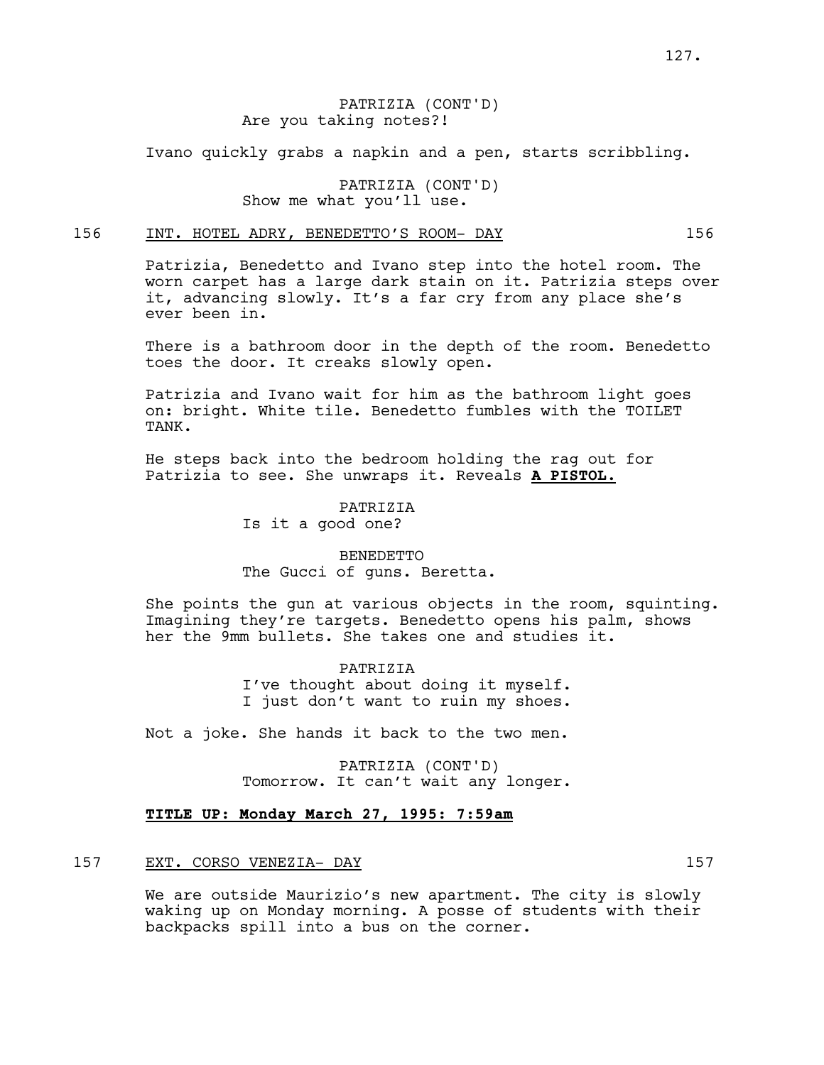PATRIZIA (CONT'D)
Are you taking notes?!

Ivano quickly grabs a napkin and a pen, starts scribbling.

PATRIZIA (CONT'D)
Show me what you'll use.

156 INT. HOTEL ADRY, BENEDETTO'S ROOM- DAY 156

Patrizia, Benedetto and Ivano step into the hotel room. The worn carpet has a large dark stain on it. Patrizia steps over it, advancing slowly. It's a far cry from any place she's ever been in.

There is a bathroom door in the depth of the room. Benedetto toes the door. It creaks slowly open.

Patrizia and Ivano wait for him as the bathroom light goes on: bright. White tile. Benedetto fumbles with the TOILET TANK.

He steps back into the bedroom holding the rag out for Patrizia to see. She unwraps it. Reveals **A PISTOL.**

PATRIZIA
Is it a good one?

BENEDETTO
The Gucci of guns. Beretta.

She points the gun at various objects in the room, squinting. Imagining they're targets. Benedetto opens his palm, shows her the 9mm bullets. She takes one and studies it.

PATRIZIA
I've thought about doing it myself.
I just don't want to ruin my shoes.

Not a joke. She hands it back to the two men.

PATRIZIA (CONT'D)
Tomorrow. It can't wait any longer.

**TITLE UP: Monday March 27, 1995: 7:59am**

157 EXT. CORSO VENEZIA- DAY 157

We are outside Maurizio's new apartment. The city is slowly waking up on Monday morning. A posse of students with their backpacks spill into a bus on the corner.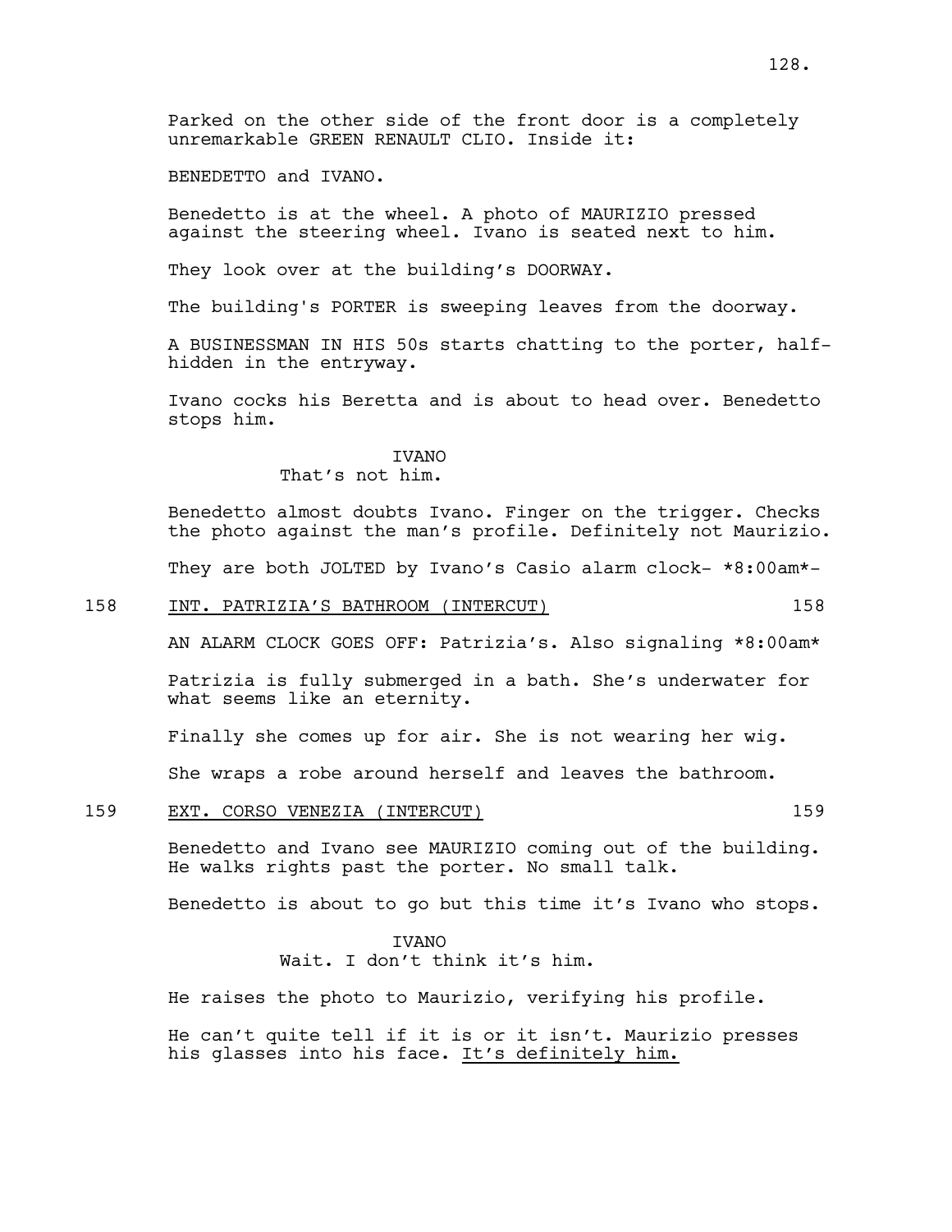Parked on the other side of the front door is a completely unremarkable GREEN RENAULT CLIO. Inside it:

BENEDETTO and IVANO.

Benedetto is at the wheel. A photo of MAURIZIO pressed against the steering wheel. Ivano is seated next to him.

They look over at the building's DOORWAY.

The building's PORTER is sweeping leaves from the doorway.

A BUSINESSMAN IN HIS 50s starts chatting to the porter, half-hidden in the entryway.

Ivano cocks his Beretta and is about to head over. Benedetto stops him.

IVANO
That's not him.

Benedetto almost doubts Ivano. Finger on the trigger. Checks the photo against the man's profile. Definitely not Maurizio.

They are both JOLTED by Ivano's Casio alarm clock- *8:00am*-

158 INT. PATRIZIA'S BATHROOM (INTERCUT) 158

AN ALARM CLOCK GOES OFF: Patrizia's. Also signaling *8:00am*

Patrizia is fully submerged in a bath. She's underwater for what seems like an eternity.

Finally she comes up for air. She is not wearing her wig.

She wraps a robe around herself and leaves the bathroom.

159 EXT. CORSO VENEZIA (INTERCUT) 159

Benedetto and Ivano see MAURIZIO coming out of the building. He walks rights past the porter. No small talk.

Benedetto is about to go but this time it's Ivano who stops.

IVANO
Wait. I don't think it's him.

He raises the photo to Maurizio, verifying his profile.

He can't quite tell if it is or it isn't. Maurizio presses his glasses into his face. <u>It's definitely him.</u>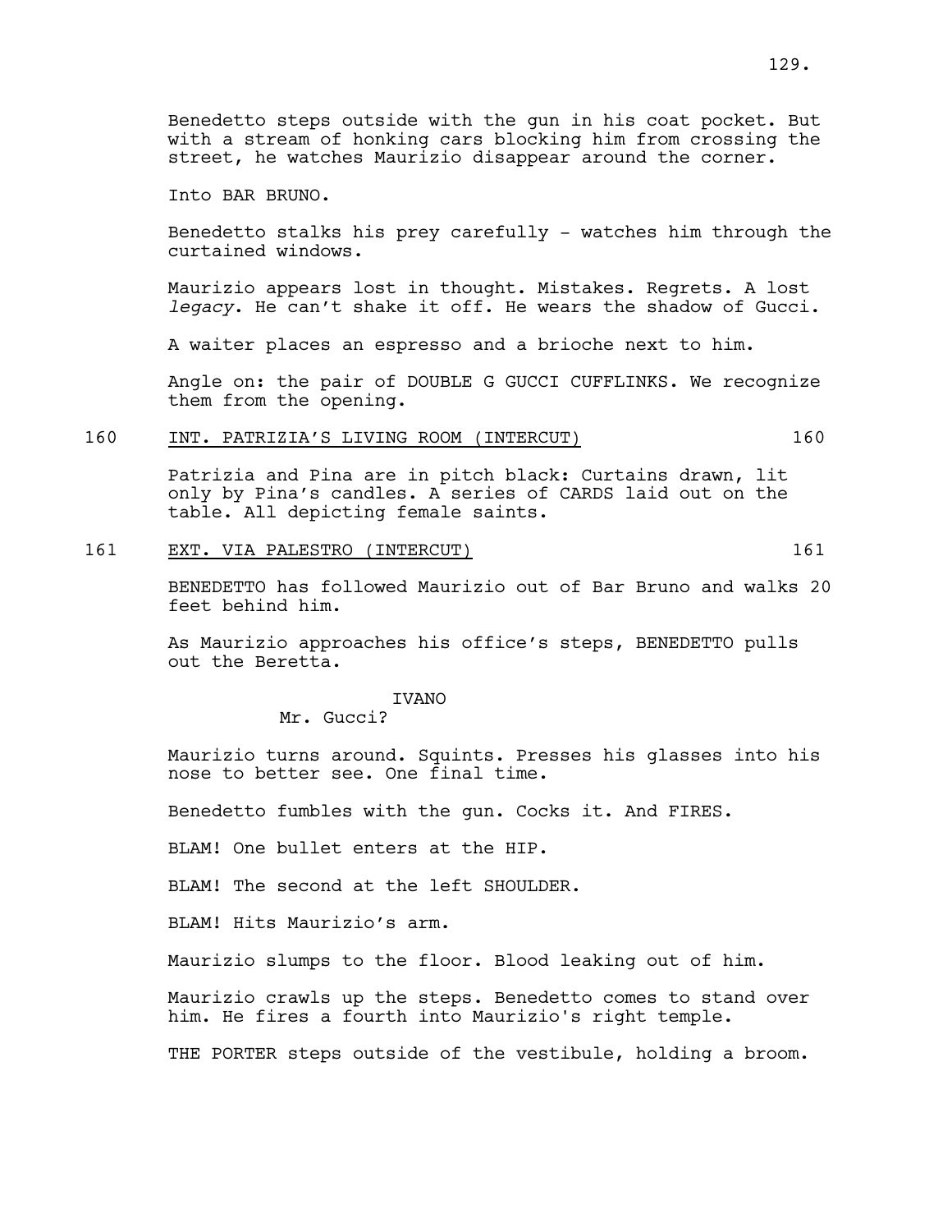Benedetto steps outside with the gun in his coat pocket. But with a stream of honking cars blocking him from crossing the street, he watches Maurizio disappear around the corner.

Into BAR BRUNO.

Benedetto stalks his prey carefully - watches him through the curtained windows.

Maurizio appears lost in thought. Mistakes. Regrets. A lost *legacy*. He can't shake it off. He wears the shadow of Gucci.

A waiter places an espresso and a brioche next to him.

Angle on: the pair of DOUBLE G GUCCI CUFFLINKS. We recognize them from the opening.

160 INT. PATRIZIA'S LIVING ROOM (INTERCUT) 160

Patrizia and Pina are in pitch black: Curtains drawn, lit only by Pina's candles. A series of CARDS laid out on the table. All depicting female saints.

161 EXT. VIA PALESTRO (INTERCUT) 161

BENEDETTO has followed Maurizio out of Bar Bruno and walks 20 feet behind him.

As Maurizio approaches his office's steps, BENEDETTO pulls out the Beretta.

IVANO

Mr. Gucci?

Maurizio turns around. Squints. Presses his glasses into his nose to better see. One final time.

Benedetto fumbles with the gun. Cocks it. And FIRES.

BLAM! One bullet enters at the HIP.

BLAM! The second at the left SHOULDER.

BLAM! Hits Maurizio's arm.

Maurizio slumps to the floor. Blood leaking out of him.

Maurizio crawls up the steps. Benedetto comes to stand over him. He fires a fourth into Maurizio's right temple.

THE PORTER steps outside of the vestibule, holding a broom.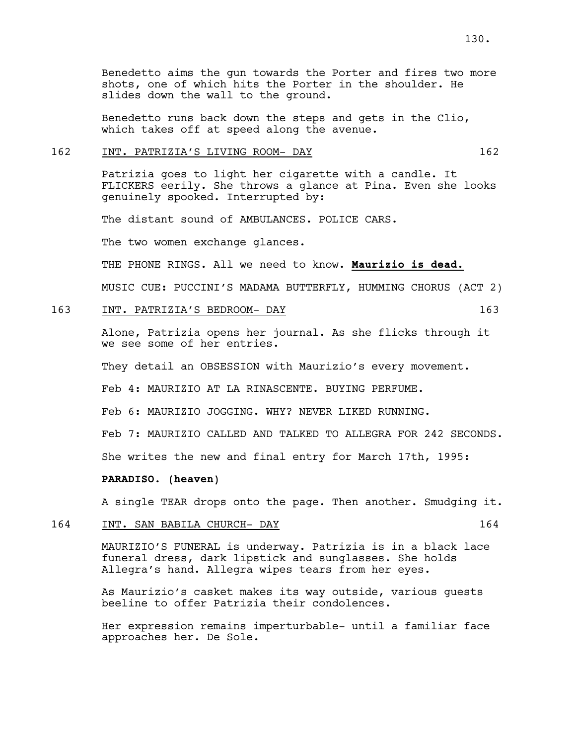Benedetto aims the gun towards the Porter and fires two more shots, one of which hits the Porter in the shoulder. He slides down the wall to the ground.

Benedetto runs back down the steps and gets in the Clio, which takes off at speed along the avenue.

162 INT. PATRIZIA'S LIVING ROOM- DAY 162

Patrizia goes to light her cigarette with a candle. It FLICKERS eerily. She throws a glance at Pina. Even she looks genuinely spooked. Interrupted by:

The distant sound of AMBULANCES. POLICE CARS.

The two women exchange glances.

THE PHONE RINGS. All we need to know. **Maurizio is dead.**

MUSIC CUE: PUCCINI'S MADAMA BUTTERFLY, HUMMING CHORUS (ACT 2)

163 INT. PATRIZIA'S BEDROOM- DAY 163

Alone, Patrizia opens her journal. As she flicks through it we see some of her entries.

They detail an OBSESSION with Maurizio's every movement.

Feb 4: MAURIZIO AT LA RINASCENTE. BUYING PERFUME.

Feb 6: MAURIZIO JOGGING. WHY? NEVER LIKED RUNNING.

Feb 7: MAURIZIO CALLED AND TALKED TO ALLEGRA FOR 242 SECONDS.

She writes the new and final entry for March 17th, 1995:

**PARADISO. (heaven)**

A single TEAR drops onto the page. Then another. Smudging it.

164 INT. SAN BABILA CHURCH- DAY 164

MAURIZIO'S FUNERAL is underway. Patrizia is in a black lace funeral dress, dark lipstick and sunglasses. She holds Allegra's hand. Allegra wipes tears from her eyes.

As Maurizio's casket makes its way outside, various guests beeline to offer Patrizia their condolences.

Her expression remains imperturbable- until a familiar face approaches her. De Sole.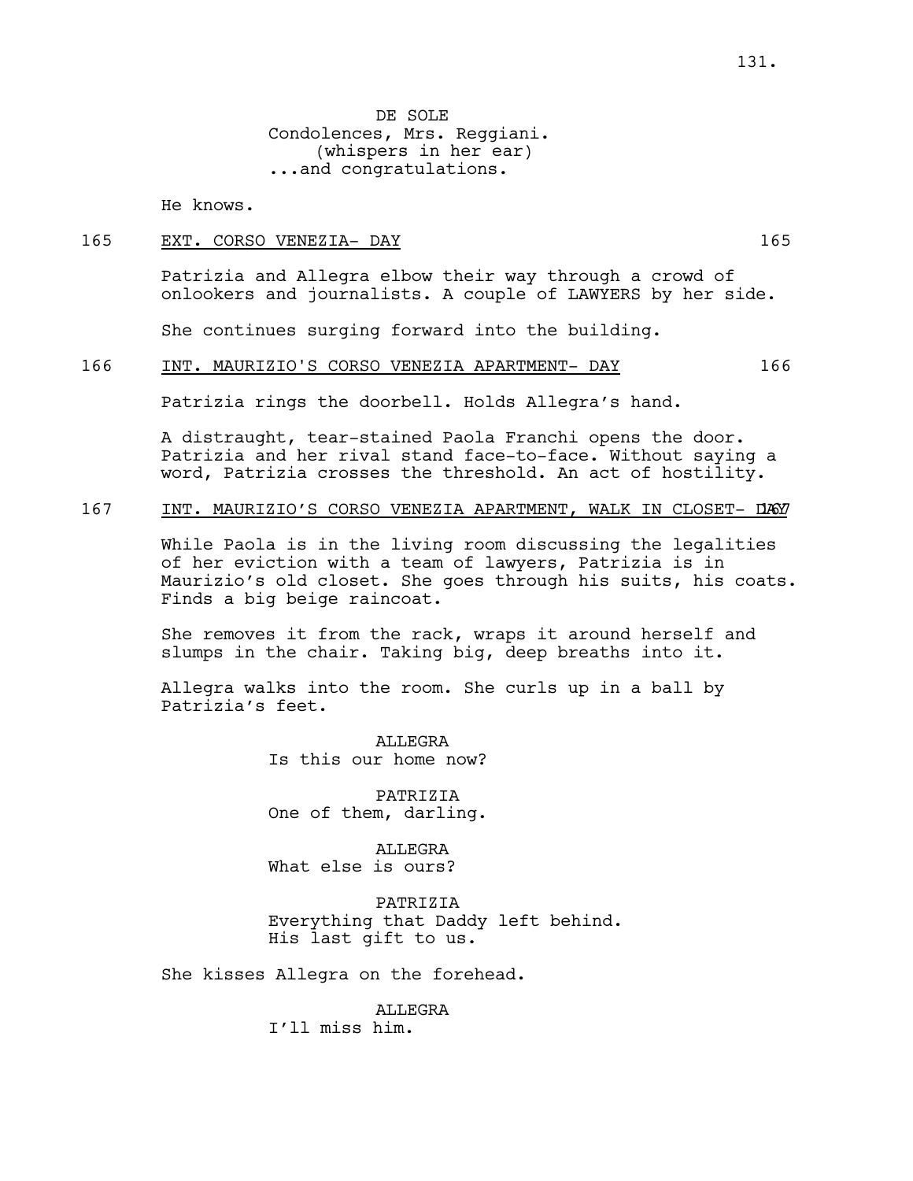DE SOLE
Condolences, Mrs. Reggiani.
(whispers in her ear)
...and congratulations.

He knows.

165 EXT. CORSO VENEZIA- DAY 165

Patrizia and Allegra elbow their way through a crowd of onlookers and journalists. A couple of LAWYERS by her side.

She continues surging forward into the building.

166 INT. MAURIZIO'S CORSO VENEZIA APARTMENT- DAY 166

Patrizia rings the doorbell. Holds Allegra's hand.

A distraught, tear-stained Paola Franchi opens the door. Patrizia and her rival stand face-to-face. Without saying a word, Patrizia crosses the threshold. An act of hostility.

167 INT. MAURIZIO'S CORSO VENEZIA APARTMENT, WALK IN CLOSET- DAY 167

While Paola is in the living room discussing the legalities of her eviction with a team of lawyers, Patrizia is in Maurizio's old closet. She goes through his suits, his coats. Finds a big beige raincoat.

She removes it from the rack, wraps it around herself and slumps in the chair. Taking big, deep breaths into it.

Allegra walks into the room. She curls up in a ball by Patrizia's feet.

ALLEGRA
Is this our home now?

PATRIZIA
One of them, darling.

ALLEGRA
What else is ours?

PATRIZIA
Everything that Daddy left behind.
His last gift to us.

She kisses Allegra on the forehead.

ALLEGRA
I'll miss him.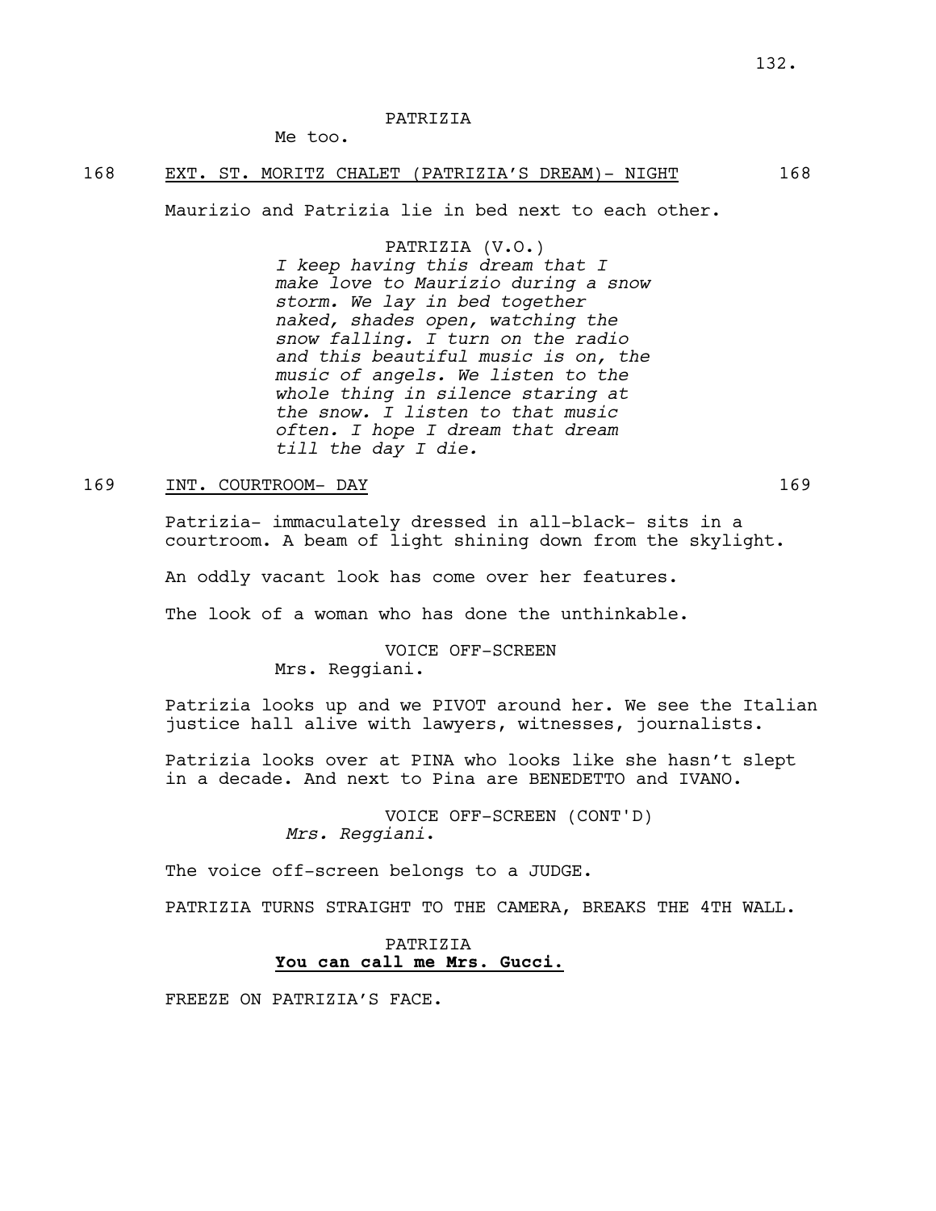PATRIZIA

Me too.

168 EXT. ST. MORITZ CHALET (PATRIZIA'S DREAM)- NIGHT 168

Maurizio and Patrizia lie in bed next to each other.

PATRIZIA (V.O.)

*I keep having this dream that I make love to Maurizio during a snow storm. We lay in bed together naked, shades open, watching the snow falling. I turn on the radio and this beautiful music is on, the music of angels. We listen to the whole thing in silence staring at the snow. I listen to that music often. I hope I dream that dream till the day I die.*

169 INT. COURTROOM- DAY 169

Patrizia- immaculately dressed in all-black- sits in a courtroom. A beam of light shining down from the skylight.

An oddly vacant look has come over her features.

The look of a woman who has done the unthinkable.

VOICE OFF-SCREEN

Mrs. Reggiani.

Patrizia looks up and we PIVOT around her. We see the Italian justice hall alive with lawyers, witnesses, journalists.

Patrizia looks over at PINA who looks like she hasn't slept in a decade. And next to Pina are BENEDETTO and IVANO.

VOICE OFF-SCREEN (CONT'D)

*Mrs. Reggiani.*

The voice off-screen belongs to a JUDGE.

PATRIZIA TURNS STRAIGHT TO THE CAMERA, BREAKS THE 4TH WALL.

PATRIZIA

**You can call me Mrs. Gucci.**

FREEZE ON PATRIZIA'S FACE.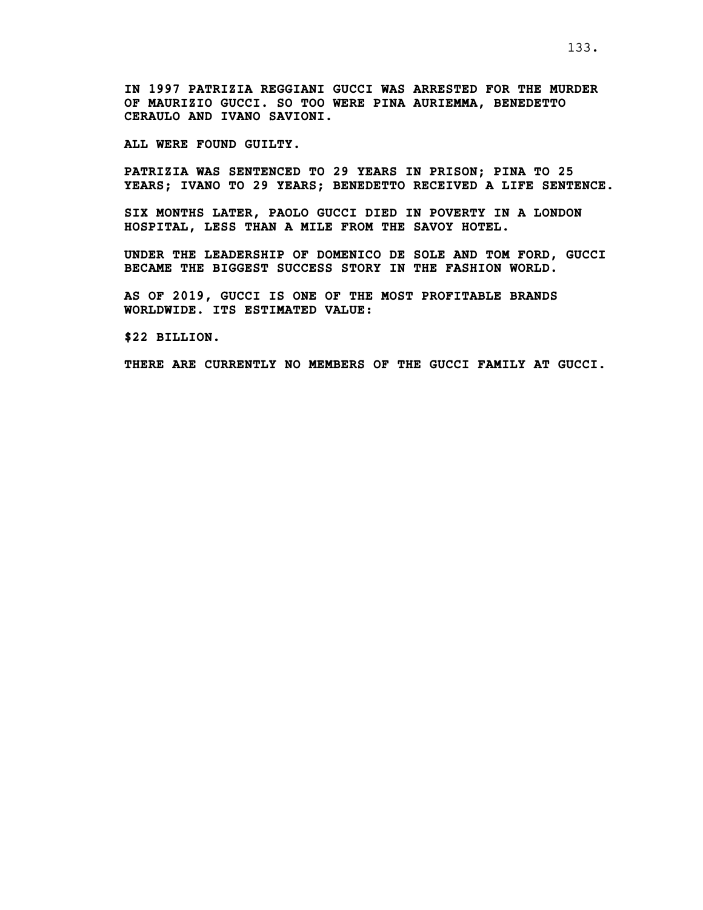**IN 1997 PATRIZIA REGGIANI GUCCI WAS ARRESTED FOR THE MURDER OF MAURIZIO GUCCI. SO TOO WERE PINA AURIEMMA, BENEDETTO CERAULO AND IVANO SAVIONI.**

**ALL WERE FOUND GUILTY.**

**PATRIZIA WAS SENTENCED TO 29 YEARS IN PRISON; PINA TO 25 YEARS; IVANO TO 29 YEARS; BENEDETTO RECEIVED A LIFE SENTENCE.**

**SIX MONTHS LATER, PAOLO GUCCI DIED IN POVERTY IN A LONDON HOSPITAL, LESS THAN A MILE FROM THE SAVOY HOTEL.**

**UNDER THE LEADERSHIP OF DOMENICO DE SOLE AND TOM FORD, GUCCI BECAME THE BIGGEST SUCCESS STORY IN THE FASHION WORLD.**

**AS OF 2019, GUCCI IS ONE OF THE MOST PROFITABLE BRANDS WORLDWIDE. ITS ESTIMATED VALUE:**

**$22 BILLION.**

**THERE ARE CURRENTLY NO MEMBERS OF THE GUCCI FAMILY AT GUCCI.**